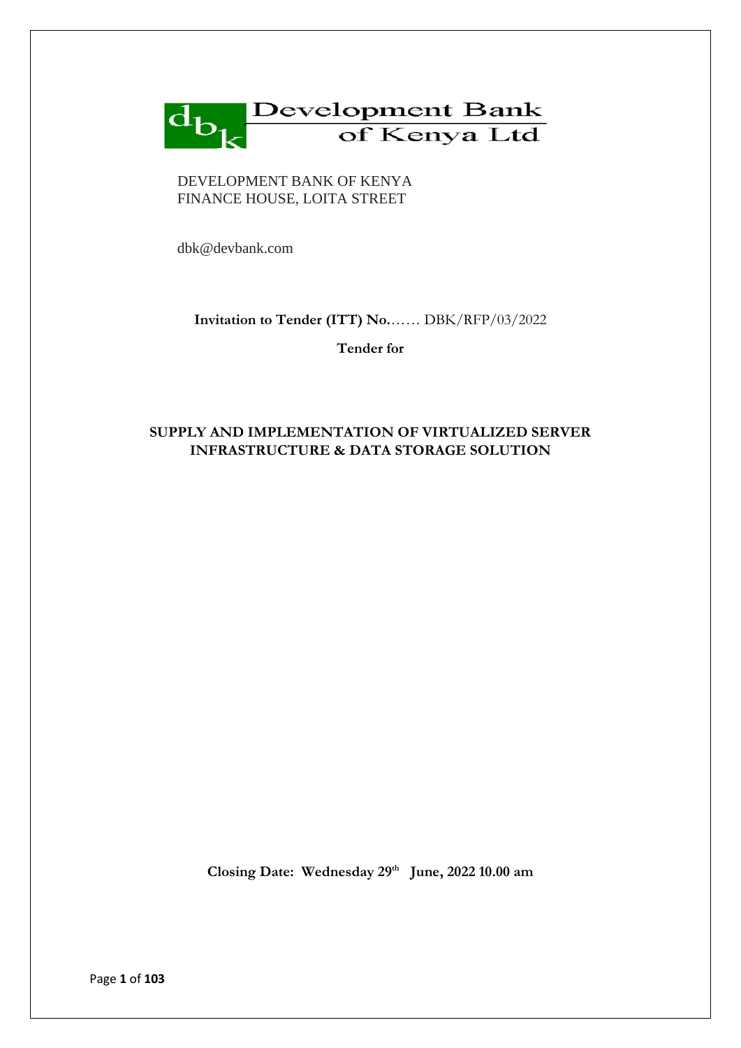Development Bank of Kenya Ltd

DEVELOPMENT BANK OF KENYA
FINANCE HOUSE, LOITA STREET

dbk@devbank.com

**Invitation to Tender (ITT) No.**…… DBK/RFP/03/2022

**Tender for**

# SUPPLY AND IMPLEMENTATION OF VIRTUALIZED SERVER INFRASTRUCTURE & DATA STORAGE SOLUTION

**Closing Date: Wednesday 29th June, 2022 10.00 am**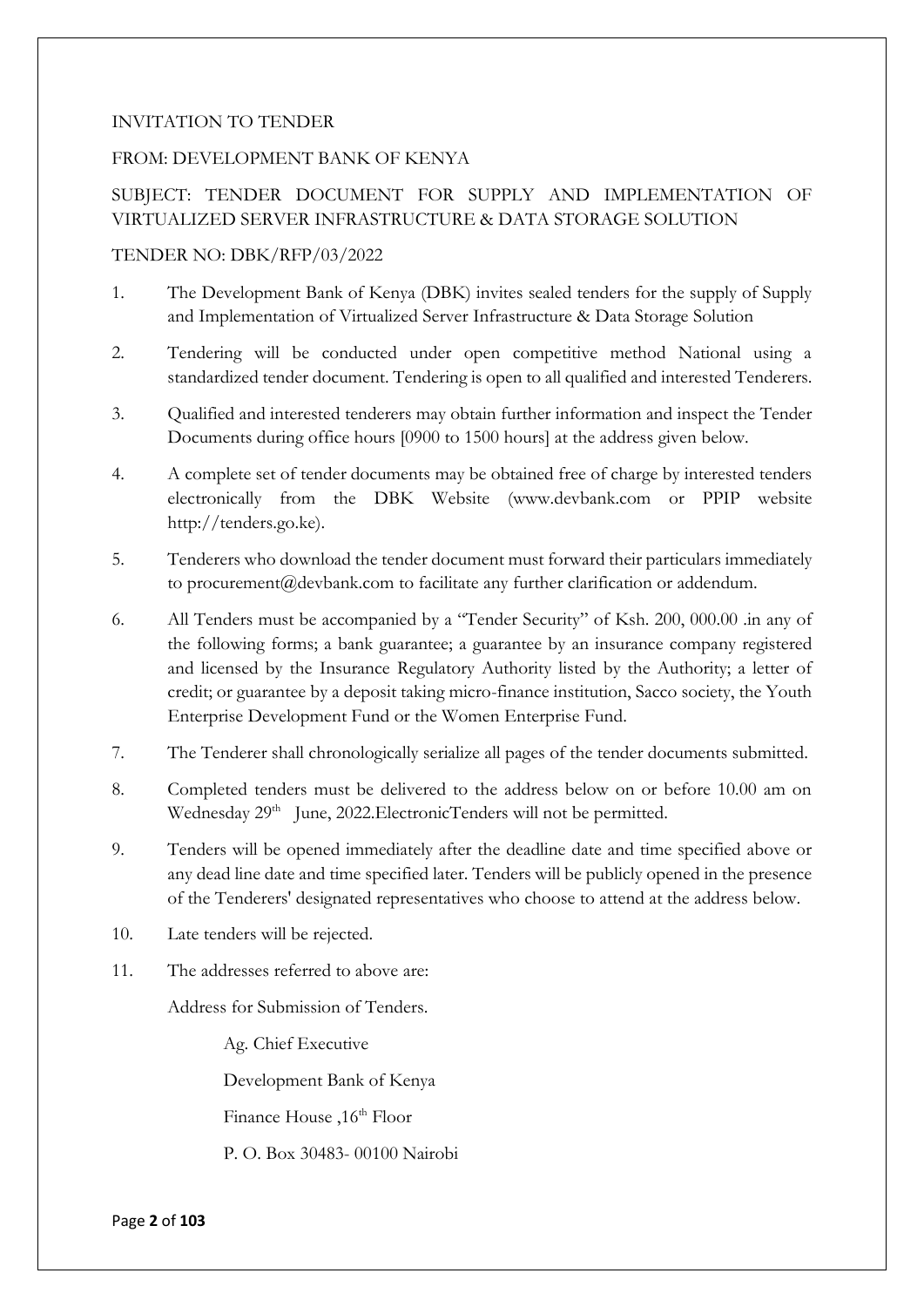INVITATION TO TENDER

FROM: DEVELOPMENT BANK OF KENYA

SUBJECT: TENDER DOCUMENT FOR SUPPLY AND IMPLEMENTATION OF VIRTUALIZED SERVER INFRASTRUCTURE & DATA STORAGE SOLUTION

TENDER NO: DBK/RFP/03/2022

1. The Development Bank of Kenya (DBK) invites sealed tenders for the supply of Supply and Implementation of Virtualized Server Infrastructure & Data Storage Solution
2. Tendering will be conducted under open competitive method National using a standardized tender document. Tendering is open to all qualified and interested Tenderers.
3. Qualified and interested tenderers may obtain further information and inspect the Tender Documents during office hours [0900 to 1500 hours] at the address given below.
4. A complete set of tender documents may be obtained free of charge by interested tenders electronically from the DBK Website (www.devbank.com or PPIP website http://tenders.go.ke).
5. Tenderers who download the tender document must forward their particulars immediately to procurement@devbank.com to facilitate any further clarification or addendum.
6. All Tenders must be accompanied by a "Tender Security" of Ksh. 200, 000.00 .in any of the following forms; a bank guarantee; a guarantee by an insurance company registered and licensed by the Insurance Regulatory Authority listed by the Authority; a letter of credit; or guarantee by a deposit taking micro-finance institution, Sacco society, the Youth Enterprise Development Fund or the Women Enterprise Fund.
7. The Tenderer shall chronologically serialize all pages of the tender documents submitted.
8. Completed tenders must be delivered to the address below on or before 10.00 am on Wednesday 29th June, 2022.ElectronicTenders will not be permitted.
9. Tenders will be opened immediately after the deadline date and time specified above or any dead line date and time specified later. Tenders will be publicly opened in the presence of the Tenderers' designated representatives who choose to attend at the address below.
10. Late tenders will be rejected.
11. The addresses referred to above are:

    Address for Submission of Tenders.

    Ag. Chief Executive

    Development Bank of Kenya

    Finance House ,16th Floor

    P. O. Box 30483- 00100 Nairobi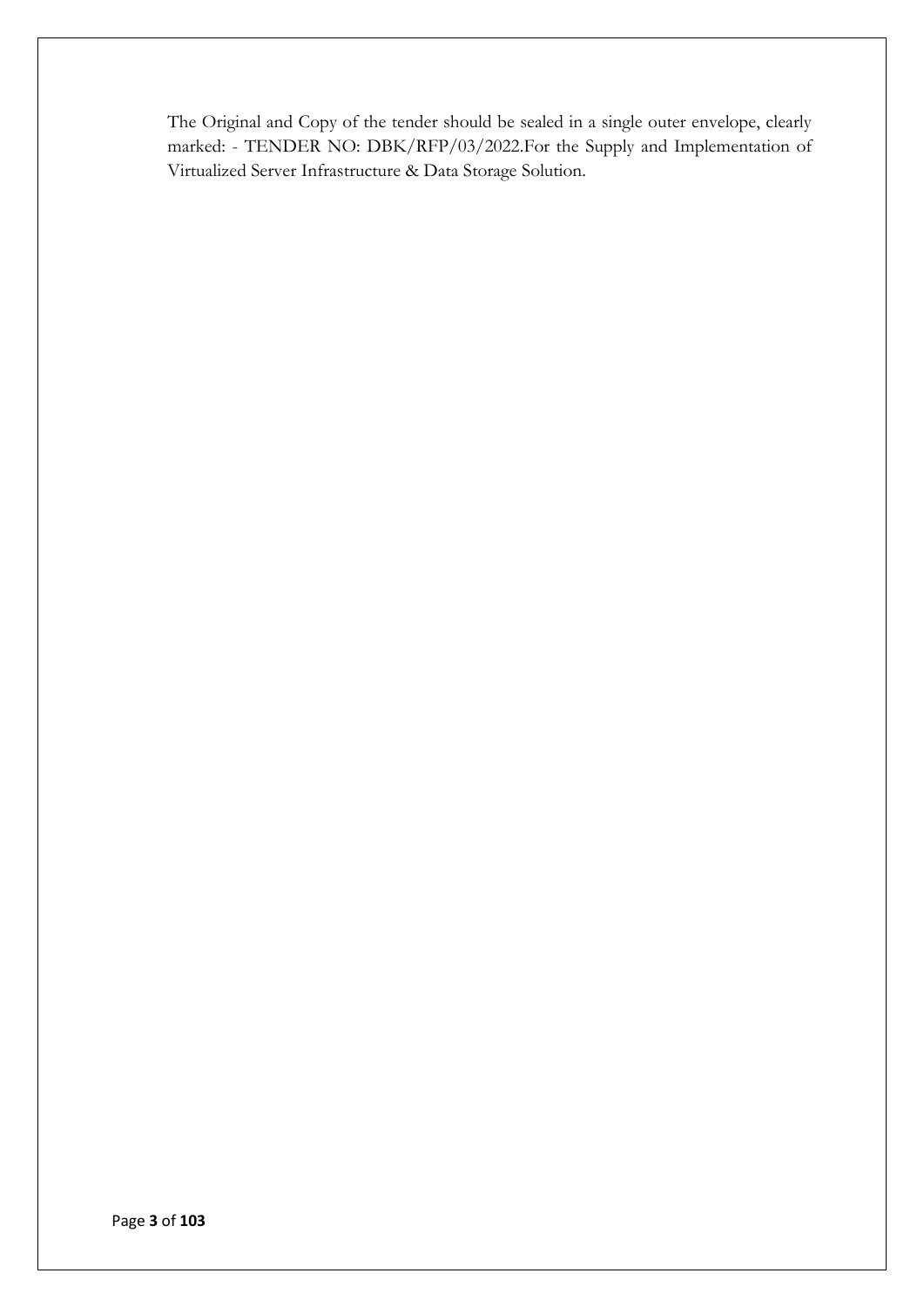The Original and Copy of the tender should be sealed in a single outer envelope, clearly marked: - TENDER NO: DBK/RFP/03/2022.For the Supply and Implementation of Virtualized Server Infrastructure & Data Storage Solution.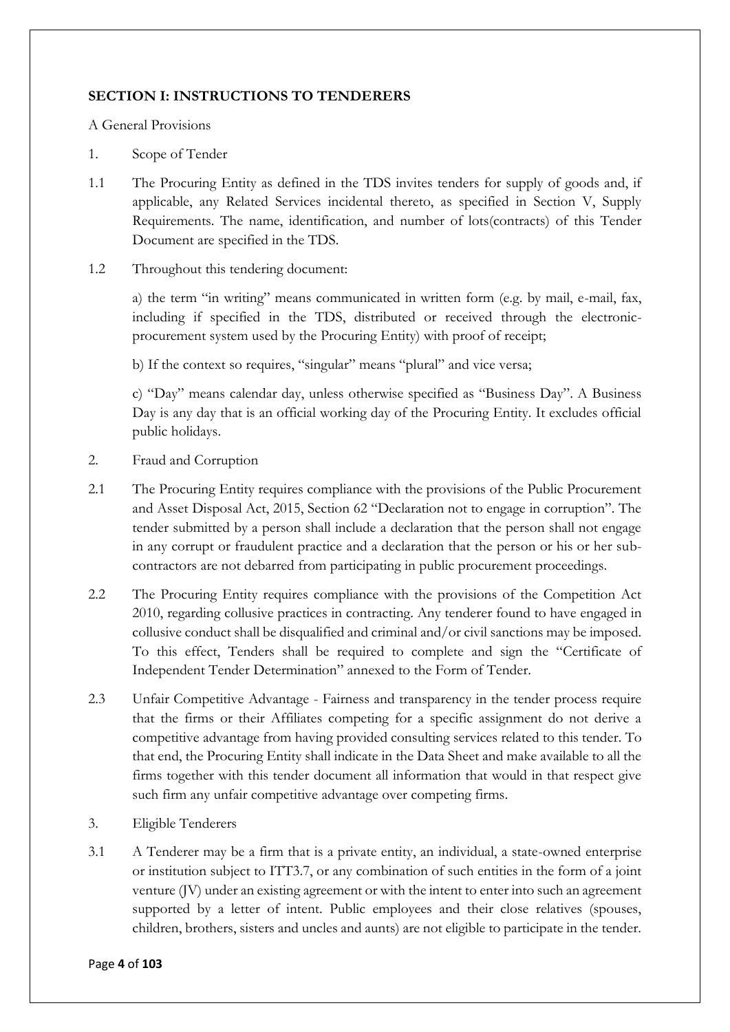## SECTION I: INSTRUCTIONS TO TENDERERS

A General Provisions

1. Scope of Tender

1.1 The Procuring Entity as defined in the TDS invites tenders for supply of goods and, if applicable, any Related Services incidental thereto, as specified in Section V, Supply Requirements. The name, identification, and number of lots(contracts) of this Tender Document are specified in the TDS.

1.2 Throughout this tendering document:

a) the term "in writing" means communicated in written form (e.g. by mail, e-mail, fax, including if specified in the TDS, distributed or received through the electronic-procurement system used by the Procuring Entity) with proof of receipt;

b) If the context so requires, "singular" means "plural" and vice versa;

c) "Day" means calendar day, unless otherwise specified as "Business Day". A Business Day is any day that is an official working day of the Procuring Entity. It excludes official public holidays.

2. Fraud and Corruption

2.1 The Procuring Entity requires compliance with the provisions of the Public Procurement and Asset Disposal Act, 2015, Section 62 "Declaration not to engage in corruption". The tender submitted by a person shall include a declaration that the person shall not engage in any corrupt or fraudulent practice and a declaration that the person or his or her sub-contractors are not debarred from participating in public procurement proceedings.

2.2 The Procuring Entity requires compliance with the provisions of the Competition Act 2010, regarding collusive practices in contracting. Any tenderer found to have engaged in collusive conduct shall be disqualified and criminal and/or civil sanctions may be imposed. To this effect, Tenders shall be required to complete and sign the "Certificate of Independent Tender Determination" annexed to the Form of Tender.

2.3 Unfair Competitive Advantage - Fairness and transparency in the tender process require that the firms or their Affiliates competing for a specific assignment do not derive a competitive advantage from having provided consulting services related to this tender. To that end, the Procuring Entity shall indicate in the Data Sheet and make available to all the firms together with this tender document all information that would in that respect give such firm any unfair competitive advantage over competing firms.

3. Eligible Tenderers

3.1 A Tenderer may be a firm that is a private entity, an individual, a state-owned enterprise or institution subject to ITT3.7, or any combination of such entities in the form of a joint venture (JV) under an existing agreement or with the intent to enter into such an agreement supported by a letter of intent. Public employees and their close relatives (spouses, children, brothers, sisters and uncles and aunts) are not eligible to participate in the tender.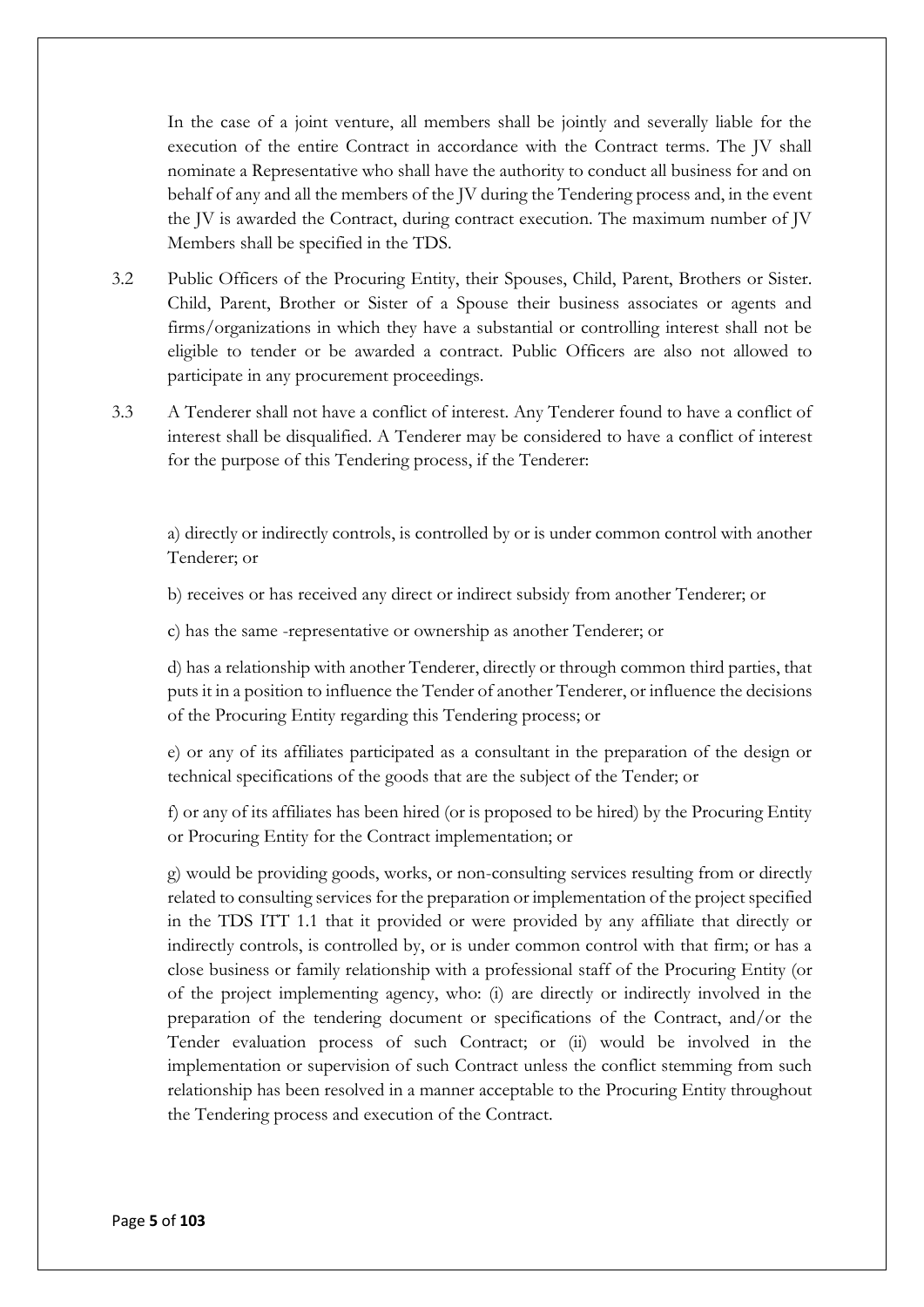In the case of a joint venture, all members shall be jointly and severally liable for the execution of the entire Contract in accordance with the Contract terms. The JV shall nominate a Representative who shall have the authority to conduct all business for and on behalf of any and all the members of the JV during the Tendering process and, in the event the JV is awarded the Contract, during contract execution. The maximum number of JV Members shall be specified in the TDS.

3.2 Public Officers of the Procuring Entity, their Spouses, Child, Parent, Brothers or Sister. Child, Parent, Brother or Sister of a Spouse their business associates or agents and firms/organizations in which they have a substantial or controlling interest shall not be eligible to tender or be awarded a contract. Public Officers are also not allowed to participate in any procurement proceedings.

3.3 A Tenderer shall not have a conflict of interest. Any Tenderer found to have a conflict of interest shall be disqualified. A Tenderer may be considered to have a conflict of interest for the purpose of this Tendering process, if the Tenderer:

a) directly or indirectly controls, is controlled by or is under common control with another Tenderer; or

b) receives or has received any direct or indirect subsidy from another Tenderer; or

c) has the same -representative or ownership as another Tenderer; or

d) has a relationship with another Tenderer, directly or through common third parties, that puts it in a position to influence the Tender of another Tenderer, or influence the decisions of the Procuring Entity regarding this Tendering process; or

e) or any of its affiliates participated as a consultant in the preparation of the design or technical specifications of the goods that are the subject of the Tender; or

f) or any of its affiliates has been hired (or is proposed to be hired) by the Procuring Entity or Procuring Entity for the Contract implementation; or

g) would be providing goods, works, or non-consulting services resulting from or directly related to consulting services for the preparation or implementation of the project specified in the TDS ITT 1.1 that it provided or were provided by any affiliate that directly or indirectly controls, is controlled by, or is under common control with that firm; or has a close business or family relationship with a professional staff of the Procuring Entity (or of the project implementing agency, who: (i) are directly or indirectly involved in the preparation of the tendering document or specifications of the Contract, and/or the Tender evaluation process of such Contract; or (ii) would be involved in the implementation or supervision of such Contract unless the conflict stemming from such relationship has been resolved in a manner acceptable to the Procuring Entity throughout the Tendering process and execution of the Contract.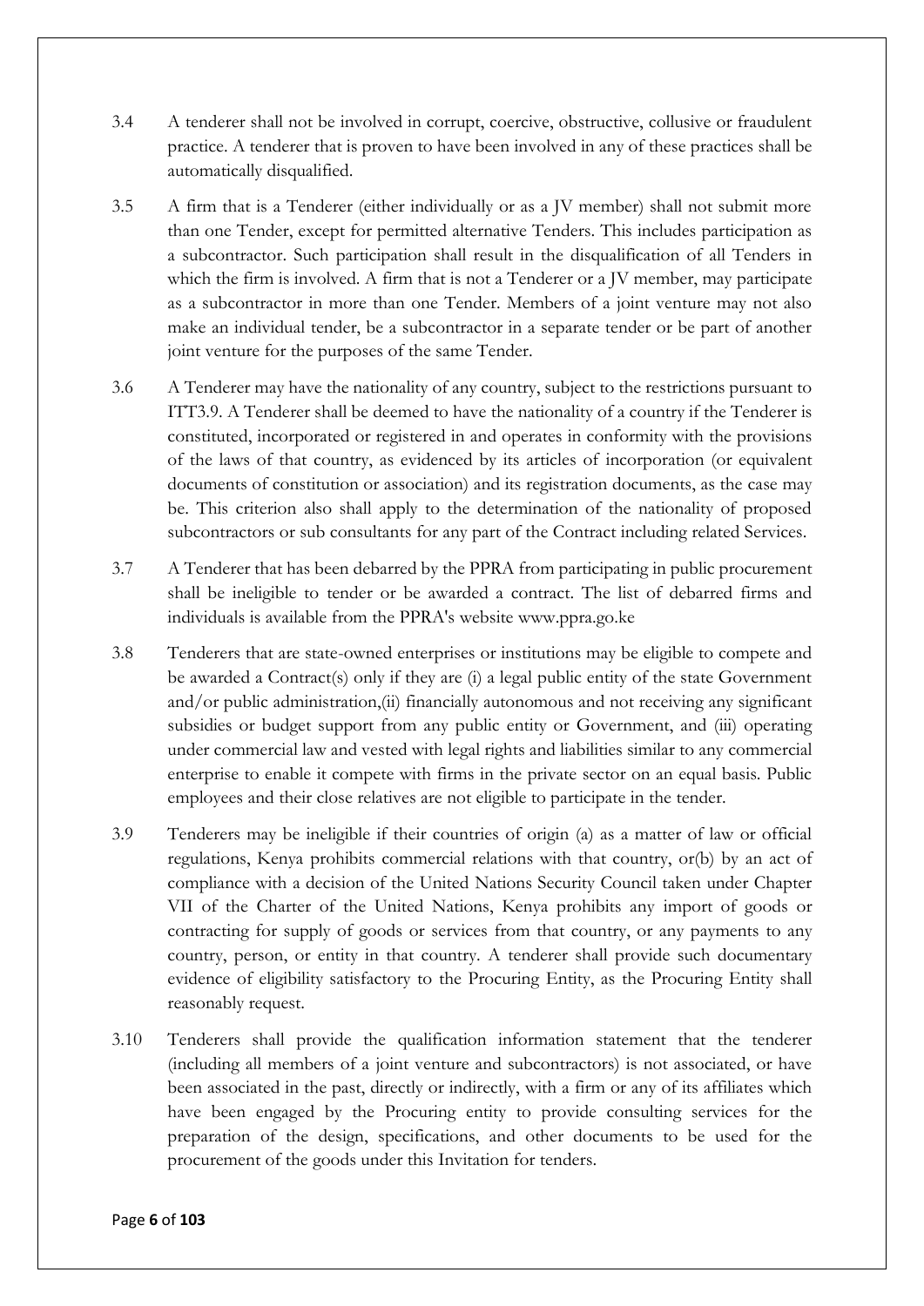3.4 A tenderer shall not be involved in corrupt, coercive, obstructive, collusive or fraudulent practice. A tenderer that is proven to have been involved in any of these practices shall be automatically disqualified.

3.5 A firm that is a Tenderer (either individually or as a JV member) shall not submit more than one Tender, except for permitted alternative Tenders. This includes participation as a subcontractor. Such participation shall result in the disqualification of all Tenders in which the firm is involved. A firm that is not a Tenderer or a JV member, may participate as a subcontractor in more than one Tender. Members of a joint venture may not also make an individual tender, be a subcontractor in a separate tender or be part of another joint venture for the purposes of the same Tender.

3.6 A Tenderer may have the nationality of any country, subject to the restrictions pursuant to ITT3.9. A Tenderer shall be deemed to have the nationality of a country if the Tenderer is constituted, incorporated or registered in and operates in conformity with the provisions of the laws of that country, as evidenced by its articles of incorporation (or equivalent documents of constitution or association) and its registration documents, as the case may be. This criterion also shall apply to the determination of the nationality of proposed subcontractors or sub consultants for any part of the Contract including related Services.

3.7 A Tenderer that has been debarred by the PPRA from participating in public procurement shall be ineligible to tender or be awarded a contract. The list of debarred firms and individuals is available from the PPRA's website www.ppra.go.ke

3.8 Tenderers that are state-owned enterprises or institutions may be eligible to compete and be awarded a Contract(s) only if they are (i) a legal public entity of the state Government and/or public administration,(ii) financially autonomous and not receiving any significant subsidies or budget support from any public entity or Government, and (iii) operating under commercial law and vested with legal rights and liabilities similar to any commercial enterprise to enable it compete with firms in the private sector on an equal basis. Public employees and their close relatives are not eligible to participate in the tender.

3.9 Tenderers may be ineligible if their countries of origin (a) as a matter of law or official regulations, Kenya prohibits commercial relations with that country, or(b) by an act of compliance with a decision of the United Nations Security Council taken under Chapter VII of the Charter of the United Nations, Kenya prohibits any import of goods or contracting for supply of goods or services from that country, or any payments to any country, person, or entity in that country. A tenderer shall provide such documentary evidence of eligibility satisfactory to the Procuring Entity, as the Procuring Entity shall reasonably request.

3.10 Tenderers shall provide the qualification information statement that the tenderer (including all members of a joint venture and subcontractors) is not associated, or have been associated in the past, directly or indirectly, with a firm or any of its affiliates which have been engaged by the Procuring entity to provide consulting services for the preparation of the design, specifications, and other documents to be used for the procurement of the goods under this Invitation for tenders.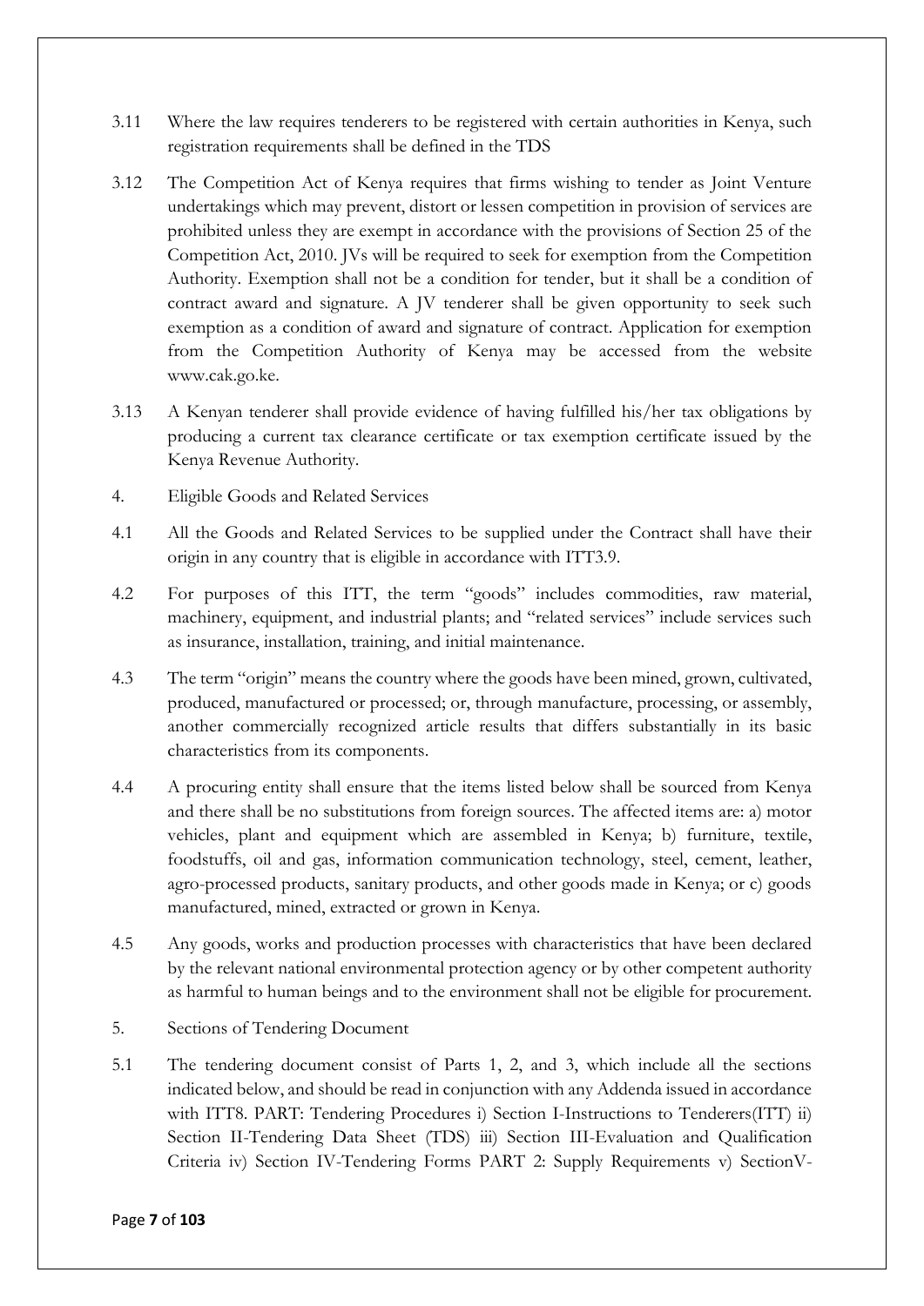3.11 Where the law requires tenderers to be registered with certain authorities in Kenya, such registration requirements shall be defined in the TDS

3.12 The Competition Act of Kenya requires that firms wishing to tender as Joint Venture undertakings which may prevent, distort or lessen competition in provision of services are prohibited unless they are exempt in accordance with the provisions of Section 25 of the Competition Act, 2010. JVs will be required to seek for exemption from the Competition Authority. Exemption shall not be a condition for tender, but it shall be a condition of contract award and signature. A JV tenderer shall be given opportunity to seek such exemption as a condition of award and signature of contract. Application for exemption from the Competition Authority of Kenya may be accessed from the website www.cak.go.ke.

3.13 A Kenyan tenderer shall provide evidence of having fulfilled his/her tax obligations by producing a current tax clearance certificate or tax exemption certificate issued by the Kenya Revenue Authority.

4. Eligible Goods and Related Services

4.1 All the Goods and Related Services to be supplied under the Contract shall have their origin in any country that is eligible in accordance with ITT3.9.

4.2 For purposes of this ITT, the term "goods" includes commodities, raw material, machinery, equipment, and industrial plants; and "related services" include services such as insurance, installation, training, and initial maintenance.

4.3 The term "origin" means the country where the goods have been mined, grown, cultivated, produced, manufactured or processed; or, through manufacture, processing, or assembly, another commercially recognized article results that differs substantially in its basic characteristics from its components.

4.4 A procuring entity shall ensure that the items listed below shall be sourced from Kenya and there shall be no substitutions from foreign sources. The affected items are: a) motor vehicles, plant and equipment which are assembled in Kenya; b) furniture, textile, foodstuffs, oil and gas, information communication technology, steel, cement, leather, agro-processed products, sanitary products, and other goods made in Kenya; or c) goods manufactured, mined, extracted or grown in Kenya.

4.5 Any goods, works and production processes with characteristics that have been declared by the relevant national environmental protection agency or by other competent authority as harmful to human beings and to the environment shall not be eligible for procurement.

5. Sections of Tendering Document

5.1 The tendering document consist of Parts 1, 2, and 3, which include all the sections indicated below, and should be read in conjunction with any Addenda issued in accordance with ITT8. PART: Tendering Procedures i) Section I-Instructions to Tenderers(ITT) ii) Section II-Tendering Data Sheet (TDS) iii) Section III-Evaluation and Qualification Criteria iv) Section IV-Tendering Forms PART 2: Supply Requirements v) SectionV-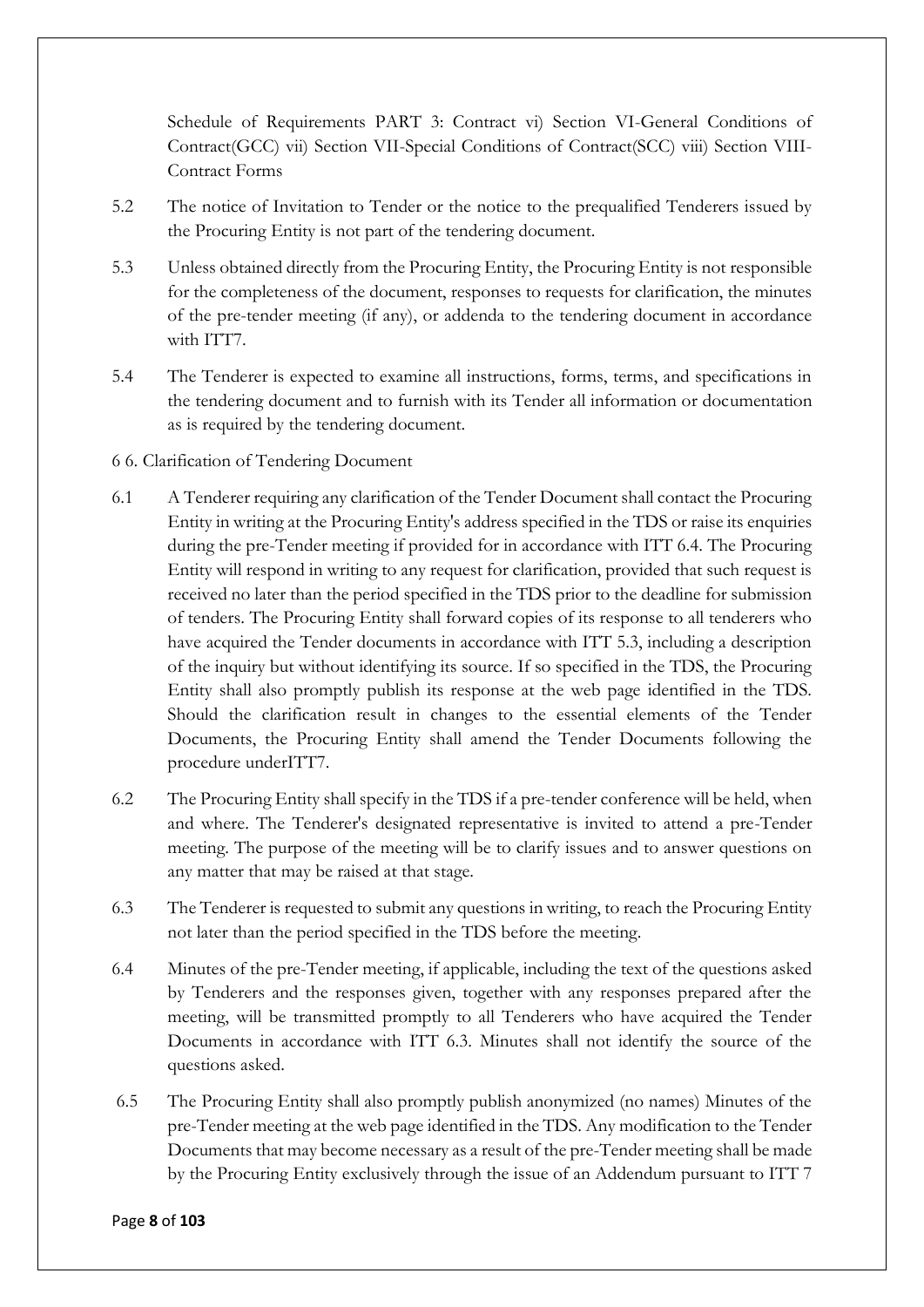Schedule of Requirements PART 3: Contract vi) Section VI-General Conditions of Contract(GCC) vii) Section VII-Special Conditions of Contract(SCC) viii) Section VIII-Contract Forms

5.2 The notice of Invitation to Tender or the notice to the prequalified Tenderers issued by the Procuring Entity is not part of the tendering document.

5.3 Unless obtained directly from the Procuring Entity, the Procuring Entity is not responsible for the completeness of the document, responses to requests for clarification, the minutes of the pre-tender meeting (if any), or addenda to the tendering document in accordance with ITT7.

5.4 The Tenderer is expected to examine all instructions, forms, terms, and specifications in the tendering document and to furnish with its Tender all information or documentation as is required by the tendering document.

6 6. Clarification of Tendering Document

6.1 A Tenderer requiring any clarification of the Tender Document shall contact the Procuring Entity in writing at the Procuring Entity's address specified in the TDS or raise its enquiries during the pre-Tender meeting if provided for in accordance with ITT 6.4. The Procuring Entity will respond in writing to any request for clarification, provided that such request is received no later than the period specified in the TDS prior to the deadline for submission of tenders. The Procuring Entity shall forward copies of its response to all tenderers who have acquired the Tender documents in accordance with ITT 5.3, including a description of the inquiry but without identifying its source. If so specified in the TDS, the Procuring Entity shall also promptly publish its response at the web page identified in the TDS. Should the clarification result in changes to the essential elements of the Tender Documents, the Procuring Entity shall amend the Tender Documents following the procedure underITT7.

6.2 The Procuring Entity shall specify in the TDS if a pre-tender conference will be held, when and where. The Tenderer's designated representative is invited to attend a pre-Tender meeting. The purpose of the meeting will be to clarify issues and to answer questions on any matter that may be raised at that stage.

6.3 The Tenderer is requested to submit any questions in writing, to reach the Procuring Entity not later than the period specified in the TDS before the meeting.

6.4 Minutes of the pre-Tender meeting, if applicable, including the text of the questions asked by Tenderers and the responses given, together with any responses prepared after the meeting, will be transmitted promptly to all Tenderers who have acquired the Tender Documents in accordance with ITT 6.3. Minutes shall not identify the source of the questions asked.

6.5 The Procuring Entity shall also promptly publish anonymized (no names) Minutes of the pre-Tender meeting at the web page identified in the TDS. Any modification to the Tender Documents that may become necessary as a result of the pre-Tender meeting shall be made by the Procuring Entity exclusively through the issue of an Addendum pursuant to ITT 7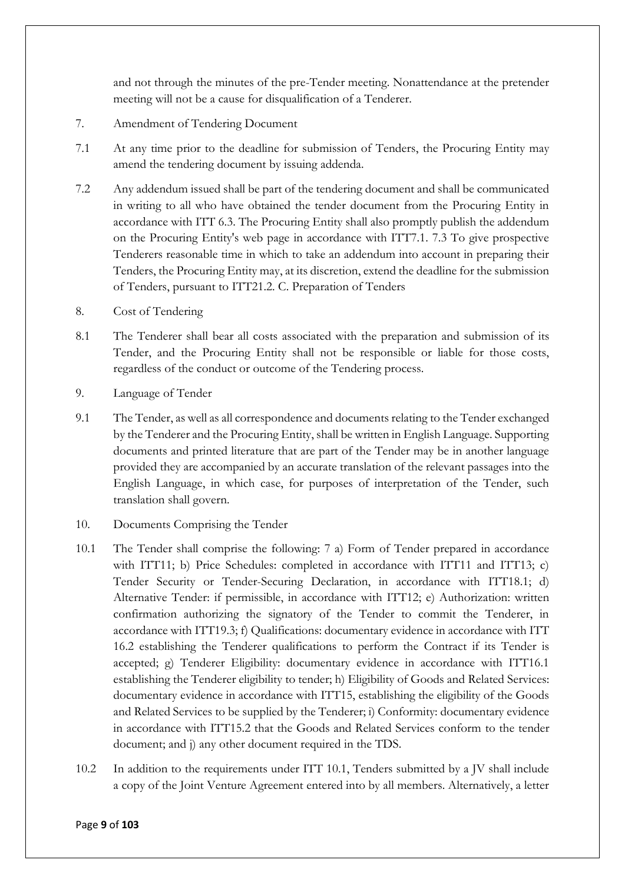and not through the minutes of the pre-Tender meeting. Nonattendance at the pretender meeting will not be a cause for disqualification of a Tenderer.

7. Amendment of Tendering Document

7.1 At any time prior to the deadline for submission of Tenders, the Procuring Entity may amend the tendering document by issuing addenda.

7.2 Any addendum issued shall be part of the tendering document and shall be communicated in writing to all who have obtained the tender document from the Procuring Entity in accordance with ITT 6.3. The Procuring Entity shall also promptly publish the addendum on the Procuring Entity's web page in accordance with ITT7.1. 7.3 To give prospective Tenderers reasonable time in which to take an addendum into account in preparing their Tenders, the Procuring Entity may, at its discretion, extend the deadline for the submission of Tenders, pursuant to ITT21.2. C. Preparation of Tenders

8. Cost of Tendering

8.1 The Tenderer shall bear all costs associated with the preparation and submission of its Tender, and the Procuring Entity shall not be responsible or liable for those costs, regardless of the conduct or outcome of the Tendering process.

9. Language of Tender

9.1 The Tender, as well as all correspondence and documents relating to the Tender exchanged by the Tenderer and the Procuring Entity, shall be written in English Language. Supporting documents and printed literature that are part of the Tender may be in another language provided they are accompanied by an accurate translation of the relevant passages into the English Language, in which case, for purposes of interpretation of the Tender, such translation shall govern.

10. Documents Comprising the Tender

10.1 The Tender shall comprise the following: 7 a) Form of Tender prepared in accordance with ITT11; b) Price Schedules: completed in accordance with ITT11 and ITT13; c) Tender Security or Tender-Securing Declaration, in accordance with ITT18.1; d) Alternative Tender: if permissible, in accordance with ITT12; e) Authorization: written confirmation authorizing the signatory of the Tender to commit the Tenderer, in accordance with ITT19.3; f) Qualifications: documentary evidence in accordance with ITT 16.2 establishing the Tenderer qualifications to perform the Contract if its Tender is accepted; g) Tenderer Eligibility: documentary evidence in accordance with ITT16.1 establishing the Tenderer eligibility to tender; h) Eligibility of Goods and Related Services: documentary evidence in accordance with ITT15, establishing the eligibility of the Goods and Related Services to be supplied by the Tenderer; i) Conformity: documentary evidence in accordance with ITT15.2 that the Goods and Related Services conform to the tender document; and j) any other document required in the TDS.

10.2 In addition to the requirements under ITT 10.1, Tenders submitted by a JV shall include a copy of the Joint Venture Agreement entered into by all members. Alternatively, a letter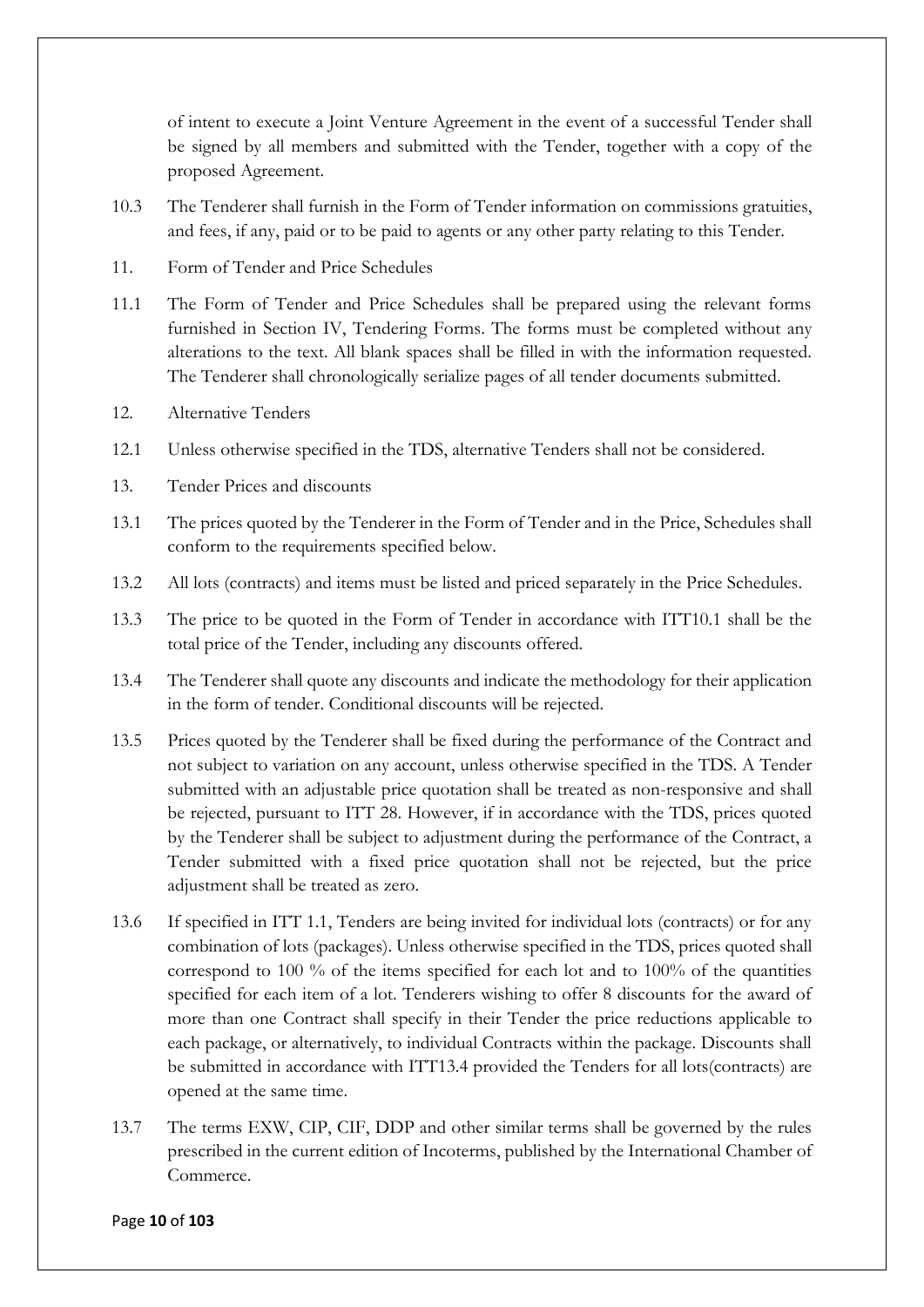of intent to execute a Joint Venture Agreement in the event of a successful Tender shall be signed by all members and submitted with the Tender, together with a copy of the proposed Agreement.

10.3 The Tenderer shall furnish in the Form of Tender information on commissions gratuities, and fees, if any, paid or to be paid to agents or any other party relating to this Tender.

11. Form of Tender and Price Schedules

11.1 The Form of Tender and Price Schedules shall be prepared using the relevant forms furnished in Section IV, Tendering Forms. The forms must be completed without any alterations to the text. All blank spaces shall be filled in with the information requested. The Tenderer shall chronologically serialize pages of all tender documents submitted.

12. Alternative Tenders

12.1 Unless otherwise specified in the TDS, alternative Tenders shall not be considered.

13. Tender Prices and discounts

13.1 The prices quoted by the Tenderer in the Form of Tender and in the Price, Schedules shall conform to the requirements specified below.

13.2 All lots (contracts) and items must be listed and priced separately in the Price Schedules.

13.3 The price to be quoted in the Form of Tender in accordance with ITT10.1 shall be the total price of the Tender, including any discounts offered.

13.4 The Tenderer shall quote any discounts and indicate the methodology for their application in the form of tender. Conditional discounts will be rejected.

13.5 Prices quoted by the Tenderer shall be fixed during the performance of the Contract and not subject to variation on any account, unless otherwise specified in the TDS. A Tender submitted with an adjustable price quotation shall be treated as non-responsive and shall be rejected, pursuant to ITT 28. However, if in accordance with the TDS, prices quoted by the Tenderer shall be subject to adjustment during the performance of the Contract, a Tender submitted with a fixed price quotation shall not be rejected, but the price adjustment shall be treated as zero.

13.6 If specified in ITT 1.1, Tenders are being invited for individual lots (contracts) or for any combination of lots (packages). Unless otherwise specified in the TDS, prices quoted shall correspond to 100 % of the items specified for each lot and to 100% of the quantities specified for each item of a lot. Tenderers wishing to offer 8 discounts for the award of more than one Contract shall specify in their Tender the price reductions applicable to each package, or alternatively, to individual Contracts within the package. Discounts shall be submitted in accordance with ITT13.4 provided the Tenders for all lots(contracts) are opened at the same time.

13.7 The terms EXW, CIP, CIF, DDP and other similar terms shall be governed by the rules prescribed in the current edition of Incoterms, published by the International Chamber of Commerce.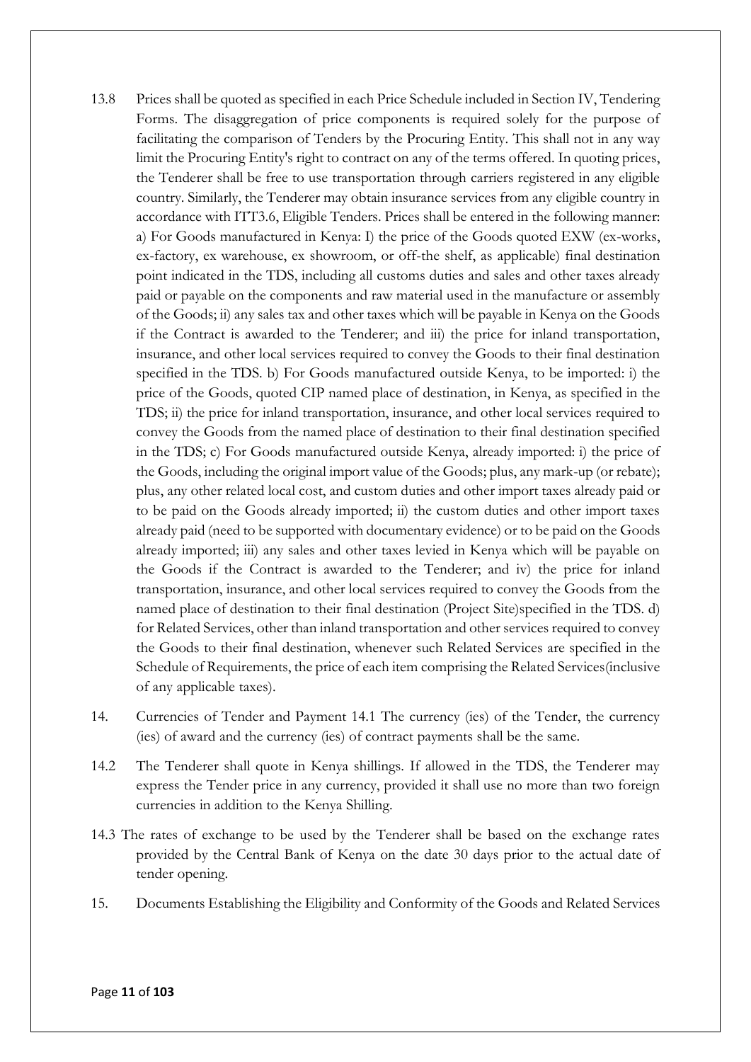13.8 Prices shall be quoted as specified in each Price Schedule included in Section IV, Tendering Forms. The disaggregation of price components is required solely for the purpose of facilitating the comparison of Tenders by the Procuring Entity. This shall not in any way limit the Procuring Entity's right to contract on any of the terms offered. In quoting prices, the Tenderer shall be free to use transportation through carriers registered in any eligible country. Similarly, the Tenderer may obtain insurance services from any eligible country in accordance with ITT3.6, Eligible Tenders. Prices shall be entered in the following manner: a) For Goods manufactured in Kenya: I) the price of the Goods quoted EXW (ex-works, ex-factory, ex warehouse, ex showroom, or off-the shelf, as applicable) final destination point indicated in the TDS, including all customs duties and sales and other taxes already paid or payable on the components and raw material used in the manufacture or assembly of the Goods; ii) any sales tax and other taxes which will be payable in Kenya on the Goods if the Contract is awarded to the Tenderer; and iii) the price for inland transportation, insurance, and other local services required to convey the Goods to their final destination specified in the TDS. b) For Goods manufactured outside Kenya, to be imported: i) the price of the Goods, quoted CIP named place of destination, in Kenya, as specified in the TDS; ii) the price for inland transportation, insurance, and other local services required to convey the Goods from the named place of destination to their final destination specified in the TDS; c) For Goods manufactured outside Kenya, already imported: i) the price of the Goods, including the original import value of the Goods; plus, any mark-up (or rebate); plus, any other related local cost, and custom duties and other import taxes already paid or to be paid on the Goods already imported; ii) the custom duties and other import taxes already paid (need to be supported with documentary evidence) or to be paid on the Goods already imported; iii) any sales and other taxes levied in Kenya which will be payable on the Goods if the Contract is awarded to the Tenderer; and iv) the price for inland transportation, insurance, and other local services required to convey the Goods from the named place of destination to their final destination (Project Site)specified in the TDS. d) for Related Services, other than inland transportation and other services required to convey the Goods to their final destination, whenever such Related Services are specified in the Schedule of Requirements, the price of each item comprising the Related Services(inclusive of any applicable taxes).

14. Currencies of Tender and Payment 14.1 The currency (ies) of the Tender, the currency (ies) of award and the currency (ies) of contract payments shall be the same.

14.2 The Tenderer shall quote in Kenya shillings. If allowed in the TDS, the Tenderer may express the Tender price in any currency, provided it shall use no more than two foreign currencies in addition to the Kenya Shilling.

14.3 The rates of exchange to be used by the Tenderer shall be based on the exchange rates provided by the Central Bank of Kenya on the date 30 days prior to the actual date of tender opening.

15. Documents Establishing the Eligibility and Conformity of the Goods and Related Services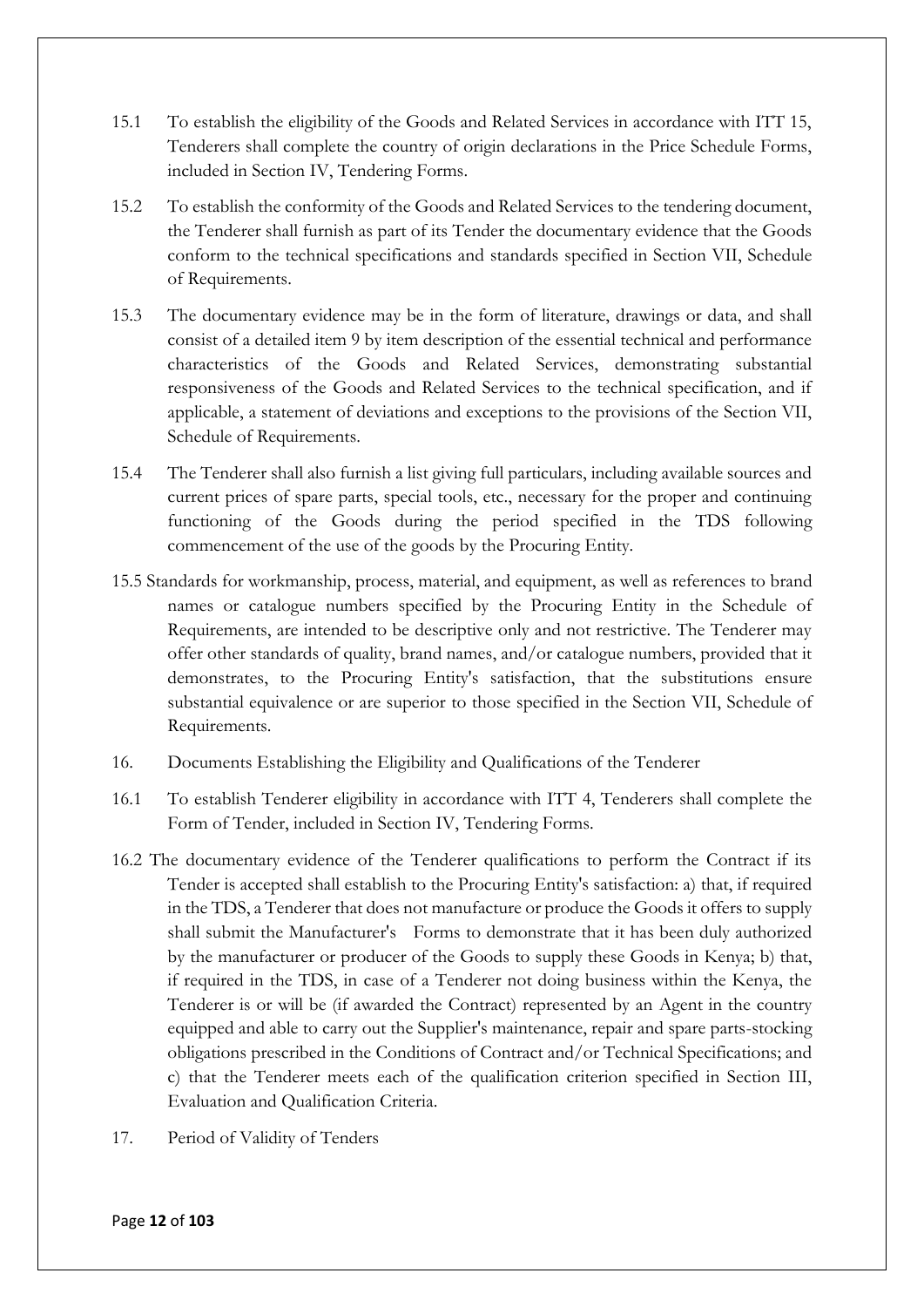15.1 To establish the eligibility of the Goods and Related Services in accordance with ITT 15, Tenderers shall complete the country of origin declarations in the Price Schedule Forms, included in Section IV, Tendering Forms.

15.2 To establish the conformity of the Goods and Related Services to the tendering document, the Tenderer shall furnish as part of its Tender the documentary evidence that the Goods conform to the technical specifications and standards specified in Section VII, Schedule of Requirements.

15.3 The documentary evidence may be in the form of literature, drawings or data, and shall consist of a detailed item 9 by item description of the essential technical and performance characteristics of the Goods and Related Services, demonstrating substantial responsiveness of the Goods and Related Services to the technical specification, and if applicable, a statement of deviations and exceptions to the provisions of the Section VII, Schedule of Requirements.

15.4 The Tenderer shall also furnish a list giving full particulars, including available sources and current prices of spare parts, special tools, etc., necessary for the proper and continuing functioning of the Goods during the period specified in the TDS following commencement of the use of the goods by the Procuring Entity.

15.5 Standards for workmanship, process, material, and equipment, as well as references to brand names or catalogue numbers specified by the Procuring Entity in the Schedule of Requirements, are intended to be descriptive only and not restrictive. The Tenderer may offer other standards of quality, brand names, and/or catalogue numbers, provided that it demonstrates, to the Procuring Entity's satisfaction, that the substitutions ensure substantial equivalence or are superior to those specified in the Section VII, Schedule of Requirements.

16. Documents Establishing the Eligibility and Qualifications of the Tenderer

16.1 To establish Tenderer eligibility in accordance with ITT 4, Tenderers shall complete the Form of Tender, included in Section IV, Tendering Forms.

16.2 The documentary evidence of the Tenderer qualifications to perform the Contract if its Tender is accepted shall establish to the Procuring Entity's satisfaction: a) that, if required in the TDS, a Tenderer that does not manufacture or produce the Goods it offers to supply shall submit the Manufacturer's Forms to demonstrate that it has been duly authorized by the manufacturer or producer of the Goods to supply these Goods in Kenya; b) that, if required in the TDS, in case of a Tenderer not doing business within the Kenya, the Tenderer is or will be (if awarded the Contract) represented by an Agent in the country equipped and able to carry out the Supplier's maintenance, repair and spare parts-stocking obligations prescribed in the Conditions of Contract and/or Technical Specifications; and c) that the Tenderer meets each of the qualification criterion specified in Section III, Evaluation and Qualification Criteria.

17. Period of Validity of Tenders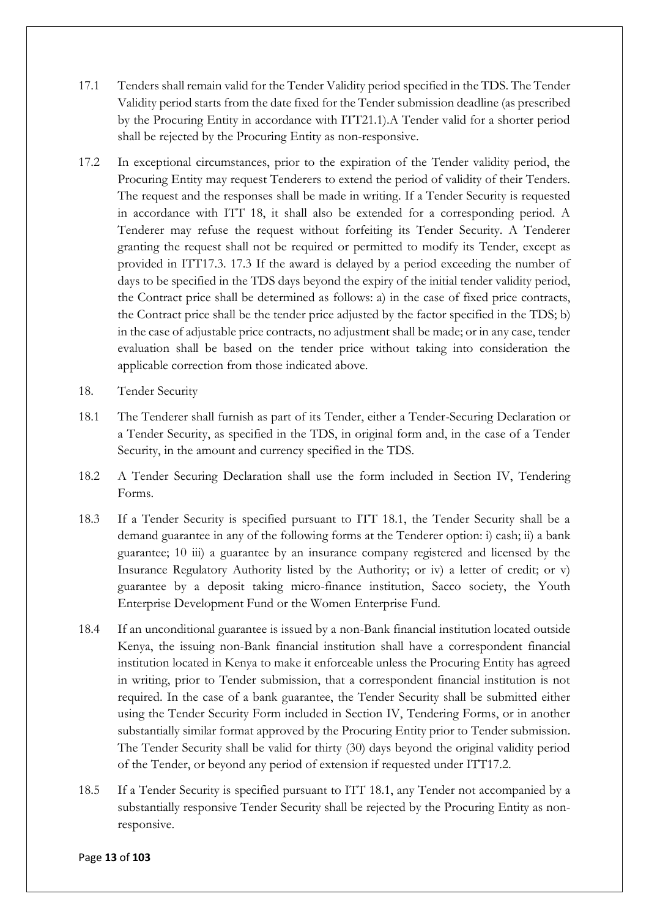17.1 Tenders shall remain valid for the Tender Validity period specified in the TDS. The Tender Validity period starts from the date fixed for the Tender submission deadline (as prescribed by the Procuring Entity in accordance with ITT21.1).A Tender valid for a shorter period shall be rejected by the Procuring Entity as non-responsive.

17.2 In exceptional circumstances, prior to the expiration of the Tender validity period, the Procuring Entity may request Tenderers to extend the period of validity of their Tenders. The request and the responses shall be made in writing. If a Tender Security is requested in accordance with ITT 18, it shall also be extended for a corresponding period. A Tenderer may refuse the request without forfeiting its Tender Security. A Tenderer granting the request shall not be required or permitted to modify its Tender, except as provided in ITT17.3. 17.3 If the award is delayed by a period exceeding the number of days to be specified in the TDS days beyond the expiry of the initial tender validity period, the Contract price shall be determined as follows: a) in the case of fixed price contracts, the Contract price shall be the tender price adjusted by the factor specified in the TDS; b) in the case of adjustable price contracts, no adjustment shall be made; or in any case, tender evaluation shall be based on the tender price without taking into consideration the applicable correction from those indicated above.

18. Tender Security

18.1 The Tenderer shall furnish as part of its Tender, either a Tender-Securing Declaration or a Tender Security, as specified in the TDS, in original form and, in the case of a Tender Security, in the amount and currency specified in the TDS.

18.2 A Tender Securing Declaration shall use the form included in Section IV, Tendering Forms.

18.3 If a Tender Security is specified pursuant to ITT 18.1, the Tender Security shall be a demand guarantee in any of the following forms at the Tenderer option: i) cash; ii) a bank guarantee; 10 iii) a guarantee by an insurance company registered and licensed by the Insurance Regulatory Authority listed by the Authority; or iv) a letter of credit; or v) guarantee by a deposit taking micro-finance institution, Sacco society, the Youth Enterprise Development Fund or the Women Enterprise Fund.

18.4 If an unconditional guarantee is issued by a non-Bank financial institution located outside Kenya, the issuing non-Bank financial institution shall have a correspondent financial institution located in Kenya to make it enforceable unless the Procuring Entity has agreed in writing, prior to Tender submission, that a correspondent financial institution is not required. In the case of a bank guarantee, the Tender Security shall be submitted either using the Tender Security Form included in Section IV, Tendering Forms, or in another substantially similar format approved by the Procuring Entity prior to Tender submission. The Tender Security shall be valid for thirty (30) days beyond the original validity period of the Tender, or beyond any period of extension if requested under ITT17.2.

18.5 If a Tender Security is specified pursuant to ITT 18.1, any Tender not accompanied by a substantially responsive Tender Security shall be rejected by the Procuring Entity as non-responsive.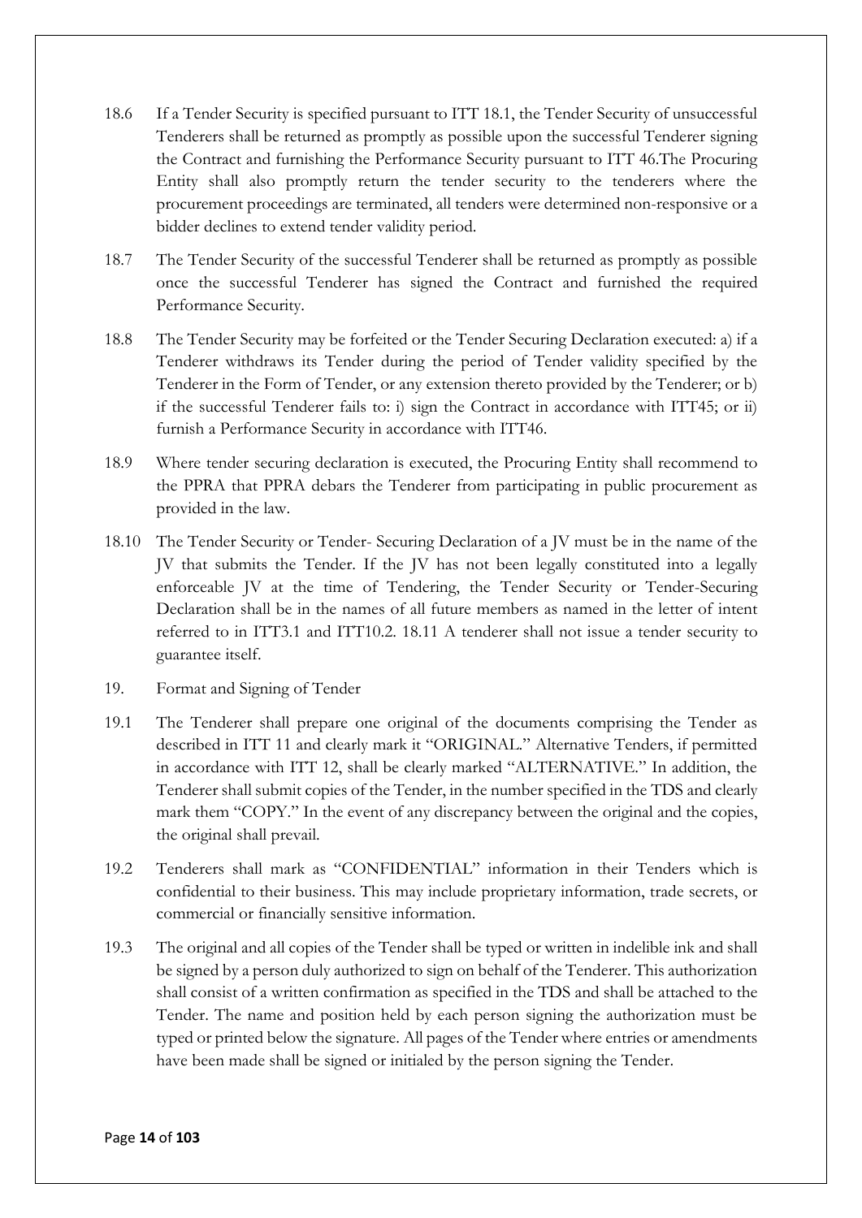18.6 If a Tender Security is specified pursuant to ITT 18.1, the Tender Security of unsuccessful Tenderers shall be returned as promptly as possible upon the successful Tenderer signing the Contract and furnishing the Performance Security pursuant to ITT 46.The Procuring Entity shall also promptly return the tender security to the tenderers where the procurement proceedings are terminated, all tenders were determined non-responsive or a bidder declines to extend tender validity period.

18.7 The Tender Security of the successful Tenderer shall be returned as promptly as possible once the successful Tenderer has signed the Contract and furnished the required Performance Security.

18.8 The Tender Security may be forfeited or the Tender Securing Declaration executed: a) if a Tenderer withdraws its Tender during the period of Tender validity specified by the Tenderer in the Form of Tender, or any extension thereto provided by the Tenderer; or b) if the successful Tenderer fails to: i) sign the Contract in accordance with ITT45; or ii) furnish a Performance Security in accordance with ITT46.

18.9 Where tender securing declaration is executed, the Procuring Entity shall recommend to the PPRA that PPRA debars the Tenderer from participating in public procurement as provided in the law.

18.10 The Tender Security or Tender- Securing Declaration of a JV must be in the name of the JV that submits the Tender. If the JV has not been legally constituted into a legally enforceable JV at the time of Tendering, the Tender Security or Tender-Securing Declaration shall be in the names of all future members as named in the letter of intent referred to in ITT3.1 and ITT10.2. 18.11 A tenderer shall not issue a tender security to guarantee itself.

19. Format and Signing of Tender

19.1 The Tenderer shall prepare one original of the documents comprising the Tender as described in ITT 11 and clearly mark it "ORIGINAL." Alternative Tenders, if permitted in accordance with ITT 12, shall be clearly marked "ALTERNATIVE." In addition, the Tenderer shall submit copies of the Tender, in the number specified in the TDS and clearly mark them "COPY." In the event of any discrepancy between the original and the copies, the original shall prevail.

19.2 Tenderers shall mark as "CONFIDENTIAL" information in their Tenders which is confidential to their business. This may include proprietary information, trade secrets, or commercial or financially sensitive information.

19.3 The original and all copies of the Tender shall be typed or written in indelible ink and shall be signed by a person duly authorized to sign on behalf of the Tenderer. This authorization shall consist of a written confirmation as specified in the TDS and shall be attached to the Tender. The name and position held by each person signing the authorization must be typed or printed below the signature. All pages of the Tender where entries or amendments have been made shall be signed or initialed by the person signing the Tender.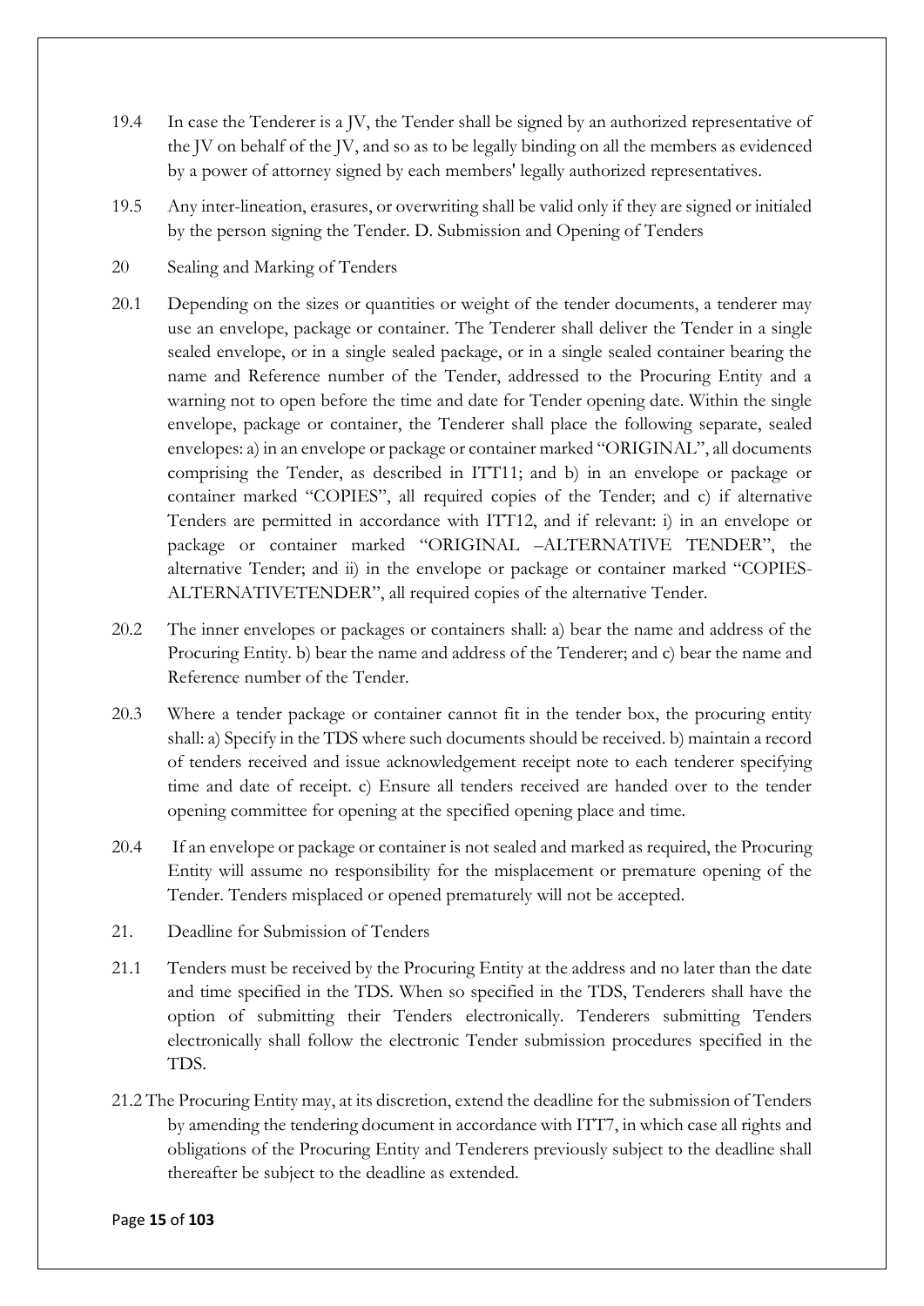19.4 In case the Tenderer is a JV, the Tender shall be signed by an authorized representative of the JV on behalf of the JV, and so as to be legally binding on all the members as evidenced by a power of attorney signed by each members' legally authorized representatives.

19.5 Any inter-lineation, erasures, or overwriting shall be valid only if they are signed or initialed by the person signing the Tender. D. Submission and Opening of Tenders

20 Sealing and Marking of Tenders

20.1 Depending on the sizes or quantities or weight of the tender documents, a tenderer may use an envelope, package or container. The Tenderer shall deliver the Tender in a single sealed envelope, or in a single sealed package, or in a single sealed container bearing the name and Reference number of the Tender, addressed to the Procuring Entity and a warning not to open before the time and date for Tender opening date. Within the single envelope, package or container, the Tenderer shall place the following separate, sealed envelopes: a) in an envelope or package or container marked "ORIGINAL", all documents comprising the Tender, as described in ITT11; and b) in an envelope or package or container marked "COPIES", all required copies of the Tender; and c) if alternative Tenders are permitted in accordance with ITT12, and if relevant: i) in an envelope or package or container marked "ORIGINAL –ALTERNATIVE TENDER", the alternative Tender; and ii) in the envelope or package or container marked "COPIES-ALTERNATIVETENDER", all required copies of the alternative Tender.

20.2 The inner envelopes or packages or containers shall: a) bear the name and address of the Procuring Entity. b) bear the name and address of the Tenderer; and c) bear the name and Reference number of the Tender.

20.3 Where a tender package or container cannot fit in the tender box, the procuring entity shall: a) Specify in the TDS where such documents should be received. b) maintain a record of tenders received and issue acknowledgement receipt note to each tenderer specifying time and date of receipt. c) Ensure all tenders received are handed over to the tender opening committee for opening at the specified opening place and time.

20.4 If an envelope or package or container is not sealed and marked as required, the Procuring Entity will assume no responsibility for the misplacement or premature opening of the Tender. Tenders misplaced or opened prematurely will not be accepted.

21. Deadline for Submission of Tenders

21.1 Tenders must be received by the Procuring Entity at the address and no later than the date and time specified in the TDS. When so specified in the TDS, Tenderers shall have the option of submitting their Tenders electronically. Tenderers submitting Tenders electronically shall follow the electronic Tender submission procedures specified in the TDS.

21.2 The Procuring Entity may, at its discretion, extend the deadline for the submission of Tenders by amending the tendering document in accordance with ITT7, in which case all rights and obligations of the Procuring Entity and Tenderers previously subject to the deadline shall thereafter be subject to the deadline as extended.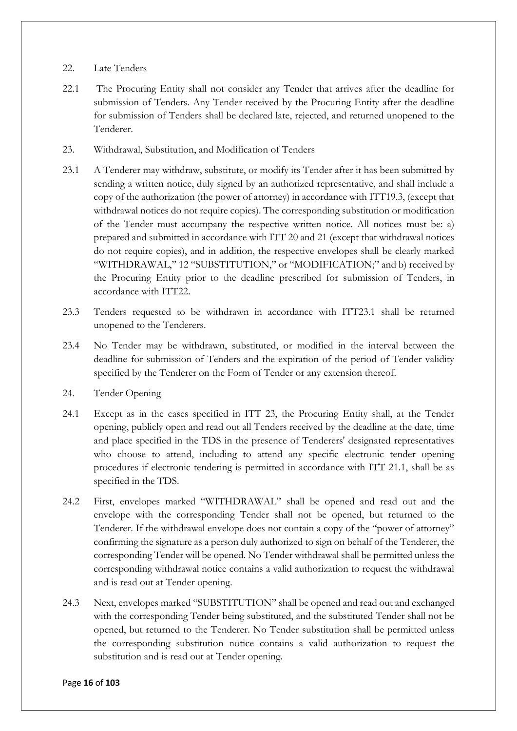22. Late Tenders

22.1 The Procuring Entity shall not consider any Tender that arrives after the deadline for submission of Tenders. Any Tender received by the Procuring Entity after the deadline for submission of Tenders shall be declared late, rejected, and returned unopened to the Tenderer.

23. Withdrawal, Substitution, and Modification of Tenders

23.1 A Tenderer may withdraw, substitute, or modify its Tender after it has been submitted by sending a written notice, duly signed by an authorized representative, and shall include a copy of the authorization (the power of attorney) in accordance with ITT19.3, (except that withdrawal notices do not require copies). The corresponding substitution or modification of the Tender must accompany the respective written notice. All notices must be: a) prepared and submitted in accordance with ITT 20 and 21 (except that withdrawal notices do not require copies), and in addition, the respective envelopes shall be clearly marked "WITHDRAWAL," 12 "SUBSTITUTION," or "MODIFICATION;" and b) received by the Procuring Entity prior to the deadline prescribed for submission of Tenders, in accordance with ITT22.

23.3 Tenders requested to be withdrawn in accordance with ITT23.1 shall be returned unopened to the Tenderers.

23.4 No Tender may be withdrawn, substituted, or modified in the interval between the deadline for submission of Tenders and the expiration of the period of Tender validity specified by the Tenderer on the Form of Tender or any extension thereof.

24. Tender Opening

24.1 Except as in the cases specified in ITT 23, the Procuring Entity shall, at the Tender opening, publicly open and read out all Tenders received by the deadline at the date, time and place specified in the TDS in the presence of Tenderers' designated representatives who choose to attend, including to attend any specific electronic tender opening procedures if electronic tendering is permitted in accordance with ITT 21.1, shall be as specified in the TDS.

24.2 First, envelopes marked "WITHDRAWAL" shall be opened and read out and the envelope with the corresponding Tender shall not be opened, but returned to the Tenderer. If the withdrawal envelope does not contain a copy of the "power of attorney" confirming the signature as a person duly authorized to sign on behalf of the Tenderer, the corresponding Tender will be opened. No Tender withdrawal shall be permitted unless the corresponding withdrawal notice contains a valid authorization to request the withdrawal and is read out at Tender opening.

24.3 Next, envelopes marked "SUBSTITUTION" shall be opened and read out and exchanged with the corresponding Tender being substituted, and the substituted Tender shall not be opened, but returned to the Tenderer. No Tender substitution shall be permitted unless the corresponding substitution notice contains a valid authorization to request the substitution and is read out at Tender opening.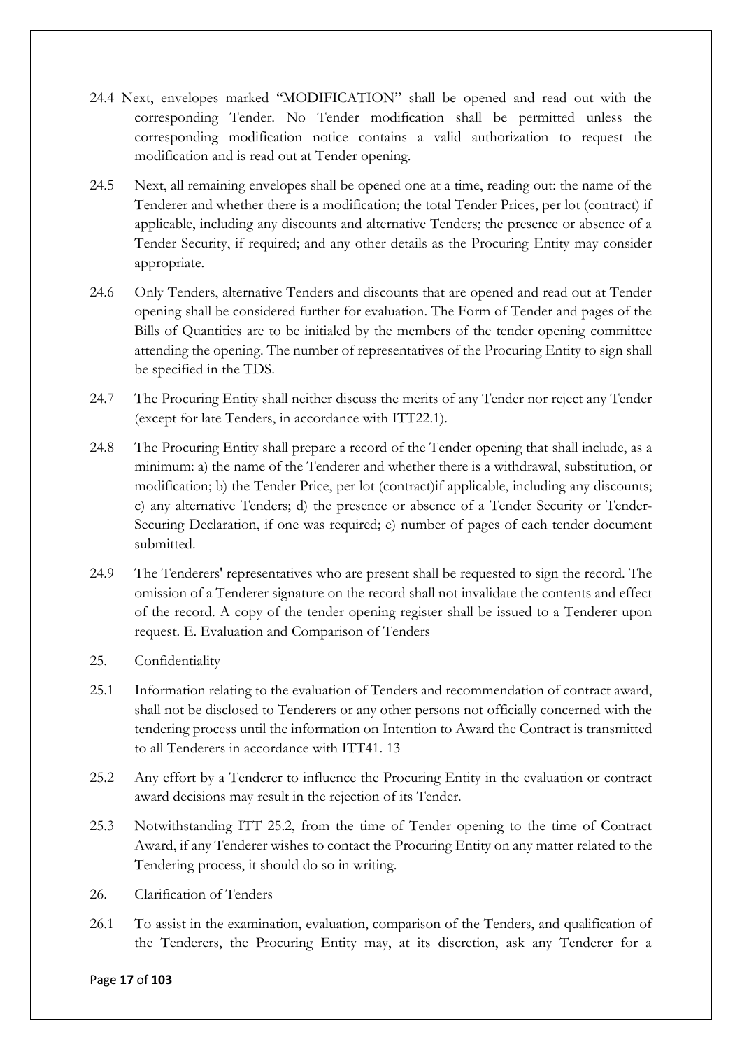24.4 Next, envelopes marked "MODIFICATION" shall be opened and read out with the corresponding Tender. No Tender modification shall be permitted unless the corresponding modification notice contains a valid authorization to request the modification and is read out at Tender opening.

24.5 Next, all remaining envelopes shall be opened one at a time, reading out: the name of the Tenderer and whether there is a modification; the total Tender Prices, per lot (contract) if applicable, including any discounts and alternative Tenders; the presence or absence of a Tender Security, if required; and any other details as the Procuring Entity may consider appropriate.

24.6 Only Tenders, alternative Tenders and discounts that are opened and read out at Tender opening shall be considered further for evaluation. The Form of Tender and pages of the Bills of Quantities are to be initialed by the members of the tender opening committee attending the opening. The number of representatives of the Procuring Entity to sign shall be specified in the TDS.

24.7 The Procuring Entity shall neither discuss the merits of any Tender nor reject any Tender (except for late Tenders, in accordance with ITT22.1).

24.8 The Procuring Entity shall prepare a record of the Tender opening that shall include, as a minimum: a) the name of the Tenderer and whether there is a withdrawal, substitution, or modification; b) the Tender Price, per lot (contract)if applicable, including any discounts; c) any alternative Tenders; d) the presence or absence of a Tender Security or Tender-Securing Declaration, if one was required; e) number of pages of each tender document submitted.

24.9 The Tenderers' representatives who are present shall be requested to sign the record. The omission of a Tenderer signature on the record shall not invalidate the contents and effect of the record. A copy of the tender opening register shall be issued to a Tenderer upon request. E. Evaluation and Comparison of Tenders

25. Confidentiality

25.1 Information relating to the evaluation of Tenders and recommendation of contract award, shall not be disclosed to Tenderers or any other persons not officially concerned with the tendering process until the information on Intention to Award the Contract is transmitted to all Tenderers in accordance with ITT41. 13

25.2 Any effort by a Tenderer to influence the Procuring Entity in the evaluation or contract award decisions may result in the rejection of its Tender.

25.3 Notwithstanding ITT 25.2, from the time of Tender opening to the time of Contract Award, if any Tenderer wishes to contact the Procuring Entity on any matter related to the Tendering process, it should do so in writing.

26. Clarification of Tenders

26.1 To assist in the examination, evaluation, comparison of the Tenders, and qualification of the Tenderers, the Procuring Entity may, at its discretion, ask any Tenderer for a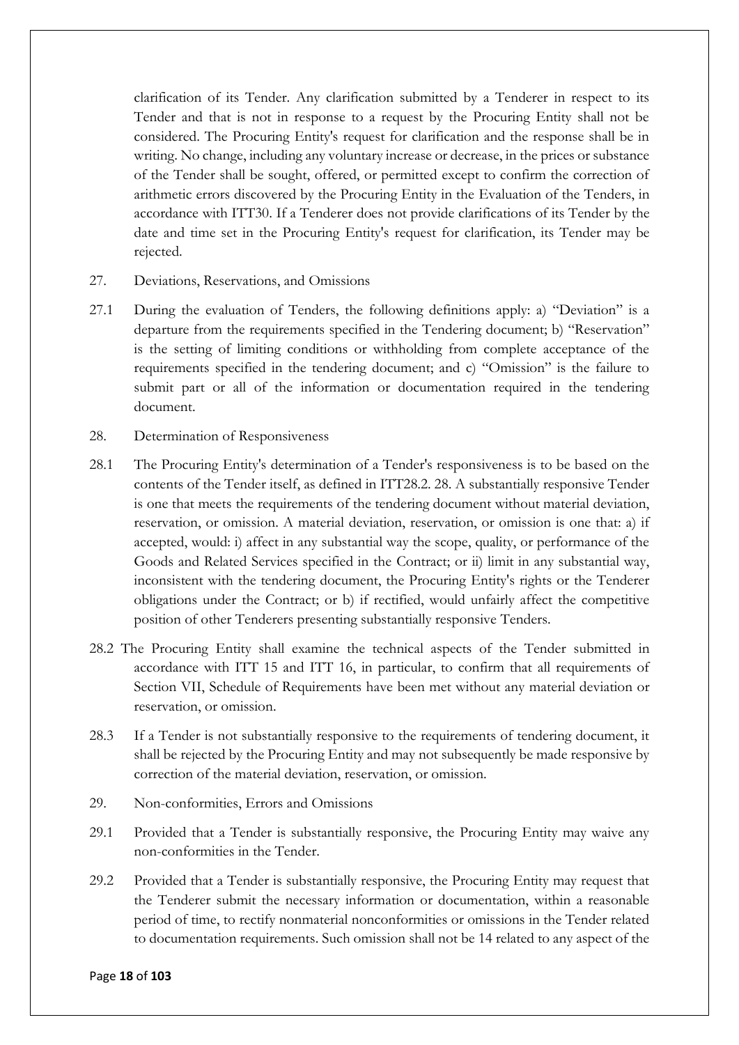clarification of its Tender. Any clarification submitted by a Tenderer in respect to its Tender and that is not in response to a request by the Procuring Entity shall not be considered. The Procuring Entity's request for clarification and the response shall be in writing. No change, including any voluntary increase or decrease, in the prices or substance of the Tender shall be sought, offered, or permitted except to confirm the correction of arithmetic errors discovered by the Procuring Entity in the Evaluation of the Tenders, in accordance with ITT30. If a Tenderer does not provide clarifications of its Tender by the date and time set in the Procuring Entity's request for clarification, its Tender may be rejected.

27. Deviations, Reservations, and Omissions

27.1 During the evaluation of Tenders, the following definitions apply: a) "Deviation" is a departure from the requirements specified in the Tendering document; b) "Reservation" is the setting of limiting conditions or withholding from complete acceptance of the requirements specified in the tendering document; and c) "Omission" is the failure to submit part or all of the information or documentation required in the tendering document.

28. Determination of Responsiveness

28.1 The Procuring Entity's determination of a Tender's responsiveness is to be based on the contents of the Tender itself, as defined in ITT28.2. 28. A substantially responsive Tender is one that meets the requirements of the tendering document without material deviation, reservation, or omission. A material deviation, reservation, or omission is one that: a) if accepted, would: i) affect in any substantial way the scope, quality, or performance of the Goods and Related Services specified in the Contract; or ii) limit in any substantial way, inconsistent with the tendering document, the Procuring Entity's rights or the Tenderer obligations under the Contract; or b) if rectified, would unfairly affect the competitive position of other Tenderers presenting substantially responsive Tenders.

28.2 The Procuring Entity shall examine the technical aspects of the Tender submitted in accordance with ITT 15 and ITT 16, in particular, to confirm that all requirements of Section VII, Schedule of Requirements have been met without any material deviation or reservation, or omission.

28.3 If a Tender is not substantially responsive to the requirements of tendering document, it shall be rejected by the Procuring Entity and may not subsequently be made responsive by correction of the material deviation, reservation, or omission.

29. Non-conformities, Errors and Omissions

29.1 Provided that a Tender is substantially responsive, the Procuring Entity may waive any non-conformities in the Tender.

29.2 Provided that a Tender is substantially responsive, the Procuring Entity may request that the Tenderer submit the necessary information or documentation, within a reasonable period of time, to rectify nonmaterial nonconformities or omissions in the Tender related to documentation requirements. Such omission shall not be 14 related to any aspect of the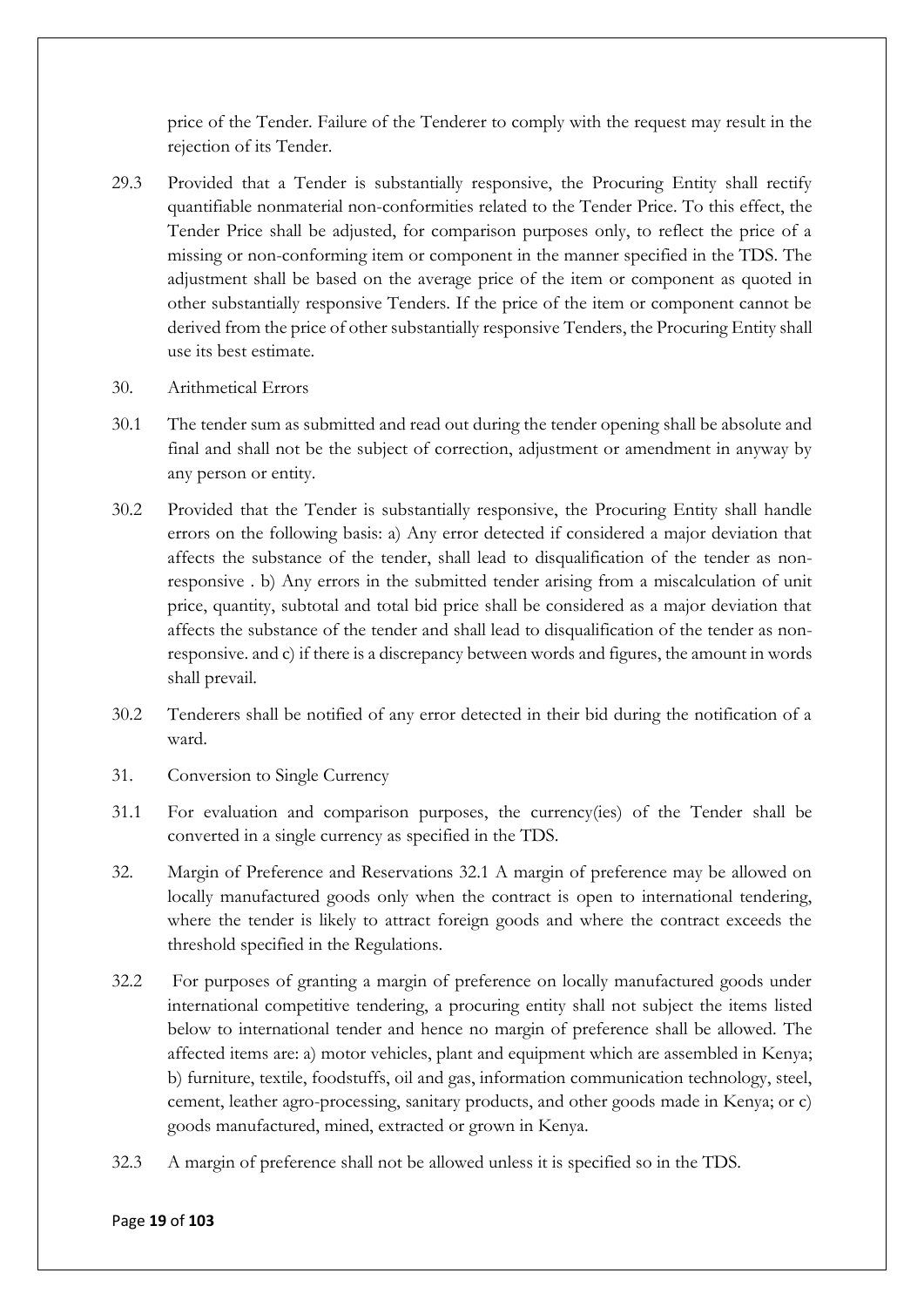price of the Tender. Failure of the Tenderer to comply with the request may result in the rejection of its Tender.

29.3 Provided that a Tender is substantially responsive, the Procuring Entity shall rectify quantifiable nonmaterial non-conformities related to the Tender Price. To this effect, the Tender Price shall be adjusted, for comparison purposes only, to reflect the price of a missing or non-conforming item or component in the manner specified in the TDS. The adjustment shall be based on the average price of the item or component as quoted in other substantially responsive Tenders. If the price of the item or component cannot be derived from the price of other substantially responsive Tenders, the Procuring Entity shall use its best estimate.

30. Arithmetical Errors

30.1 The tender sum as submitted and read out during the tender opening shall be absolute and final and shall not be the subject of correction, adjustment or amendment in anyway by any person or entity.

30.2 Provided that the Tender is substantially responsive, the Procuring Entity shall handle errors on the following basis: a) Any error detected if considered a major deviation that affects the substance of the tender, shall lead to disqualification of the tender as non-responsive . b) Any errors in the submitted tender arising from a miscalculation of unit price, quantity, subtotal and total bid price shall be considered as a major deviation that affects the substance of the tender and shall lead to disqualification of the tender as non-responsive. and c) if there is a discrepancy between words and figures, the amount in words shall prevail.

30.2 Tenderers shall be notified of any error detected in their bid during the notification of a ward.

31. Conversion to Single Currency

31.1 For evaluation and comparison purposes, the currency(ies) of the Tender shall be converted in a single currency as specified in the TDS.

32. Margin of Preference and Reservations 32.1 A margin of preference may be allowed on locally manufactured goods only when the contract is open to international tendering, where the tender is likely to attract foreign goods and where the contract exceeds the threshold specified in the Regulations.

32.2 For purposes of granting a margin of preference on locally manufactured goods under international competitive tendering, a procuring entity shall not subject the items listed below to international tender and hence no margin of preference shall be allowed. The affected items are: a) motor vehicles, plant and equipment which are assembled in Kenya; b) furniture, textile, foodstuffs, oil and gas, information communication technology, steel, cement, leather agro-processing, sanitary products, and other goods made in Kenya; or c) goods manufactured, mined, extracted or grown in Kenya.

32.3 A margin of preference shall not be allowed unless it is specified so in the TDS.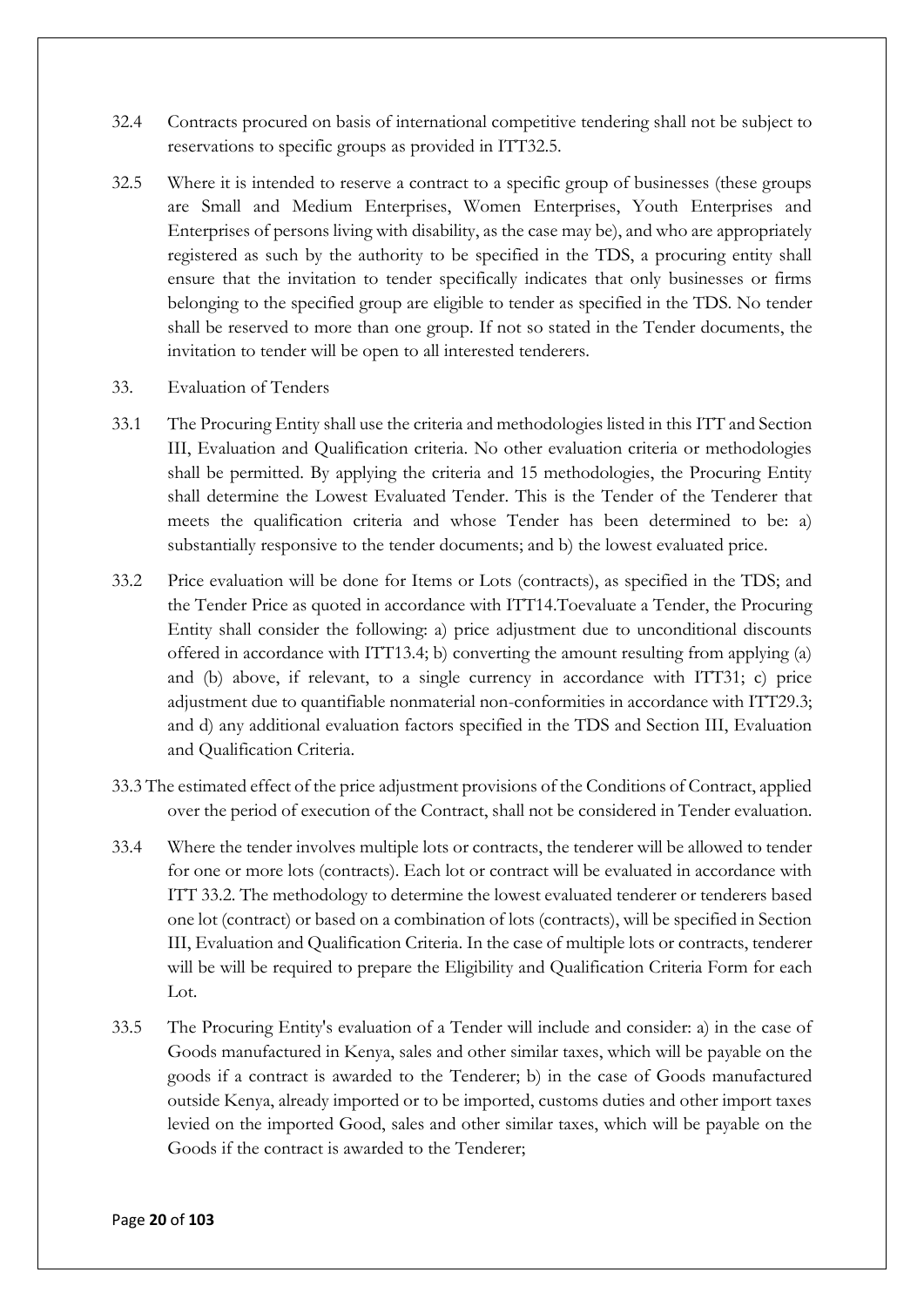32.4 Contracts procured on basis of international competitive tendering shall not be subject to reservations to specific groups as provided in ITT32.5.

32.5 Where it is intended to reserve a contract to a specific group of businesses (these groups are Small and Medium Enterprises, Women Enterprises, Youth Enterprises and Enterprises of persons living with disability, as the case may be), and who are appropriately registered as such by the authority to be specified in the TDS, a procuring entity shall ensure that the invitation to tender specifically indicates that only businesses or firms belonging to the specified group are eligible to tender as specified in the TDS. No tender shall be reserved to more than one group. If not so stated in the Tender documents, the invitation to tender will be open to all interested tenderers.

33. Evaluation of Tenders

33.1 The Procuring Entity shall use the criteria and methodologies listed in this ITT and Section III, Evaluation and Qualification criteria. No other evaluation criteria or methodologies shall be permitted. By applying the criteria and 15 methodologies, the Procuring Entity shall determine the Lowest Evaluated Tender. This is the Tender of the Tenderer that meets the qualification criteria and whose Tender has been determined to be: a) substantially responsive to the tender documents; and b) the lowest evaluated price.

33.2 Price evaluation will be done for Items or Lots (contracts), as specified in the TDS; and the Tender Price as quoted in accordance with ITT14.Toevaluate a Tender, the Procuring Entity shall consider the following: a) price adjustment due to unconditional discounts offered in accordance with ITT13.4; b) converting the amount resulting from applying (a) and (b) above, if relevant, to a single currency in accordance with ITT31; c) price adjustment due to quantifiable nonmaterial non-conformities in accordance with ITT29.3; and d) any additional evaluation factors specified in the TDS and Section III, Evaluation and Qualification Criteria.

33.3 The estimated effect of the price adjustment provisions of the Conditions of Contract, applied over the period of execution of the Contract, shall not be considered in Tender evaluation.

33.4 Where the tender involves multiple lots or contracts, the tenderer will be allowed to tender for one or more lots (contracts). Each lot or contract will be evaluated in accordance with ITT 33.2. The methodology to determine the lowest evaluated tenderer or tenderers based one lot (contract) or based on a combination of lots (contracts), will be specified in Section III, Evaluation and Qualification Criteria. In the case of multiple lots or contracts, tenderer will be will be required to prepare the Eligibility and Qualification Criteria Form for each Lot.

33.5 The Procuring Entity's evaluation of a Tender will include and consider: a) in the case of Goods manufactured in Kenya, sales and other similar taxes, which will be payable on the goods if a contract is awarded to the Tenderer; b) in the case of Goods manufactured outside Kenya, already imported or to be imported, customs duties and other import taxes levied on the imported Good, sales and other similar taxes, which will be payable on the Goods if the contract is awarded to the Tenderer;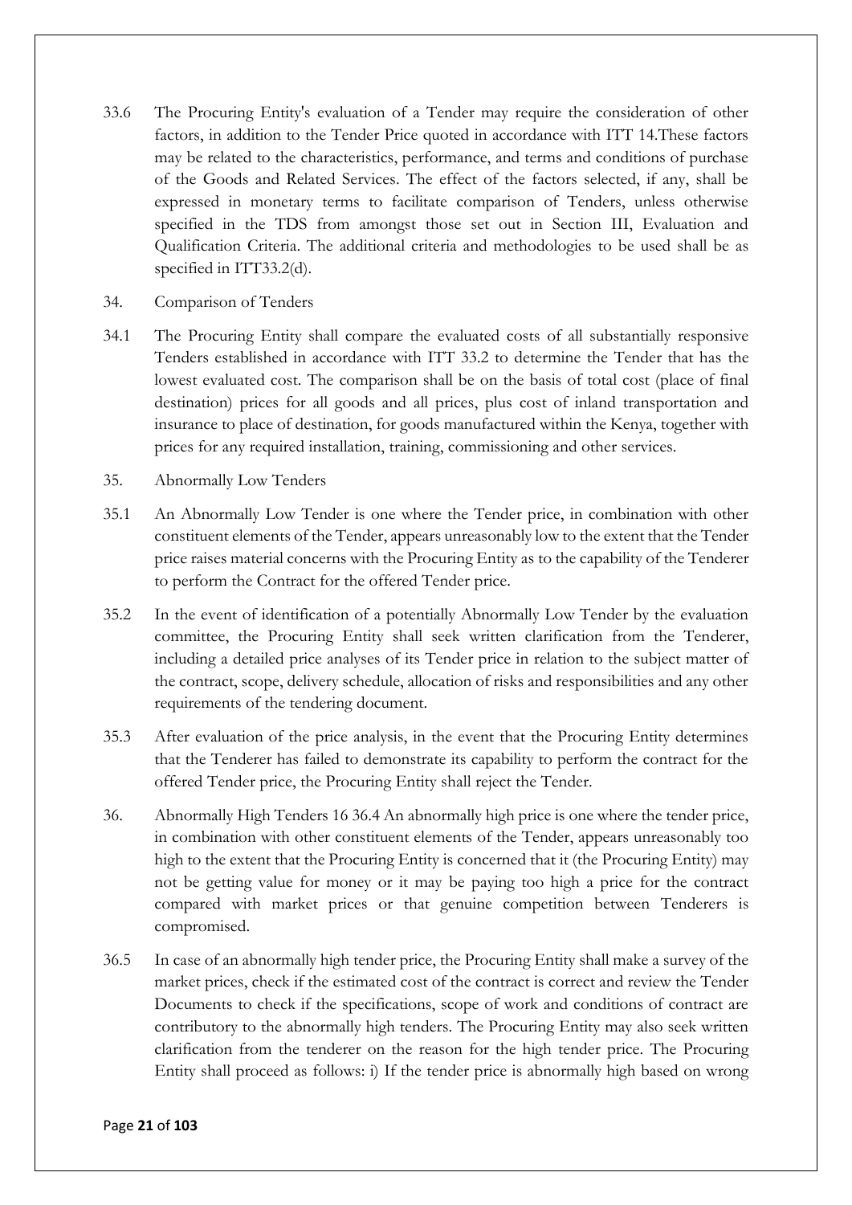33.6 The Procuring Entity's evaluation of a Tender may require the consideration of other factors, in addition to the Tender Price quoted in accordance with ITT 14.These factors may be related to the characteristics, performance, and terms and conditions of purchase of the Goods and Related Services. The effect of the factors selected, if any, shall be expressed in monetary terms to facilitate comparison of Tenders, unless otherwise specified in the TDS from amongst those set out in Section III, Evaluation and Qualification Criteria. The additional criteria and methodologies to be used shall be as specified in ITT33.2(d).

34. Comparison of Tenders

34.1 The Procuring Entity shall compare the evaluated costs of all substantially responsive Tenders established in accordance with ITT 33.2 to determine the Tender that has the lowest evaluated cost. The comparison shall be on the basis of total cost (place of final destination) prices for all goods and all prices, plus cost of inland transportation and insurance to place of destination, for goods manufactured within the Kenya, together with prices for any required installation, training, commissioning and other services.

35. Abnormally Low Tenders

35.1 An Abnormally Low Tender is one where the Tender price, in combination with other constituent elements of the Tender, appears unreasonably low to the extent that the Tender price raises material concerns with the Procuring Entity as to the capability of the Tenderer to perform the Contract for the offered Tender price.

35.2 In the event of identification of a potentially Abnormally Low Tender by the evaluation committee, the Procuring Entity shall seek written clarification from the Tenderer, including a detailed price analyses of its Tender price in relation to the subject matter of the contract, scope, delivery schedule, allocation of risks and responsibilities and any other requirements of the tendering document.

35.3 After evaluation of the price analysis, in the event that the Procuring Entity determines that the Tenderer has failed to demonstrate its capability to perform the contract for the offered Tender price, the Procuring Entity shall reject the Tender.

36. Abnormally High Tenders 16 36.4 An abnormally high price is one where the tender price, in combination with other constituent elements of the Tender, appears unreasonably too high to the extent that the Procuring Entity is concerned that it (the Procuring Entity) may not be getting value for money or it may be paying too high a price for the contract compared with market prices or that genuine competition between Tenderers is compromised.

36.5 In case of an abnormally high tender price, the Procuring Entity shall make a survey of the market prices, check if the estimated cost of the contract is correct and review the Tender Documents to check if the specifications, scope of work and conditions of contract are contributory to the abnormally high tenders. The Procuring Entity may also seek written clarification from the tenderer on the reason for the high tender price. The Procuring Entity shall proceed as follows: i) If the tender price is abnormally high based on wrong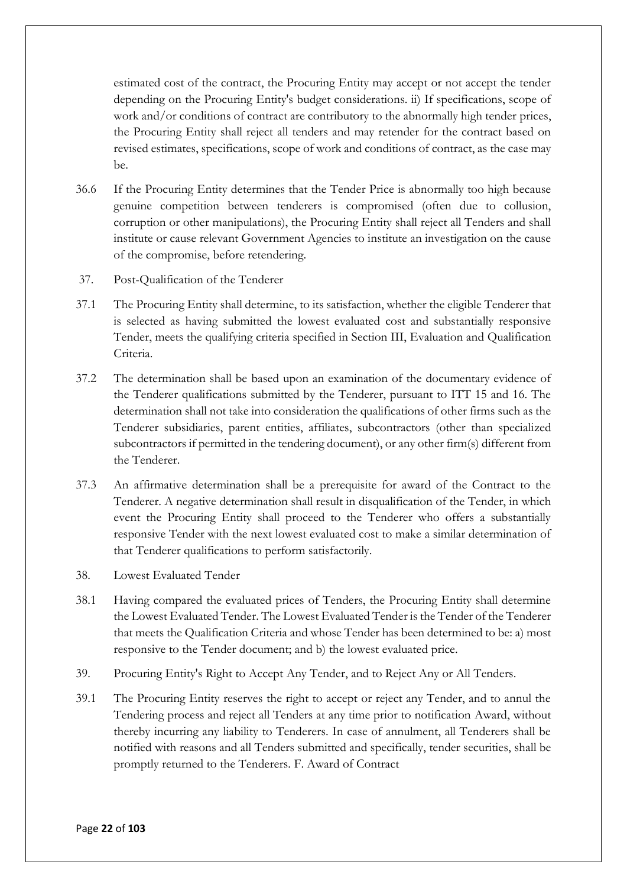estimated cost of the contract, the Procuring Entity may accept or not accept the tender depending on the Procuring Entity's budget considerations. ii) If specifications, scope of work and/or conditions of contract are contributory to the abnormally high tender prices, the Procuring Entity shall reject all tenders and may retender for the contract based on revised estimates, specifications, scope of work and conditions of contract, as the case may be.

36.6 If the Procuring Entity determines that the Tender Price is abnormally too high because genuine competition between tenderers is compromised (often due to collusion, corruption or other manipulations), the Procuring Entity shall reject all Tenders and shall institute or cause relevant Government Agencies to institute an investigation on the cause of the compromise, before retendering.

37. Post-Qualification of the Tenderer

37.1 The Procuring Entity shall determine, to its satisfaction, whether the eligible Tenderer that is selected as having submitted the lowest evaluated cost and substantially responsive Tender, meets the qualifying criteria specified in Section III, Evaluation and Qualification Criteria.

37.2 The determination shall be based upon an examination of the documentary evidence of the Tenderer qualifications submitted by the Tenderer, pursuant to ITT 15 and 16. The determination shall not take into consideration the qualifications of other firms such as the Tenderer subsidiaries, parent entities, affiliates, subcontractors (other than specialized subcontractors if permitted in the tendering document), or any other firm(s) different from the Tenderer.

37.3 An affirmative determination shall be a prerequisite for award of the Contract to the Tenderer. A negative determination shall result in disqualification of the Tender, in which event the Procuring Entity shall proceed to the Tenderer who offers a substantially responsive Tender with the next lowest evaluated cost to make a similar determination of that Tenderer qualifications to perform satisfactorily.

38. Lowest Evaluated Tender

38.1 Having compared the evaluated prices of Tenders, the Procuring Entity shall determine the Lowest Evaluated Tender. The Lowest Evaluated Tender is the Tender of the Tenderer that meets the Qualification Criteria and whose Tender has been determined to be: a) most responsive to the Tender document; and b) the lowest evaluated price.

39. Procuring Entity's Right to Accept Any Tender, and to Reject Any or All Tenders.

39.1 The Procuring Entity reserves the right to accept or reject any Tender, and to annul the Tendering process and reject all Tenders at any time prior to notification Award, without thereby incurring any liability to Tenderers. In case of annulment, all Tenderers shall be notified with reasons and all Tenders submitted and specifically, tender securities, shall be promptly returned to the Tenderers. F. Award of Contract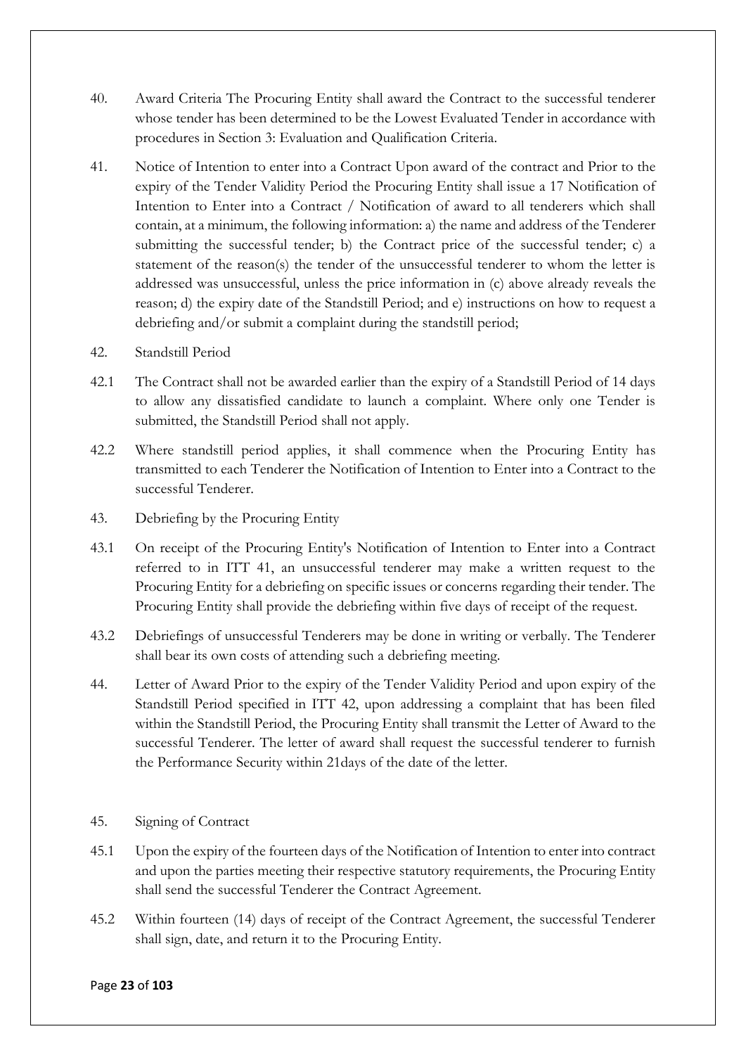40. Award Criteria The Procuring Entity shall award the Contract to the successful tenderer whose tender has been determined to be the Lowest Evaluated Tender in accordance with procedures in Section 3: Evaluation and Qualification Criteria.

41. Notice of Intention to enter into a Contract Upon award of the contract and Prior to the expiry of the Tender Validity Period the Procuring Entity shall issue a 17 Notification of Intention to Enter into a Contract / Notification of award to all tenderers which shall contain, at a minimum, the following information: a) the name and address of the Tenderer submitting the successful tender; b) the Contract price of the successful tender; c) a statement of the reason(s) the tender of the unsuccessful tenderer to whom the letter is addressed was unsuccessful, unless the price information in (c) above already reveals the reason; d) the expiry date of the Standstill Period; and e) instructions on how to request a debriefing and/or submit a complaint during the standstill period;

42. Standstill Period

42.1 The Contract shall not be awarded earlier than the expiry of a Standstill Period of 14 days to allow any dissatisfied candidate to launch a complaint. Where only one Tender is submitted, the Standstill Period shall not apply.

42.2 Where standstill period applies, it shall commence when the Procuring Entity has transmitted to each Tenderer the Notification of Intention to Enter into a Contract to the successful Tenderer.

43. Debriefing by the Procuring Entity

43.1 On receipt of the Procuring Entity's Notification of Intention to Enter into a Contract referred to in ITT 41, an unsuccessful tenderer may make a written request to the Procuring Entity for a debriefing on specific issues or concerns regarding their tender. The Procuring Entity shall provide the debriefing within five days of receipt of the request.

43.2 Debriefings of unsuccessful Tenderers may be done in writing or verbally. The Tenderer shall bear its own costs of attending such a debriefing meeting.

44. Letter of Award Prior to the expiry of the Tender Validity Period and upon expiry of the Standstill Period specified in ITT 42, upon addressing a complaint that has been filed within the Standstill Period, the Procuring Entity shall transmit the Letter of Award to the successful Tenderer. The letter of award shall request the successful tenderer to furnish the Performance Security within 21days of the date of the letter.

45. Signing of Contract

45.1 Upon the expiry of the fourteen days of the Notification of Intention to enter into contract and upon the parties meeting their respective statutory requirements, the Procuring Entity shall send the successful Tenderer the Contract Agreement.

45.2 Within fourteen (14) days of receipt of the Contract Agreement, the successful Tenderer shall sign, date, and return it to the Procuring Entity.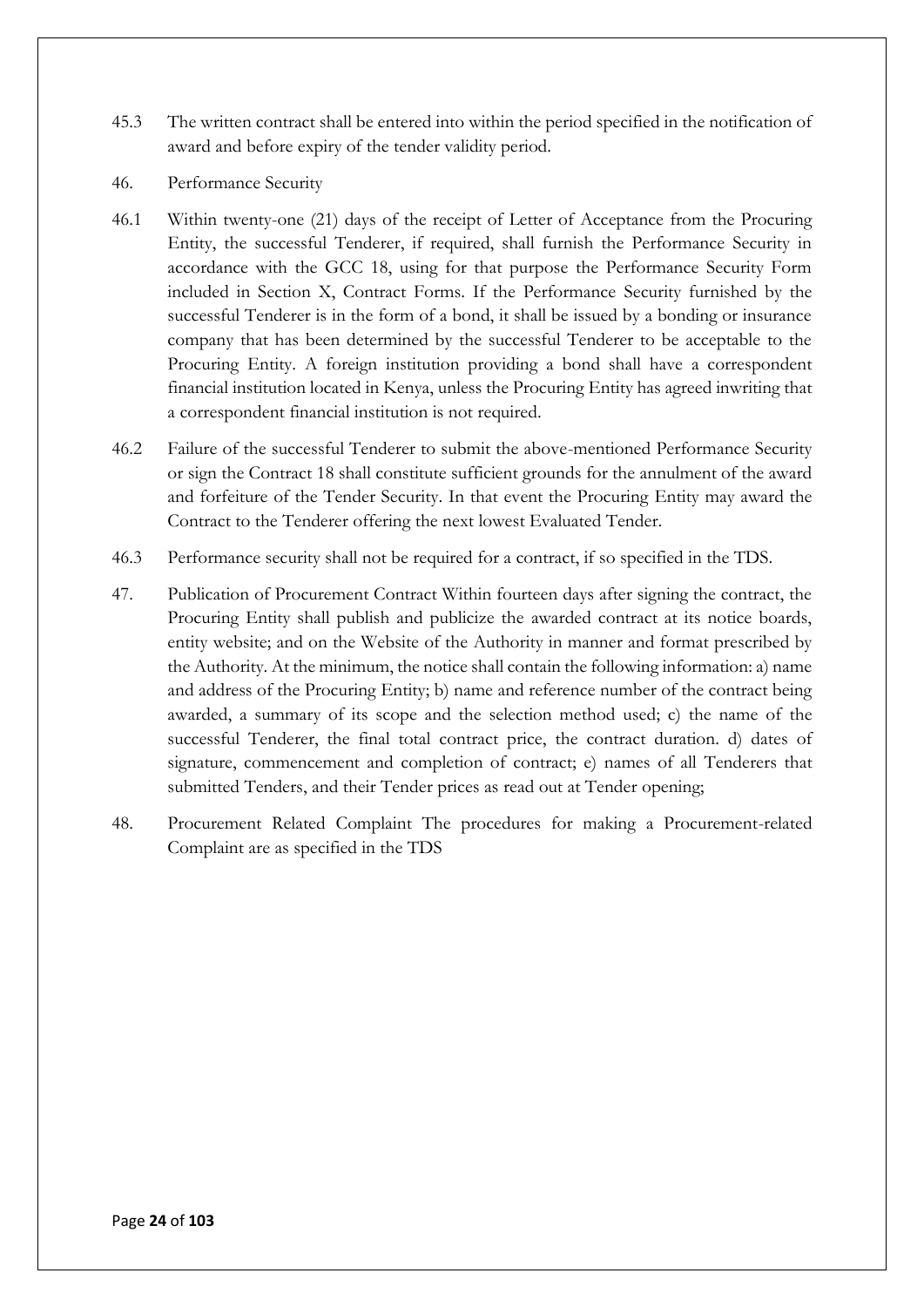45.3 The written contract shall be entered into within the period specified in the notification of award and before expiry of the tender validity period.

46. Performance Security

46.1 Within twenty-one (21) days of the receipt of Letter of Acceptance from the Procuring Entity, the successful Tenderer, if required, shall furnish the Performance Security in accordance with the GCC 18, using for that purpose the Performance Security Form included in Section X, Contract Forms. If the Performance Security furnished by the successful Tenderer is in the form of a bond, it shall be issued by a bonding or insurance company that has been determined by the successful Tenderer to be acceptable to the Procuring Entity. A foreign institution providing a bond shall have a correspondent financial institution located in Kenya, unless the Procuring Entity has agreed inwriting that a correspondent financial institution is not required.

46.2 Failure of the successful Tenderer to submit the above-mentioned Performance Security or sign the Contract 18 shall constitute sufficient grounds for the annulment of the award and forfeiture of the Tender Security. In that event the Procuring Entity may award the Contract to the Tenderer offering the next lowest Evaluated Tender.

46.3 Performance security shall not be required for a contract, if so specified in the TDS.

47. Publication of Procurement Contract Within fourteen days after signing the contract, the Procuring Entity shall publish and publicize the awarded contract at its notice boards, entity website; and on the Website of the Authority in manner and format prescribed by the Authority. At the minimum, the notice shall contain the following information: a) name and address of the Procuring Entity; b) name and reference number of the contract being awarded, a summary of its scope and the selection method used; c) the name of the successful Tenderer, the final total contract price, the contract duration. d) dates of signature, commencement and completion of contract; e) names of all Tenderers that submitted Tenders, and their Tender prices as read out at Tender opening;

48. Procurement Related Complaint The procedures for making a Procurement-related Complaint are as specified in the TDS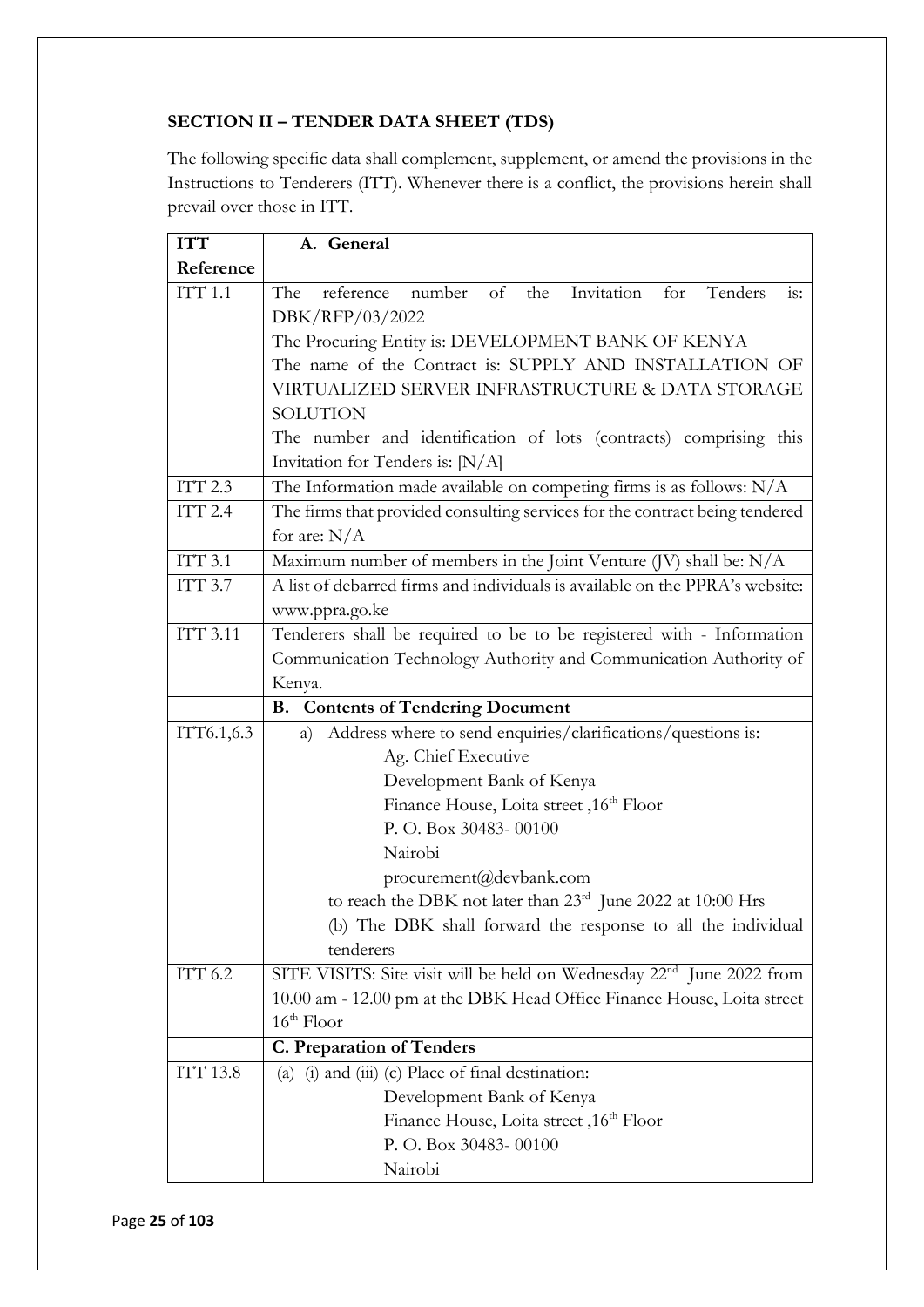## SECTION II – TENDER DATA SHEET (TDS)

The following specific data shall complement, supplement, or amend the provisions in the Instructions to Tenderers (ITT). Whenever there is a conflict, the provisions herein shall prevail over those in ITT.

| ITT Reference | A. General |
|---|---|
| ITT 1.1 | The reference number of the Invitation for Tenders is: DBK/RFP/03/2022<br>The Procuring Entity is: DEVELOPMENT BANK OF KENYA<br>The name of the Contract is: SUPPLY AND INSTALLATION OF VIRTUALIZED SERVER INFRASTRUCTURE & DATA STORAGE SOLUTION<br>The number and identification of lots (contracts) comprising this Invitation for Tenders is: [N/A] |
| ITT 2.3 | The Information made available on competing firms is as follows: N/A |
| ITT 2.4 | The firms that provided consulting services for the contract being tendered for are: N/A |
| ITT 3.1 | Maximum number of members in the Joint Venture (JV) shall be: N/A |
| ITT 3.7 | A list of debarred firms and individuals is available on the PPRA's website: www.ppra.go.ke |
| ITT 3.11 | Tenderers shall be required to be to be registered with - Information Communication Technology Authority and Communication Authority of Kenya. |
| | **B. Contents of Tendering Document** |
| ITT6.1,6.3 | a) Address where to send enquiries/clarifications/questions is:<br>Ag. Chief Executive<br>Development Bank of Kenya<br>Finance House, Loita street ,16th Floor<br>P. O. Box 30483- 00100<br>Nairobi<br>procurement@devbank.com<br>to reach the DBK not later than 23rd June 2022 at 10:00 Hrs<br>(b) The DBK shall forward the response to all the individual tenderers |
| ITT 6.2 | SITE VISITS: Site visit will be held on Wednesday 22nd June 2022 from 10.00 am - 12.00 pm at the DBK Head Office Finance House, Loita street 16th Floor |
| | **C. Preparation of Tenders** |
| ITT 13.8 | (a) (i) and (iii) (c) Place of final destination:<br>Development Bank of Kenya<br>Finance House, Loita street ,16th Floor<br>P. O. Box 30483- 00100<br>Nairobi |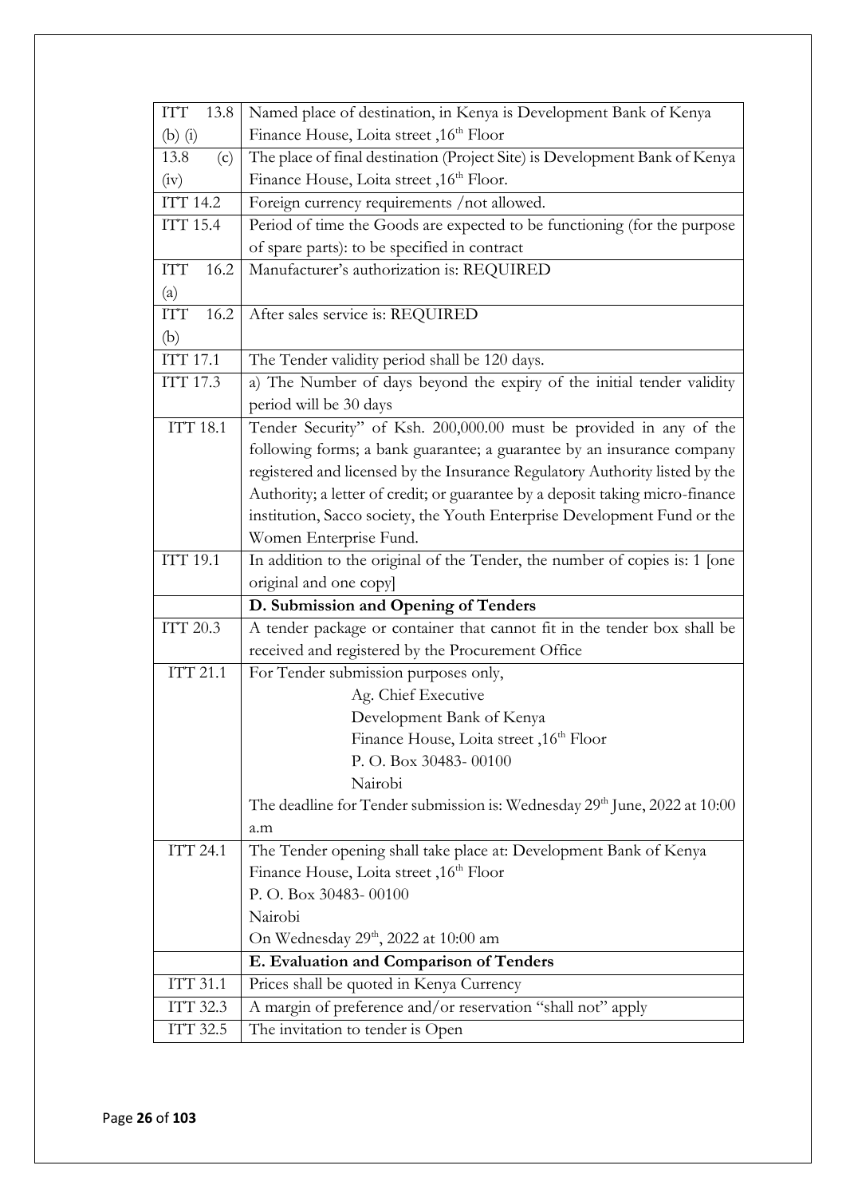| | |
|---|---|
| ITT 13.8 (b) (i) | Named place of destination, in Kenya is Development Bank of Kenya Finance House, Loita street ,16th Floor |
| 13.8 (c) (iv) | The place of final destination (Project Site) is Development Bank of Kenya Finance House, Loita street ,16th Floor. |
| ITT 14.2 | Foreign currency requirements /not allowed. |
| ITT 15.4 | Period of time the Goods are expected to be functioning (for the purpose of spare parts): to be specified in contract |
| ITT 16.2 (a) | Manufacturer's authorization is: REQUIRED |
| ITT 16.2 (b) | After sales service is: REQUIRED |
| ITT 17.1 | The Tender validity period shall be 120 days. |
| ITT 17.3 | a) The Number of days beyond the expiry of the initial tender validity period will be 30 days |
| ITT 18.1 | Tender Security" of Ksh. 200,000.00 must be provided in any of the following forms; a bank guarantee; a guarantee by an insurance company registered and licensed by the Insurance Regulatory Authority listed by the Authority; a letter of credit; or guarantee by a deposit taking micro-finance institution, Sacco society, the Youth Enterprise Development Fund or the Women Enterprise Fund. |
| ITT 19.1 | In addition to the original of the Tender, the number of copies is: 1 [one original and one copy] |
| | **D. Submission and Opening of Tenders** |
| ITT 20.3 | A tender package or container that cannot fit in the tender box shall be received and registered by the Procurement Office |
| ITT 21.1 | For Tender submission purposes only,<br>Ag. Chief Executive<br>Development Bank of Kenya<br>Finance House, Loita street ,16th Floor<br>P. O. Box 30483- 00100<br>Nairobi<br>The deadline for Tender submission is: Wednesday 29th June, 2022 at 10:00 a.m |
| ITT 24.1 | The Tender opening shall take place at: Development Bank of Kenya Finance House, Loita street ,16th Floor<br>P. O. Box 30483- 00100<br>Nairobi<br>On Wednesday 29th, 2022 at 10:00 am |
| | **E. Evaluation and Comparison of Tenders** |
| ITT 31.1 | Prices shall be quoted in Kenya Currency |
| ITT 32.3 | A margin of preference and/or reservation "shall not" apply |
| ITT 32.5 | The invitation to tender is Open |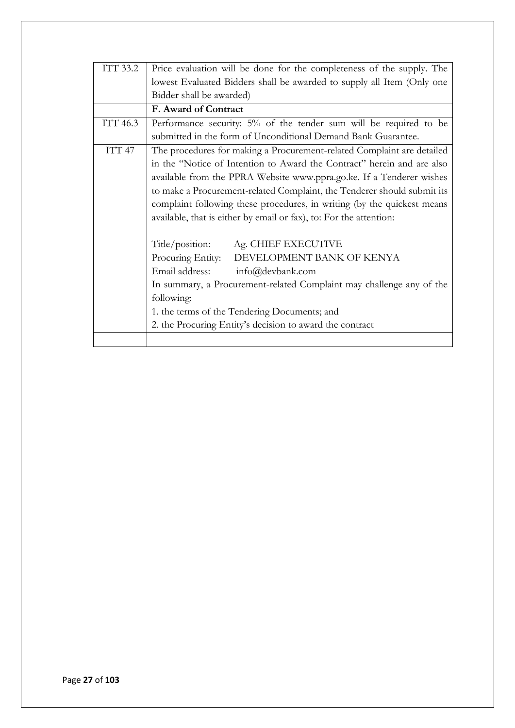| | |
|---|---|
| ITT 33.2 | Price evaluation will be done for the completeness of the supply. The lowest Evaluated Bidders shall be awarded to supply all Item (Only one Bidder shall be awarded) |
| | **F. Award of Contract** |
| ITT 46.3 | Performance security: 5% of the tender sum will be required to be submitted in the form of Unconditional Demand Bank Guarantee. |
| ITT 47 | The procedures for making a Procurement-related Complaint are detailed in the "Notice of Intention to Award the Contract" herein and are also available from the PPRA Website www.ppra.go.ke. If a Tenderer wishes to make a Procurement-related Complaint, the Tenderer should submit its complaint following these procedures, in writing (by the quickest means available, that is either by email or fax), to: For the attention:<br><br>Title/position: Ag. CHIEF EXECUTIVE<br>Procuring Entity: DEVELOPMENT BANK OF KENYA<br>Email address: info@devbank.com<br>In summary, a Procurement-related Complaint may challenge any of the following:<br>1. the terms of the Tendering Documents; and<br>2. the Procuring Entity's decision to award the contract |
| | |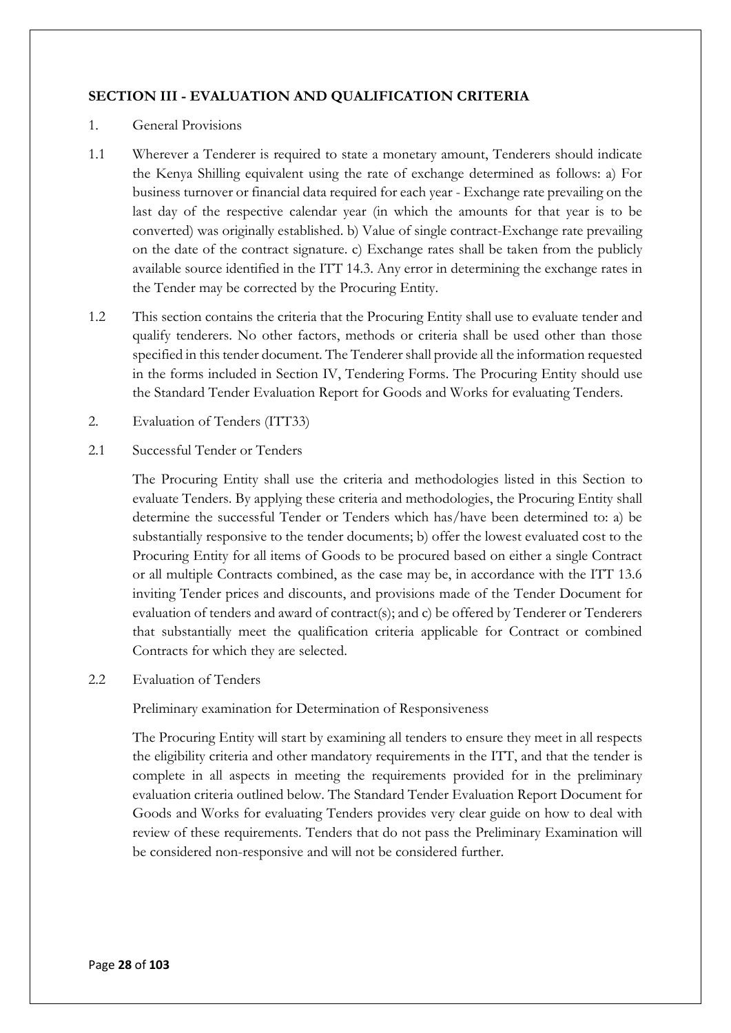## SECTION III - EVALUATION AND QUALIFICATION CRITERIA

1. General Provisions

1.1 Wherever a Tenderer is required to state a monetary amount, Tenderers should indicate the Kenya Shilling equivalent using the rate of exchange determined as follows: a) For business turnover or financial data required for each year - Exchange rate prevailing on the last day of the respective calendar year (in which the amounts for that year is to be converted) was originally established. b) Value of single contract-Exchange rate prevailing on the date of the contract signature. c) Exchange rates shall be taken from the publicly available source identified in the ITT 14.3. Any error in determining the exchange rates in the Tender may be corrected by the Procuring Entity.

1.2 This section contains the criteria that the Procuring Entity shall use to evaluate tender and qualify tenderers. No other factors, methods or criteria shall be used other than those specified in this tender document. The Tenderer shall provide all the information requested in the forms included in Section IV, Tendering Forms. The Procuring Entity should use the Standard Tender Evaluation Report for Goods and Works for evaluating Tenders.

2. Evaluation of Tenders (ITT33)

2.1 Successful Tender or Tenders

The Procuring Entity shall use the criteria and methodologies listed in this Section to evaluate Tenders. By applying these criteria and methodologies, the Procuring Entity shall determine the successful Tender or Tenders which has/have been determined to: a) be substantially responsive to the tender documents; b) offer the lowest evaluated cost to the Procuring Entity for all items of Goods to be procured based on either a single Contract or all multiple Contracts combined, as the case may be, in accordance with the ITT 13.6 inviting Tender prices and discounts, and provisions made of the Tender Document for evaluation of tenders and award of contract(s); and c) be offered by Tenderer or Tenderers that substantially meet the qualification criteria applicable for Contract or combined Contracts for which they are selected.

2.2 Evaluation of Tenders

Preliminary examination for Determination of Responsiveness

The Procuring Entity will start by examining all tenders to ensure they meet in all respects the eligibility criteria and other mandatory requirements in the ITT, and that the tender is complete in all aspects in meeting the requirements provided for in the preliminary evaluation criteria outlined below. The Standard Tender Evaluation Report Document for Goods and Works for evaluating Tenders provides very clear guide on how to deal with review of these requirements. Tenders that do not pass the Preliminary Examination will be considered non-responsive and will not be considered further.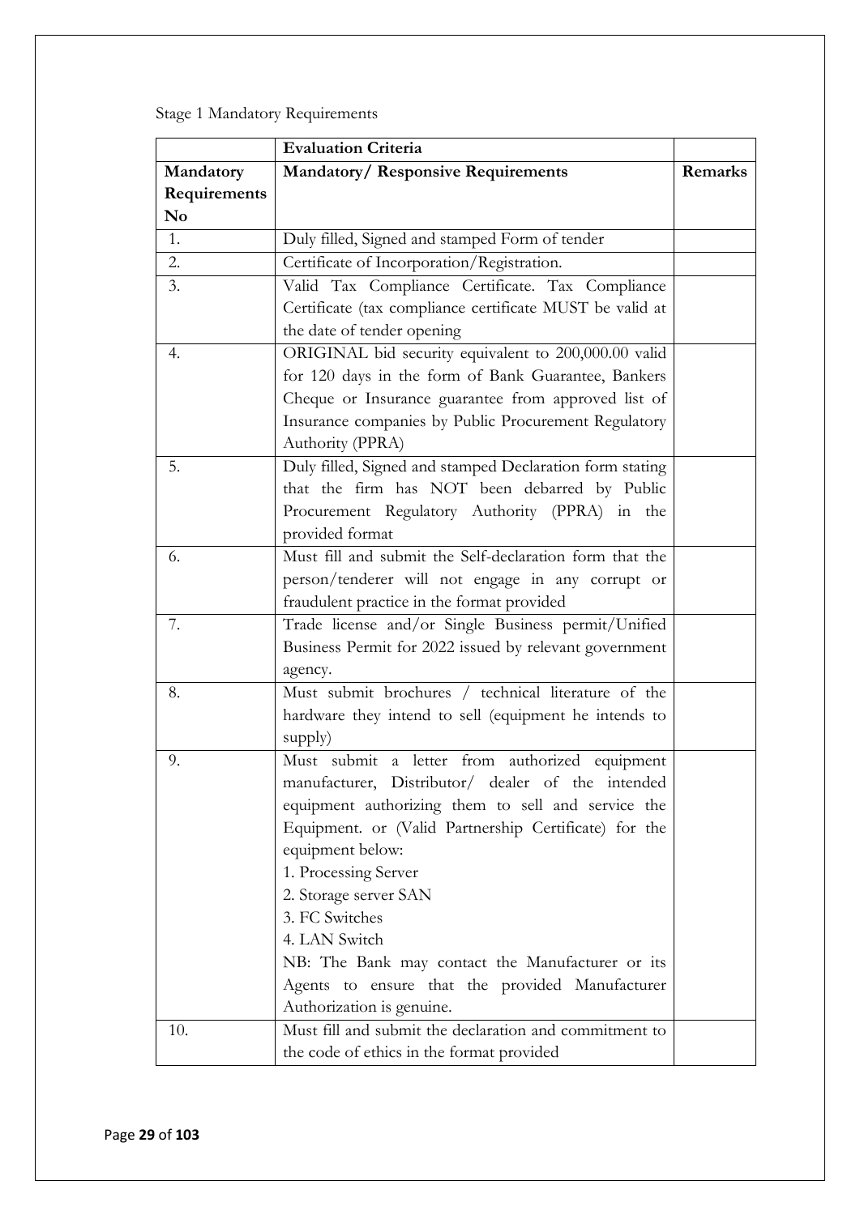Stage 1 Mandatory Requirements

| | **Evaluation Criteria** | |
|---|---|---|
| **Mandatory Requirements No** | **Mandatory/ Responsive Requirements** | **Remarks** |
| 1. | Duly filled, Signed and stamped Form of tender | |
| 2. | Certificate of Incorporation/Registration. | |
| 3. | Valid Tax Compliance Certificate. Tax Compliance Certificate (tax compliance certificate MUST be valid at the date of tender opening | |
| 4. | ORIGINAL bid security equivalent to 200,000.00 valid for 120 days in the form of Bank Guarantee, Bankers Cheque or Insurance guarantee from approved list of Insurance companies by Public Procurement Regulatory Authority (PPRA) | |
| 5. | Duly filled, Signed and stamped Declaration form stating that the firm has NOT been debarred by Public Procurement Regulatory Authority (PPRA) in the provided format | |
| 6. | Must fill and submit the Self-declaration form that the person/tenderer will not engage in any corrupt or fraudulent practice in the format provided | |
| 7. | Trade license and/or Single Business permit/Unified Business Permit for 2022 issued by relevant government agency. | |
| 8. | Must submit brochures / technical literature of the hardware they intend to sell (equipment he intends to supply) | |
| 9. | Must submit a letter from authorized equipment manufacturer, Distributor/ dealer of the intended equipment authorizing them to sell and service the Equipment. or (Valid Partnership Certificate) for the equipment below:<br>1. Processing Server<br>2. Storage server SAN<br>3. FC Switches<br>4. LAN Switch<br>NB: The Bank may contact the Manufacturer or its Agents to ensure that the provided Manufacturer Authorization is genuine. | |
| 10. | Must fill and submit the declaration and commitment to the code of ethics in the format provided | |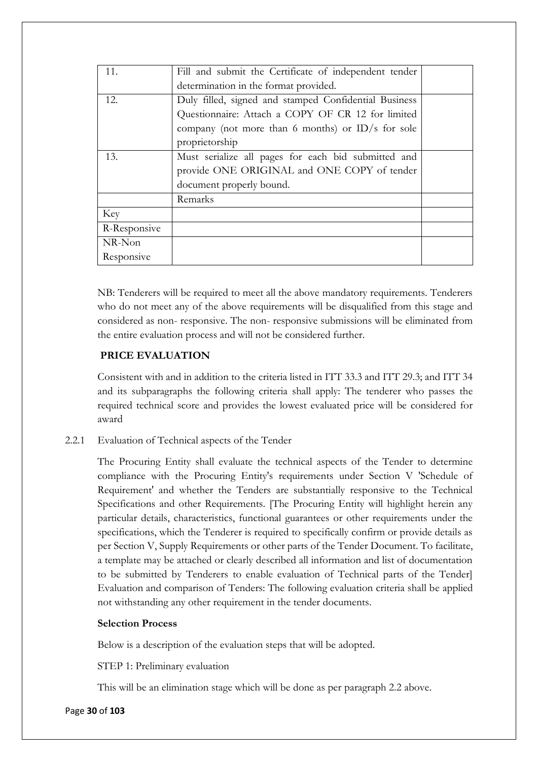| | | |
|---|---|---|
| 11. | Fill and submit the Certificate of independent tender determination in the format provided. | |
| 12. | Duly filled, signed and stamped Confidential Business Questionnaire: Attach a COPY OF CR 12 for limited company (not more than 6 months) or ID/s for sole proprietorship | |
| 13. | Must serialize all pages for each bid submitted and provide ONE ORIGINAL and ONE COPY of tender document properly bound. | |
| | Remarks | |
| Key | | |
| R-Responsive | | |
| NR-Non Responsive | | |

NB: Tenderers will be required to meet all the above mandatory requirements. Tenderers who do not meet any of the above requirements will be disqualified from this stage and considered as non- responsive. The non- responsive submissions will be eliminated from the entire evaluation process and will not be considered further.

**PRICE EVALUATION**

Consistent with and in addition to the criteria listed in ITT 33.3 and ITT 29.3; and ITT 34 and its subparagraphs the following criteria shall apply: The tenderer who passes the required technical score and provides the lowest evaluated price will be considered for award

2.2.1 Evaluation of Technical aspects of the Tender

The Procuring Entity shall evaluate the technical aspects of the Tender to determine compliance with the Procuring Entity's requirements under Section V 'Schedule of Requirement' and whether the Tenders are substantially responsive to the Technical Specifications and other Requirements. [The Procuring Entity will highlight herein any particular details, characteristics, functional guarantees or other requirements under the specifications, which the Tenderer is required to specifically confirm or provide details as per Section V, Supply Requirements or other parts of the Tender Document. To facilitate, a template may be attached or clearly described all information and list of documentation to be submitted by Tenderers to enable evaluation of Technical parts of the Tender] Evaluation and comparison of Tenders: The following evaluation criteria shall be applied not withstanding any other requirement in the tender documents.

**Selection Process**

Below is a description of the evaluation steps that will be adopted.

STEP 1: Preliminary evaluation

This will be an elimination stage which will be done as per paragraph 2.2 above.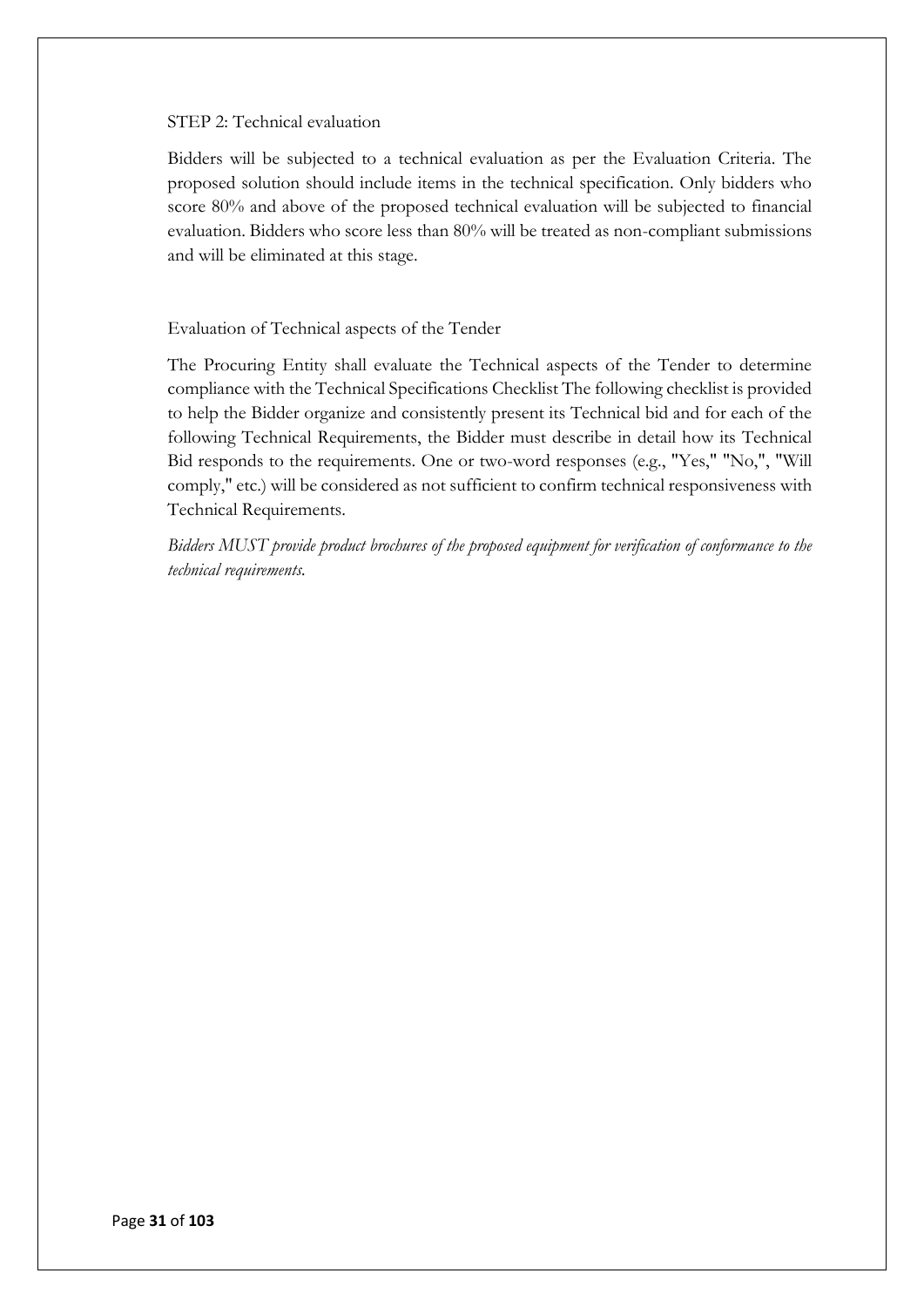STEP 2: Technical evaluation

Bidders will be subjected to a technical evaluation as per the Evaluation Criteria. The proposed solution should include items in the technical specification. Only bidders who score 80% and above of the proposed technical evaluation will be subjected to financial evaluation. Bidders who score less than 80% will be treated as non-compliant submissions and will be eliminated at this stage.

Evaluation of Technical aspects of the Tender

The Procuring Entity shall evaluate the Technical aspects of the Tender to determine compliance with the Technical Specifications Checklist The following checklist is provided to help the Bidder organize and consistently present its Technical bid and for each of the following Technical Requirements, the Bidder must describe in detail how its Technical Bid responds to the requirements. One or two-word responses (e.g., "Yes," "No,", "Will comply," etc.) will be considered as not sufficient to confirm technical responsiveness with Technical Requirements.

*Bidders MUST provide product brochures of the proposed equipment for verification of conformance to the technical requirements.*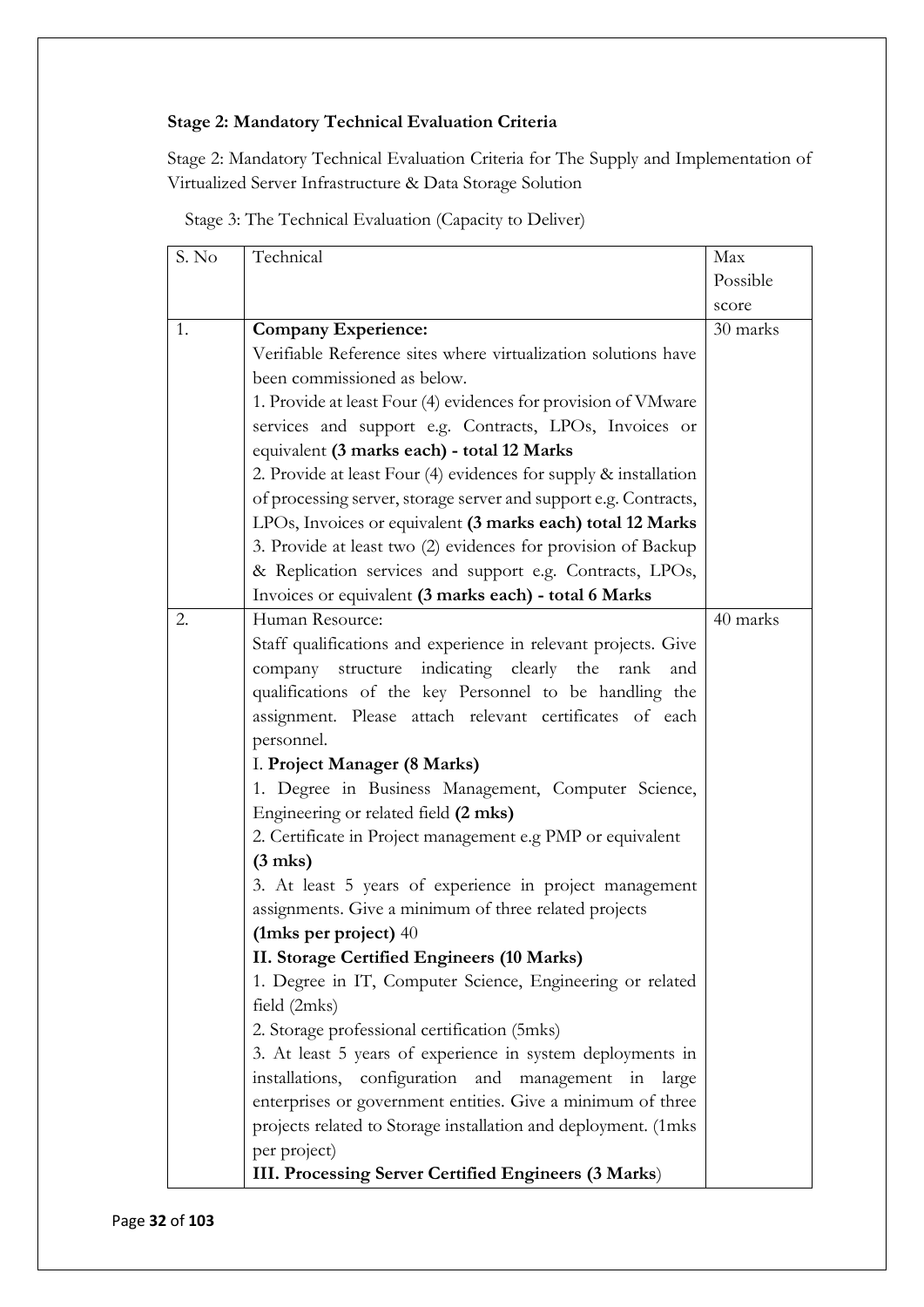**Stage 2: Mandatory Technical Evaluation Criteria**

Stage 2: Mandatory Technical Evaluation Criteria for The Supply and Implementation of Virtualized Server Infrastructure & Data Storage Solution

Stage 3: The Technical Evaluation (Capacity to Deliver)

| S. No | Technical | Max Possible score |
|---|---|---|
| 1. | **Company Experience:**<br>Verifiable Reference sites where virtualization solutions have been commissioned as below.<br>1. Provide at least Four (4) evidences for provision of VMware services and support e.g. Contracts, LPOs, Invoices or equivalent **(3 marks each) - total 12 Marks**<br>2. Provide at least Four (4) evidences for supply & installation of processing server, storage server and support e.g. Contracts, LPOs, Invoices or equivalent **(3 marks each) total 12 Marks**<br>3. Provide at least two (2) evidences for provision of Backup & Replication services and support e.g. Contracts, LPOs, Invoices or equivalent **(3 marks each) - total 6 Marks** | 30 marks |
| 2. | Human Resource:<br>Staff qualifications and experience in relevant projects. Give company structure indicating clearly the rank and qualifications of the key Personnel to be handling the assignment. Please attach relevant certificates of each personnel.<br>I. **Project Manager (8 Marks)**<br>1. Degree in Business Management, Computer Science, Engineering or related field **(2 mks)**<br>2. Certificate in Project management e.g PMP or equivalent **(3 mks)**<br>3. At least 5 years of experience in project management assignments. Give a minimum of three related projects **(1mks per project)** 40<br>**II. Storage Certified Engineers (10 Marks)**<br>1. Degree in IT, Computer Science, Engineering or related field (2mks)<br>2. Storage professional certification (5mks)<br>3. At least 5 years of experience in system deployments in installations, configuration and management in large enterprises or government entities. Give a minimum of three projects related to Storage installation and deployment. (1mks per project)<br>**III. Processing Server Certified Engineers (3 Marks**) | 40 marks |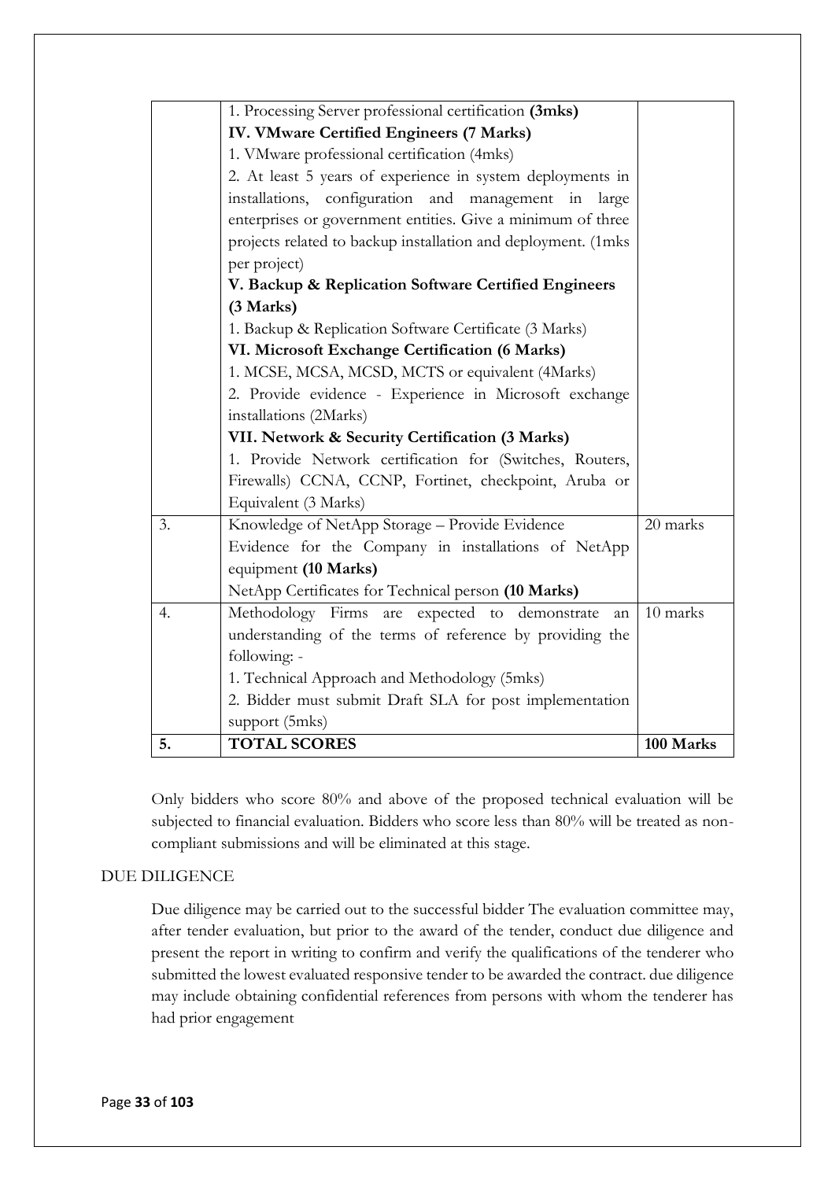| | | |
|---|---|---|
| | 1. Processing Server professional certification **(3mks)**<br>**IV. VMware Certified Engineers (7 Marks)**<br>1. VMware professional certification (4mks)<br>2. At least 5 years of experience in system deployments in installations, configuration and management in large enterprises or government entities. Give a minimum of three projects related to backup installation and deployment. (1mks per project)<br>**V. Backup & Replication Software Certified Engineers (3 Marks)**<br>1. Backup & Replication Software Certificate (3 Marks)<br>**VI. Microsoft Exchange Certification (6 Marks)**<br>1. MCSE, MCSA, MCSD, MCTS or equivalent (4Marks)<br>2. Provide evidence - Experience in Microsoft exchange installations (2Marks)<br>**VII. Network & Security Certification (3 Marks)**<br>1. Provide Network certification for (Switches, Routers, Firewalls) CCNA, CCNP, Fortinet, checkpoint, Aruba or Equivalent (3 Marks) | |
| 3. | Knowledge of NetApp Storage – Provide Evidence<br>Evidence for the Company in installations of NetApp equipment **(10 Marks)**<br>NetApp Certificates for Technical person **(10 Marks)** | 20 marks |
| 4. | Methodology Firms are expected to demonstrate an understanding of the terms of reference by providing the following: -<br>1. Technical Approach and Methodology (5mks)<br>2. Bidder must submit Draft SLA for post implementation support (5mks) | 10 marks |
| **5.** | **TOTAL SCORES** | **100 Marks** |

Only bidders who score 80% and above of the proposed technical evaluation will be subjected to financial evaluation. Bidders who score less than 80% will be treated as non-compliant submissions and will be eliminated at this stage.

DUE DILIGENCE

Due diligence may be carried out to the successful bidder The evaluation committee may, after tender evaluation, but prior to the award of the tender, conduct due diligence and present the report in writing to confirm and verify the qualifications of the tenderer who submitted the lowest evaluated responsive tender to be awarded the contract. due diligence may include obtaining confidential references from persons with whom the tenderer has had prior engagement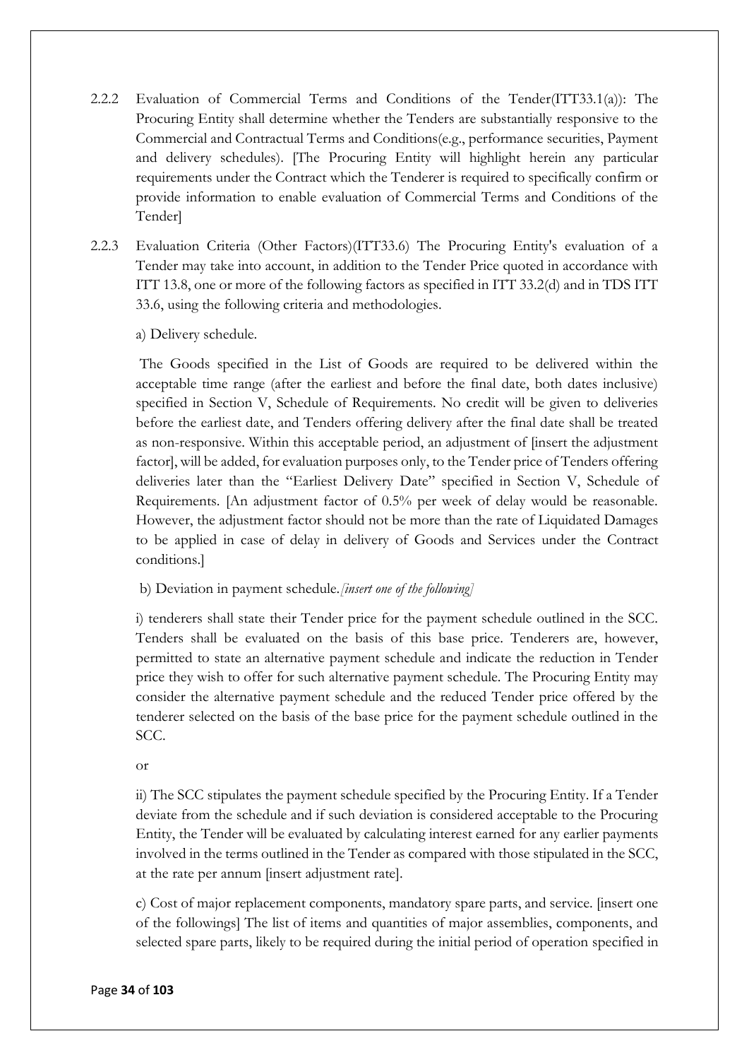2.2.2 Evaluation of Commercial Terms and Conditions of the Tender(ITT33.1(a)): The Procuring Entity shall determine whether the Tenders are substantially responsive to the Commercial and Contractual Terms and Conditions(e.g., performance securities, Payment and delivery schedules). [The Procuring Entity will highlight herein any particular requirements under the Contract which the Tenderer is required to specifically confirm or provide information to enable evaluation of Commercial Terms and Conditions of the Tender]

2.2.3 Evaluation Criteria (Other Factors)(ITT33.6) The Procuring Entity's evaluation of a Tender may take into account, in addition to the Tender Price quoted in accordance with ITT 13.8, one or more of the following factors as specified in ITT 33.2(d) and in TDS ITT 33.6, using the following criteria and methodologies.

a) Delivery schedule.

The Goods specified in the List of Goods are required to be delivered within the acceptable time range (after the earliest and before the final date, both dates inclusive) specified in Section V, Schedule of Requirements. No credit will be given to deliveries before the earliest date, and Tenders offering delivery after the final date shall be treated as non-responsive. Within this acceptable period, an adjustment of [insert the adjustment factor], will be added, for evaluation purposes only, to the Tender price of Tenders offering deliveries later than the "Earliest Delivery Date" specified in Section V, Schedule of Requirements. [An adjustment factor of 0.5% per week of delay would be reasonable. However, the adjustment factor should not be more than the rate of Liquidated Damages to be applied in case of delay in delivery of Goods and Services under the Contract conditions.]

b) Deviation in payment schedule.*[insert one of the following]*

i) tenderers shall state their Tender price for the payment schedule outlined in the SCC. Tenders shall be evaluated on the basis of this base price. Tenderers are, however, permitted to state an alternative payment schedule and indicate the reduction in Tender price they wish to offer for such alternative payment schedule. The Procuring Entity may consider the alternative payment schedule and the reduced Tender price offered by the tenderer selected on the basis of the base price for the payment schedule outlined in the SCC.

or

ii) The SCC stipulates the payment schedule specified by the Procuring Entity. If a Tender deviate from the schedule and if such deviation is considered acceptable to the Procuring Entity, the Tender will be evaluated by calculating interest earned for any earlier payments involved in the terms outlined in the Tender as compared with those stipulated in the SCC, at the rate per annum [insert adjustment rate].

c) Cost of major replacement components, mandatory spare parts, and service. [insert one of the followings] The list of items and quantities of major assemblies, components, and selected spare parts, likely to be required during the initial period of operation specified in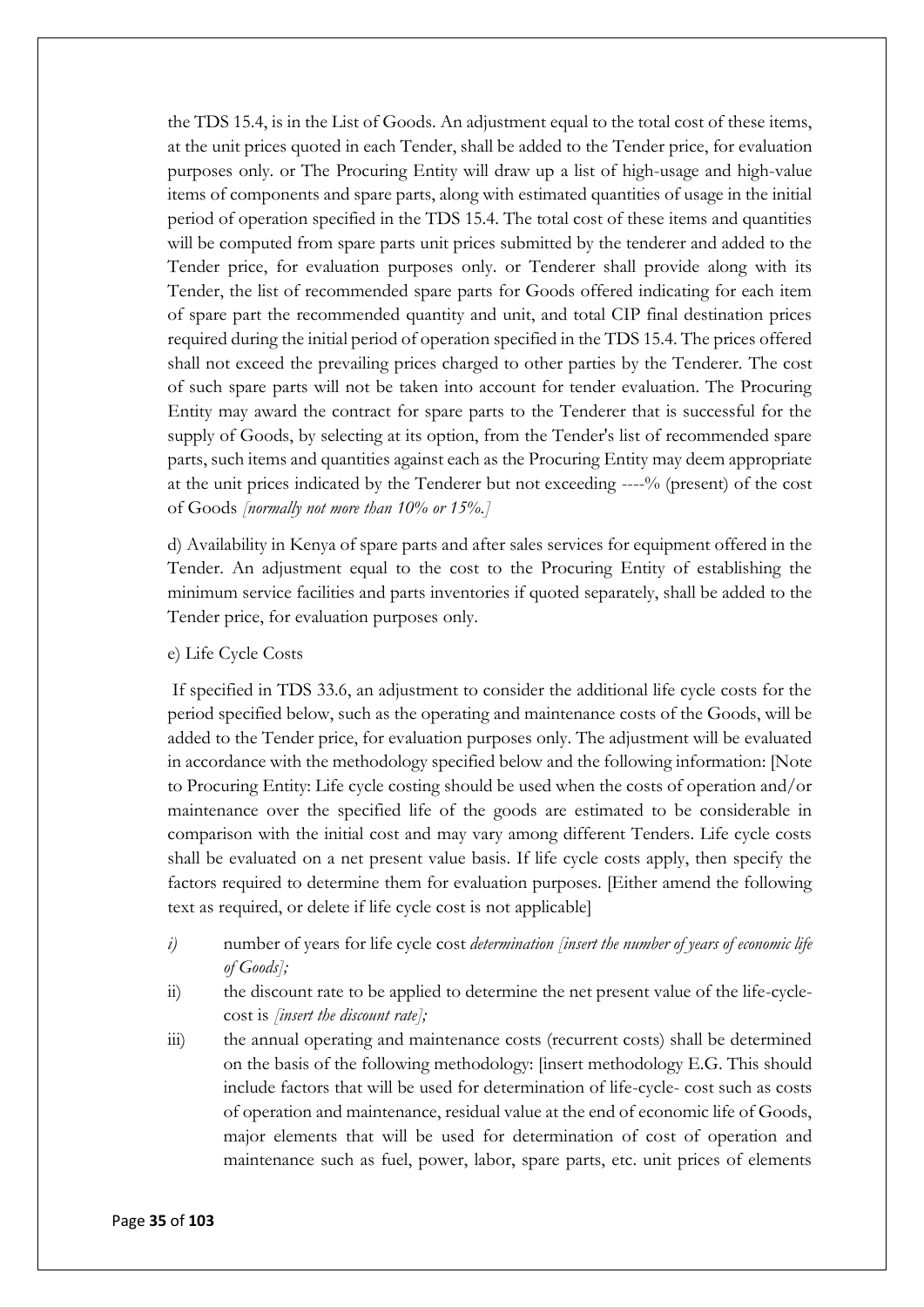the TDS 15.4, is in the List of Goods. An adjustment equal to the total cost of these items, at the unit prices quoted in each Tender, shall be added to the Tender price, for evaluation purposes only. or The Procuring Entity will draw up a list of high-usage and high-value items of components and spare parts, along with estimated quantities of usage in the initial period of operation specified in the TDS 15.4. The total cost of these items and quantities will be computed from spare parts unit prices submitted by the tenderer and added to the Tender price, for evaluation purposes only. or Tenderer shall provide along with its Tender, the list of recommended spare parts for Goods offered indicating for each item of spare part the recommended quantity and unit, and total CIP final destination prices required during the initial period of operation specified in the TDS 15.4. The prices offered shall not exceed the prevailing prices charged to other parties by the Tenderer. The cost of such spare parts will not be taken into account for tender evaluation. The Procuring Entity may award the contract for spare parts to the Tenderer that is successful for the supply of Goods, by selecting at its option, from the Tender's list of recommended spare parts, such items and quantities against each as the Procuring Entity may deem appropriate at the unit prices indicated by the Tenderer but not exceeding ----% (present) of the cost of Goods *[normally not more than 10% or 15%.]*

d) Availability in Kenya of spare parts and after sales services for equipment offered in the Tender. An adjustment equal to the cost to the Procuring Entity of establishing the minimum service facilities and parts inventories if quoted separately, shall be added to the Tender price, for evaluation purposes only.

e) Life Cycle Costs

If specified in TDS 33.6, an adjustment to consider the additional life cycle costs for the period specified below, such as the operating and maintenance costs of the Goods, will be added to the Tender price, for evaluation purposes only. The adjustment will be evaluated in accordance with the methodology specified below and the following information: [Note to Procuring Entity: Life cycle costing should be used when the costs of operation and/or maintenance over the specified life of the goods are estimated to be considerable in comparison with the initial cost and may vary among different Tenders. Life cycle costs shall be evaluated on a net present value basis. If life cycle costs apply, then specify the factors required to determine them for evaluation purposes. [Either amend the following text as required, or delete if life cycle cost is not applicable]

*i)* number of years for life cycle cost *determination [insert the number of years of economic life of Goods];*

ii) the discount rate to be applied to determine the net present value of the life-cycle-cost is *[insert the discount rate];*

iii) the annual operating and maintenance costs (recurrent costs) shall be determined on the basis of the following methodology: [insert methodology E.G. This should include factors that will be used for determination of life-cycle- cost such as costs of operation and maintenance, residual value at the end of economic life of Goods, major elements that will be used for determination of cost of operation and maintenance such as fuel, power, labor, spare parts, etc. unit prices of elements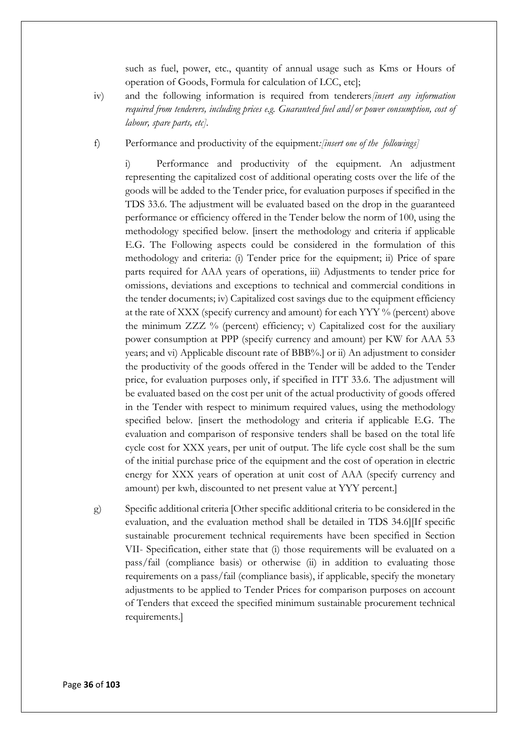such as fuel, power, etc., quantity of annual usage such as Kms or Hours of operation of Goods, Formula for calculation of LCC, etc];

iv) and the following information is required from tenderers *[insert any information required from tenderers, including prices e.g. Guaranteed fuel and/or power consumption, cost of labour, spare parts, etc]*.

f) Performance and productivity of the equipment*:[insert one of the followings]*

i) Performance and productivity of the equipment. An adjustment representing the capitalized cost of additional operating costs over the life of the goods will be added to the Tender price, for evaluation purposes if specified in the TDS 33.6. The adjustment will be evaluated based on the drop in the guaranteed performance or efficiency offered in the Tender below the norm of 100, using the methodology specified below. [insert the methodology and criteria if applicable E.G. The Following aspects could be considered in the formulation of this methodology and criteria: (i) Tender price for the equipment; ii) Price of spare parts required for AAA years of operations, iii) Adjustments to tender price for omissions, deviations and exceptions to technical and commercial conditions in the tender documents; iv) Capitalized cost savings due to the equipment efficiency at the rate of XXX (specify currency and amount) for each YYY % (percent) above the minimum ZZZ % (percent) efficiency; v) Capitalized cost for the auxiliary power consumption at PPP (specify currency and amount) per KW for AAA 53 years; and vi) Applicable discount rate of BBB%.] or ii) An adjustment to consider the productivity of the goods offered in the Tender will be added to the Tender price, for evaluation purposes only, if specified in ITT 33.6. The adjustment will be evaluated based on the cost per unit of the actual productivity of goods offered in the Tender with respect to minimum required values, using the methodology specified below. [insert the methodology and criteria if applicable E.G. The evaluation and comparison of responsive tenders shall be based on the total life cycle cost for XXX years, per unit of output. The life cycle cost shall be the sum of the initial purchase price of the equipment and the cost of operation in electric energy for XXX years of operation at unit cost of AAA (specify currency and amount) per kwh, discounted to net present value at YYY percent.]

g) Specific additional criteria [Other specific additional criteria to be considered in the evaluation, and the evaluation method shall be detailed in TDS 34.6][If specific sustainable procurement technical requirements have been specified in Section VII- Specification, either state that (i) those requirements will be evaluated on a pass/fail (compliance basis) or otherwise (ii) in addition to evaluating those requirements on a pass/fail (compliance basis), if applicable, specify the monetary adjustments to be applied to Tender Prices for comparison purposes on account of Tenders that exceed the specified minimum sustainable procurement technical requirements.]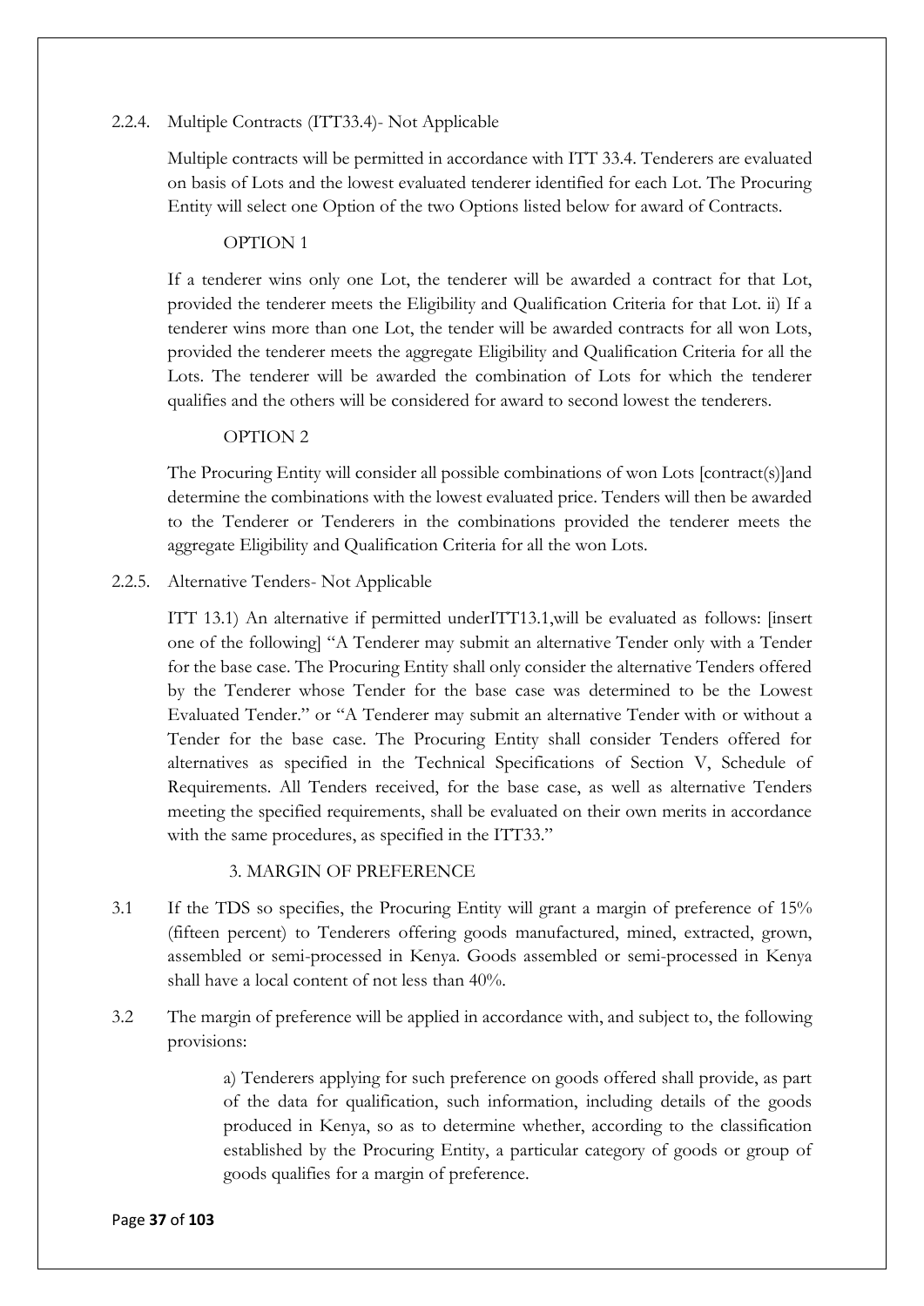2.2.4. Multiple Contracts (ITT33.4)- Not Applicable

Multiple contracts will be permitted in accordance with ITT 33.4. Tenderers are evaluated on basis of Lots and the lowest evaluated tenderer identified for each Lot. The Procuring Entity will select one Option of the two Options listed below for award of Contracts.

OPTION 1

If a tenderer wins only one Lot, the tenderer will be awarded a contract for that Lot, provided the tenderer meets the Eligibility and Qualification Criteria for that Lot. ii) If a tenderer wins more than one Lot, the tender will be awarded contracts for all won Lots, provided the tenderer meets the aggregate Eligibility and Qualification Criteria for all the Lots. The tenderer will be awarded the combination of Lots for which the tenderer qualifies and the others will be considered for award to second lowest the tenderers.

OPTION 2

The Procuring Entity will consider all possible combinations of won Lots [contract(s)]and determine the combinations with the lowest evaluated price. Tenders will then be awarded to the Tenderer or Tenderers in the combinations provided the tenderer meets the aggregate Eligibility and Qualification Criteria for all the won Lots.

2.2.5. Alternative Tenders- Not Applicable

ITT 13.1) An alternative if permitted underITT13.1,will be evaluated as follows: [insert one of the following] "A Tenderer may submit an alternative Tender only with a Tender for the base case. The Procuring Entity shall only consider the alternative Tenders offered by the Tenderer whose Tender for the base case was determined to be the Lowest Evaluated Tender." or "A Tenderer may submit an alternative Tender with or without a Tender for the base case. The Procuring Entity shall consider Tenders offered for alternatives as specified in the Technical Specifications of Section V, Schedule of Requirements. All Tenders received, for the base case, as well as alternative Tenders meeting the specified requirements, shall be evaluated on their own merits in accordance with the same procedures, as specified in the ITT33."

## 3. MARGIN OF PREFERENCE

3.1 If the TDS so specifies, the Procuring Entity will grant a margin of preference of 15% (fifteen percent) to Tenderers offering goods manufactured, mined, extracted, grown, assembled or semi-processed in Kenya. Goods assembled or semi-processed in Kenya shall have a local content of not less than 40%.

3.2 The margin of preference will be applied in accordance with, and subject to, the following provisions:

a) Tenderers applying for such preference on goods offered shall provide, as part of the data for qualification, such information, including details of the goods produced in Kenya, so as to determine whether, according to the classification established by the Procuring Entity, a particular category of goods or group of goods qualifies for a margin of preference.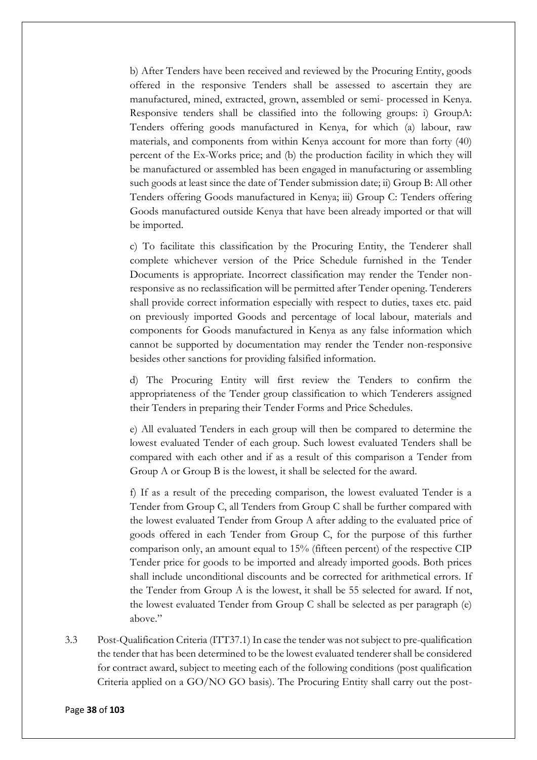b) After Tenders have been received and reviewed by the Procuring Entity, goods offered in the responsive Tenders shall be assessed to ascertain they are manufactured, mined, extracted, grown, assembled or semi- processed in Kenya. Responsive tenders shall be classified into the following groups: i) GroupA: Tenders offering goods manufactured in Kenya, for which (a) labour, raw materials, and components from within Kenya account for more than forty (40) percent of the Ex-Works price; and (b) the production facility in which they will be manufactured or assembled has been engaged in manufacturing or assembling such goods at least since the date of Tender submission date; ii) Group B: All other Tenders offering Goods manufactured in Kenya; iii) Group C: Tenders offering Goods manufactured outside Kenya that have been already imported or that will be imported.

c) To facilitate this classification by the Procuring Entity, the Tenderer shall complete whichever version of the Price Schedule furnished in the Tender Documents is appropriate. Incorrect classification may render the Tender non-responsive as no reclassification will be permitted after Tender opening. Tenderers shall provide correct information especially with respect to duties, taxes etc. paid on previously imported Goods and percentage of local labour, materials and components for Goods manufactured in Kenya as any false information which cannot be supported by documentation may render the Tender non-responsive besides other sanctions for providing falsified information.

d) The Procuring Entity will first review the Tenders to confirm the appropriateness of the Tender group classification to which Tenderers assigned their Tenders in preparing their Tender Forms and Price Schedules.

e) All evaluated Tenders in each group will then be compared to determine the lowest evaluated Tender of each group. Such lowest evaluated Tenders shall be compared with each other and if as a result of this comparison a Tender from Group A or Group B is the lowest, it shall be selected for the award.

f) If as a result of the preceding comparison, the lowest evaluated Tender is a Tender from Group C, all Tenders from Group C shall be further compared with the lowest evaluated Tender from Group A after adding to the evaluated price of goods offered in each Tender from Group C, for the purpose of this further comparison only, an amount equal to 15% (fifteen percent) of the respective CIP Tender price for goods to be imported and already imported goods. Both prices shall include unconditional discounts and be corrected for arithmetical errors. If the Tender from Group A is the lowest, it shall be 55 selected for award. If not, the lowest evaluated Tender from Group C shall be selected as per paragraph (e) above."

3.3 Post-Qualification Criteria (ITT37.1) In case the tender was not subject to pre-qualification the tender that has been determined to be the lowest evaluated tenderer shall be considered for contract award, subject to meeting each of the following conditions (post qualification Criteria applied on a GO/NO GO basis). The Procuring Entity shall carry out the post-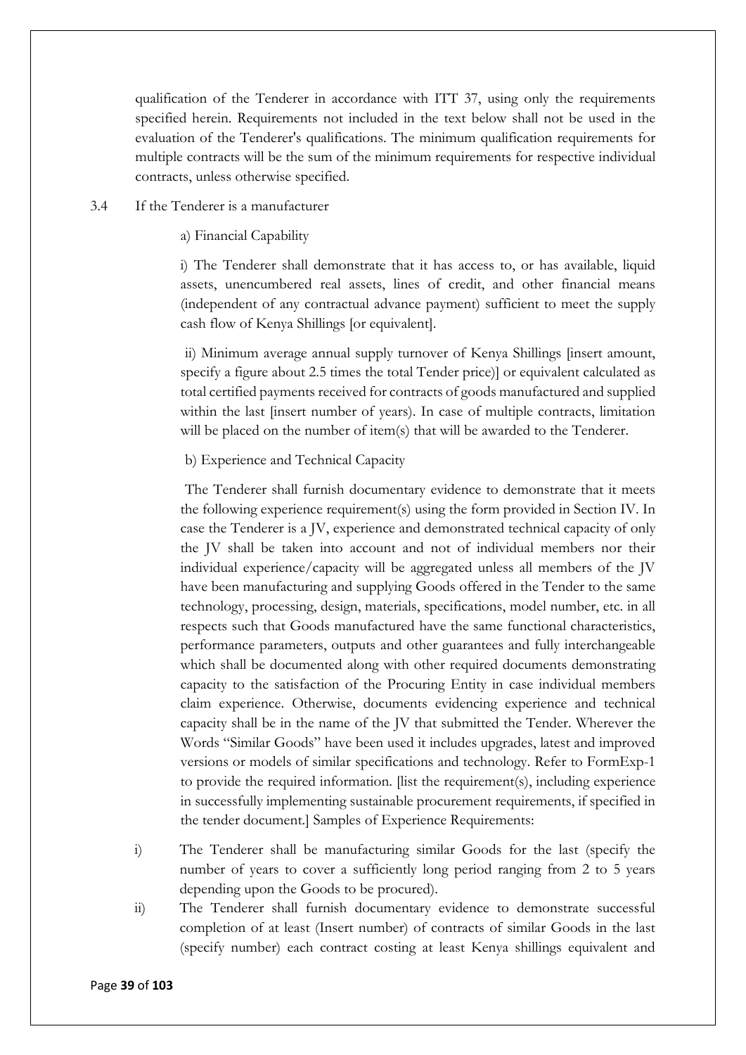qualification of the Tenderer in accordance with ITT 37, using only the requirements specified herein. Requirements not included in the text below shall not be used in the evaluation of the Tenderer's qualifications. The minimum qualification requirements for multiple contracts will be the sum of the minimum requirements for respective individual contracts, unless otherwise specified.

3.4 If the Tenderer is a manufacturer

a) Financial Capability

i) The Tenderer shall demonstrate that it has access to, or has available, liquid assets, unencumbered real assets, lines of credit, and other financial means (independent of any contractual advance payment) sufficient to meet the supply cash flow of Kenya Shillings [or equivalent].

ii) Minimum average annual supply turnover of Kenya Shillings [insert amount, specify a figure about 2.5 times the total Tender price)] or equivalent calculated as total certified payments received for contracts of goods manufactured and supplied within the last [insert number of years). In case of multiple contracts, limitation will be placed on the number of item(s) that will be awarded to the Tenderer.

b) Experience and Technical Capacity

The Tenderer shall furnish documentary evidence to demonstrate that it meets the following experience requirement(s) using the form provided in Section IV. In case the Tenderer is a JV, experience and demonstrated technical capacity of only the JV shall be taken into account and not of individual members nor their individual experience/capacity will be aggregated unless all members of the JV have been manufacturing and supplying Goods offered in the Tender to the same technology, processing, design, materials, specifications, model number, etc. in all respects such that Goods manufactured have the same functional characteristics, performance parameters, outputs and other guarantees and fully interchangeable which shall be documented along with other required documents demonstrating capacity to the satisfaction of the Procuring Entity in case individual members claim experience. Otherwise, documents evidencing experience and technical capacity shall be in the name of the JV that submitted the Tender. Wherever the Words "Similar Goods" have been used it includes upgrades, latest and improved versions or models of similar specifications and technology. Refer to FormExp-1 to provide the required information. [list the requirement(s), including experience in successfully implementing sustainable procurement requirements, if specified in the tender document.] Samples of Experience Requirements:

i) The Tenderer shall be manufacturing similar Goods for the last (specify the number of years to cover a sufficiently long period ranging from 2 to 5 years depending upon the Goods to be procured).

ii) The Tenderer shall furnish documentary evidence to demonstrate successful completion of at least (Insert number) of contracts of similar Goods in the last (specify number) each contract costing at least Kenya shillings equivalent and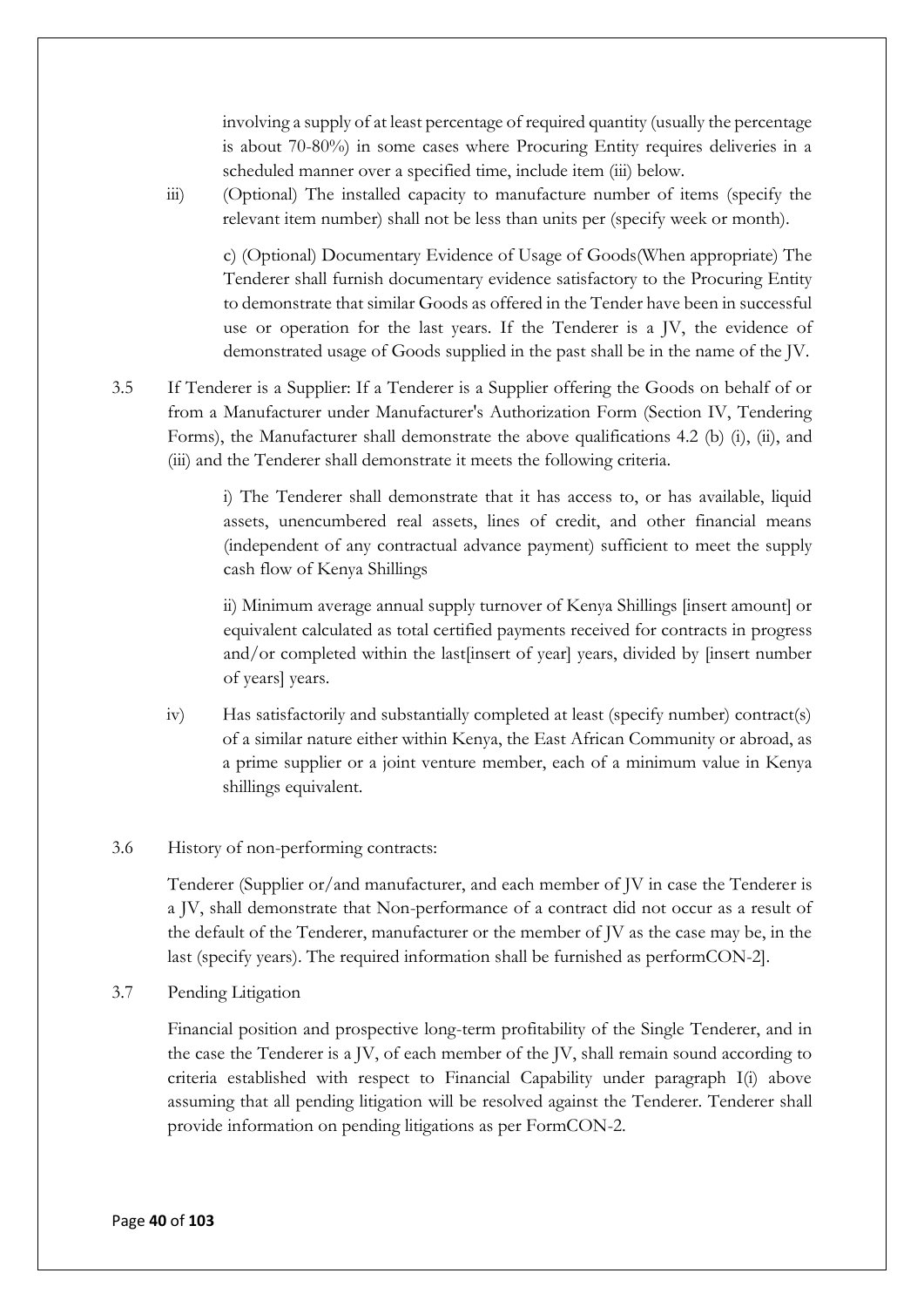involving a supply of at least percentage of required quantity (usually the percentage is about 70-80%) in some cases where Procuring Entity requires deliveries in a scheduled manner over a specified time, include item (iii) below.

iii) (Optional) The installed capacity to manufacture number of items (specify the relevant item number) shall not be less than units per (specify week or month).

c) (Optional) Documentary Evidence of Usage of Goods(When appropriate) The Tenderer shall furnish documentary evidence satisfactory to the Procuring Entity to demonstrate that similar Goods as offered in the Tender have been in successful use or operation for the last years. If the Tenderer is a JV, the evidence of demonstrated usage of Goods supplied in the past shall be in the name of the JV.

3.5 If Tenderer is a Supplier: If a Tenderer is a Supplier offering the Goods on behalf of or from a Manufacturer under Manufacturer's Authorization Form (Section IV, Tendering Forms), the Manufacturer shall demonstrate the above qualifications 4.2 (b) (i), (ii), and (iii) and the Tenderer shall demonstrate it meets the following criteria.

i) The Tenderer shall demonstrate that it has access to, or has available, liquid assets, unencumbered real assets, lines of credit, and other financial means (independent of any contractual advance payment) sufficient to meet the supply cash flow of Kenya Shillings

ii) Minimum average annual supply turnover of Kenya Shillings [insert amount] or equivalent calculated as total certified payments received for contracts in progress and/or completed within the last[insert of year] years, divided by [insert number of years] years.

iv) Has satisfactorily and substantially completed at least (specify number) contract(s) of a similar nature either within Kenya, the East African Community or abroad, as a prime supplier or a joint venture member, each of a minimum value in Kenya shillings equivalent.

3.6 History of non-performing contracts:

Tenderer (Supplier or/and manufacturer, and each member of JV in case the Tenderer is a JV, shall demonstrate that Non-performance of a contract did not occur as a result of the default of the Tenderer, manufacturer or the member of JV as the case may be, in the last (specify years). The required information shall be furnished as performCON-2].

3.7 Pending Litigation

Financial position and prospective long-term profitability of the Single Tenderer, and in the case the Tenderer is a JV, of each member of the JV, shall remain sound according to criteria established with respect to Financial Capability under paragraph I(i) above assuming that all pending litigation will be resolved against the Tenderer. Tenderer shall provide information on pending litigations as per FormCON-2.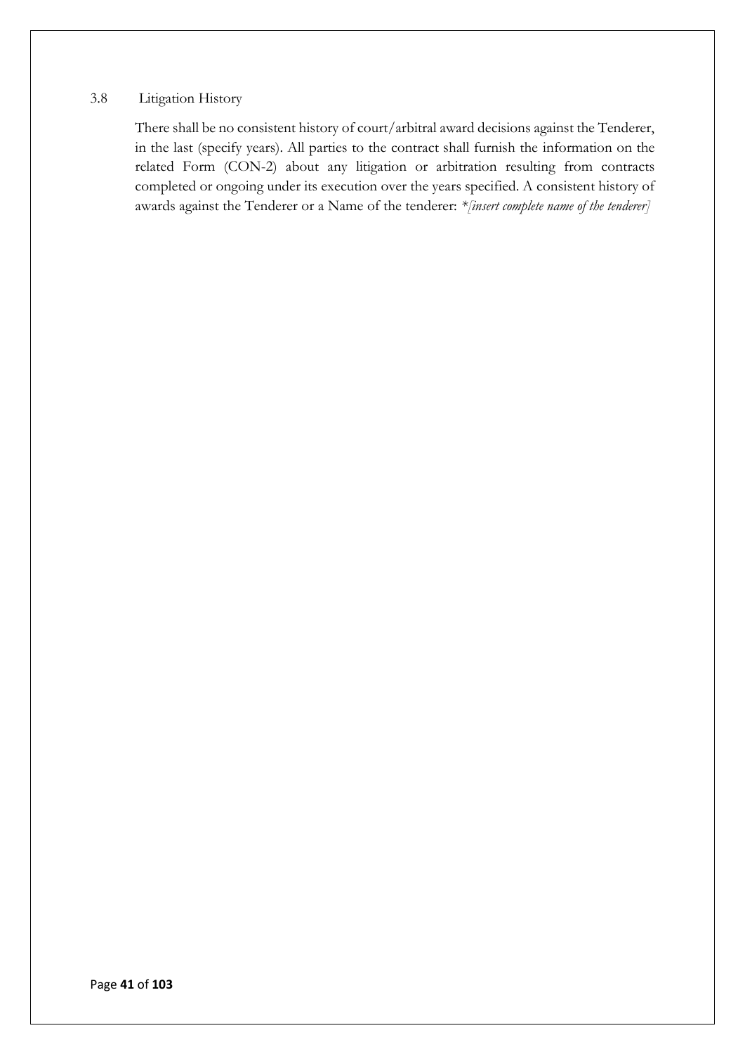### 3.8 Litigation History

There shall be no consistent history of court/arbitral award decisions against the Tenderer, in the last (specify years). All parties to the contract shall furnish the information on the related Form (CON-2) about any litigation or arbitration resulting from contracts completed or ongoing under its execution over the years specified. A consistent history of awards against the Tenderer or a Name of the tenderer: *\*[insert complete name of the tenderer]*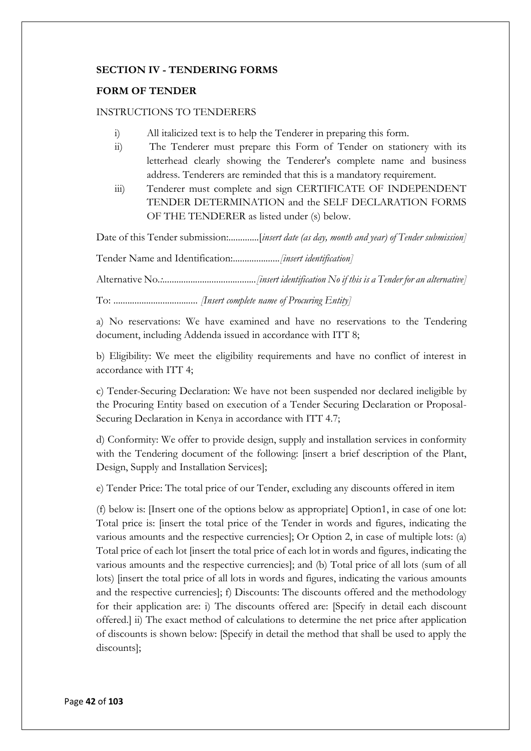**SECTION IV - TENDERING FORMS**

**FORM OF TENDER**

INSTRUCTIONS TO TENDERERS

i) All italicized text is to help the Tenderer in preparing this form.

ii) The Tenderer must prepare this Form of Tender on stationery with its letterhead clearly showing the Tenderer's complete name and business address. Tenderers are reminded that this is a mandatory requirement.

iii) Tenderer must complete and sign CERTIFICATE OF INDEPENDENT TENDER DETERMINATION and the SELF DECLARATION FORMS OF THE TENDERER as listed under (s) below.

Date of this Tender submission:.............[*insert date (as day, month and year) of Tender submission*]

Tender Name and Identification:....................*[insert identification]*

Alternative No.:.......................................*[insert identification No if this is a Tender for an alternative]*

To: ................................... *[Insert complete name of Procuring Entity]*

a) No reservations: We have examined and have no reservations to the Tendering document, including Addenda issued in accordance with ITT 8;

b) Eligibility: We meet the eligibility requirements and have no conflict of interest in accordance with ITT 4;

c) Tender-Securing Declaration: We have not been suspended nor declared ineligible by the Procuring Entity based on execution of a Tender Securing Declaration or Proposal-Securing Declaration in Kenya in accordance with ITT 4.7;

d) Conformity: We offer to provide design, supply and installation services in conformity with the Tendering document of the following: [insert a brief description of the Plant, Design, Supply and Installation Services];

e) Tender Price: The total price of our Tender, excluding any discounts offered in item

(f) below is: [Insert one of the options below as appropriate] Option1, in case of one lot: Total price is: [insert the total price of the Tender in words and figures, indicating the various amounts and the respective currencies]; Or Option 2, in case of multiple lots: (a) Total price of each lot [insert the total price of each lot in words and figures, indicating the various amounts and the respective currencies]; and (b) Total price of all lots (sum of all lots) [insert the total price of all lots in words and figures, indicating the various amounts and the respective currencies]; f) Discounts: The discounts offered and the methodology for their application are: i) The discounts offered are: [Specify in detail each discount offered.] ii) The exact method of calculations to determine the net price after application of discounts is shown below: [Specify in detail the method that shall be used to apply the discounts];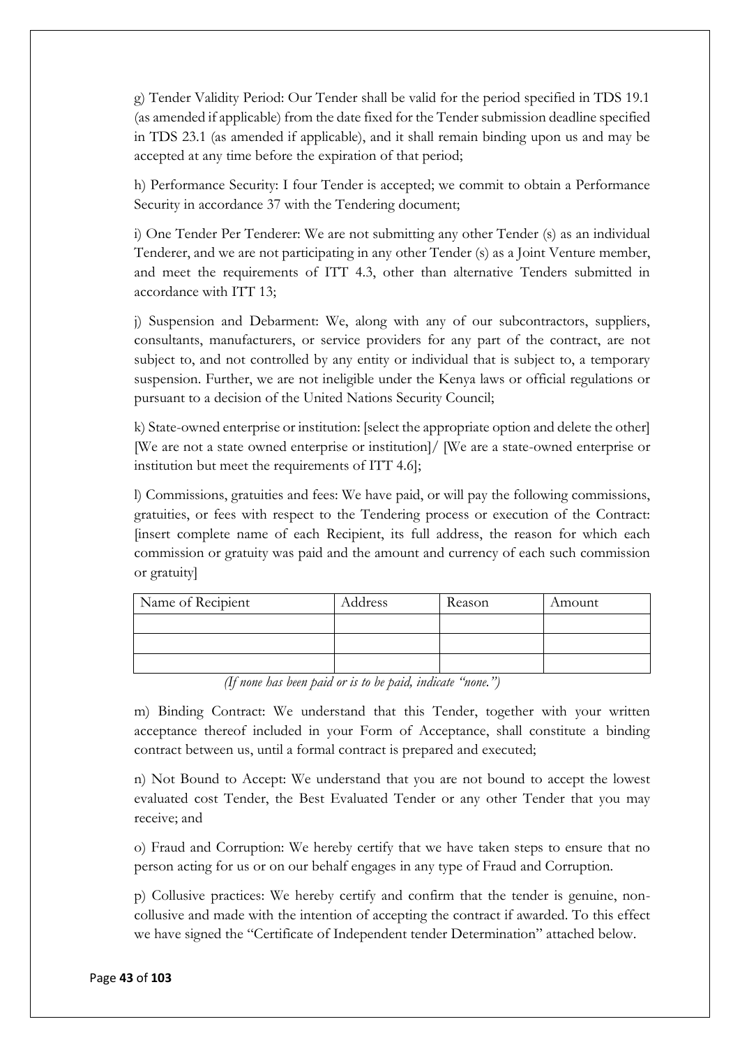g) Tender Validity Period: Our Tender shall be valid for the period specified in TDS 19.1 (as amended if applicable) from the date fixed for the Tender submission deadline specified in TDS 23.1 (as amended if applicable), and it shall remain binding upon us and may be accepted at any time before the expiration of that period;

h) Performance Security: I four Tender is accepted; we commit to obtain a Performance Security in accordance 37 with the Tendering document;

i) One Tender Per Tenderer: We are not submitting any other Tender (s) as an individual Tenderer, and we are not participating in any other Tender (s) as a Joint Venture member, and meet the requirements of ITT 4.3, other than alternative Tenders submitted in accordance with ITT 13;

j) Suspension and Debarment: We, along with any of our subcontractors, suppliers, consultants, manufacturers, or service providers for any part of the contract, are not subject to, and not controlled by any entity or individual that is subject to, a temporary suspension. Further, we are not ineligible under the Kenya laws or official regulations or pursuant to a decision of the United Nations Security Council;

k) State-owned enterprise or institution: [select the appropriate option and delete the other] [We are not a state owned enterprise or institution]/ [We are a state-owned enterprise or institution but meet the requirements of ITT 4.6];

l) Commissions, gratuities and fees: We have paid, or will pay the following commissions, gratuities, or fees with respect to the Tendering process or execution of the Contract: [insert complete name of each Recipient, its full address, the reason for which each commission or gratuity was paid and the amount and currency of each such commission or gratuity]

| Name of Recipient | Address | Reason | Amount |
|---|---|---|---|
| | | | |
| | | | |
| | | | |

*(If none has been paid or is to be paid, indicate "none.")*

m) Binding Contract: We understand that this Tender, together with your written acceptance thereof included in your Form of Acceptance, shall constitute a binding contract between us, until a formal contract is prepared and executed;

n) Not Bound to Accept: We understand that you are not bound to accept the lowest evaluated cost Tender, the Best Evaluated Tender or any other Tender that you may receive; and

o) Fraud and Corruption: We hereby certify that we have taken steps to ensure that no person acting for us or on our behalf engages in any type of Fraud and Corruption.

p) Collusive practices: We hereby certify and confirm that the tender is genuine, non-collusive and made with the intention of accepting the contract if awarded. To this effect we have signed the "Certificate of Independent tender Determination" attached below.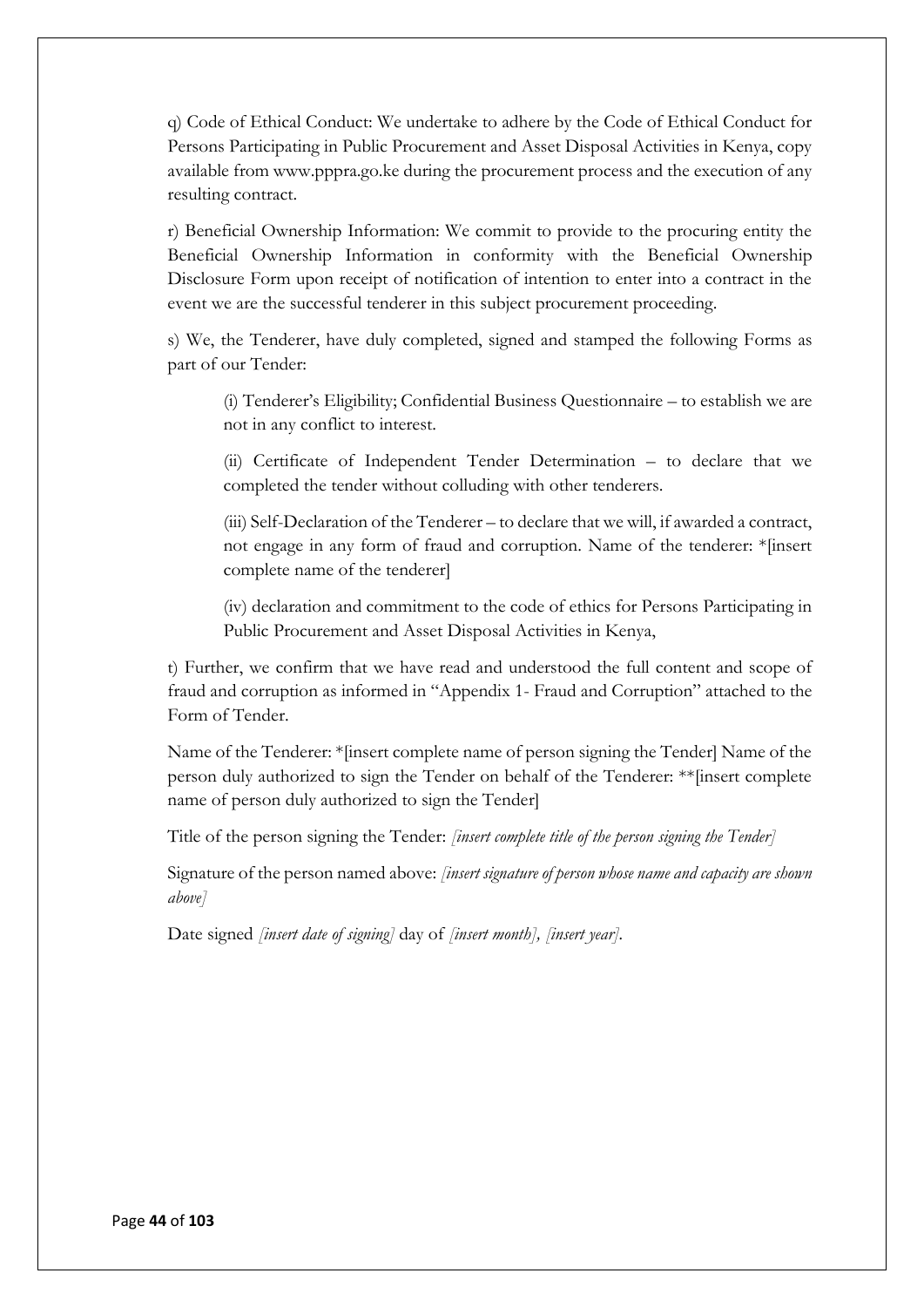q) Code of Ethical Conduct: We undertake to adhere by the Code of Ethical Conduct for Persons Participating in Public Procurement and Asset Disposal Activities in Kenya, copy available from www.pppra.go.ke during the procurement process and the execution of any resulting contract.

r) Beneficial Ownership Information: We commit to provide to the procuring entity the Beneficial Ownership Information in conformity with the Beneficial Ownership Disclosure Form upon receipt of notification of intention to enter into a contract in the event we are the successful tenderer in this subject procurement proceeding.

s) We, the Tenderer, have duly completed, signed and stamped the following Forms as part of our Tender:

> (i) Tenderer's Eligibility; Confidential Business Questionnaire – to establish we are not in any conflict to interest.
>
> (ii) Certificate of Independent Tender Determination – to declare that we completed the tender without colluding with other tenderers.
>
> (iii) Self-Declaration of the Tenderer – to declare that we will, if awarded a contract, not engage in any form of fraud and corruption. Name of the tenderer: *[insert complete name of the tenderer]
>
> (iv) declaration and commitment to the code of ethics for Persons Participating in Public Procurement and Asset Disposal Activities in Kenya,

t) Further, we confirm that we have read and understood the full content and scope of fraud and corruption as informed in "Appendix 1- Fraud and Corruption" attached to the Form of Tender.

Name of the Tenderer: *[insert complete name of person signing the Tender] Name of the person duly authorized to sign the Tender on behalf of the Tenderer: **[insert complete name of person duly authorized to sign the Tender]

Title of the person signing the Tender: *[insert complete title of the person signing the Tender]*

Signature of the person named above: *[insert signature of person whose name and capacity are shown above]*

Date signed *[insert date of signing]* day of *[insert month], [insert year]*.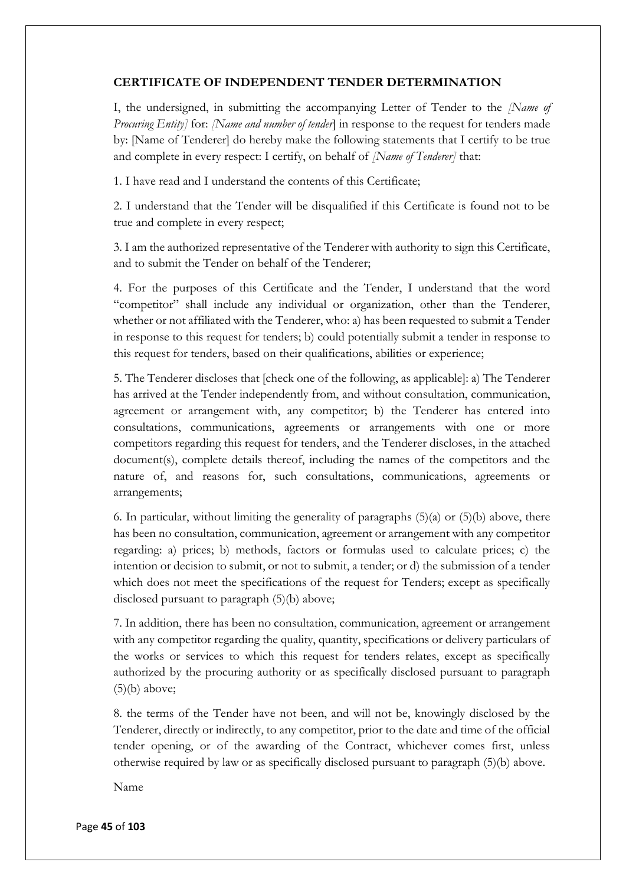**CERTIFICATE OF INDEPENDENT TENDER DETERMINATION**

I, the undersigned, in submitting the accompanying Letter of Tender to the *[Name of Procuring Entity]* for: *[Name and number of tender*] in response to the request for tenders made by: [Name of Tenderer] do hereby make the following statements that I certify to be true and complete in every respect: I certify, on behalf of *[Name of Tenderer]* that:

1. I have read and I understand the contents of this Certificate;

2. I understand that the Tender will be disqualified if this Certificate is found not to be true and complete in every respect;

3. I am the authorized representative of the Tenderer with authority to sign this Certificate, and to submit the Tender on behalf of the Tenderer;

4. For the purposes of this Certificate and the Tender, I understand that the word "competitor" shall include any individual or organization, other than the Tenderer, whether or not affiliated with the Tenderer, who: a) has been requested to submit a Tender in response to this request for tenders; b) could potentially submit a tender in response to this request for tenders, based on their qualifications, abilities or experience;

5. The Tenderer discloses that [check one of the following, as applicable]: a) The Tenderer has arrived at the Tender independently from, and without consultation, communication, agreement or arrangement with, any competitor; b) the Tenderer has entered into consultations, communications, agreements or arrangements with one or more competitors regarding this request for tenders, and the Tenderer discloses, in the attached document(s), complete details thereof, including the names of the competitors and the nature of, and reasons for, such consultations, communications, agreements or arrangements;

6. In particular, without limiting the generality of paragraphs (5)(a) or (5)(b) above, there has been no consultation, communication, agreement or arrangement with any competitor regarding: a) prices; b) methods, factors or formulas used to calculate prices; c) the intention or decision to submit, or not to submit, a tender; or d) the submission of a tender which does not meet the specifications of the request for Tenders; except as specifically disclosed pursuant to paragraph (5)(b) above;

7. In addition, there has been no consultation, communication, agreement or arrangement with any competitor regarding the quality, quantity, specifications or delivery particulars of the works or services to which this request for tenders relates, except as specifically authorized by the procuring authority or as specifically disclosed pursuant to paragraph (5)(b) above;

8. the terms of the Tender have not been, and will not be, knowingly disclosed by the Tenderer, directly or indirectly, to any competitor, prior to the date and time of the official tender opening, or of the awarding of the Contract, whichever comes first, unless otherwise required by law or as specifically disclosed pursuant to paragraph (5)(b) above.

Name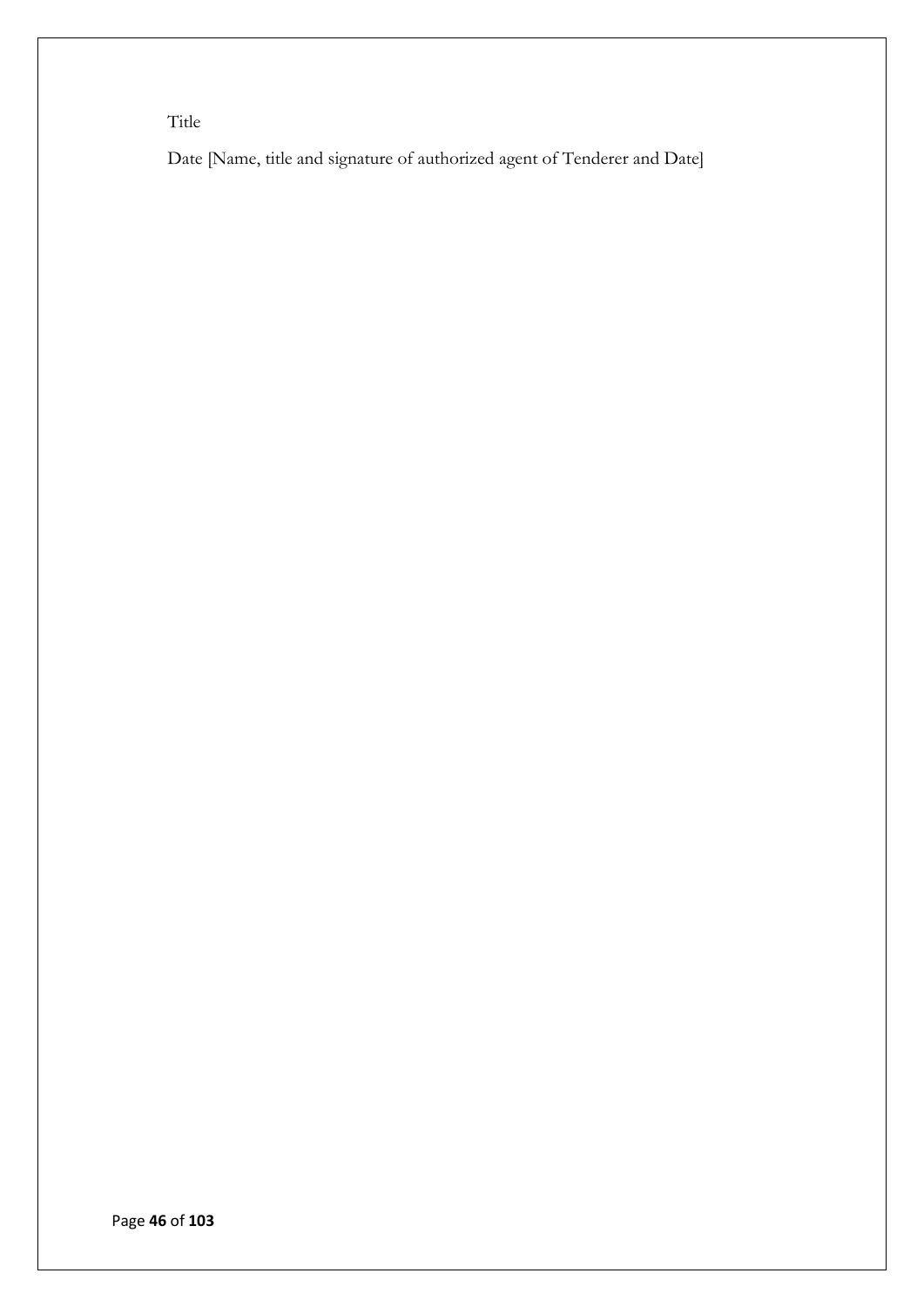Title

Date [Name, title and signature of authorized agent of Tenderer and Date]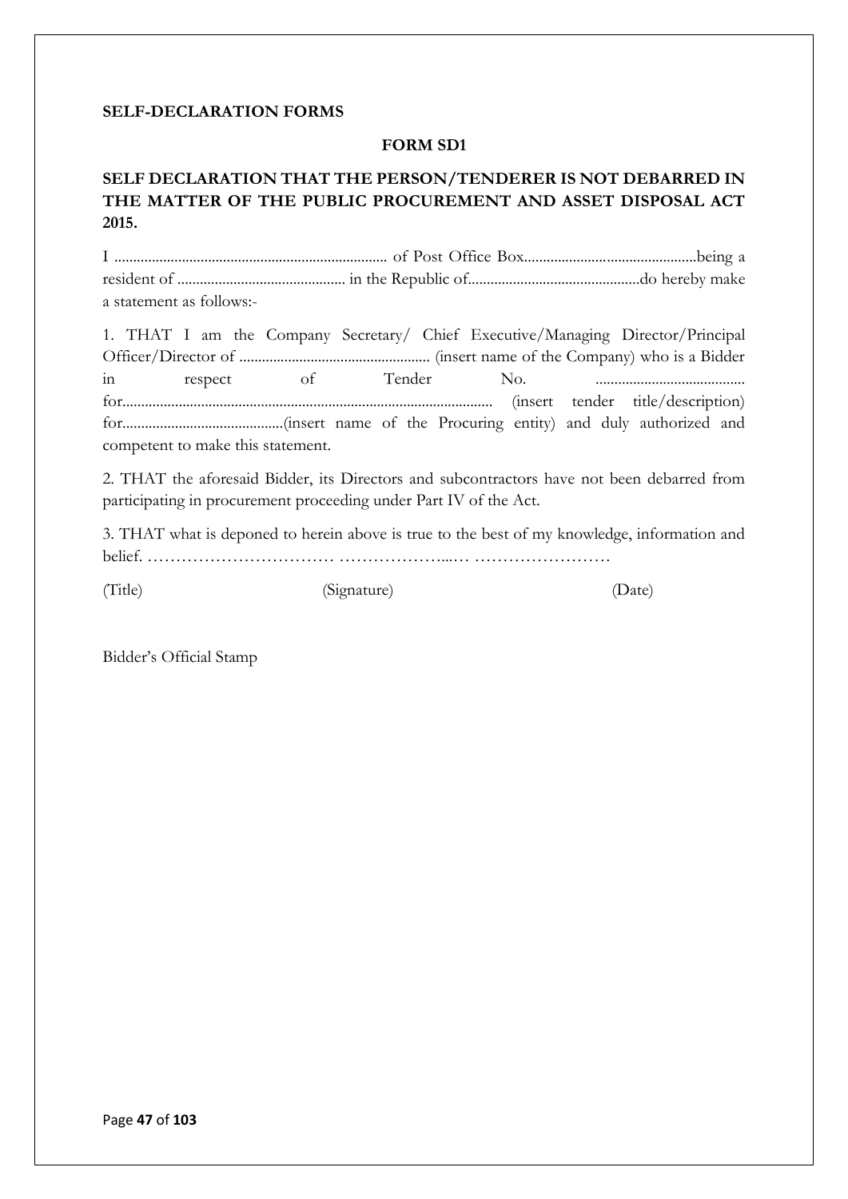**SELF-DECLARATION FORMS**

**FORM SD1**

**SELF DECLARATION THAT THE PERSON/TENDERER IS NOT DEBARRED IN THE MATTER OF THE PUBLIC PROCUREMENT AND ASSET DISPOSAL ACT 2015.**

I ........................................................................ of Post Office Box..............................................being a resident of ............................................. in the Republic of..............................................do hereby make a statement as follows:-

1. THAT I am the Company Secretary/ Chief Executive/Managing Director/Principal Officer/Director of .................................................. (insert name of the Company) who is a Bidder in respect of Tender No. ....................................... for................................................................................................. (insert tender title/description) for...........................................(insert name of the Procuring entity) and duly authorized and competent to make this statement.

2. THAT the aforesaid Bidder, its Directors and subcontractors have not been debarred from participating in procurement proceeding under Part IV of the Act.

3. THAT what is deponed to herein above is true to the best of my knowledge, information and belief. …………………………… ………………...… ……………………

(Title) (Signature) (Date)

Bidder's Official Stamp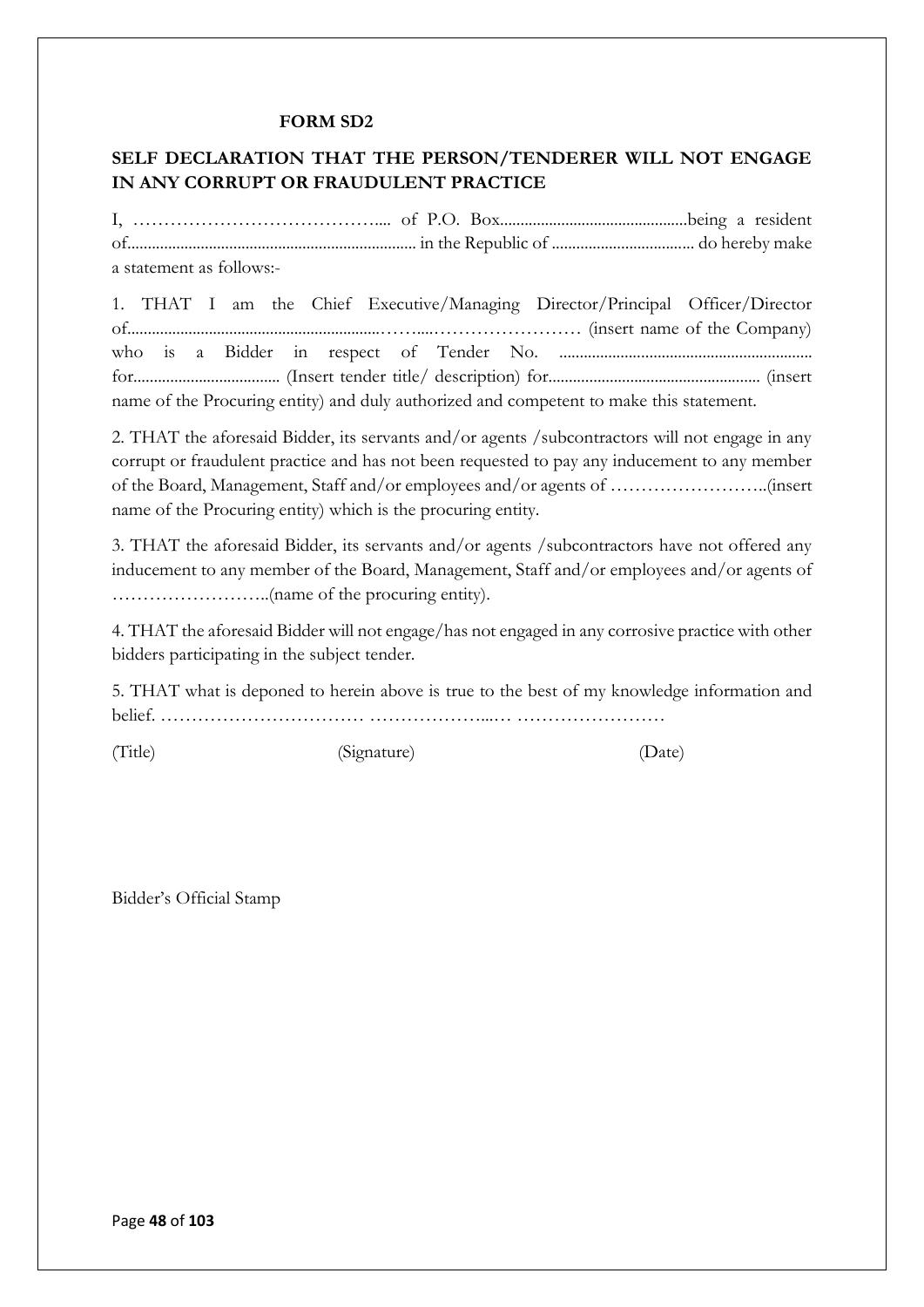**FORM SD2**

## SELF DECLARATION THAT THE PERSON/TENDERER WILL NOT ENGAGE IN ANY CORRUPT OR FRAUDULENT PRACTICE

I, ………………………………….... of P.O. Box..............................................being a resident of....................................................................... in the Republic of .................................. do hereby make a statement as follows:-

1. THAT I am the Chief Executive/Managing Director/Principal Officer/Director of.............................................................……....…………………… (insert name of the Company) who is a Bidder in respect of Tender No. ............................................................ for.................................. (Insert tender title/ description) for.................................................. (insert name of the Procuring entity) and duly authorized and competent to make this statement.

2. THAT the aforesaid Bidder, its servants and/or agents /subcontractors will not engage in any corrupt or fraudulent practice and has not been requested to pay any inducement to any member of the Board, Management, Staff and/or employees and/or agents of ……………………..(insert name of the Procuring entity) which is the procuring entity.

3. THAT the aforesaid Bidder, its servants and/or agents /subcontractors have not offered any inducement to any member of the Board, Management, Staff and/or employees and/or agents of ……………………..(name of the procuring entity).

4. THAT the aforesaid Bidder will not engage/has not engaged in any corrosive practice with other bidders participating in the subject tender.

5. THAT what is deponed to herein above is true to the best of my knowledge information and belief. …………………………… ………………...… ……………………

(Title) (Signature) (Date)

Bidder's Official Stamp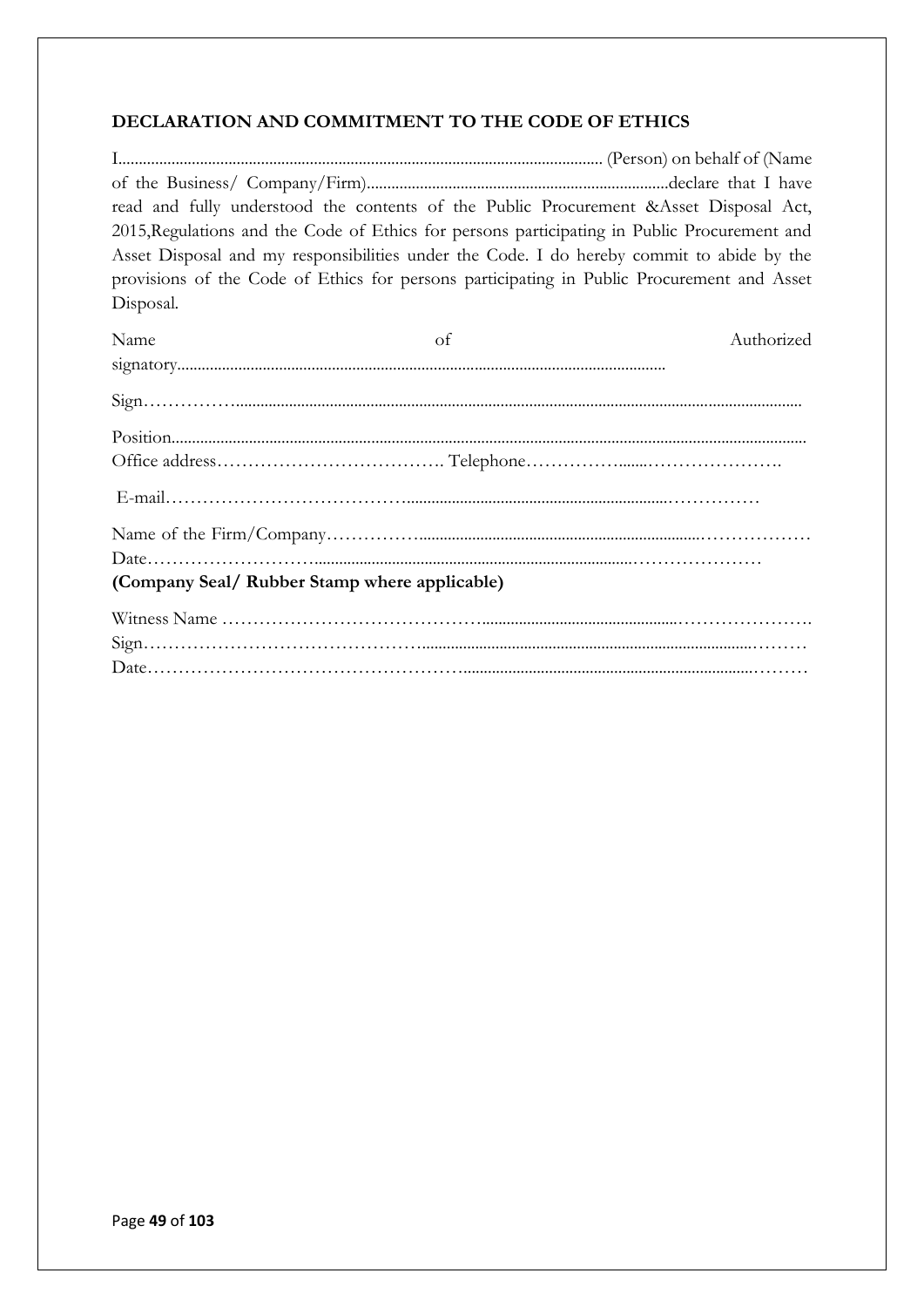**DECLARATION AND COMMITMENT TO THE CODE OF ETHICS**

I...................................................................................................................... (Person) on behalf of (Name of the Business/ Company/Firm)..........................................................................declare that I have read and fully understood the contents of the Public Procurement &Asset Disposal Act, 2015,Regulations and the Code of Ethics for persons participating in Public Procurement and Asset Disposal and my responsibilities under the Code. I do hereby commit to abide by the provisions of the Code of Ethics for persons participating in Public Procurement and Asset Disposal.

Name of Authorized signatory.......................................................................................................................

Sign……………..........................................................................................................................................

Position.........................................................................................................................................................
Office address………………………………. Telephone……………......…………………

E-mail……………………………….................................................................……………

Name of the Firm/Company……………..........................................................................………………
Date……………………….............................................................................…………………

**(Company Seal/ Rubber Stamp where applicable)**

Witness Name …………………………………...............................................…………………
Sign………………………………………..................................................................................………
Date…………………………………………….....................................................................………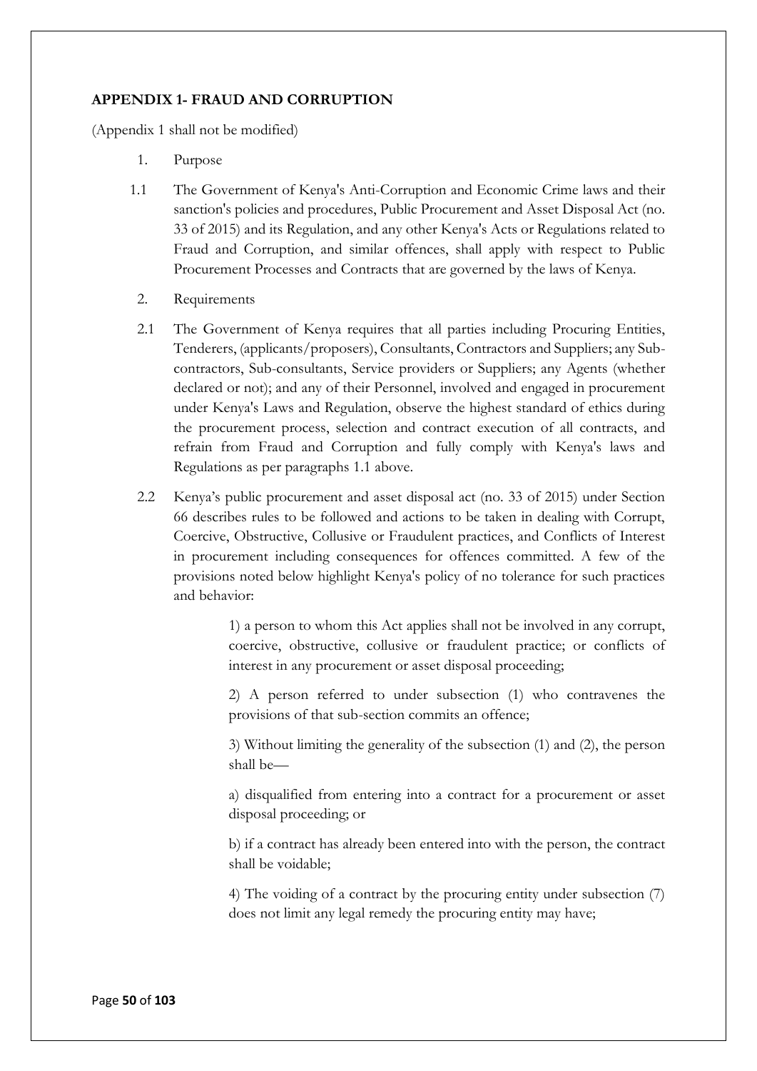**APPENDIX 1- FRAUD AND CORRUPTION**

(Appendix 1 shall not be modified)

1. Purpose

1.1 The Government of Kenya's Anti-Corruption and Economic Crime laws and their sanction's policies and procedures, Public Procurement and Asset Disposal Act (no. 33 of 2015) and its Regulation, and any other Kenya's Acts or Regulations related to Fraud and Corruption, and similar offences, shall apply with respect to Public Procurement Processes and Contracts that are governed by the laws of Kenya.

2. Requirements

2.1 The Government of Kenya requires that all parties including Procuring Entities, Tenderers, (applicants/proposers), Consultants, Contractors and Suppliers; any Sub-contractors, Sub-consultants, Service providers or Suppliers; any Agents (whether declared or not); and any of their Personnel, involved and engaged in procurement under Kenya's Laws and Regulation, observe the highest standard of ethics during the procurement process, selection and contract execution of all contracts, and refrain from Fraud and Corruption and fully comply with Kenya's laws and Regulations as per paragraphs 1.1 above.

2.2 Kenya's public procurement and asset disposal act (no. 33 of 2015) under Section 66 describes rules to be followed and actions to be taken in dealing with Corrupt, Coercive, Obstructive, Collusive or Fraudulent practices, and Conflicts of Interest in procurement including consequences for offences committed. A few of the provisions noted below highlight Kenya's policy of no tolerance for such practices and behavior:

> 1) a person to whom this Act applies shall not be involved in any corrupt, coercive, obstructive, collusive or fraudulent practice; or conflicts of interest in any procurement or asset disposal proceeding;
>
> 2) A person referred to under subsection (1) who contravenes the provisions of that sub-section commits an offence;
>
> 3) Without limiting the generality of the subsection (1) and (2), the person shall be—
>
> a) disqualified from entering into a contract for a procurement or asset disposal proceeding; or
>
> b) if a contract has already been entered into with the person, the contract shall be voidable;
>
> 4) The voiding of a contract by the procuring entity under subsection (7) does not limit any legal remedy the procuring entity may have;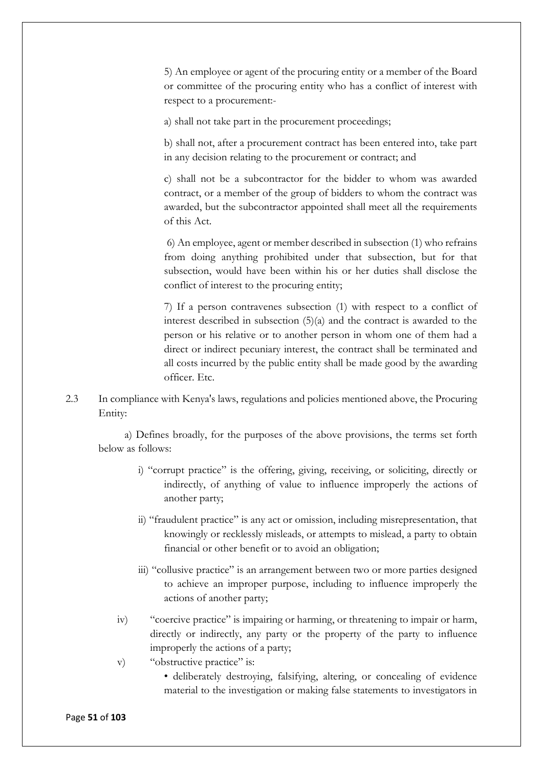5) An employee or agent of the procuring entity or a member of the Board or committee of the procuring entity who has a conflict of interest with respect to a procurement:-

a) shall not take part in the procurement proceedings;

b) shall not, after a procurement contract has been entered into, take part in any decision relating to the procurement or contract; and

c) shall not be a subcontractor for the bidder to whom was awarded contract, or a member of the group of bidders to whom the contract was awarded, but the subcontractor appointed shall meet all the requirements of this Act.

6) An employee, agent or member described in subsection (1) who refrains from doing anything prohibited under that subsection, but for that subsection, would have been within his or her duties shall disclose the conflict of interest to the procuring entity;

7) If a person contravenes subsection (1) with respect to a conflict of interest described in subsection (5)(a) and the contract is awarded to the person or his relative or to another person in whom one of them had a direct or indirect pecuniary interest, the contract shall be terminated and all costs incurred by the public entity shall be made good by the awarding officer. Etc.

2.3 In compliance with Kenya's laws, regulations and policies mentioned above, the Procuring Entity:

a) Defines broadly, for the purposes of the above provisions, the terms set forth below as follows:

i) "corrupt practice" is the offering, giving, receiving, or soliciting, directly or indirectly, of anything of value to influence improperly the actions of another party;

ii) "fraudulent practice" is any act or omission, including misrepresentation, that knowingly or recklessly misleads, or attempts to mislead, a party to obtain financial or other benefit or to avoid an obligation;

iii) "collusive practice" is an arrangement between two or more parties designed to achieve an improper purpose, including to influence improperly the actions of another party;

iv) "coercive practice" is impairing or harming, or threatening to impair or harm, directly or indirectly, any party or the property of the party to influence improperly the actions of a party;

v) "obstructive practice" is:

- deliberately destroying, falsifying, altering, or concealing of evidence material to the investigation or making false statements to investigators in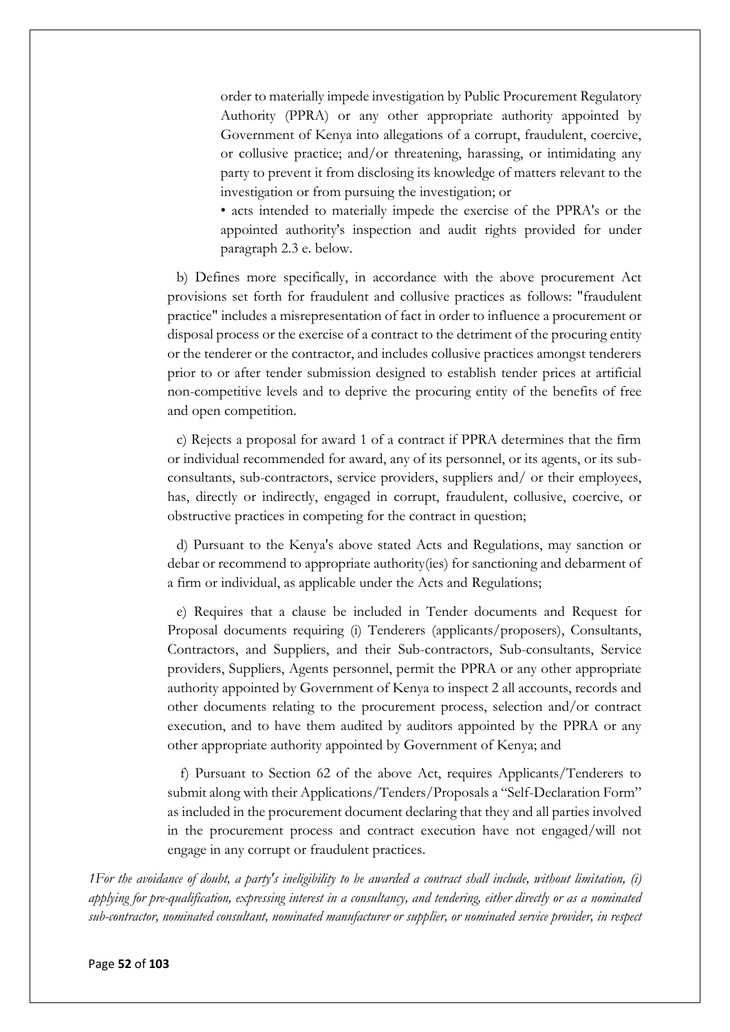order to materially impede investigation by Public Procurement Regulatory Authority (PPRA) or any other appropriate authority appointed by Government of Kenya into allegations of a corrupt, fraudulent, coercive, or collusive practice; and/or threatening, harassing, or intimidating any party to prevent it from disclosing its knowledge of matters relevant to the investigation or from pursuing the investigation; or

• acts intended to materially impede the exercise of the PPRA's or the appointed authority's inspection and audit rights provided for under paragraph 2.3 e. below.

b) Defines more specifically, in accordance with the above procurement Act provisions set forth for fraudulent and collusive practices as follows: "fraudulent practice" includes a misrepresentation of fact in order to influence a procurement or disposal process or the exercise of a contract to the detriment of the procuring entity or the tenderer or the contractor, and includes collusive practices amongst tenderers prior to or after tender submission designed to establish tender prices at artificial non-competitive levels and to deprive the procuring entity of the benefits of free and open competition.

c) Rejects a proposal for award [1] of a contract if PPRA determines that the firm or individual recommended for award, any of its personnel, or its agents, or its sub-consultants, sub-contractors, service providers, suppliers and/ or their employees, has, directly or indirectly, engaged in corrupt, fraudulent, collusive, coercive, or obstructive practices in competing for the contract in question;

d) Pursuant to the Kenya's above stated Acts and Regulations, may sanction or debar or recommend to appropriate authority(ies) for sanctioning and debarment of a firm or individual, as applicable under the Acts and Regulations;

e) Requires that a clause be included in Tender documents and Request for Proposal documents requiring (i) Tenderers (applicants/proposers), Consultants, Contractors, and Suppliers, and their Sub-contractors, Sub-consultants, Service providers, Suppliers, Agents personnel, permit the PPRA or any other appropriate authority appointed by Government of Kenya to inspect [2] all accounts, records and other documents relating to the procurement process, selection and/or contract execution, and to have them audited by auditors appointed by the PPRA or any other appropriate authority appointed by Government of Kenya; and

f) Pursuant to Section 62 of the above Act, requires Applicants/Tenderers to submit along with their Applications/Tenders/Proposals a "Self-Declaration Form" as included in the procurement document declaring that they and all parties involved in the procurement process and contract execution have not engaged/will not engage in any corrupt or fraudulent practices.

*[1] For the avoidance of doubt, a party's ineligibility to be awarded a contract shall include, without limitation, (i) applying for pre-qualification, expressing interest in a consultancy, and tendering, either directly or as a nominated sub-contractor, nominated consultant, nominated manufacturer or supplier, or nominated service provider, in respect*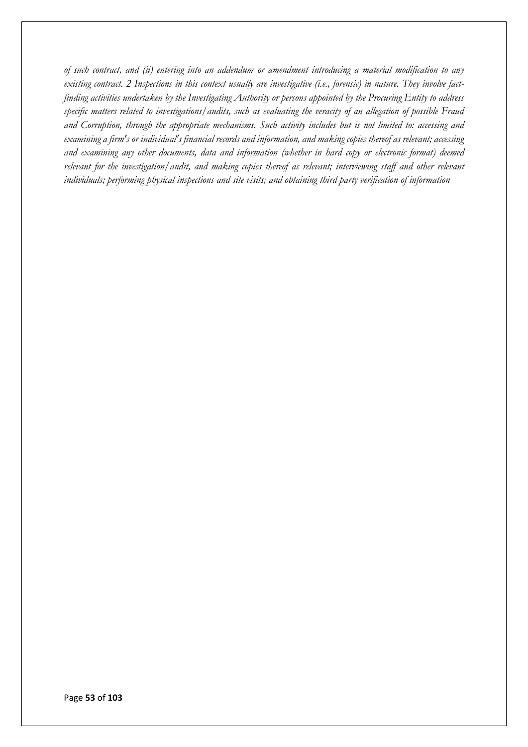*of such contract, and (ii) entering into an addendum or amendment introducing a material modification to any existing contract. 2 Inspections in this context usually are investigative (i.e., forensic) in nature. They involve fact-finding activities undertaken by the Investigating Authority or persons appointed by the Procuring Entity to address specific matters related to investigations/audits, such as evaluating the veracity of an allegation of possible Fraud and Corruption, through the appropriate mechanisms. Such activity includes but is not limited to: accessing and examining a firm's or individual's financial records and information, and making copies thereof as relevant; accessing and examining any other documents, data and information (whether in hard copy or electronic format) deemed relevant for the investigation/audit, and making copies thereof as relevant; interviewing staff and other relevant individuals; performing physical inspections and site visits; and obtaining third party verification of information*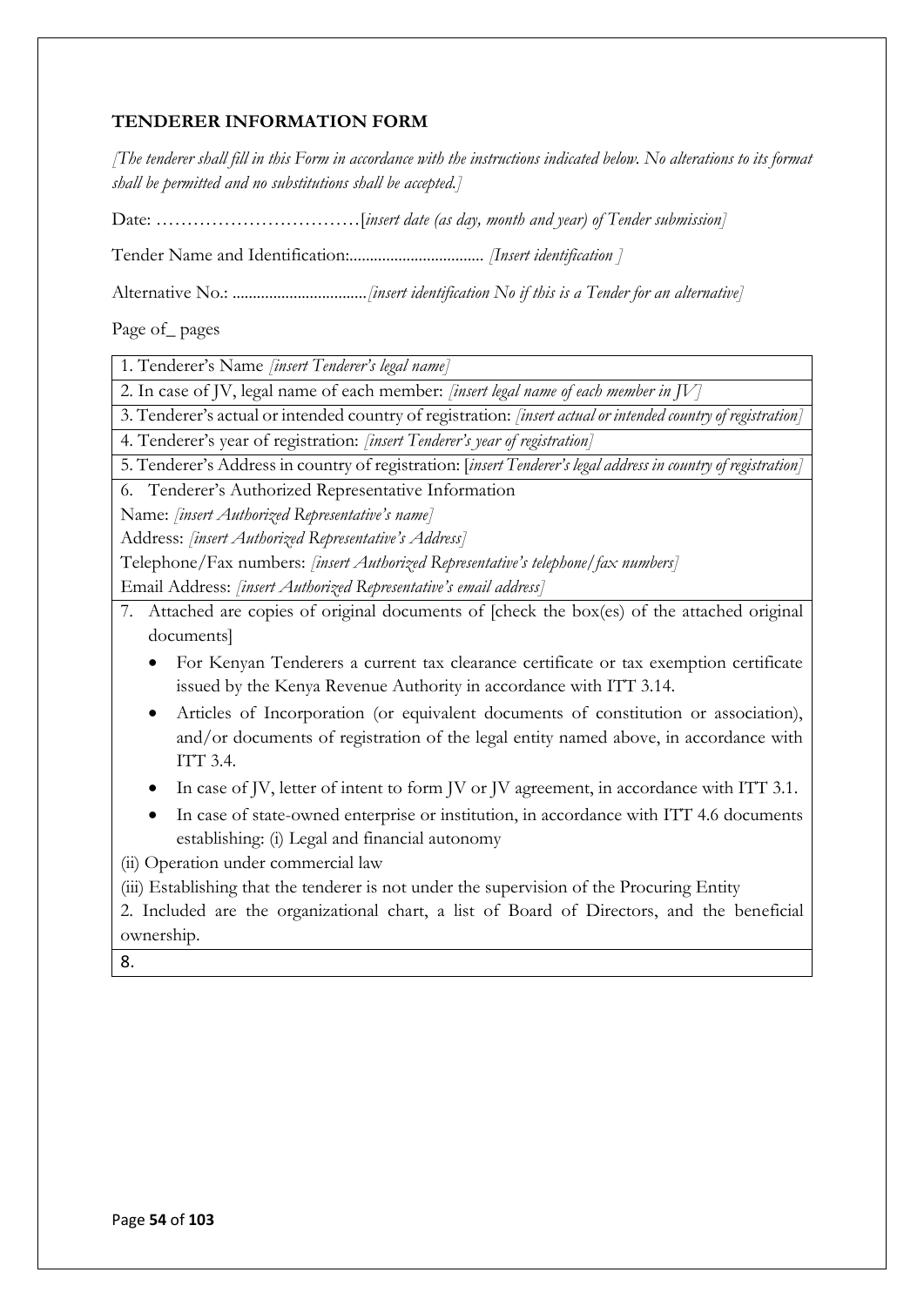**TENDERER INFORMATION FORM**

*[The tenderer shall fill in this Form in accordance with the instructions indicated below. No alterations to its format shall be permitted and no substitutions shall be accepted.]*

Date: ……………………………[*insert date (as day, month and year) of Tender submission]*

Tender Name and Identification:................................ *[Insert identification ]*

Alternative No.: ................................*[insert identification No if this is a Tender for an alternative]*

Page of_ pages

| 1. Tenderer's Name *[insert Tenderer's legal name]* |
|---|
| 2. In case of JV, legal name of each member: *[insert legal name of each member in JV]* |
| 3. Tenderer's actual or intended country of registration: *[insert actual or intended country of registration]* |
| 4. Tenderer's year of registration: *[insert Tenderer's year of registration]* |
| 5. Tenderer's Address in country of registration: [*insert Tenderer's legal address in country of registration]* |
| 6. Tenderer's Authorized Representative Information<br>Name: *[insert Authorized Representative's name]*<br>Address: *[insert Authorized Representative's Address]*<br>Telephone/Fax numbers: *[insert Authorized Representative's telephone/fax numbers]*<br>Email Address: *[insert Authorized Representative's email address]* |
| 7. Attached are copies of original documents of [check the box(es) of the attached original documents]<br>• For Kenyan Tenderers a current tax clearance certificate or tax exemption certificate issued by the Kenya Revenue Authority in accordance with ITT 3.14.<br>• Articles of Incorporation (or equivalent documents of constitution or association), and/or documents of registration of the legal entity named above, in accordance with ITT 3.4.<br>• In case of JV, letter of intent to form JV or JV agreement, in accordance with ITT 3.1.<br>• In case of state-owned enterprise or institution, in accordance with ITT 4.6 documents establishing: (i) Legal and financial autonomy<br>(ii) Operation under commercial law<br>(iii) Establishing that the tenderer is not under the supervision of the Procuring Entity<br>2. Included are the organizational chart, a list of Board of Directors, and the beneficial ownership. |
| 8. |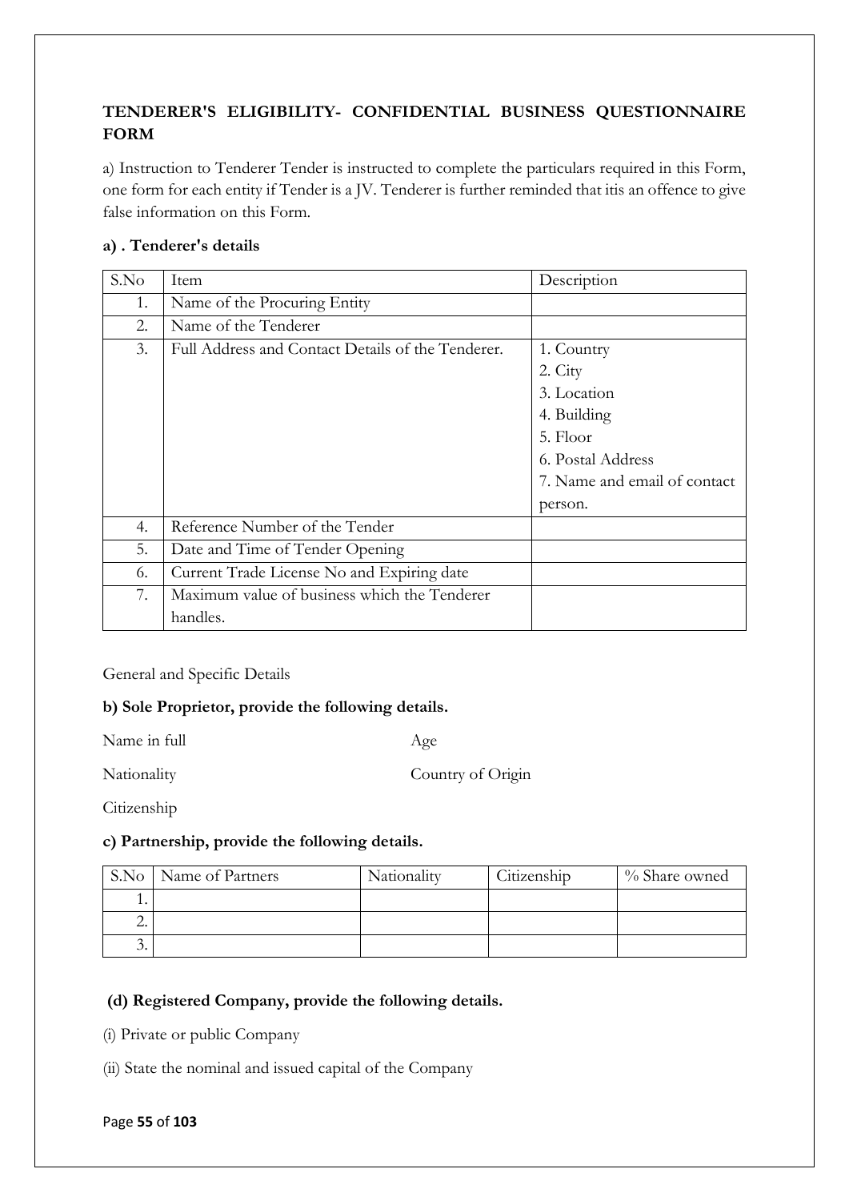**TENDERER'S ELIGIBILITY- CONFIDENTIAL BUSINESS QUESTIONNAIRE FORM**

a) Instruction to Tenderer Tender is instructed to complete the particulars required in this Form, one form for each entity if Tender is a JV. Tenderer is further reminded that itis an offence to give false information on this Form.

**a) . Tenderer's details**

| S.No | Item | Description |
|---|---|---|
| 1. | Name of the Procuring Entity | |
| 2. | Name of the Tenderer | |
| 3. | Full Address and Contact Details of the Tenderer. | 1. Country<br>2. City<br>3. Location<br>4. Building<br>5. Floor<br>6. Postal Address<br>7. Name and email of contact person. |
| 4. | Reference Number of the Tender | |
| 5. | Date and Time of Tender Opening | |
| 6. | Current Trade License No and Expiring date | |
| 7. | Maximum value of business which the Tenderer handles. | |

General and Specific Details

**b) Sole Proprietor, provide the following details.**

Name in full　　　　　　　　　Age

Nationality　　　　　　　　　Country of Origin

Citizenship

**c) Partnership, provide the following details.**

| S.No | Name of Partners | Nationality | Citizenship | % Share owned |
|---|---|---|---|---|
| 1. | | | | |
| 2. | | | | |
| 3. | | | | |

**(d) Registered Company, provide the following details.**

(i) Private or public Company

(ii) State the nominal and issued capital of the Company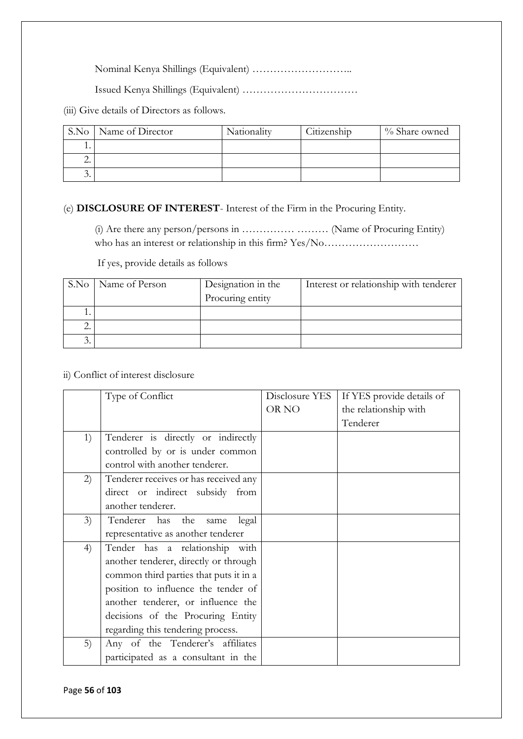Nominal Kenya Shillings (Equivalent) ………………………..

Issued Kenya Shillings (Equivalent) ……………………………

(iii) Give details of Directors as follows.

| S.No | Name of Director | Nationality | Citizenship | % Share owned |
|---|---|---|---|---|
| 1. | | | | |
| 2. | | | | |
| 3. | | | | |

(e) **DISCLOSURE OF INTEREST**- Interest of the Firm in the Procuring Entity.

(i) Are there any person/persons in …………… ……… (Name of Procuring Entity) who has an interest or relationship in this firm? Yes/No………………………

If yes, provide details as follows

| S.No | Name of Person | Designation in the Procuring entity | Interest or relationship with tenderer |
|---|---|---|---|
| 1. | | | |
| 2. | | | |
| 3. | | | |

ii) Conflict of interest disclosure

| | Type of Conflict | Disclosure YES OR NO | If YES provide details of the relationship with Tenderer |
|---|---|---|---|
| 1) | Tenderer is directly or indirectly controlled by or is under common control with another tenderer. | | |
| 2) | Tenderer receives or has received any direct or indirect subsidy from another tenderer. | | |
| 3) | Tenderer has the same legal representative as another tenderer | | |
| 4) | Tender has a relationship with another tenderer, directly or through common third parties that puts it in a position to influence the tender of another tenderer, or influence the decisions of the Procuring Entity regarding this tendering process. | | |
| 5) | Any of the Tenderer's affiliates participated as a consultant in the | | |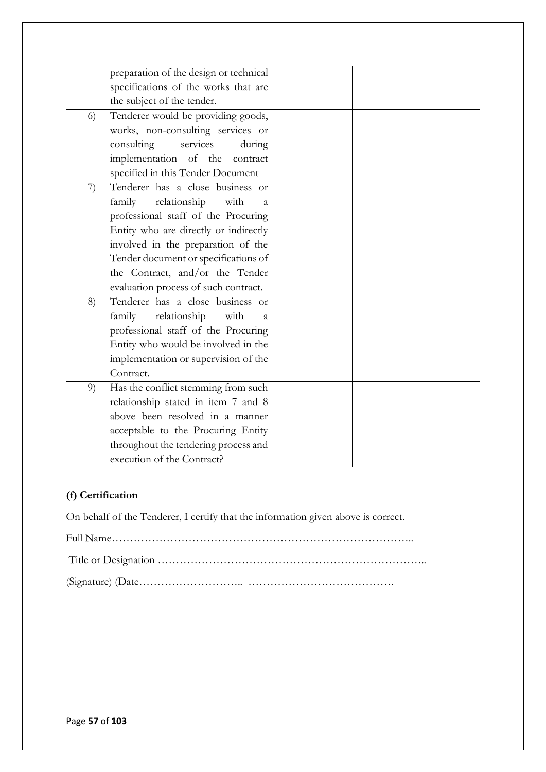| | | | |
|---|---|---|---|
| | preparation of the design or technical specifications of the works that are the subject of the tender. | | |
| 6) | Tenderer would be providing goods, works, non-consulting services or consulting services during implementation of the contract specified in this Tender Document | | |
| 7) | Tenderer has a close business or family relationship with a professional staff of the Procuring Entity who are directly or indirectly involved in the preparation of the Tender document or specifications of the Contract, and/or the Tender evaluation process of such contract. | | |
| 8) | Tenderer has a close business or family relationship with a professional staff of the Procuring Entity who would be involved in the implementation or supervision of the Contract. | | |
| 9) | Has the conflict stemming from such relationship stated in item 7 and 8 above been resolved in a manner acceptable to the Procuring Entity throughout the tendering process and execution of the Contract? | | |

**(f) Certification**

On behalf of the Tenderer, I certify that the information given above is correct.

Full Name…………………………………………………………………………..

Title or Designation ………………………………………………………………..

(Signature) (Date……………………….. ………………………………….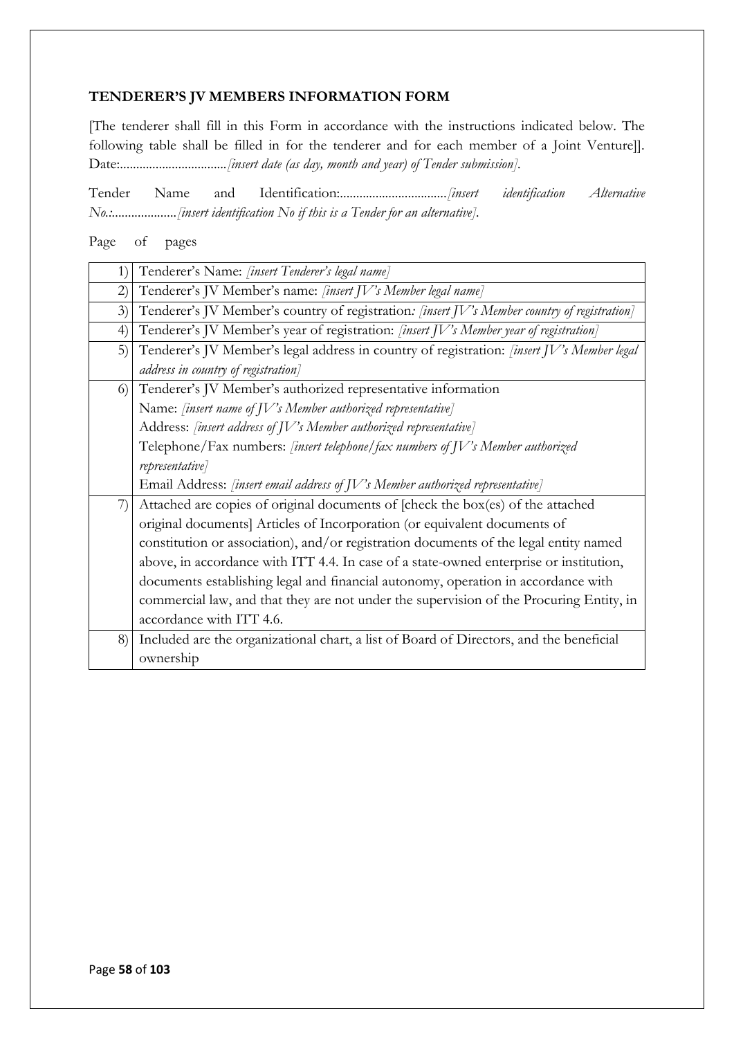**TENDERER'S JV MEMBERS INFORMATION FORM**

[The tenderer shall fill in this Form in accordance with the instructions indicated below. The following table shall be filled in for the tenderer and for each member of a Joint Venture]]. Date:................................*[insert date (as day, month and year) of Tender submission]*.

Tender Name and Identification:................................*[insert identification Alternative No.:*...................*[insert identification No if this is a Tender for an alternative]*.

Page of pages

| | |
|---|---|
| 1) | Tenderer's Name: *[insert Tenderer's legal name]* |
| 2) | Tenderer's JV Member's name: *[insert JV's Member legal name]* |
| 3) | Tenderer's JV Member's country of registration*: [insert JV's Member country of registration]* |
| 4) | Tenderer's JV Member's year of registration: *[insert JV's Member year of registration]* |
| 5) | Tenderer's JV Member's legal address in country of registration: *[insert JV's Member legal address in country of registration]* |
| 6) | Tenderer's JV Member's authorized representative information<br>Name: *[insert name of JV's Member authorized representative]*<br>Address: *[insert address of JV's Member authorized representative]*<br>Telephone/Fax numbers: *[insert telephone/fax numbers of JV's Member authorized representative]*<br>Email Address: *[insert email address of JV's Member authorized representative]* |
| 7) | Attached are copies of original documents of [check the box(es) of the attached original documents] Articles of Incorporation (or equivalent documents of constitution or association), and/or registration documents of the legal entity named above, in accordance with ITT 4.4. In case of a state-owned enterprise or institution, documents establishing legal and financial autonomy, operation in accordance with commercial law, and that they are not under the supervision of the Procuring Entity, in accordance with ITT 4.6. |
| 8) | Included are the organizational chart, a list of Board of Directors, and the beneficial ownership |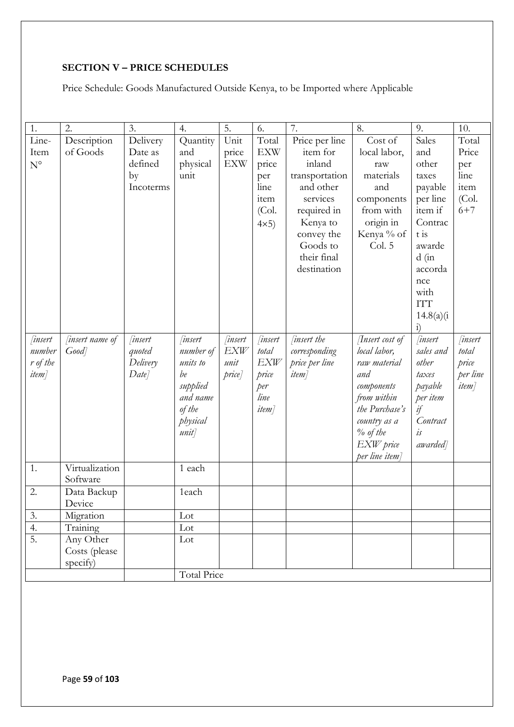**SECTION V – PRICE SCHEDULES**

Price Schedule: Goods Manufactured Outside Kenya, to be Imported where Applicable

| 1. | 2. | 3. | 4. | 5. | 6. | 7. | 8. | 9. | 10. |
|---|---|---|---|---|---|---|---|---|---|
| Line-Item N° | Description of Goods | Delivery Date as defined by Incoterms | Quantity and physical unit | Unit price EXW | Total EXW price per line item (Col. 4×5) | Price per line item for inland transportation and other services required in Kenya to convey the Goods to their final destination | Cost of local labor, raw materials and components from with origin in Kenya % of Col. 5 | Sales and other taxes payable per line item if Contract is awarded (in accordance with ITT 14.8(a)(ii) | Total Price per line item (Col. 6+7 |
| *[insert number r of the item]* | *[insert name of Good]* | *[insert quoted Delivery Date]* | *[insert number of units to be supplied and name of the physical unit]* | *[insert EXW unit price]* | *[insert total EXW price per line item]* | *[insert the corresponding price per line item]* | *[Insert cost of local labor, raw material and components from within the Purchase's country as a % of the EXW price per line item]* | *[insert sales and other taxes payable per item if Contract is awarded]* | *[insert total price per line item]* |
| 1. | Virtualization Software | | 1 each | | | | | | |
| 2. | Data Backup Device | | 1each | | | | | | |
| 3. | Migration | | Lot | | | | | | |
| 4. | Training | | Lot | | | | | | |
| 5. | Any Other Costs (please specify) | | Lot | | | | | | |
| | | | Total Price | | | | | | |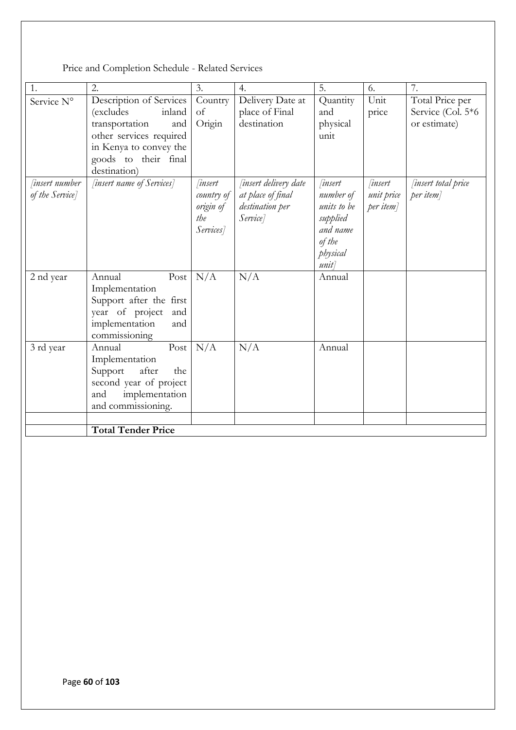Price and Completion Schedule - Related Services

| 1. | 2. | 3. | 4. | 5. | 6. | 7. |
|---|---|---|---|---|---|---|
| Service N° | Description of Services (excludes inland transportation and other services required in Kenya to convey the goods to their final destination) | Country of Origin | Delivery Date at place of Final destination | Quantity and physical unit | Unit price | Total Price per Service (Col. 5*6 or estimate) |
| *[insert number of the Service]* | *[insert name of Services]* | *[insert country of origin of the Services]* | *[insert delivery date at place of final destination per Service]* | *[insert number of units to be supplied and name of the physical unit]* | *[insert unit price per item]* | *[insert total price per item]* |
| 2 nd year | Annual Post Implementation Support after the first year of project and implementation and commissioning | N/A | N/A | Annual | | |
| 3 rd year | Annual Post Implementation Support after the second year of project and implementation and commissioning. | N/A | N/A | Annual | | |
| | | | | | | |
| | **Total Tender Price** | | | | | |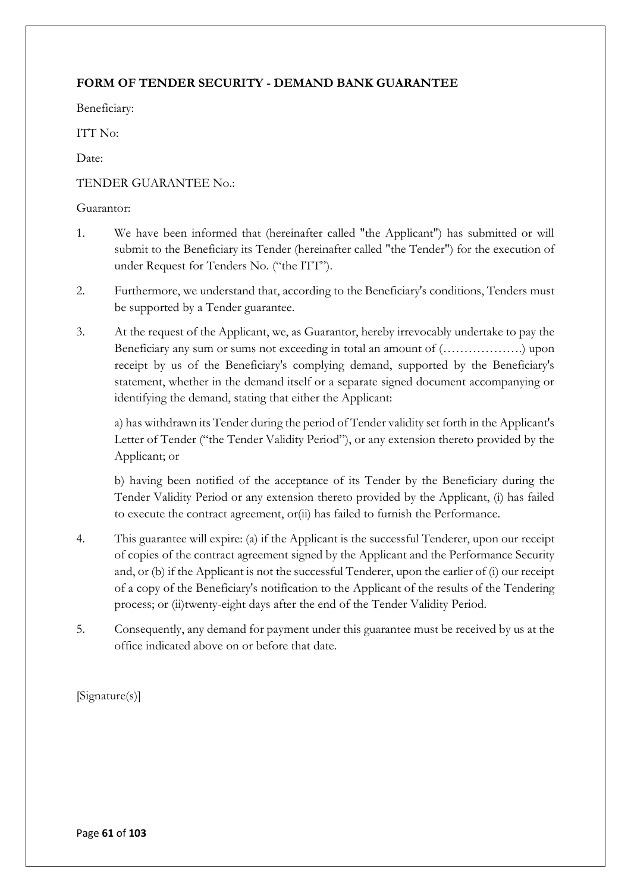**FORM OF TENDER SECURITY - DEMAND BANK GUARANTEE**

Beneficiary:

ITT No:

Date:

TENDER GUARANTEE No.:

Guarantor:

1. We have been informed that (hereinafter called "the Applicant") has submitted or will submit to the Beneficiary its Tender (hereinafter called "the Tender") for the execution of under Request for Tenders No. ("the ITT").

2. Furthermore, we understand that, according to the Beneficiary's conditions, Tenders must be supported by a Tender guarantee.

3. At the request of the Applicant, we, as Guarantor, hereby irrevocably undertake to pay the Beneficiary any sum or sums not exceeding in total an amount of (……………….) upon receipt by us of the Beneficiary's complying demand, supported by the Beneficiary's statement, whether in the demand itself or a separate signed document accompanying or identifying the demand, stating that either the Applicant:

   a) has withdrawn its Tender during the period of Tender validity set forth in the Applicant's Letter of Tender ("the Tender Validity Period"), or any extension thereto provided by the Applicant; or

   b) having been notified of the acceptance of its Tender by the Beneficiary during the Tender Validity Period or any extension thereto provided by the Applicant, (i) has failed to execute the contract agreement, or(ii) has failed to furnish the Performance.

4. This guarantee will expire: (a) if the Applicant is the successful Tenderer, upon our receipt of copies of the contract agreement signed by the Applicant and the Performance Security and, or (b) if the Applicant is not the successful Tenderer, upon the earlier of (i) our receipt of a copy of the Beneficiary's notification to the Applicant of the results of the Tendering process; or (ii)twenty-eight days after the end of the Tender Validity Period.

5. Consequently, any demand for payment under this guarantee must be received by us at the office indicated above on or before that date.

[Signature(s)]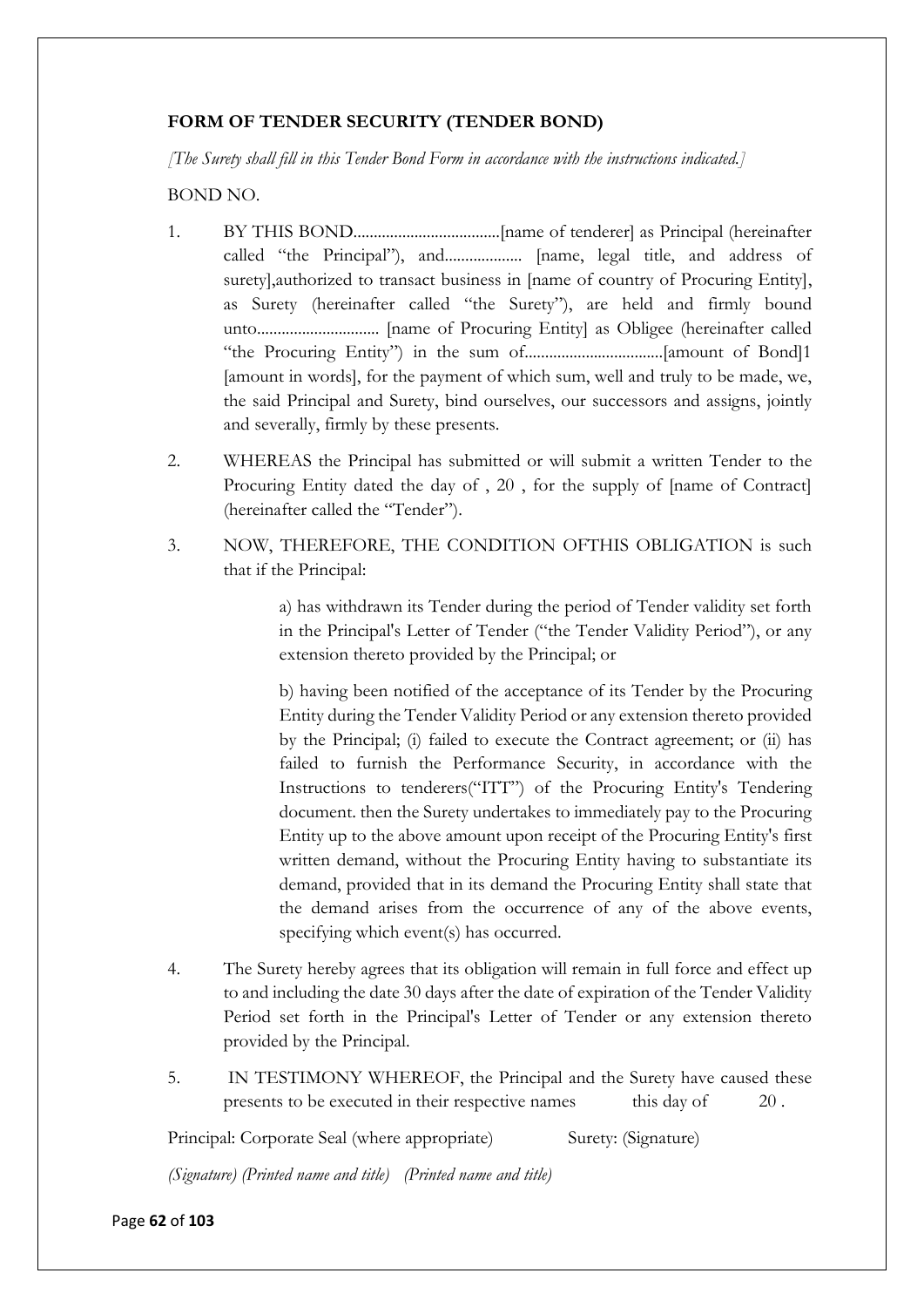**FORM OF TENDER SECURITY (TENDER BOND)**

*[The Surety shall fill in this Tender Bond Form in accordance with the instructions indicated.]*

BOND NO.

1. BY THIS BOND....................................[name of tenderer] as Principal (hereinafter called "the Principal"), and................... [name, legal title, and address of surety],authorized to transact business in [name of country of Procuring Entity], as Surety (hereinafter called "the Surety"), are held and firmly bound unto.............................. [name of Procuring Entity] as Obligee (hereinafter called "the Procuring Entity") in the sum of..................................[amount of Bond]1 [amount in words], for the payment of which sum, well and truly to be made, we, the said Principal and Surety, bind ourselves, our successors and assigns, jointly and severally, firmly by these presents.

2. WHEREAS the Principal has submitted or will submit a written Tender to the Procuring Entity dated the day of , 20 , for the supply of [name of Contract] (hereinafter called the "Tender").

3. NOW, THEREFORE, THE CONDITION OFTHIS OBLIGATION is such that if the Principal:

   a) has withdrawn its Tender during the period of Tender validity set forth in the Principal's Letter of Tender ("the Tender Validity Period"), or any extension thereto provided by the Principal; or

   b) having been notified of the acceptance of its Tender by the Procuring Entity during the Tender Validity Period or any extension thereto provided by the Principal; (i) failed to execute the Contract agreement; or (ii) has failed to furnish the Performance Security, in accordance with the Instructions to tenderers("ITT") of the Procuring Entity's Tendering document. then the Surety undertakes to immediately pay to the Procuring Entity up to the above amount upon receipt of the Procuring Entity's first written demand, without the Procuring Entity having to substantiate its demand, provided that in its demand the Procuring Entity shall state that the demand arises from the occurrence of any of the above events, specifying which event(s) has occurred.

4. The Surety hereby agrees that its obligation will remain in full force and effect up to and including the date 30 days after the date of expiration of the Tender Validity Period set forth in the Principal's Letter of Tender or any extension thereto provided by the Principal.

5. IN TESTIMONY WHEREOF, the Principal and the Surety have caused these presents to be executed in their respective names this day of 20 .

Principal: Corporate Seal (where appropriate) Surety: (Signature)

*(Signature) (Printed name and title) (Printed name and title)*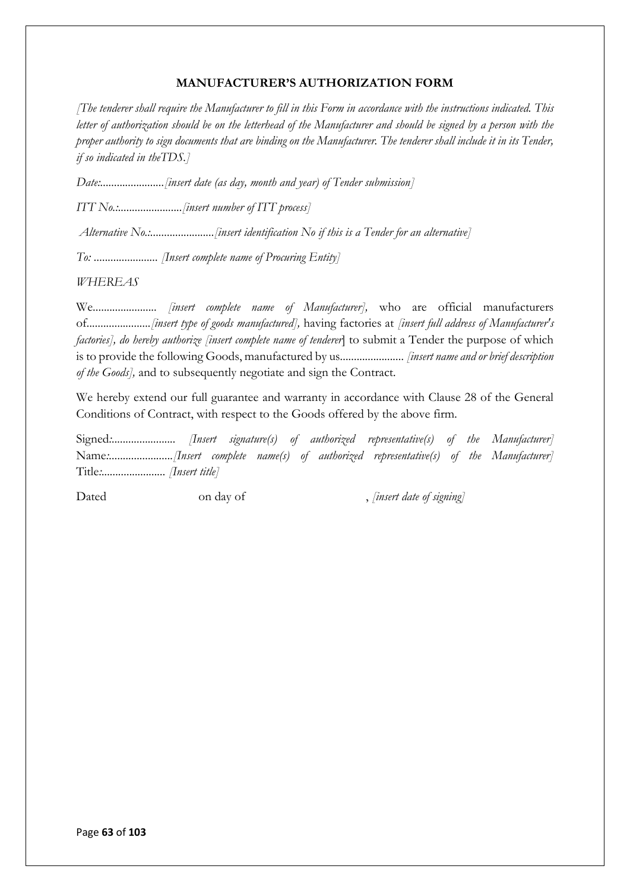**MANUFACTURER'S AUTHORIZATION FORM**

*[The tenderer shall require the Manufacturer to fill in this Form in accordance with the instructions indicated. This letter of authorization should be on the letterhead of the Manufacturer and should be signed by a person with the proper authority to sign documents that are binding on the Manufacturer. The tenderer shall include it in its Tender, if so indicated in theTDS.]*

*Date:......................[insert date (as day, month and year) of Tender submission]*

*ITT No.:......................[insert number of ITT process]*

*Alternative No.:......................[insert identification No if this is a Tender for an alternative]*

*To: ...................... [Insert complete name of Procuring Entity]*

*WHEREAS*

We...................... *[insert complete name of Manufacturer],* who are official manufacturers of......................*[insert type of goods manufactured],* having factories at *[insert full address of Manufacturer's factories], do hereby authorize [insert complete name of tenderer*] to submit a Tender the purpose of which is to provide the following Goods, manufactured by us...................... *[insert name and or brief description of the Goods],* and to subsequently negotiate and sign the Contract.

We hereby extend our full guarantee and warranty in accordance with Clause 28 of the General Conditions of Contract, with respect to the Goods offered by the above firm.

Signed:...................... *[Insert signature(s) of authorized representative(s) of the Manufacturer]*
Name:......................*[Insert complete name(s) of authorized representative(s) of the Manufacturer]*
Title:...................... *[Insert title]*

Dated on day of , *[insert date of signing]*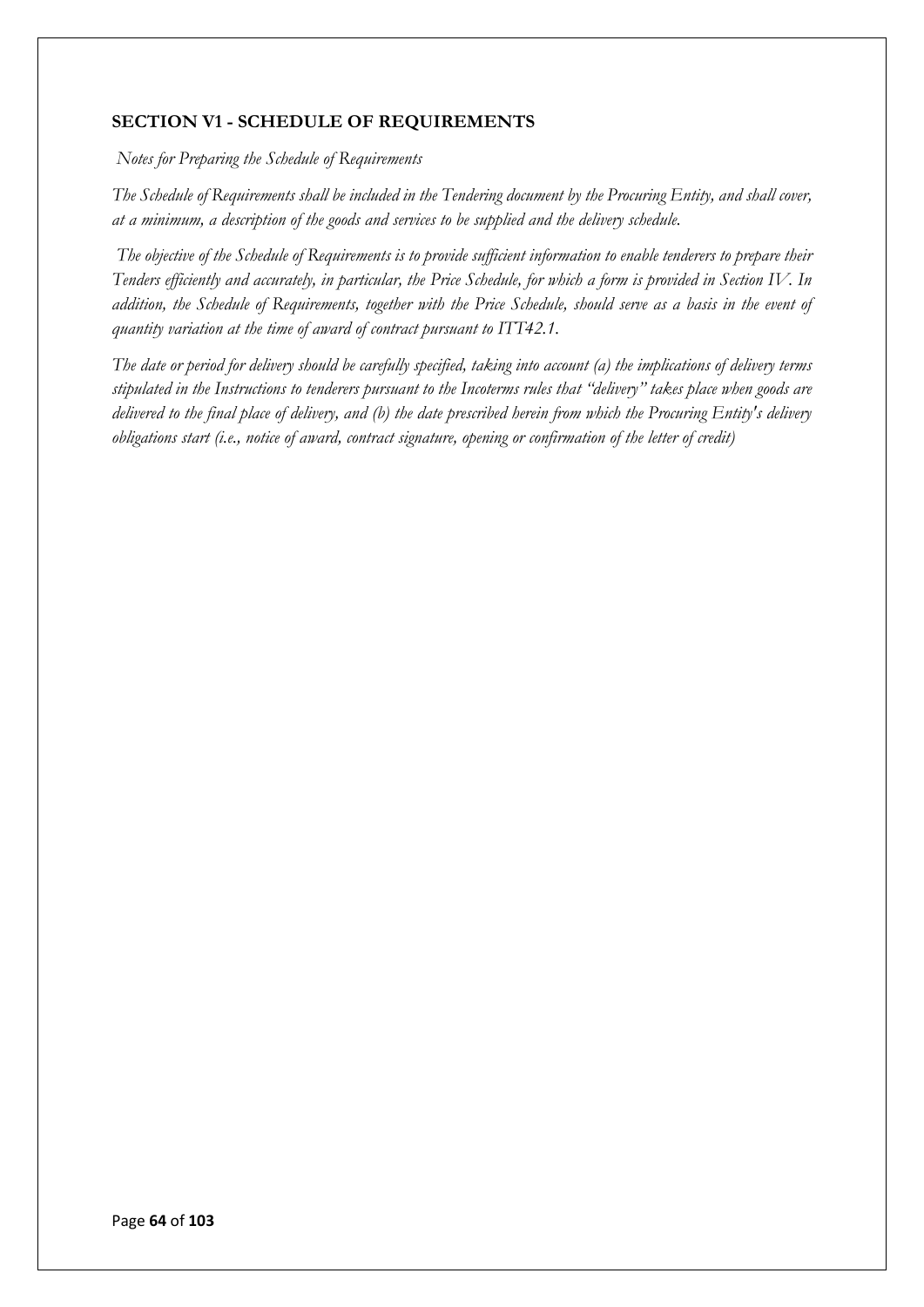## SECTION V1 - SCHEDULE OF REQUIREMENTS

*Notes for Preparing the Schedule of Requirements*

*The Schedule of Requirements shall be included in the Tendering document by the Procuring Entity, and shall cover, at a minimum, a description of the goods and services to be supplied and the delivery schedule.*

*The objective of the Schedule of Requirements is to provide sufficient information to enable tenderers to prepare their Tenders efficiently and accurately, in particular, the Price Schedule, for which a form is provided in Section IV. In addition, the Schedule of Requirements, together with the Price Schedule, should serve as a basis in the event of quantity variation at the time of award of contract pursuant to ITT42.1.*

*The date or period for delivery should be carefully specified, taking into account (a) the implications of delivery terms stipulated in the Instructions to tenderers pursuant to the Incoterms rules that "delivery" takes place when goods are delivered to the final place of delivery, and (b) the date prescribed herein from which the Procuring Entity's delivery obligations start (i.e., notice of award, contract signature, opening or confirmation of the letter of credit)*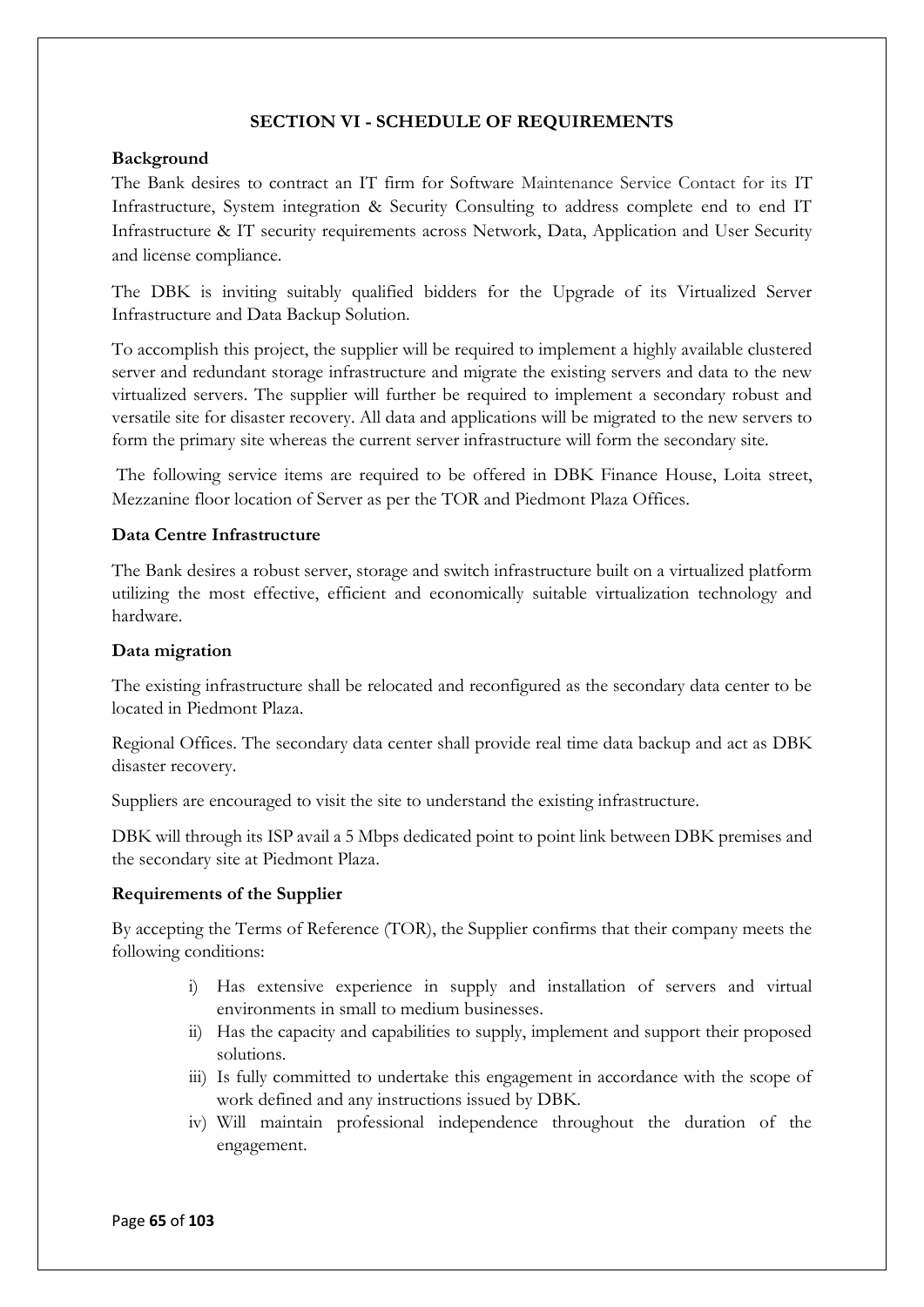## SECTION VI - SCHEDULE OF REQUIREMENTS

**Background**

The Bank desires to contract an IT firm for Software Maintenance Service Contact for its IT Infrastructure, System integration & Security Consulting to address complete end to end IT Infrastructure & IT security requirements across Network, Data, Application and User Security and license compliance.

The DBK is inviting suitably qualified bidders for the Upgrade of its Virtualized Server Infrastructure and Data Backup Solution.

To accomplish this project, the supplier will be required to implement a highly available clustered server and redundant storage infrastructure and migrate the existing servers and data to the new virtualized servers. The supplier will further be required to implement a secondary robust and versatile site for disaster recovery. All data and applications will be migrated to the new servers to form the primary site whereas the current server infrastructure will form the secondary site.

The following service items are required to be offered in DBK Finance House, Loita street, Mezzanine floor location of Server as per the TOR and Piedmont Plaza Offices.

**Data Centre Infrastructure**

The Bank desires a robust server, storage and switch infrastructure built on a virtualized platform utilizing the most effective, efficient and economically suitable virtualization technology and hardware.

**Data migration**

The existing infrastructure shall be relocated and reconfigured as the secondary data center to be located in Piedmont Plaza.

Regional Offices. The secondary data center shall provide real time data backup and act as DBK disaster recovery.

Suppliers are encouraged to visit the site to understand the existing infrastructure.

DBK will through its ISP avail a 5 Mbps dedicated point to point link between DBK premises and the secondary site at Piedmont Plaza.

**Requirements of the Supplier**

By accepting the Terms of Reference (TOR), the Supplier confirms that their company meets the following conditions:

i) Has extensive experience in supply and installation of servers and virtual environments in small to medium businesses.
ii) Has the capacity and capabilities to supply, implement and support their proposed solutions.
iii) Is fully committed to undertake this engagement in accordance with the scope of work defined and any instructions issued by DBK.
iv) Will maintain professional independence throughout the duration of the engagement.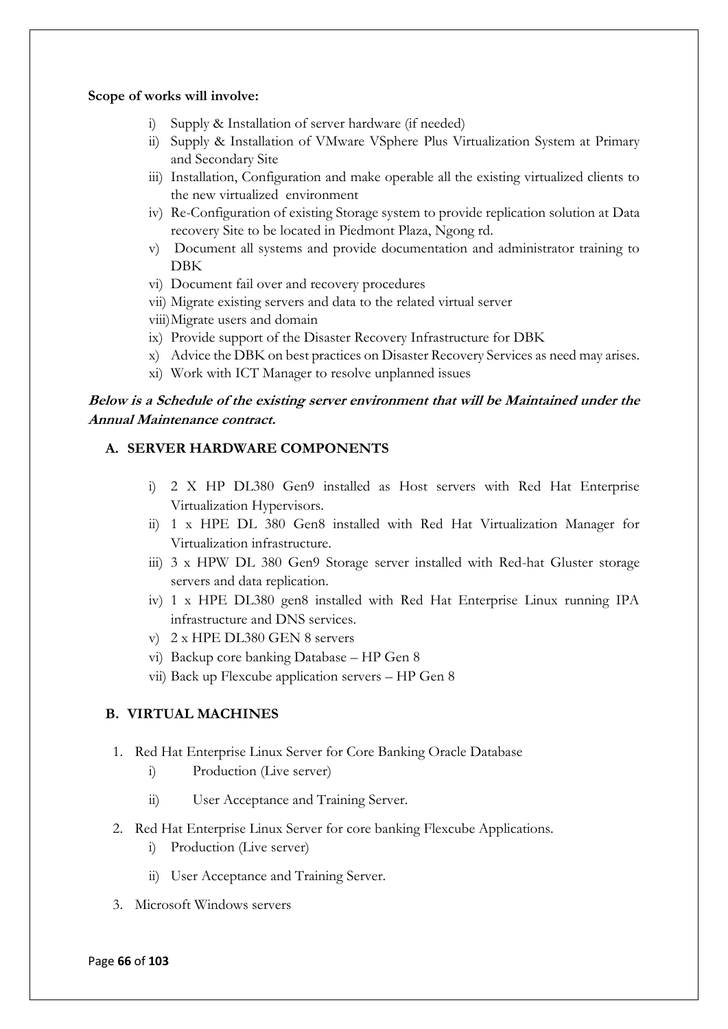**Scope of works will involve:**

i) Supply & Installation of server hardware (if needed)
ii) Supply & Installation of VMware VSphere Plus Virtualization System at Primary and Secondary Site
iii) Installation, Configuration and make operable all the existing virtualized clients to the new virtualized environment
iv) Re-Configuration of existing Storage system to provide replication solution at Data recovery Site to be located in Piedmont Plaza, Ngong rd.
v) Document all systems and provide documentation and administrator training to DBK
vi) Document fail over and recovery procedures
vii) Migrate existing servers and data to the related virtual server
viii) Migrate users and domain
ix) Provide support of the Disaster Recovery Infrastructure for DBK
x) Advice the DBK on best practices on Disaster Recovery Services as need may arises.
xi) Work with ICT Manager to resolve unplanned issues

***Below is a Schedule of the existing server environment that will be Maintained under the Annual Maintenance contract.***

**A. SERVER HARDWARE COMPONENTS**

i) 2 X HP DL380 Gen9 installed as Host servers with Red Hat Enterprise Virtualization Hypervisors.
ii) 1 x HPE DL 380 Gen8 installed with Red Hat Virtualization Manager for Virtualization infrastructure.
iii) 3 x HPW DL 380 Gen9 Storage server installed with Red-hat Gluster storage servers and data replication.
iv) 1 x HPE DL380 gen8 installed with Red Hat Enterprise Linux running IPA infrastructure and DNS services.
v) 2 x HPE DL380 GEN 8 servers
vi) Backup core banking Database – HP Gen 8
vii) Back up Flexcube application servers – HP Gen 8

**B. VIRTUAL MACHINES**

1. Red Hat Enterprise Linux Server for Core Banking Oracle Database
   i) Production (Live server)
   ii) User Acceptance and Training Server.
2. Red Hat Enterprise Linux Server for core banking Flexcube Applications.
   i) Production (Live server)
   ii) User Acceptance and Training Server.
3. Microsoft Windows servers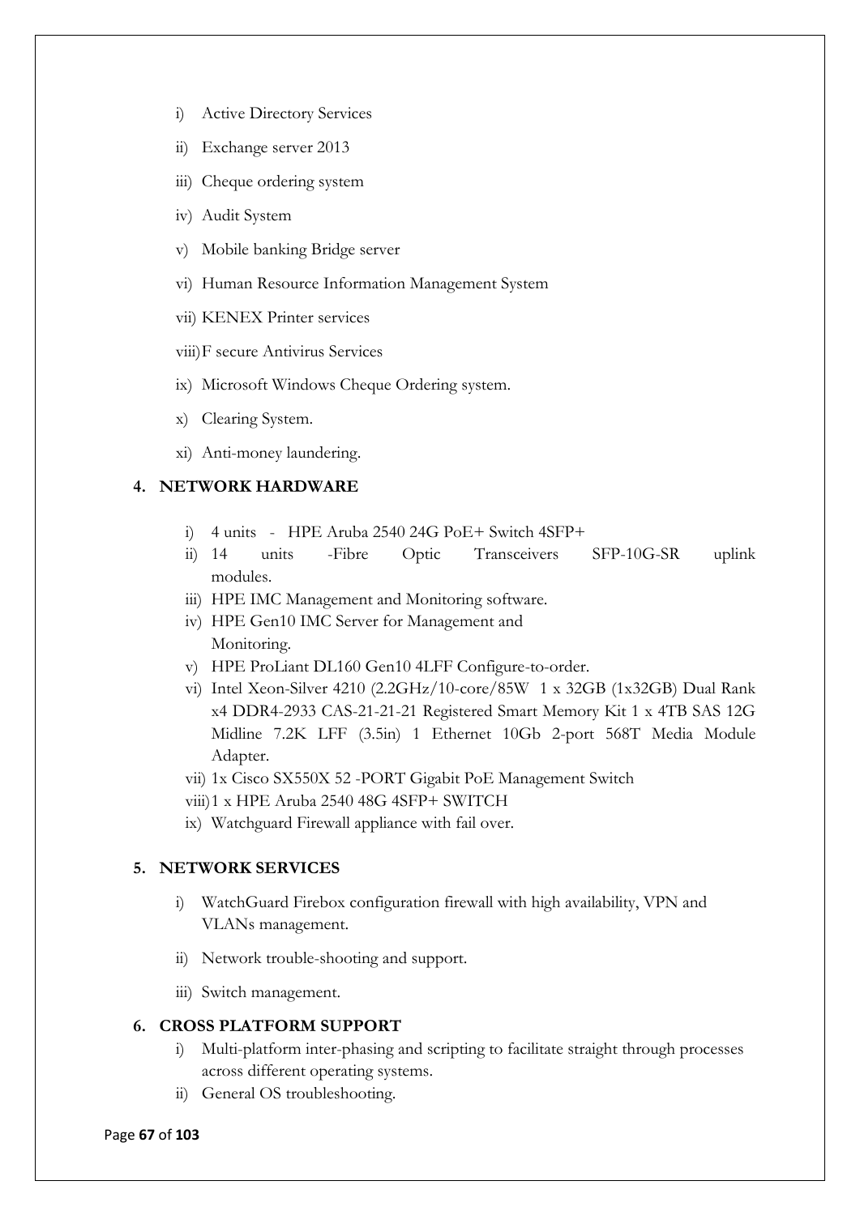i) Active Directory Services

ii) Exchange server 2013

iii) Cheque ordering system

iv) Audit System

v) Mobile banking Bridge server

vi) Human Resource Information Management System

vii) KENEX Printer services

viii) F secure Antivirus Services

ix) Microsoft Windows Cheque Ordering system.

x) Clearing System.

xi) Anti-money laundering.

## 4. NETWORK HARDWARE

i) 4 units - HPE Aruba 2540 24G PoE+ Switch 4SFP+
ii) 14 units -Fibre Optic Transceivers SFP-10G-SR uplink modules.
iii) HPE IMC Management and Monitoring software.
iv) HPE Gen10 IMC Server for Management and Monitoring.
v) HPE ProLiant DL160 Gen10 4LFF Configure-to-order.
vi) Intel Xeon-Silver 4210 (2.2GHz/10-core/85W 1 x 32GB (1x32GB) Dual Rank x4 DDR4-2933 CAS-21-21-21 Registered Smart Memory Kit 1 x 4TB SAS 12G Midline 7.2K LFF (3.5in) 1 Ethernet 10Gb 2-port 568T Media Module Adapter.
vii) 1x Cisco SX550X 52 -PORT Gigabit PoE Management Switch
viii) 1 x HPE Aruba 2540 48G 4SFP+ SWITCH
ix) Watchguard Firewall appliance with fail over.

## 5. NETWORK SERVICES

i) WatchGuard Firebox configuration firewall with high availability, VPN and VLANs management.

ii) Network trouble-shooting and support.

iii) Switch management.

## 6. CROSS PLATFORM SUPPORT

i) Multi-platform inter-phasing and scripting to facilitate straight through processes across different operating systems.
ii) General OS troubleshooting.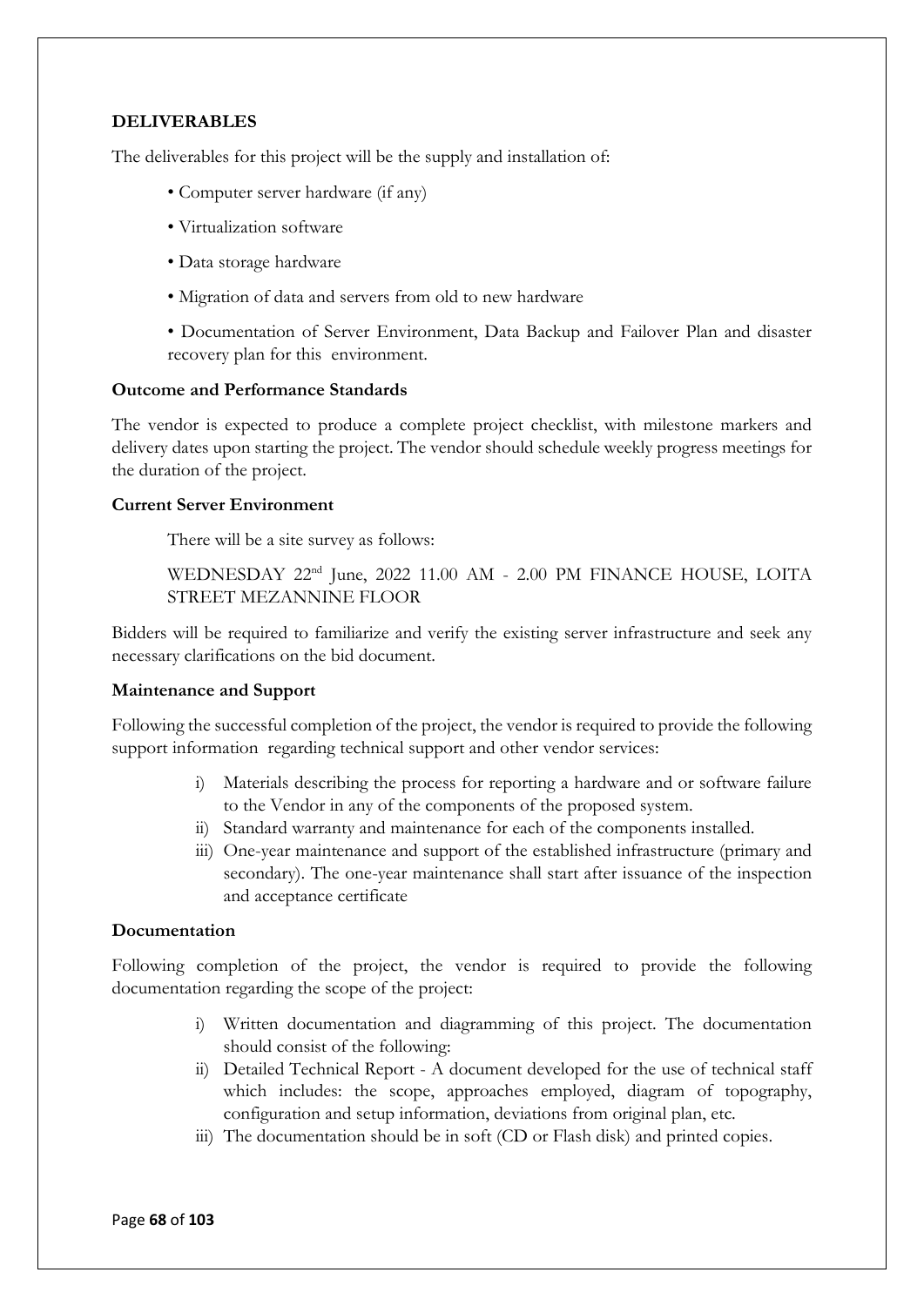**DELIVERABLES**

The deliverables for this project will be the supply and installation of:

- Computer server hardware (if any)
- Virtualization software
- Data storage hardware
- Migration of data and servers from old to new hardware
- Documentation of Server Environment, Data Backup and Failover Plan and disaster recovery plan for this environment.

**Outcome and Performance Standards**

The vendor is expected to produce a complete project checklist, with milestone markers and delivery dates upon starting the project. The vendor should schedule weekly progress meetings for the duration of the project.

**Current Server Environment**

There will be a site survey as follows:

WEDNESDAY 22nd June, 2022 11.00 AM - 2.00 PM FINANCE HOUSE, LOITA STREET MEZANNINE FLOOR

Bidders will be required to familiarize and verify the existing server infrastructure and seek any necessary clarifications on the bid document.

**Maintenance and Support**

Following the successful completion of the project, the vendor is required to provide the following support information regarding technical support and other vendor services:

i) Materials describing the process for reporting a hardware and or software failure to the Vendor in any of the components of the proposed system.
ii) Standard warranty and maintenance for each of the components installed.
iii) One-year maintenance and support of the established infrastructure (primary and secondary). The one-year maintenance shall start after issuance of the inspection and acceptance certificate

**Documentation**

Following completion of the project, the vendor is required to provide the following documentation regarding the scope of the project:

i) Written documentation and diagramming of this project. The documentation should consist of the following:
ii) Detailed Technical Report - A document developed for the use of technical staff which includes: the scope, approaches employed, diagram of topography, configuration and setup information, deviations from original plan, etc.
iii) The documentation should be in soft (CD or Flash disk) and printed copies.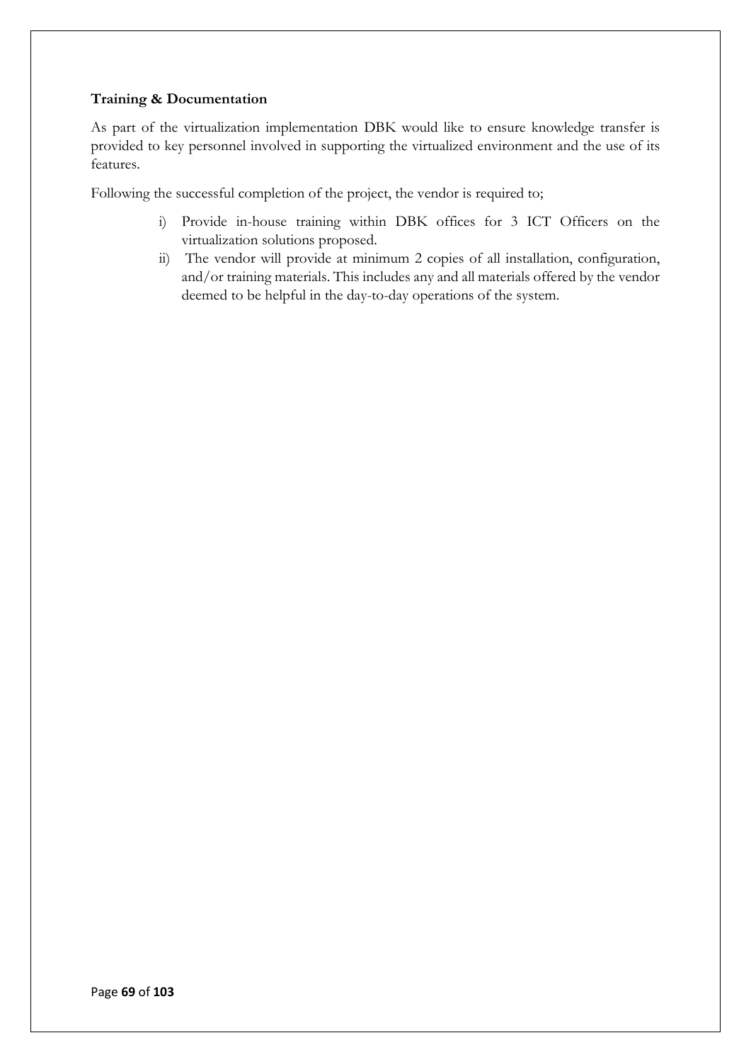**Training & Documentation**

As part of the virtualization implementation DBK would like to ensure knowledge transfer is provided to key personnel involved in supporting the virtualized environment and the use of its features.

Following the successful completion of the project, the vendor is required to;

i) Provide in-house training within DBK offices for 3 ICT Officers on the virtualization solutions proposed.

ii) The vendor will provide at minimum 2 copies of all installation, configuration, and/or training materials. This includes any and all materials offered by the vendor deemed to be helpful in the day-to-day operations of the system.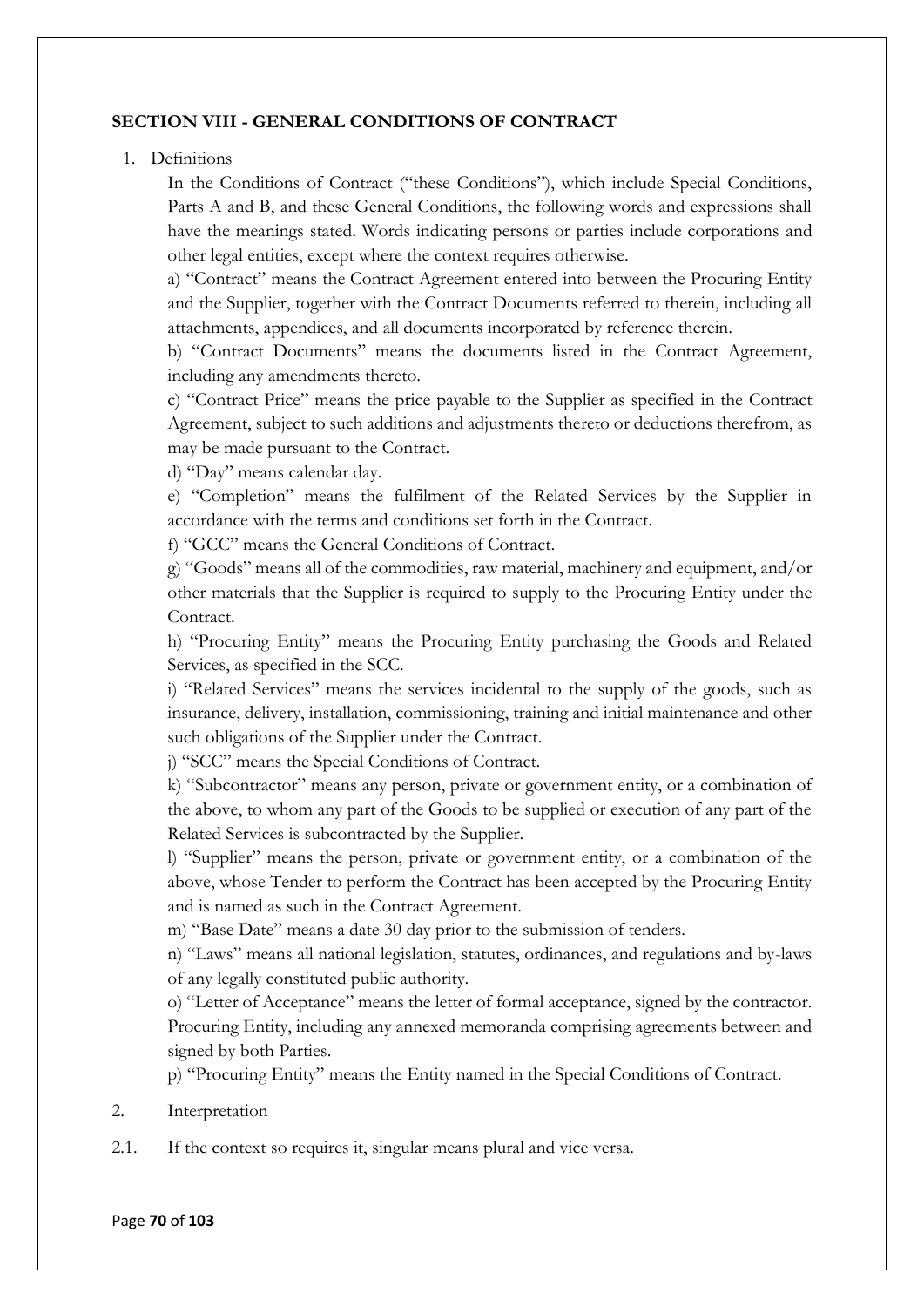## SECTION VIII - GENERAL CONDITIONS OF CONTRACT

1. Definitions

   In the Conditions of Contract ("these Conditions"), which include Special Conditions, Parts A and B, and these General Conditions, the following words and expressions shall have the meanings stated. Words indicating persons or parties include corporations and other legal entities, except where the context requires otherwise.

   a) "Contract" means the Contract Agreement entered into between the Procuring Entity and the Supplier, together with the Contract Documents referred to therein, including all attachments, appendices, and all documents incorporated by reference therein.

   b) "Contract Documents" means the documents listed in the Contract Agreement, including any amendments thereto.

   c) "Contract Price" means the price payable to the Supplier as specified in the Contract Agreement, subject to such additions and adjustments thereto or deductions therefrom, as may be made pursuant to the Contract.

   d) "Day" means calendar day.

   e) "Completion" means the fulfilment of the Related Services by the Supplier in accordance with the terms and conditions set forth in the Contract.

   f) "GCC" means the General Conditions of Contract.

   g) "Goods" means all of the commodities, raw material, machinery and equipment, and/or other materials that the Supplier is required to supply to the Procuring Entity under the Contract.

   h) "Procuring Entity" means the Procuring Entity purchasing the Goods and Related Services, as specified in the SCC.

   i) "Related Services" means the services incidental to the supply of the goods, such as insurance, delivery, installation, commissioning, training and initial maintenance and other such obligations of the Supplier under the Contract.

   j) "SCC" means the Special Conditions of Contract.

   k) "Subcontractor" means any person, private or government entity, or a combination of the above, to whom any part of the Goods to be supplied or execution of any part of the Related Services is subcontracted by the Supplier.

   l) "Supplier" means the person, private or government entity, or a combination of the above, whose Tender to perform the Contract has been accepted by the Procuring Entity and is named as such in the Contract Agreement.

   m) "Base Date" means a date 30 day prior to the submission of tenders.

   n) "Laws" means all national legislation, statutes, ordinances, and regulations and by-laws of any legally constituted public authority.

   o) "Letter of Acceptance" means the letter of formal acceptance, signed by the contractor. Procuring Entity, including any annexed memoranda comprising agreements between and signed by both Parties.

   p) "Procuring Entity" means the Entity named in the Special Conditions of Contract.

2. Interpretation

2.1. If the context so requires it, singular means plural and vice versa.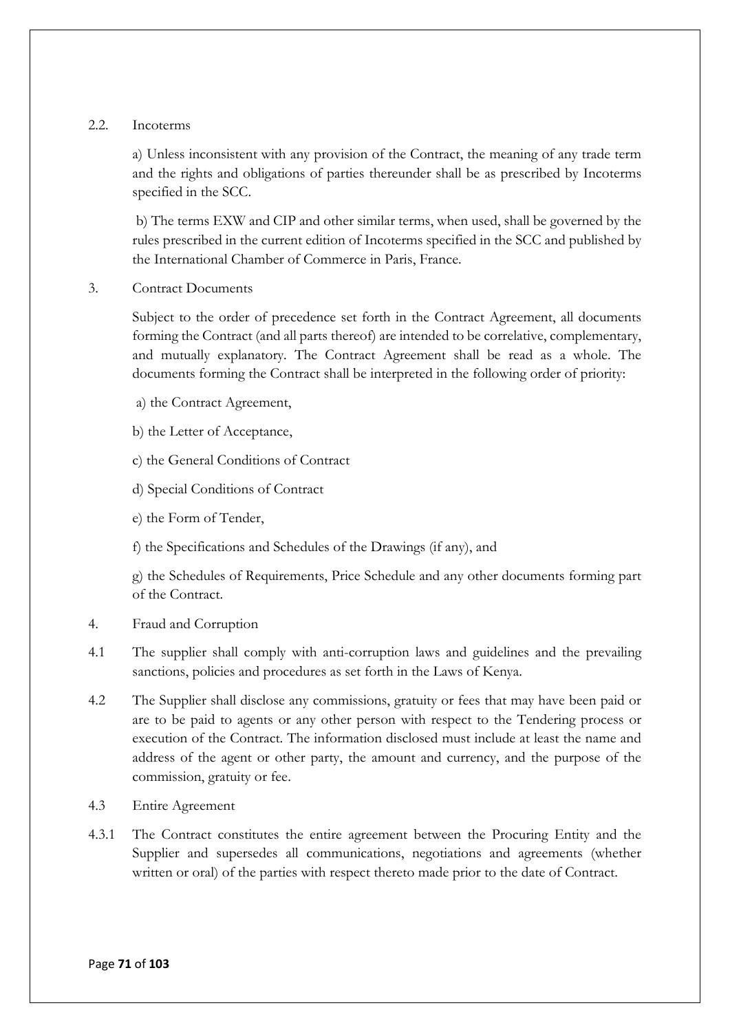2.2. Incoterms

a) Unless inconsistent with any provision of the Contract, the meaning of any trade term and the rights and obligations of parties thereunder shall be as prescribed by Incoterms specified in the SCC.

b) The terms EXW and CIP and other similar terms, when used, shall be governed by the rules prescribed in the current edition of Incoterms specified in the SCC and published by the International Chamber of Commerce in Paris, France.

3. Contract Documents

Subject to the order of precedence set forth in the Contract Agreement, all documents forming the Contract (and all parts thereof) are intended to be correlative, complementary, and mutually explanatory. The Contract Agreement shall be read as a whole. The documents forming the Contract shall be interpreted in the following order of priority:

a) the Contract Agreement,

b) the Letter of Acceptance,

c) the General Conditions of Contract

d) Special Conditions of Contract

e) the Form of Tender,

f) the Specifications and Schedules of the Drawings (if any), and

g) the Schedules of Requirements, Price Schedule and any other documents forming part of the Contract.

4. Fraud and Corruption

4.1 The supplier shall comply with anti-corruption laws and guidelines and the prevailing sanctions, policies and procedures as set forth in the Laws of Kenya.

4.2 The Supplier shall disclose any commissions, gratuity or fees that may have been paid or are to be paid to agents or any other person with respect to the Tendering process or execution of the Contract. The information disclosed must include at least the name and address of the agent or other party, the amount and currency, and the purpose of the commission, gratuity or fee.

4.3 Entire Agreement

4.3.1 The Contract constitutes the entire agreement between the Procuring Entity and the Supplier and supersedes all communications, negotiations and agreements (whether written or oral) of the parties with respect thereto made prior to the date of Contract.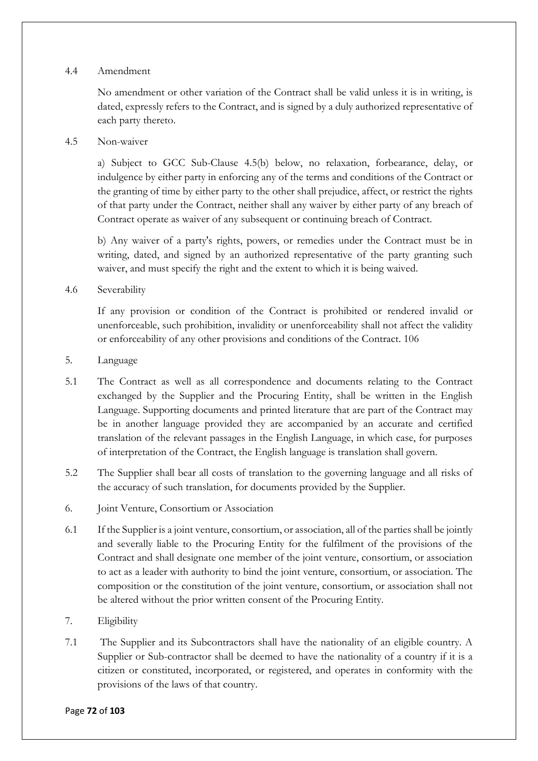4.4 Amendment

No amendment or other variation of the Contract shall be valid unless it is in writing, is dated, expressly refers to the Contract, and is signed by a duly authorized representative of each party thereto.

4.5 Non-waiver

a) Subject to GCC Sub-Clause 4.5(b) below, no relaxation, forbearance, delay, or indulgence by either party in enforcing any of the terms and conditions of the Contract or the granting of time by either party to the other shall prejudice, affect, or restrict the rights of that party under the Contract, neither shall any waiver by either party of any breach of Contract operate as waiver of any subsequent or continuing breach of Contract.

b) Any waiver of a party's rights, powers, or remedies under the Contract must be in writing, dated, and signed by an authorized representative of the party granting such waiver, and must specify the right and the extent to which it is being waived.

4.6 Severability

If any provision or condition of the Contract is prohibited or rendered invalid or unenforceable, such prohibition, invalidity or unenforceability shall not affect the validity or enforceability of any other provisions and conditions of the Contract. 106

5. Language

5.1 The Contract as well as all correspondence and documents relating to the Contract exchanged by the Supplier and the Procuring Entity, shall be written in the English Language. Supporting documents and printed literature that are part of the Contract may be in another language provided they are accompanied by an accurate and certified translation of the relevant passages in the English Language, in which case, for purposes of interpretation of the Contract, the English language is translation shall govern.

5.2 The Supplier shall bear all costs of translation to the governing language and all risks of the accuracy of such translation, for documents provided by the Supplier.

6. Joint Venture, Consortium or Association

6.1 If the Supplier is a joint venture, consortium, or association, all of the parties shall be jointly and severally liable to the Procuring Entity for the fulfilment of the provisions of the Contract and shall designate one member of the joint venture, consortium, or association to act as a leader with authority to bind the joint venture, consortium, or association. The composition or the constitution of the joint venture, consortium, or association shall not be altered without the prior written consent of the Procuring Entity.

7. Eligibility

7.1 The Supplier and its Subcontractors shall have the nationality of an eligible country. A Supplier or Sub-contractor shall be deemed to have the nationality of a country if it is a citizen or constituted, incorporated, or registered, and operates in conformity with the provisions of the laws of that country.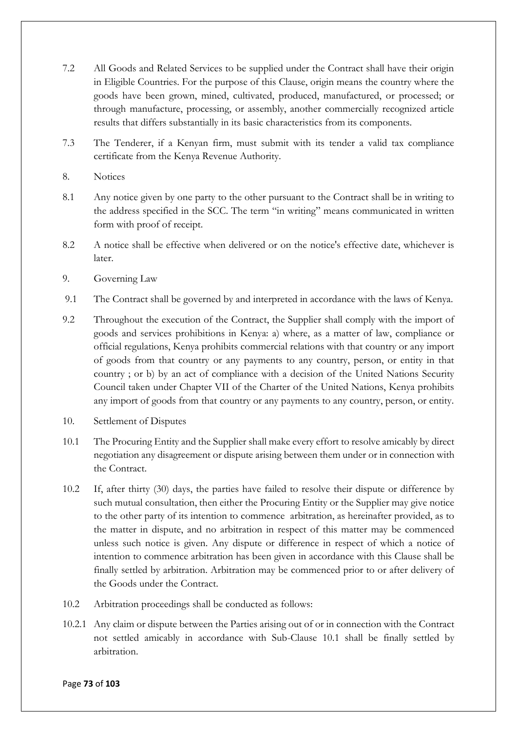7.2 All Goods and Related Services to be supplied under the Contract shall have their origin in Eligible Countries. For the purpose of this Clause, origin means the country where the goods have been grown, mined, cultivated, produced, manufactured, or processed; or through manufacture, processing, or assembly, another commercially recognized article results that differs substantially in its basic characteristics from its components.

7.3 The Tenderer, if a Kenyan firm, must submit with its tender a valid tax compliance certificate from the Kenya Revenue Authority.

8. Notices

8.1 Any notice given by one party to the other pursuant to the Contract shall be in writing to the address specified in the SCC. The term "in writing" means communicated in written form with proof of receipt.

8.2 A notice shall be effective when delivered or on the notice's effective date, whichever is later.

9. Governing Law

9.1 The Contract shall be governed by and interpreted in accordance with the laws of Kenya.

9.2 Throughout the execution of the Contract, the Supplier shall comply with the import of goods and services prohibitions in Kenya: a) where, as a matter of law, compliance or official regulations, Kenya prohibits commercial relations with that country or any import of goods from that country or any payments to any country, person, or entity in that country ; or b) by an act of compliance with a decision of the United Nations Security Council taken under Chapter VII of the Charter of the United Nations, Kenya prohibits any import of goods from that country or any payments to any country, person, or entity.

10. Settlement of Disputes

10.1 The Procuring Entity and the Supplier shall make every effort to resolve amicably by direct negotiation any disagreement or dispute arising between them under or in connection with the Contract.

10.2 If, after thirty (30) days, the parties have failed to resolve their dispute or difference by such mutual consultation, then either the Procuring Entity or the Supplier may give notice to the other party of its intention to commence arbitration, as hereinafter provided, as to the matter in dispute, and no arbitration in respect of this matter may be commenced unless such notice is given. Any dispute or difference in respect of which a notice of intention to commence arbitration has been given in accordance with this Clause shall be finally settled by arbitration. Arbitration may be commenced prior to or after delivery of the Goods under the Contract.

10.2 Arbitration proceedings shall be conducted as follows:

10.2.1 Any claim or dispute between the Parties arising out of or in connection with the Contract not settled amicably in accordance with Sub-Clause 10.1 shall be finally settled by arbitration.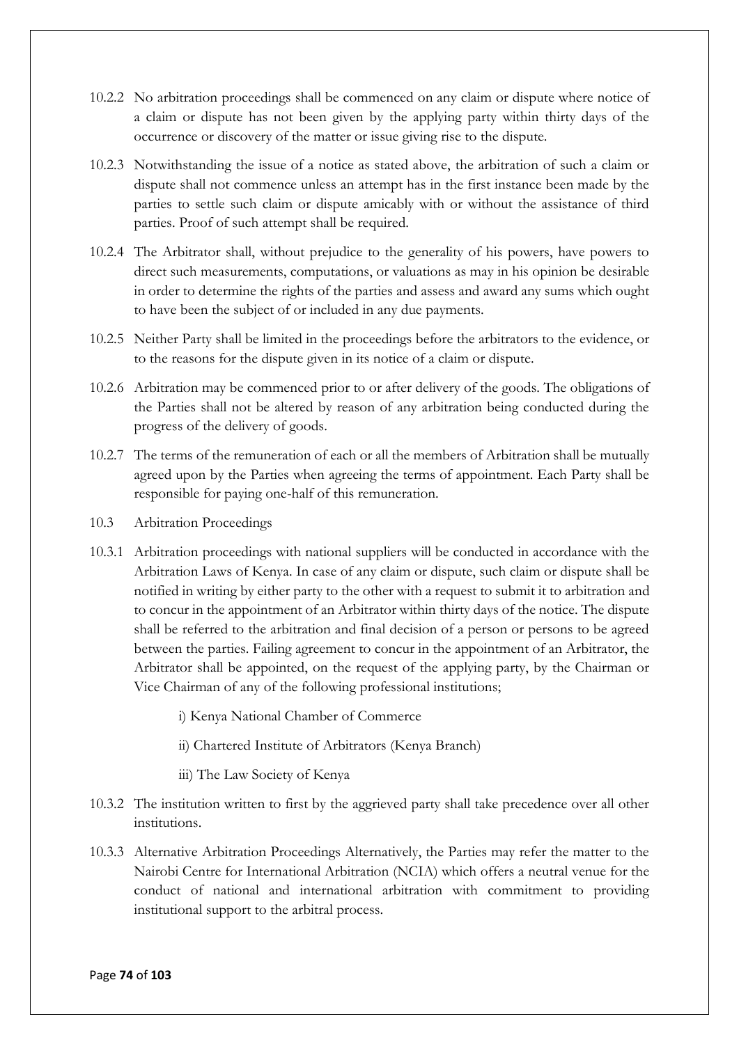10.2.2 No arbitration proceedings shall be commenced on any claim or dispute where notice of a claim or dispute has not been given by the applying party within thirty days of the occurrence or discovery of the matter or issue giving rise to the dispute.

10.2.3 Notwithstanding the issue of a notice as stated above, the arbitration of such a claim or dispute shall not commence unless an attempt has in the first instance been made by the parties to settle such claim or dispute amicably with or without the assistance of third parties. Proof of such attempt shall be required.

10.2.4 The Arbitrator shall, without prejudice to the generality of his powers, have powers to direct such measurements, computations, or valuations as may in his opinion be desirable in order to determine the rights of the parties and assess and award any sums which ought to have been the subject of or included in any due payments.

10.2.5 Neither Party shall be limited in the proceedings before the arbitrators to the evidence, or to the reasons for the dispute given in its notice of a claim or dispute.

10.2.6 Arbitration may be commenced prior to or after delivery of the goods. The obligations of the Parties shall not be altered by reason of any arbitration being conducted during the progress of the delivery of goods.

10.2.7 The terms of the remuneration of each or all the members of Arbitration shall be mutually agreed upon by the Parties when agreeing the terms of appointment. Each Party shall be responsible for paying one-half of this remuneration.

10.3 Arbitration Proceedings

10.3.1 Arbitration proceedings with national suppliers will be conducted in accordance with the Arbitration Laws of Kenya. In case of any claim or dispute, such claim or dispute shall be notified in writing by either party to the other with a request to submit it to arbitration and to concur in the appointment of an Arbitrator within thirty days of the notice. The dispute shall be referred to the arbitration and final decision of a person or persons to be agreed between the parties. Failing agreement to concur in the appointment of an Arbitrator, the Arbitrator shall be appointed, on the request of the applying party, by the Chairman or Vice Chairman of any of the following professional institutions;

i) Kenya National Chamber of Commerce

ii) Chartered Institute of Arbitrators (Kenya Branch)

iii) The Law Society of Kenya

10.3.2 The institution written to first by the aggrieved party shall take precedence over all other institutions.

10.3.3 Alternative Arbitration Proceedings Alternatively, the Parties may refer the matter to the Nairobi Centre for International Arbitration (NCIA) which offers a neutral venue for the conduct of national and international arbitration with commitment to providing institutional support to the arbitral process.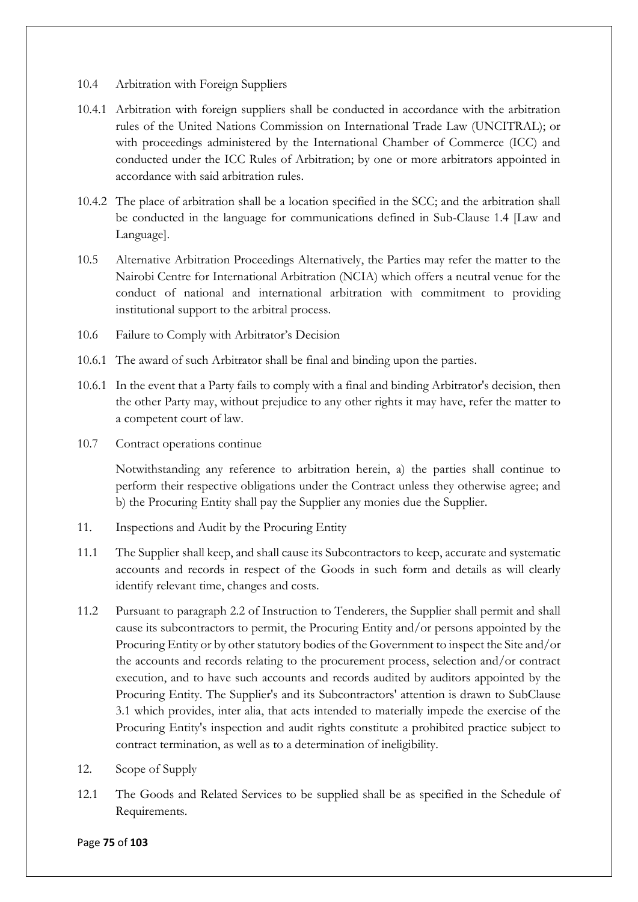10.4 Arbitration with Foreign Suppliers

10.4.1 Arbitration with foreign suppliers shall be conducted in accordance with the arbitration rules of the United Nations Commission on International Trade Law (UNCITRAL); or with proceedings administered by the International Chamber of Commerce (ICC) and conducted under the ICC Rules of Arbitration; by one or more arbitrators appointed in accordance with said arbitration rules.

10.4.2 The place of arbitration shall be a location specified in the SCC; and the arbitration shall be conducted in the language for communications defined in Sub-Clause 1.4 [Law and Language].

10.5 Alternative Arbitration Proceedings Alternatively, the Parties may refer the matter to the Nairobi Centre for International Arbitration (NCIA) which offers a neutral venue for the conduct of national and international arbitration with commitment to providing institutional support to the arbitral process.

10.6 Failure to Comply with Arbitrator's Decision

10.6.1 The award of such Arbitrator shall be final and binding upon the parties.

10.6.1 In the event that a Party fails to comply with a final and binding Arbitrator's decision, then the other Party may, without prejudice to any other rights it may have, refer the matter to a competent court of law.

10.7 Contract operations continue

Notwithstanding any reference to arbitration herein, a) the parties shall continue to perform their respective obligations under the Contract unless they otherwise agree; and b) the Procuring Entity shall pay the Supplier any monies due the Supplier.

11. Inspections and Audit by the Procuring Entity

11.1 The Supplier shall keep, and shall cause its Subcontractors to keep, accurate and systematic accounts and records in respect of the Goods in such form and details as will clearly identify relevant time, changes and costs.

11.2 Pursuant to paragraph 2.2 of Instruction to Tenderers, the Supplier shall permit and shall cause its subcontractors to permit, the Procuring Entity and/or persons appointed by the Procuring Entity or by other statutory bodies of the Government to inspect the Site and/or the accounts and records relating to the procurement process, selection and/or contract execution, and to have such accounts and records audited by auditors appointed by the Procuring Entity. The Supplier's and its Subcontractors' attention is drawn to SubClause 3.1 which provides, inter alia, that acts intended to materially impede the exercise of the Procuring Entity's inspection and audit rights constitute a prohibited practice subject to contract termination, as well as to a determination of ineligibility.

12. Scope of Supply

12.1 The Goods and Related Services to be supplied shall be as specified in the Schedule of Requirements.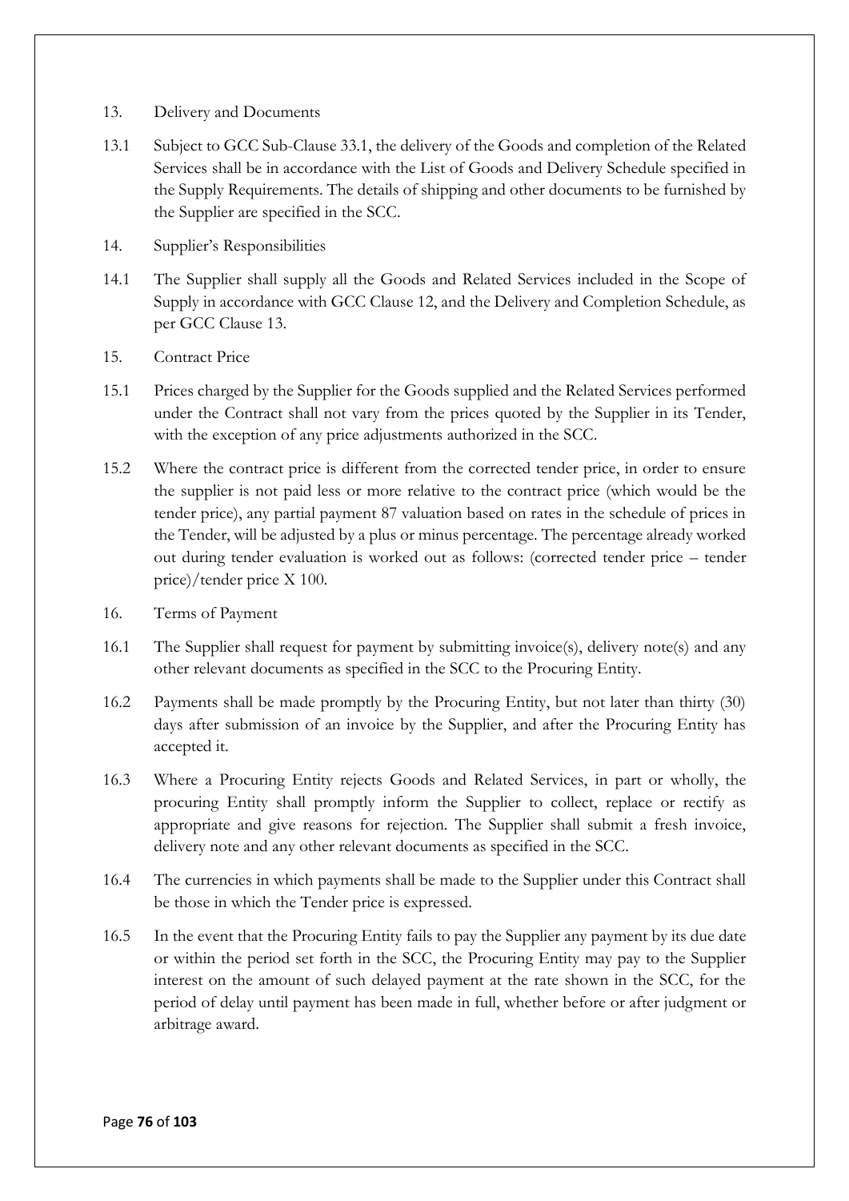## 13. Delivery and Documents

13.1 Subject to GCC Sub-Clause 33.1, the delivery of the Goods and completion of the Related Services shall be in accordance with the List of Goods and Delivery Schedule specified in the Supply Requirements. The details of shipping and other documents to be furnished by the Supplier are specified in the SCC.

## 14. Supplier's Responsibilities

14.1 The Supplier shall supply all the Goods and Related Services included in the Scope of Supply in accordance with GCC Clause 12, and the Delivery and Completion Schedule, as per GCC Clause 13.

## 15. Contract Price

15.1 Prices charged by the Supplier for the Goods supplied and the Related Services performed under the Contract shall not vary from the prices quoted by the Supplier in its Tender, with the exception of any price adjustments authorized in the SCC.

15.2 Where the contract price is different from the corrected tender price, in order to ensure the supplier is not paid less or more relative to the contract price (which would be the tender price), any partial payment 87 valuation based on rates in the schedule of prices in the Tender, will be adjusted by a plus or minus percentage. The percentage already worked out during tender evaluation is worked out as follows: (corrected tender price – tender price)/tender price X 100.

## 16. Terms of Payment

16.1 The Supplier shall request for payment by submitting invoice(s), delivery note(s) and any other relevant documents as specified in the SCC to the Procuring Entity.

16.2 Payments shall be made promptly by the Procuring Entity, but not later than thirty (30) days after submission of an invoice by the Supplier, and after the Procuring Entity has accepted it.

16.3 Where a Procuring Entity rejects Goods and Related Services, in part or wholly, the procuring Entity shall promptly inform the Supplier to collect, replace or rectify as appropriate and give reasons for rejection. The Supplier shall submit a fresh invoice, delivery note and any other relevant documents as specified in the SCC.

16.4 The currencies in which payments shall be made to the Supplier under this Contract shall be those in which the Tender price is expressed.

16.5 In the event that the Procuring Entity fails to pay the Supplier any payment by its due date or within the period set forth in the SCC, the Procuring Entity may pay to the Supplier interest on the amount of such delayed payment at the rate shown in the SCC, for the period of delay until payment has been made in full, whether before or after judgment or arbitrage award.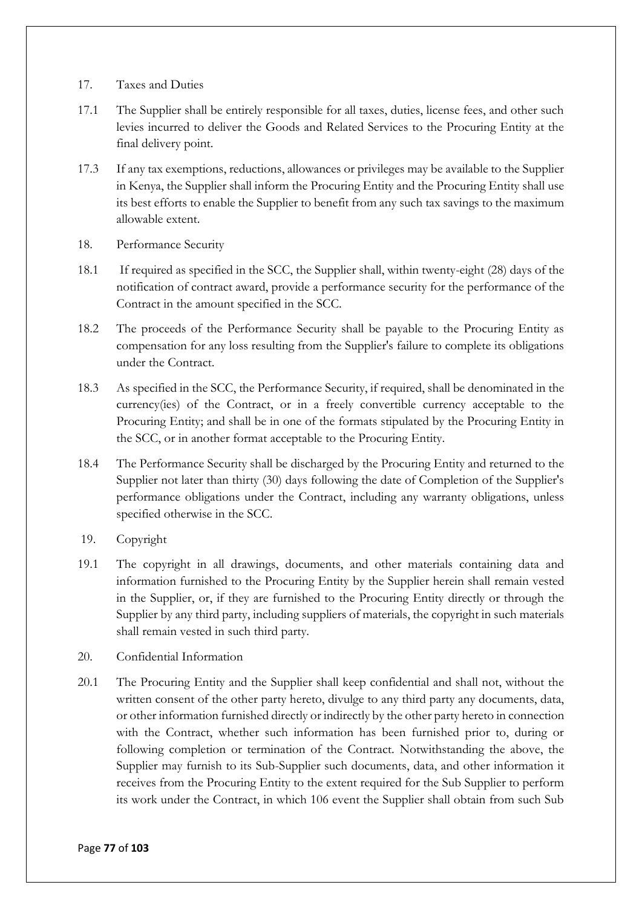17. Taxes and Duties

17.1 The Supplier shall be entirely responsible for all taxes, duties, license fees, and other such levies incurred to deliver the Goods and Related Services to the Procuring Entity at the final delivery point.

17.3 If any tax exemptions, reductions, allowances or privileges may be available to the Supplier in Kenya, the Supplier shall inform the Procuring Entity and the Procuring Entity shall use its best efforts to enable the Supplier to benefit from any such tax savings to the maximum allowable extent.

18. Performance Security

18.1 If required as specified in the SCC, the Supplier shall, within twenty-eight (28) days of the notification of contract award, provide a performance security for the performance of the Contract in the amount specified in the SCC.

18.2 The proceeds of the Performance Security shall be payable to the Procuring Entity as compensation for any loss resulting from the Supplier's failure to complete its obligations under the Contract.

18.3 As specified in the SCC, the Performance Security, if required, shall be denominated in the currency(ies) of the Contract, or in a freely convertible currency acceptable to the Procuring Entity; and shall be in one of the formats stipulated by the Procuring Entity in the SCC, or in another format acceptable to the Procuring Entity.

18.4 The Performance Security shall be discharged by the Procuring Entity and returned to the Supplier not later than thirty (30) days following the date of Completion of the Supplier's performance obligations under the Contract, including any warranty obligations, unless specified otherwise in the SCC.

19. Copyright

19.1 The copyright in all drawings, documents, and other materials containing data and information furnished to the Procuring Entity by the Supplier herein shall remain vested in the Supplier, or, if they are furnished to the Procuring Entity directly or through the Supplier by any third party, including suppliers of materials, the copyright in such materials shall remain vested in such third party.

20. Confidential Information

20.1 The Procuring Entity and the Supplier shall keep confidential and shall not, without the written consent of the other party hereto, divulge to any third party any documents, data, or other information furnished directly or indirectly by the other party hereto in connection with the Contract, whether such information has been furnished prior to, during or following completion or termination of the Contract. Notwithstanding the above, the Supplier may furnish to its Sub-Supplier such documents, data, and other information it receives from the Procuring Entity to the extent required for the Sub Supplier to perform its work under the Contract, in which 106 event the Supplier shall obtain from such Sub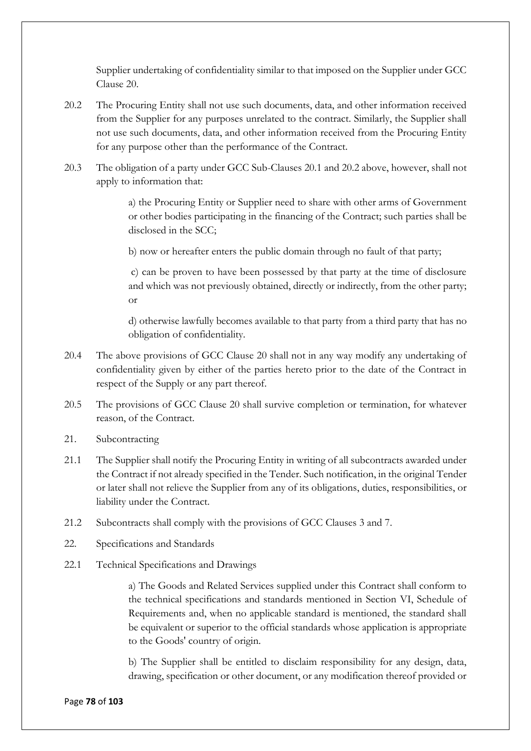Supplier undertaking of confidentiality similar to that imposed on the Supplier under GCC Clause 20.

20.2 The Procuring Entity shall not use such documents, data, and other information received from the Supplier for any purposes unrelated to the contract. Similarly, the Supplier shall not use such documents, data, and other information received from the Procuring Entity for any purpose other than the performance of the Contract.

20.3 The obligation of a party under GCC Sub-Clauses 20.1 and 20.2 above, however, shall not apply to information that:

a) the Procuring Entity or Supplier need to share with other arms of Government or other bodies participating in the financing of the Contract; such parties shall be disclosed in the SCC;

b) now or hereafter enters the public domain through no fault of that party;

c) can be proven to have been possessed by that party at the time of disclosure and which was not previously obtained, directly or indirectly, from the other party; or

d) otherwise lawfully becomes available to that party from a third party that has no obligation of confidentiality.

20.4 The above provisions of GCC Clause 20 shall not in any way modify any undertaking of confidentiality given by either of the parties hereto prior to the date of the Contract in respect of the Supply or any part thereof.

20.5 The provisions of GCC Clause 20 shall survive completion or termination, for whatever reason, of the Contract.

21. Subcontracting

21.1 The Supplier shall notify the Procuring Entity in writing of all subcontracts awarded under the Contract if not already specified in the Tender. Such notification, in the original Tender or later shall not relieve the Supplier from any of its obligations, duties, responsibilities, or liability under the Contract.

21.2 Subcontracts shall comply with the provisions of GCC Clauses 3 and 7.

22. Specifications and Standards

22.1 Technical Specifications and Drawings

a) The Goods and Related Services supplied under this Contract shall conform to the technical specifications and standards mentioned in Section VI, Schedule of Requirements and, when no applicable standard is mentioned, the standard shall be equivalent or superior to the official standards whose application is appropriate to the Goods' country of origin.

b) The Supplier shall be entitled to disclaim responsibility for any design, data, drawing, specification or other document, or any modification thereof provided or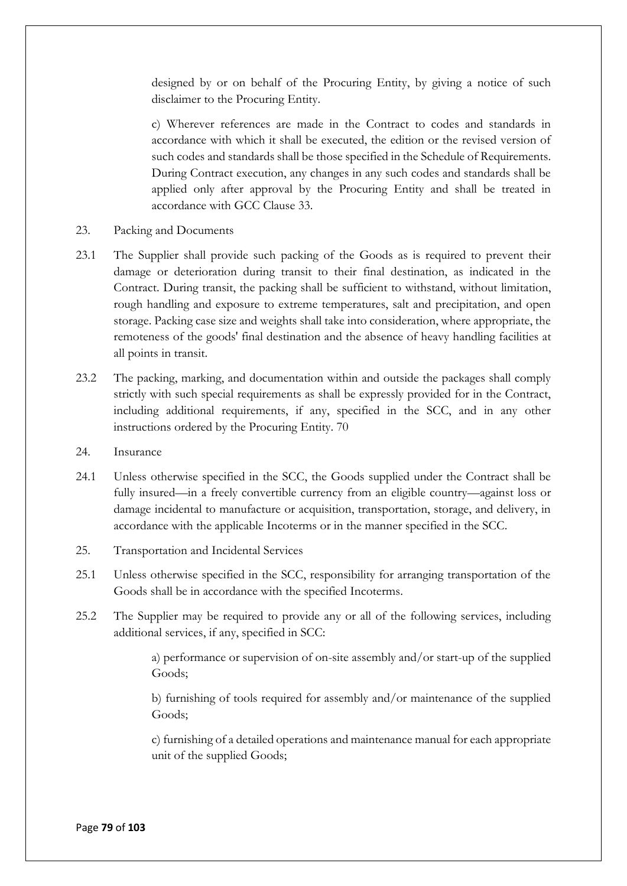designed by or on behalf of the Procuring Entity, by giving a notice of such disclaimer to the Procuring Entity.

c) Wherever references are made in the Contract to codes and standards in accordance with which it shall be executed, the edition or the revised version of such codes and standards shall be those specified in the Schedule of Requirements. During Contract execution, any changes in any such codes and standards shall be applied only after approval by the Procuring Entity and shall be treated in accordance with GCC Clause 33.

23. Packing and Documents

23.1 The Supplier shall provide such packing of the Goods as is required to prevent their damage or deterioration during transit to their final destination, as indicated in the Contract. During transit, the packing shall be sufficient to withstand, without limitation, rough handling and exposure to extreme temperatures, salt and precipitation, and open storage. Packing case size and weights shall take into consideration, where appropriate, the remoteness of the goods' final destination and the absence of heavy handling facilities at all points in transit.

23.2 The packing, marking, and documentation within and outside the packages shall comply strictly with such special requirements as shall be expressly provided for in the Contract, including additional requirements, if any, specified in the SCC, and in any other instructions ordered by the Procuring Entity. 70

24. Insurance

24.1 Unless otherwise specified in the SCC, the Goods supplied under the Contract shall be fully insured—in a freely convertible currency from an eligible country—against loss or damage incidental to manufacture or acquisition, transportation, storage, and delivery, in accordance with the applicable Incoterms or in the manner specified in the SCC.

25. Transportation and Incidental Services

25.1 Unless otherwise specified in the SCC, responsibility for arranging transportation of the Goods shall be in accordance with the specified Incoterms.

25.2 The Supplier may be required to provide any or all of the following services, including additional services, if any, specified in SCC:

a) performance or supervision of on-site assembly and/or start-up of the supplied Goods;

b) furnishing of tools required for assembly and/or maintenance of the supplied Goods;

c) furnishing of a detailed operations and maintenance manual for each appropriate unit of the supplied Goods;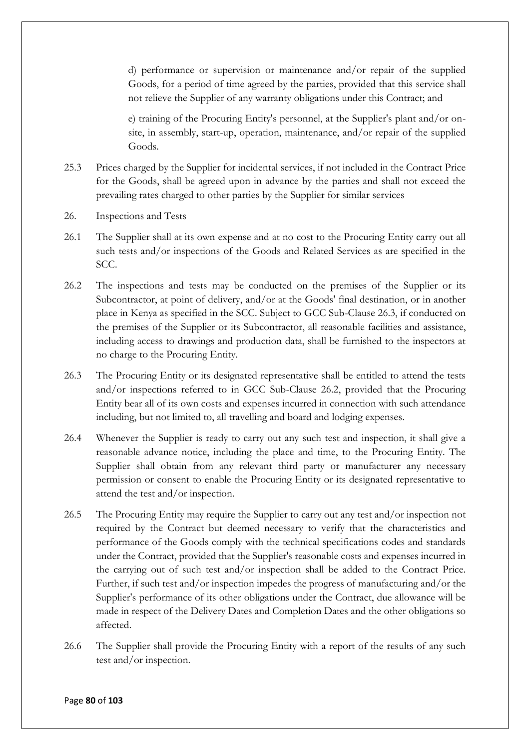d) performance or supervision or maintenance and/or repair of the supplied Goods, for a period of time agreed by the parties, provided that this service shall not relieve the Supplier of any warranty obligations under this Contract; and

e) training of the Procuring Entity's personnel, at the Supplier's plant and/or on-site, in assembly, start-up, operation, maintenance, and/or repair of the supplied Goods.

25.3 Prices charged by the Supplier for incidental services, if not included in the Contract Price for the Goods, shall be agreed upon in advance by the parties and shall not exceed the prevailing rates charged to other parties by the Supplier for similar services

26. Inspections and Tests

26.1 The Supplier shall at its own expense and at no cost to the Procuring Entity carry out all such tests and/or inspections of the Goods and Related Services as are specified in the SCC.

26.2 The inspections and tests may be conducted on the premises of the Supplier or its Subcontractor, at point of delivery, and/or at the Goods' final destination, or in another place in Kenya as specified in the SCC. Subject to GCC Sub-Clause 26.3, if conducted on the premises of the Supplier or its Subcontractor, all reasonable facilities and assistance, including access to drawings and production data, shall be furnished to the inspectors at no charge to the Procuring Entity.

26.3 The Procuring Entity or its designated representative shall be entitled to attend the tests and/or inspections referred to in GCC Sub-Clause 26.2, provided that the Procuring Entity bear all of its own costs and expenses incurred in connection with such attendance including, but not limited to, all travelling and board and lodging expenses.

26.4 Whenever the Supplier is ready to carry out any such test and inspection, it shall give a reasonable advance notice, including the place and time, to the Procuring Entity. The Supplier shall obtain from any relevant third party or manufacturer any necessary permission or consent to enable the Procuring Entity or its designated representative to attend the test and/or inspection.

26.5 The Procuring Entity may require the Supplier to carry out any test and/or inspection not required by the Contract but deemed necessary to verify that the characteristics and performance of the Goods comply with the technical specifications codes and standards under the Contract, provided that the Supplier's reasonable costs and expenses incurred in the carrying out of such test and/or inspection shall be added to the Contract Price. Further, if such test and/or inspection impedes the progress of manufacturing and/or the Supplier's performance of its other obligations under the Contract, due allowance will be made in respect of the Delivery Dates and Completion Dates and the other obligations so affected.

26.6 The Supplier shall provide the Procuring Entity with a report of the results of any such test and/or inspection.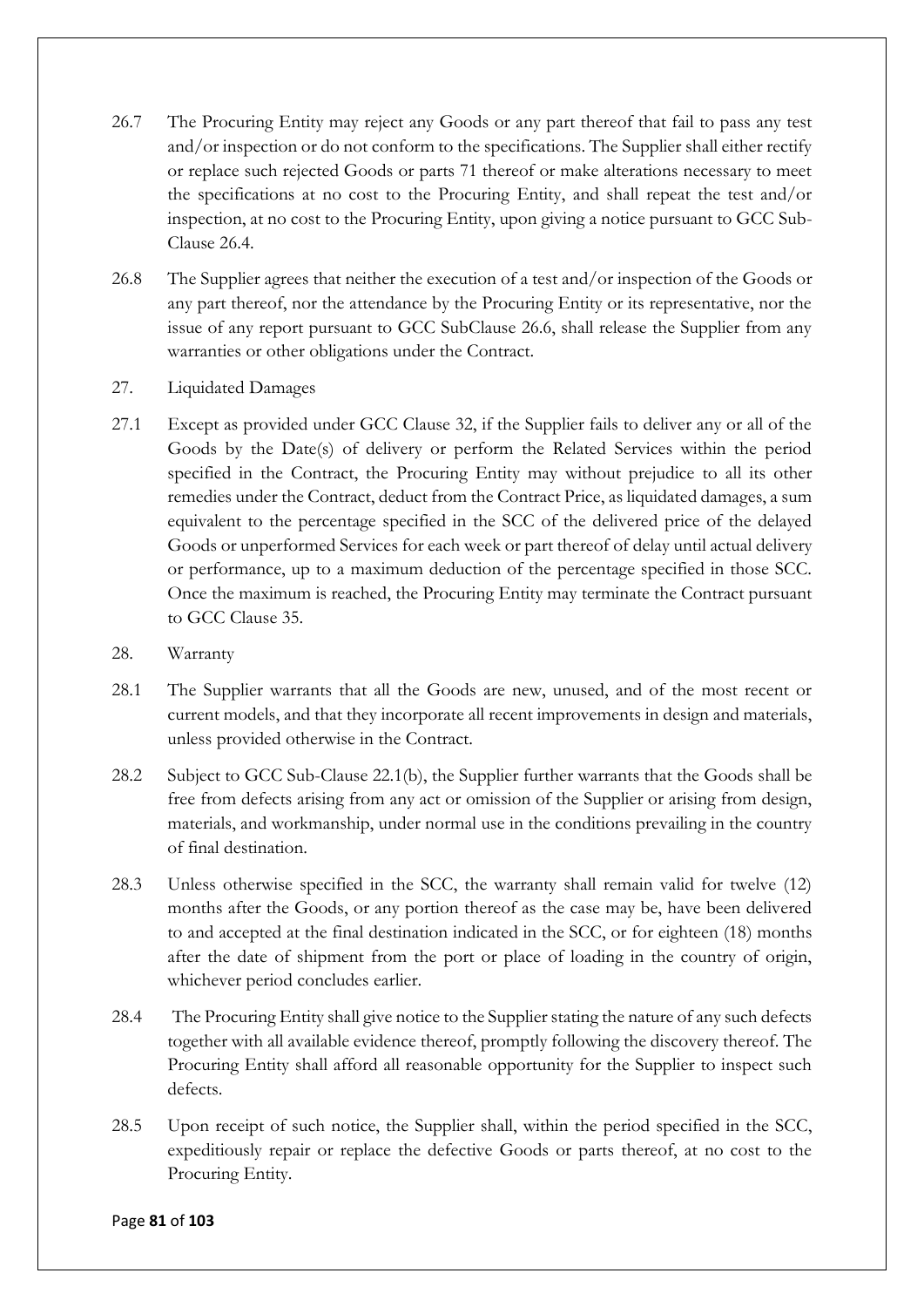26.7 The Procuring Entity may reject any Goods or any part thereof that fail to pass any test and/or inspection or do not conform to the specifications. The Supplier shall either rectify or replace such rejected Goods or parts 71 thereof or make alterations necessary to meet the specifications at no cost to the Procuring Entity, and shall repeat the test and/or inspection, at no cost to the Procuring Entity, upon giving a notice pursuant to GCC Sub-Clause 26.4.

26.8 The Supplier agrees that neither the execution of a test and/or inspection of the Goods or any part thereof, nor the attendance by the Procuring Entity or its representative, nor the issue of any report pursuant to GCC SubClause 26.6, shall release the Supplier from any warranties or other obligations under the Contract.

27. Liquidated Damages

27.1 Except as provided under GCC Clause 32, if the Supplier fails to deliver any or all of the Goods by the Date(s) of delivery or perform the Related Services within the period specified in the Contract, the Procuring Entity may without prejudice to all its other remedies under the Contract, deduct from the Contract Price, as liquidated damages, a sum equivalent to the percentage specified in the SCC of the delivered price of the delayed Goods or unperformed Services for each week or part thereof of delay until actual delivery or performance, up to a maximum deduction of the percentage specified in those SCC. Once the maximum is reached, the Procuring Entity may terminate the Contract pursuant to GCC Clause 35.

28. Warranty

28.1 The Supplier warrants that all the Goods are new, unused, and of the most recent or current models, and that they incorporate all recent improvements in design and materials, unless provided otherwise in the Contract.

28.2 Subject to GCC Sub-Clause 22.1(b), the Supplier further warrants that the Goods shall be free from defects arising from any act or omission of the Supplier or arising from design, materials, and workmanship, under normal use in the conditions prevailing in the country of final destination.

28.3 Unless otherwise specified in the SCC, the warranty shall remain valid for twelve (12) months after the Goods, or any portion thereof as the case may be, have been delivered to and accepted at the final destination indicated in the SCC, or for eighteen (18) months after the date of shipment from the port or place of loading in the country of origin, whichever period concludes earlier.

28.4 The Procuring Entity shall give notice to the Supplier stating the nature of any such defects together with all available evidence thereof, promptly following the discovery thereof. The Procuring Entity shall afford all reasonable opportunity for the Supplier to inspect such defects.

28.5 Upon receipt of such notice, the Supplier shall, within the period specified in the SCC, expeditiously repair or replace the defective Goods or parts thereof, at no cost to the Procuring Entity.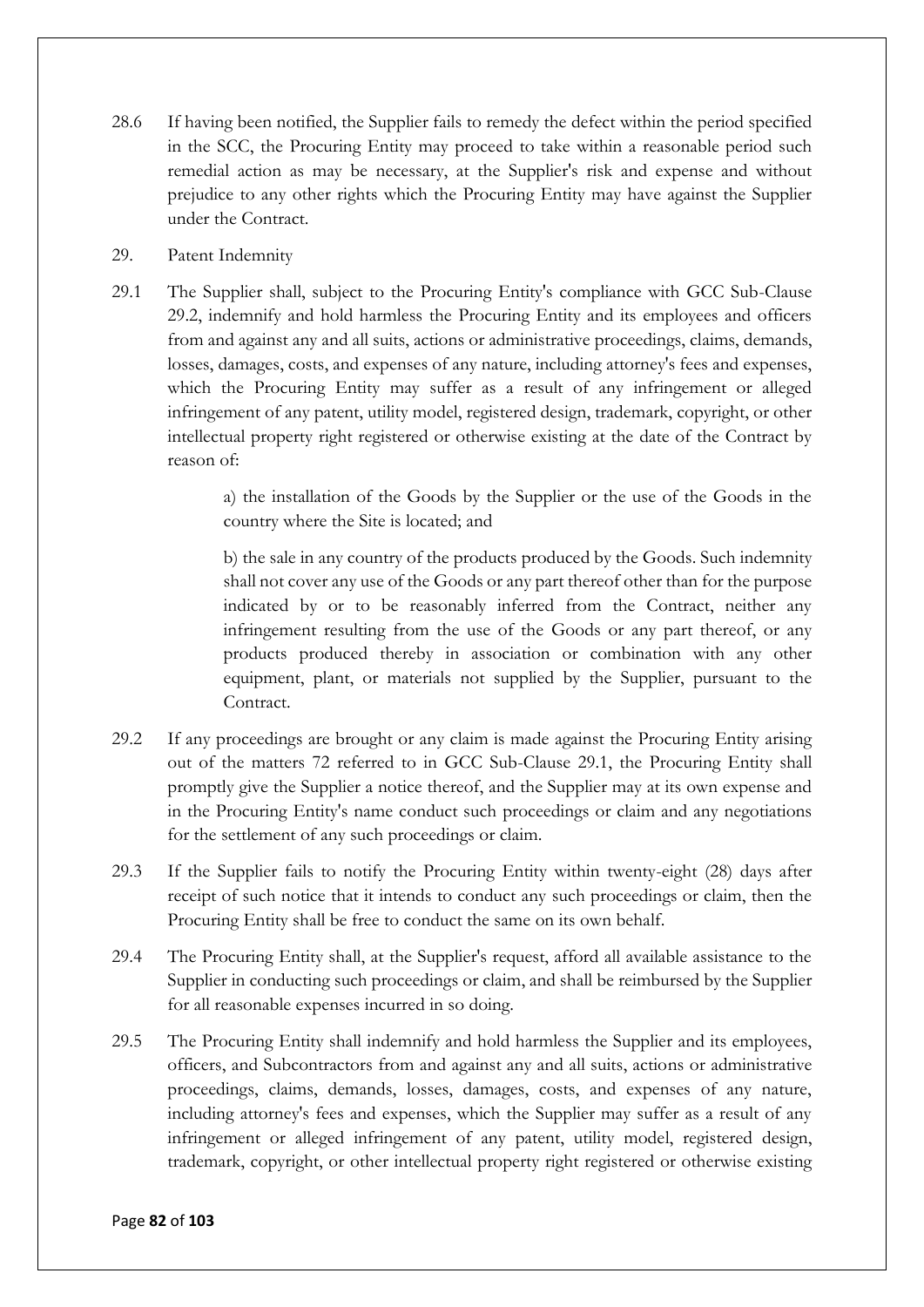28.6 If having been notified, the Supplier fails to remedy the defect within the period specified in the SCC, the Procuring Entity may proceed to take within a reasonable period such remedial action as may be necessary, at the Supplier's risk and expense and without prejudice to any other rights which the Procuring Entity may have against the Supplier under the Contract.

29. Patent Indemnity

29.1 The Supplier shall, subject to the Procuring Entity's compliance with GCC Sub-Clause 29.2, indemnify and hold harmless the Procuring Entity and its employees and officers from and against any and all suits, actions or administrative proceedings, claims, demands, losses, damages, costs, and expenses of any nature, including attorney's fees and expenses, which the Procuring Entity may suffer as a result of any infringement or alleged infringement of any patent, utility model, registered design, trademark, copyright, or other intellectual property right registered or otherwise existing at the date of the Contract by reason of:

a) the installation of the Goods by the Supplier or the use of the Goods in the country where the Site is located; and

b) the sale in any country of the products produced by the Goods. Such indemnity shall not cover any use of the Goods or any part thereof other than for the purpose indicated by or to be reasonably inferred from the Contract, neither any infringement resulting from the use of the Goods or any part thereof, or any products produced thereby in association or combination with any other equipment, plant, or materials not supplied by the Supplier, pursuant to the Contract.

29.2 If any proceedings are brought or any claim is made against the Procuring Entity arising out of the matters 72 referred to in GCC Sub-Clause 29.1, the Procuring Entity shall promptly give the Supplier a notice thereof, and the Supplier may at its own expense and in the Procuring Entity's name conduct such proceedings or claim and any negotiations for the settlement of any such proceedings or claim.

29.3 If the Supplier fails to notify the Procuring Entity within twenty-eight (28) days after receipt of such notice that it intends to conduct any such proceedings or claim, then the Procuring Entity shall be free to conduct the same on its own behalf.

29.4 The Procuring Entity shall, at the Supplier's request, afford all available assistance to the Supplier in conducting such proceedings or claim, and shall be reimbursed by the Supplier for all reasonable expenses incurred in so doing.

29.5 The Procuring Entity shall indemnify and hold harmless the Supplier and its employees, officers, and Subcontractors from and against any and all suits, actions or administrative proceedings, claims, demands, losses, damages, costs, and expenses of any nature, including attorney's fees and expenses, which the Supplier may suffer as a result of any infringement or alleged infringement of any patent, utility model, registered design, trademark, copyright, or other intellectual property right registered or otherwise existing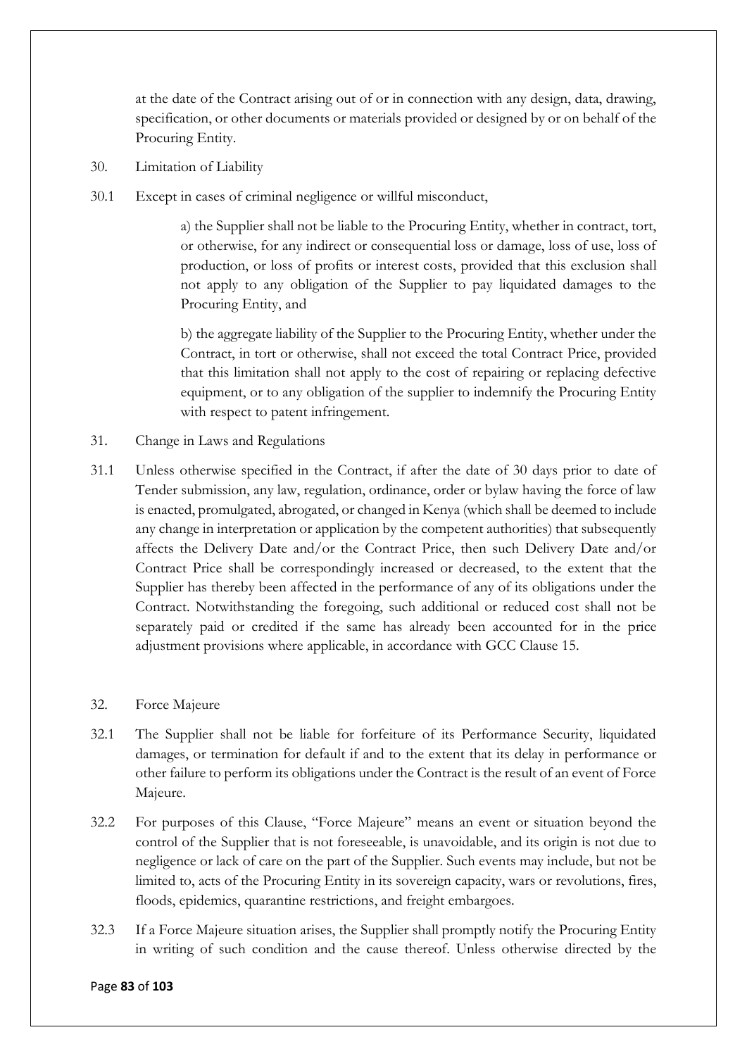at the date of the Contract arising out of or in connection with any design, data, drawing, specification, or other documents or materials provided or designed by or on behalf of the Procuring Entity.

30. Limitation of Liability

30.1 Except in cases of criminal negligence or willful misconduct,

a) the Supplier shall not be liable to the Procuring Entity, whether in contract, tort, or otherwise, for any indirect or consequential loss or damage, loss of use, loss of production, or loss of profits or interest costs, provided that this exclusion shall not apply to any obligation of the Supplier to pay liquidated damages to the Procuring Entity, and

b) the aggregate liability of the Supplier to the Procuring Entity, whether under the Contract, in tort or otherwise, shall not exceed the total Contract Price, provided that this limitation shall not apply to the cost of repairing or replacing defective equipment, or to any obligation of the supplier to indemnify the Procuring Entity with respect to patent infringement.

31. Change in Laws and Regulations

31.1 Unless otherwise specified in the Contract, if after the date of 30 days prior to date of Tender submission, any law, regulation, ordinance, order or bylaw having the force of law is enacted, promulgated, abrogated, or changed in Kenya (which shall be deemed to include any change in interpretation or application by the competent authorities) that subsequently affects the Delivery Date and/or the Contract Price, then such Delivery Date and/or Contract Price shall be correspondingly increased or decreased, to the extent that the Supplier has thereby been affected in the performance of any of its obligations under the Contract. Notwithstanding the foregoing, such additional or reduced cost shall not be separately paid or credited if the same has already been accounted for in the price adjustment provisions where applicable, in accordance with GCC Clause 15.

32. Force Majeure

32.1 The Supplier shall not be liable for forfeiture of its Performance Security, liquidated damages, or termination for default if and to the extent that its delay in performance or other failure to perform its obligations under the Contract is the result of an event of Force Majeure.

32.2 For purposes of this Clause, "Force Majeure" means an event or situation beyond the control of the Supplier that is not foreseeable, is unavoidable, and its origin is not due to negligence or lack of care on the part of the Supplier. Such events may include, but not be limited to, acts of the Procuring Entity in its sovereign capacity, wars or revolutions, fires, floods, epidemics, quarantine restrictions, and freight embargoes.

32.3 If a Force Majeure situation arises, the Supplier shall promptly notify the Procuring Entity in writing of such condition and the cause thereof. Unless otherwise directed by the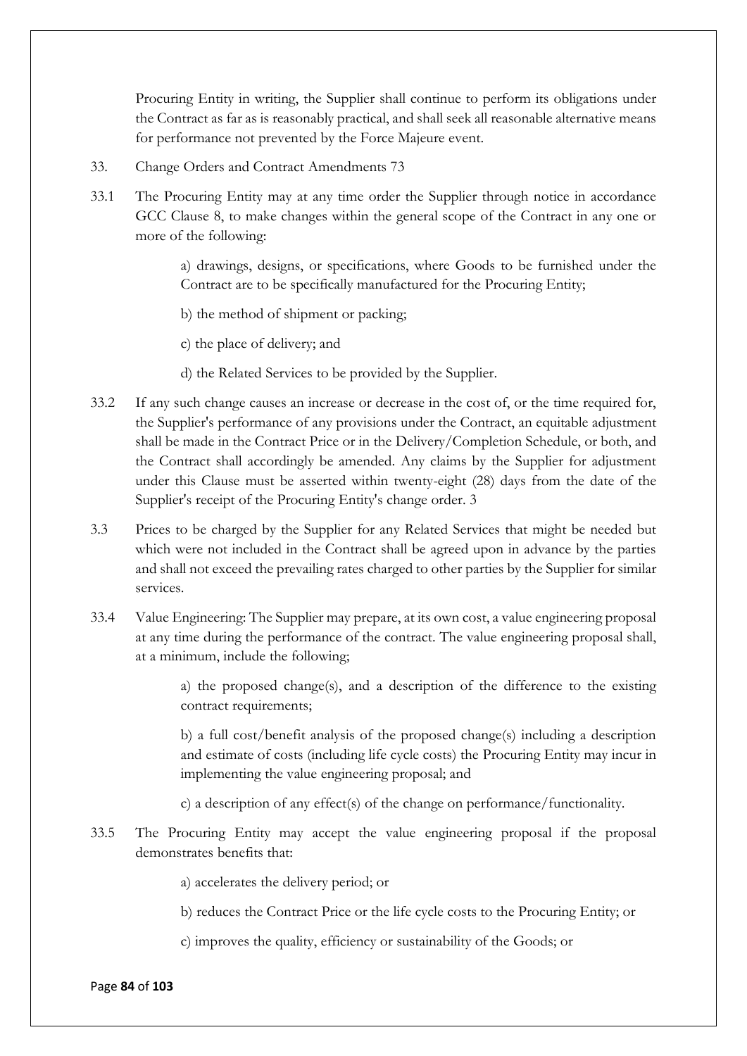Procuring Entity in writing, the Supplier shall continue to perform its obligations under the Contract as far as is reasonably practical, and shall seek all reasonable alternative means for performance not prevented by the Force Majeure event.

33. Change Orders and Contract Amendments 73

33.1 The Procuring Entity may at any time order the Supplier through notice in accordance GCC Clause 8, to make changes within the general scope of the Contract in any one or more of the following:

> a) drawings, designs, or specifications, where Goods to be furnished under the Contract are to be specifically manufactured for the Procuring Entity;
>
> b) the method of shipment or packing;
>
> c) the place of delivery; and
>
> d) the Related Services to be provided by the Supplier.

33.2 If any such change causes an increase or decrease in the cost of, or the time required for, the Supplier's performance of any provisions under the Contract, an equitable adjustment shall be made in the Contract Price or in the Delivery/Completion Schedule, or both, and the Contract shall accordingly be amended. Any claims by the Supplier for adjustment under this Clause must be asserted within twenty-eight (28) days from the date of the Supplier's receipt of the Procuring Entity's change order. 3

3.3 Prices to be charged by the Supplier for any Related Services that might be needed but which were not included in the Contract shall be agreed upon in advance by the parties and shall not exceed the prevailing rates charged to other parties by the Supplier for similar services.

33.4 Value Engineering: The Supplier may prepare, at its own cost, a value engineering proposal at any time during the performance of the contract. The value engineering proposal shall, at a minimum, include the following;

> a) the proposed change(s), and a description of the difference to the existing contract requirements;
>
> b) a full cost/benefit analysis of the proposed change(s) including a description and estimate of costs (including life cycle costs) the Procuring Entity may incur in implementing the value engineering proposal; and
>
> c) a description of any effect(s) of the change on performance/functionality.

33.5 The Procuring Entity may accept the value engineering proposal if the proposal demonstrates benefits that:

> a) accelerates the delivery period; or
>
> b) reduces the Contract Price or the life cycle costs to the Procuring Entity; or
>
> c) improves the quality, efficiency or sustainability of the Goods; or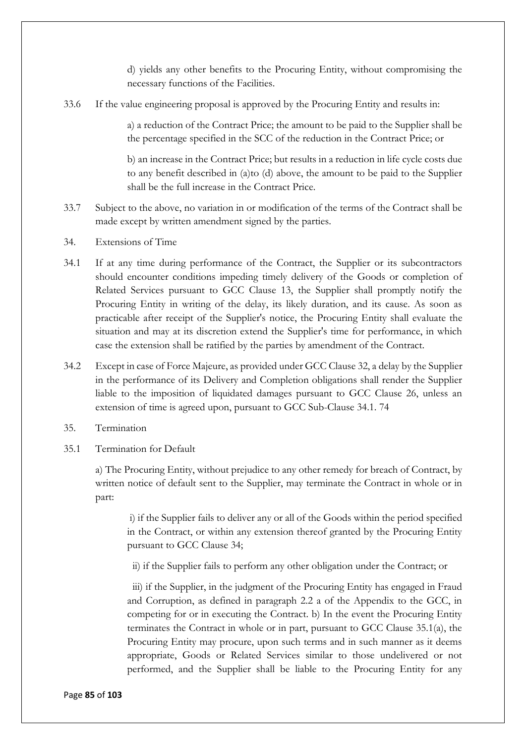d) yields any other benefits to the Procuring Entity, without compromising the necessary functions of the Facilities.

33.6 If the value engineering proposal is approved by the Procuring Entity and results in:

a) a reduction of the Contract Price; the amount to be paid to the Supplier shall be the percentage specified in the SCC of the reduction in the Contract Price; or

b) an increase in the Contract Price; but results in a reduction in life cycle costs due to any benefit described in (a)to (d) above, the amount to be paid to the Supplier shall be the full increase in the Contract Price.

33.7 Subject to the above, no variation in or modification of the terms of the Contract shall be made except by written amendment signed by the parties.

34. Extensions of Time

34.1 If at any time during performance of the Contract, the Supplier or its subcontractors should encounter conditions impeding timely delivery of the Goods or completion of Related Services pursuant to GCC Clause 13, the Supplier shall promptly notify the Procuring Entity in writing of the delay, its likely duration, and its cause. As soon as practicable after receipt of the Supplier's notice, the Procuring Entity shall evaluate the situation and may at its discretion extend the Supplier's time for performance, in which case the extension shall be ratified by the parties by amendment of the Contract.

34.2 Except in case of Force Majeure, as provided under GCC Clause 32, a delay by the Supplier in the performance of its Delivery and Completion obligations shall render the Supplier liable to the imposition of liquidated damages pursuant to GCC Clause 26, unless an extension of time is agreed upon, pursuant to GCC Sub-Clause 34.1. 74

35. Termination

35.1 Termination for Default

a) The Procuring Entity, without prejudice to any other remedy for breach of Contract, by written notice of default sent to the Supplier, may terminate the Contract in whole or in part:

i) if the Supplier fails to deliver any or all of the Goods within the period specified in the Contract, or within any extension thereof granted by the Procuring Entity pursuant to GCC Clause 34;

ii) if the Supplier fails to perform any other obligation under the Contract; or

iii) if the Supplier, in the judgment of the Procuring Entity has engaged in Fraud and Corruption, as defined in paragraph 2.2 a of the Appendix to the GCC, in competing for or in executing the Contract. b) In the event the Procuring Entity terminates the Contract in whole or in part, pursuant to GCC Clause 35.1(a), the Procuring Entity may procure, upon such terms and in such manner as it deems appropriate, Goods or Related Services similar to those undelivered or not performed, and the Supplier shall be liable to the Procuring Entity for any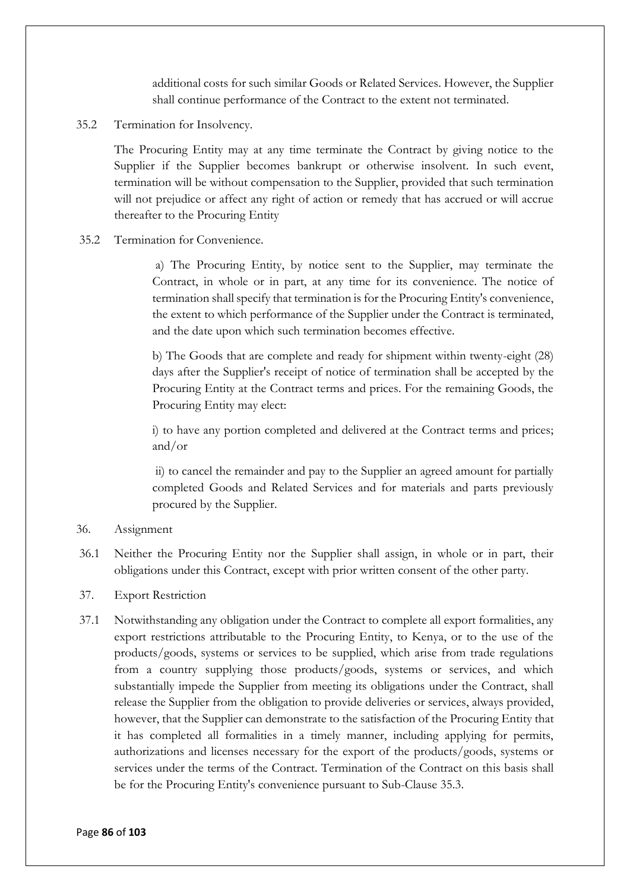additional costs for such similar Goods or Related Services. However, the Supplier shall continue performance of the Contract to the extent not terminated.

35.2 Termination for Insolvency.

The Procuring Entity may at any time terminate the Contract by giving notice to the Supplier if the Supplier becomes bankrupt or otherwise insolvent. In such event, termination will be without compensation to the Supplier, provided that such termination will not prejudice or affect any right of action or remedy that has accrued or will accrue thereafter to the Procuring Entity

35.2 Termination for Convenience.

a) The Procuring Entity, by notice sent to the Supplier, may terminate the Contract, in whole or in part, at any time for its convenience. The notice of termination shall specify that termination is for the Procuring Entity's convenience, the extent to which performance of the Supplier under the Contract is terminated, and the date upon which such termination becomes effective.

b) The Goods that are complete and ready for shipment within twenty-eight (28) days after the Supplier's receipt of notice of termination shall be accepted by the Procuring Entity at the Contract terms and prices. For the remaining Goods, the Procuring Entity may elect:

i) to have any portion completed and delivered at the Contract terms and prices; and/or

ii) to cancel the remainder and pay to the Supplier an agreed amount for partially completed Goods and Related Services and for materials and parts previously procured by the Supplier.

36. Assignment

36.1 Neither the Procuring Entity nor the Supplier shall assign, in whole or in part, their obligations under this Contract, except with prior written consent of the other party.

37. Export Restriction

37.1 Notwithstanding any obligation under the Contract to complete all export formalities, any export restrictions attributable to the Procuring Entity, to Kenya, or to the use of the products/goods, systems or services to be supplied, which arise from trade regulations from a country supplying those products/goods, systems or services, and which substantially impede the Supplier from meeting its obligations under the Contract, shall release the Supplier from the obligation to provide deliveries or services, always provided, however, that the Supplier can demonstrate to the satisfaction of the Procuring Entity that it has completed all formalities in a timely manner, including applying for permits, authorizations and licenses necessary for the export of the products/goods, systems or services under the terms of the Contract. Termination of the Contract on this basis shall be for the Procuring Entity's convenience pursuant to Sub-Clause 35.3.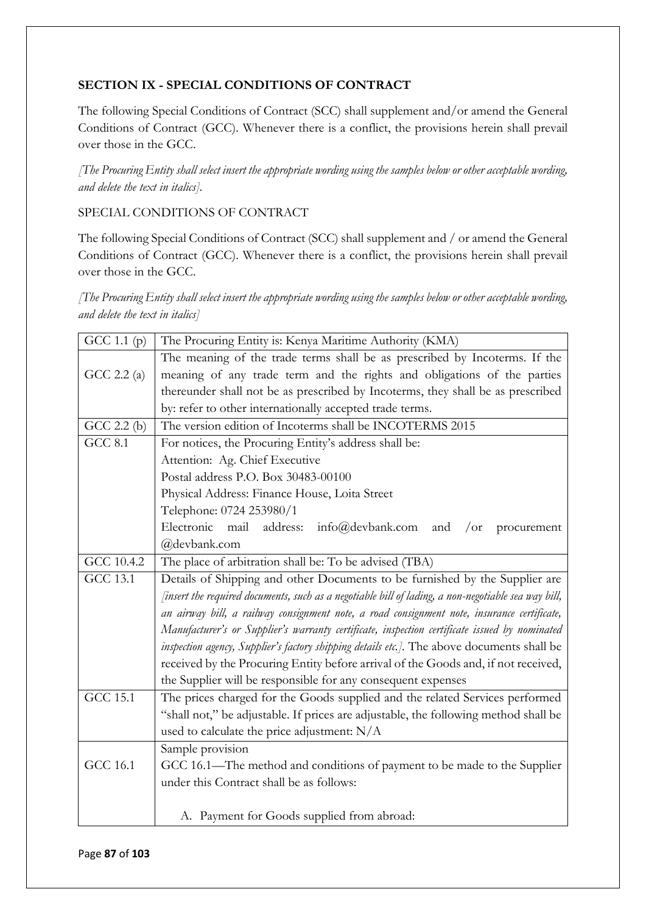## SECTION IX - SPECIAL CONDITIONS OF CONTRACT

The following Special Conditions of Contract (SCC) shall supplement and/or amend the General Conditions of Contract (GCC). Whenever there is a conflict, the provisions herein shall prevail over those in the GCC.

*[The Procuring Entity shall select insert the appropriate wording using the samples below or other acceptable wording, and delete the text in italics].*

SPECIAL CONDITIONS OF CONTRACT

The following Special Conditions of Contract (SCC) shall supplement and / or amend the General Conditions of Contract (GCC). Whenever there is a conflict, the provisions herein shall prevail over those in the GCC.

*[The Procuring Entity shall select insert the appropriate wording using the samples below or other acceptable wording, and delete the text in italics]*

| | |
|---|---|
| GCC 1.1 (p) | The Procuring Entity is: Kenya Maritime Authority (KMA) |
| GCC 2.2 (a) | The meaning of the trade terms shall be as prescribed by Incoterms. If the meaning of any trade term and the rights and obligations of the parties thereunder shall not be as prescribed by Incoterms, they shall be as prescribed by: refer to other internationally accepted trade terms. |
| GCC 2.2 (b) | The version edition of Incoterms shall be INCOTERMS 2015 |
| GCC 8.1 | For notices, the Procuring Entity's address shall be:<br>Attention: Ag. Chief Executive<br>Postal address P.O. Box 30483-00100<br>Physical Address: Finance House, Loita Street<br>Telephone: 0724 253980/1<br>Electronic mail address: info@devbank.com and /or procurement @devbank.com |
| GCC 10.4.2 | The place of arbitration shall be: To be advised (TBA) |
| GCC 13.1 | Details of Shipping and other Documents to be furnished by the Supplier are *[insert the required documents, such as a negotiable bill of lading, a non-negotiable sea way bill, an airway bill, a railway consignment note, a road consignment note, insurance certificate, Manufacturer's or Supplier's warranty certificate, inspection certificate issued by nominated inspection agency, Supplier's factory shipping details etc.]*. The above documents shall be received by the Procuring Entity before arrival of the Goods and, if not received, the Supplier will be responsible for any consequent expenses |
| GCC 15.1 | The prices charged for the Goods supplied and the related Services performed "shall not," be adjustable. If prices are adjustable, the following method shall be used to calculate the price adjustment: N/A |
| GCC 16.1 | Sample provision<br>GCC 16.1—The method and conditions of payment to be made to the Supplier under this Contract shall be as follows:<br><br>A. Payment for Goods supplied from abroad: |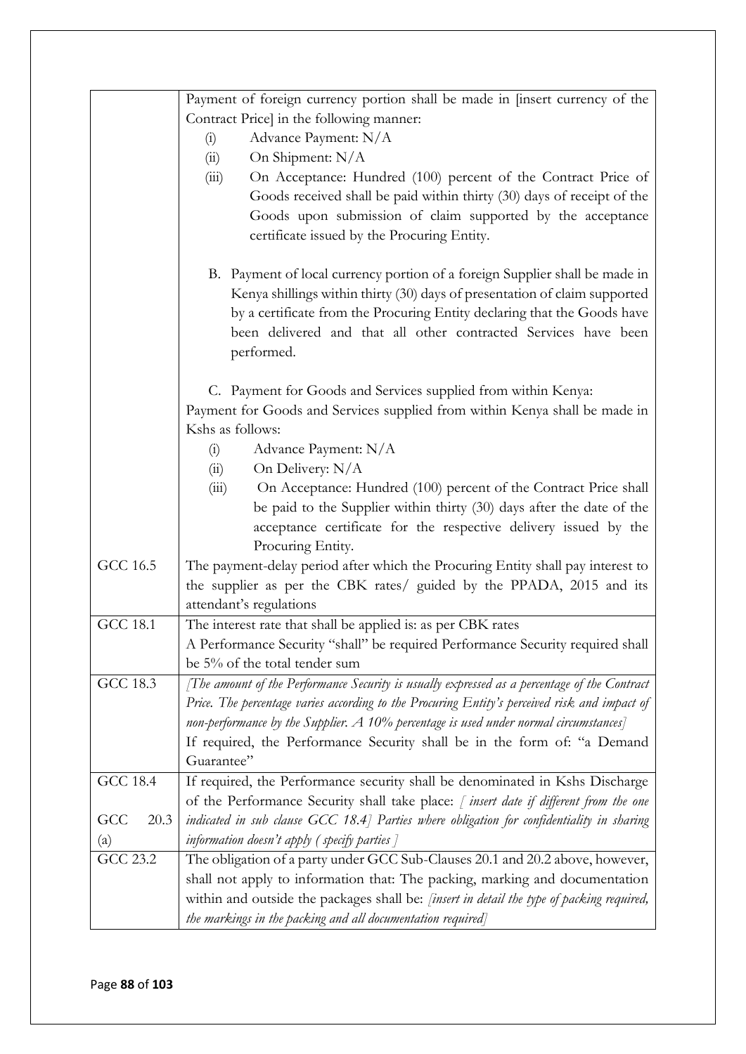| | |
|---|---|
| | Payment of foreign currency portion shall be made in [insert currency of the Contract Price] in the following manner:<br>(i) Advance Payment: N/A<br>(ii) On Shipment: N/A<br>(iii) On Acceptance: Hundred (100) percent of the Contract Price of Goods received shall be paid within thirty (30) days of receipt of the Goods upon submission of claim supported by the acceptance certificate issued by the Procuring Entity.<br><br>B. Payment of local currency portion of a foreign Supplier shall be made in Kenya shillings within thirty (30) days of presentation of claim supported by a certificate from the Procuring Entity declaring that the Goods have been delivered and that all other contracted Services have been performed.<br><br>C. Payment for Goods and Services supplied from within Kenya:<br>Payment for Goods and Services supplied from within Kenya shall be made in Kshs as follows:<br>(i) Advance Payment: N/A<br>(ii) On Delivery: N/A<br>(iii) On Acceptance: Hundred (100) percent of the Contract Price shall be paid to the Supplier within thirty (30) days after the date of the acceptance certificate for the respective delivery issued by the Procuring Entity. |
| GCC 16.5 | The payment-delay period after which the Procuring Entity shall pay interest to the supplier as per the CBK rates/ guided by the PPADA, 2015 and its attendant's regulations |
| GCC 18.1 | The interest rate that shall be applied is: as per CBK rates<br>A Performance Security "shall" be required Performance Security required shall be 5% of the total tender sum |
| GCC 18.3 | *[The amount of the Performance Security is usually expressed as a percentage of the Contract Price. The percentage varies according to the Procuring Entity's perceived risk and impact of non-performance by the Supplier. A 10% percentage is used under normal circumstances]*<br>If required, the Performance Security shall be in the form of: "a Demand Guarantee" |
| GCC 18.4<br><br>GCC 20.3 (a) | If required, the Performance security shall be denominated in Kshs Discharge of the Performance Security shall take place: *[ insert date if different from the one indicated in sub clause GCC 18.4] Parties where obligation for confidentiality in sharing information doesn't apply ( specify parties ]* |
| GCC 23.2 | The obligation of a party under GCC Sub-Clauses 20.1 and 20.2 above, however, shall not apply to information that: The packing, marking and documentation within and outside the packages shall be: *[insert in detail the type of packing required, the markings in the packing and all documentation required]* |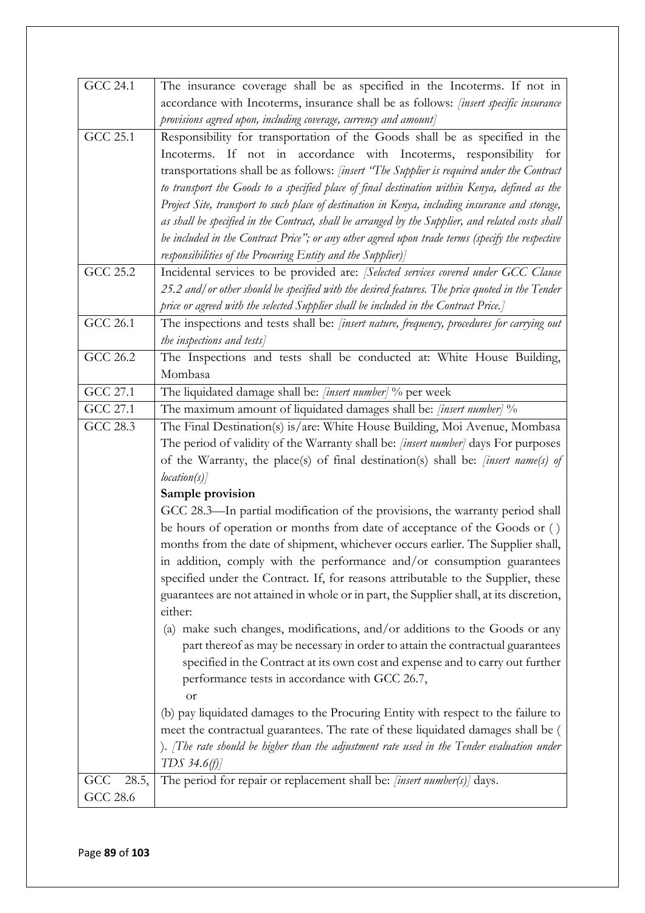| | |
|---|---|
| GCC 24.1 | The insurance coverage shall be as specified in the Incoterms. If not in accordance with Incoterms, insurance shall be as follows: *[insert specific insurance provisions agreed upon, including coverage, currency and amount]* |
| GCC 25.1 | Responsibility for transportation of the Goods shall be as specified in the Incoterms. If not in accordance with Incoterms, responsibility for transportations shall be as follows: *[insert "The Supplier is required under the Contract to transport the Goods to a specified place of final destination within Kenya, defined as the Project Site, transport to such place of destination in Kenya, including insurance and storage, as shall be specified in the Contract, shall be arranged by the Supplier, and related costs shall be included in the Contract Price"; or any other agreed upon trade terms (specify the respective responsibilities of the Procuring Entity and the Supplier)]* |
| GCC 25.2 | Incidental services to be provided are: *[Selected services covered under GCC Clause 25.2 and/or other should be specified with the desired features. The price quoted in the Tender price or agreed with the selected Supplier shall be included in the Contract Price.]* |
| GCC 26.1 | The inspections and tests shall be: *[insert nature, frequency, procedures for carrying out the inspections and tests]* |
| GCC 26.2 | The Inspections and tests shall be conducted at: White House Building, Mombasa |
| GCC 27.1 | The liquidated damage shall be: *[insert number]* % per week |
| GCC 27.1 | The maximum amount of liquidated damages shall be: *[insert number]* % |
| GCC 28.3 | The Final Destination(s) is/are: White House Building, Moi Avenue, Mombasa<br>The period of validity of the Warranty shall be: *[insert number]* days For purposes of the Warranty, the place(s) of final destination(s) shall be: *[insert name(s) of location(s)]*<br>**Sample provision**<br>GCC 28.3—In partial modification of the provisions, the warranty period shall be hours of operation or months from date of acceptance of the Goods or ( ) months from the date of shipment, whichever occurs earlier. The Supplier shall, in addition, comply with the performance and/or consumption guarantees specified under the Contract. If, for reasons attributable to the Supplier, these guarantees are not attained in whole or in part, the Supplier shall, at its discretion, either:<br>(a) make such changes, modifications, and/or additions to the Goods or any part thereof as may be necessary in order to attain the contractual guarantees specified in the Contract at its own cost and expense and to carry out further performance tests in accordance with GCC 26.7,<br>or<br>(b) pay liquidated damages to the Procuring Entity with respect to the failure to meet the contractual guarantees. The rate of these liquidated damages shall be ( ). *[The rate should be higher than the adjustment rate used in the Tender evaluation under TDS 34.6(f)]* |
| GCC 28.5, GCC 28.6 | The period for repair or replacement shall be: *[insert number(s)]* days. |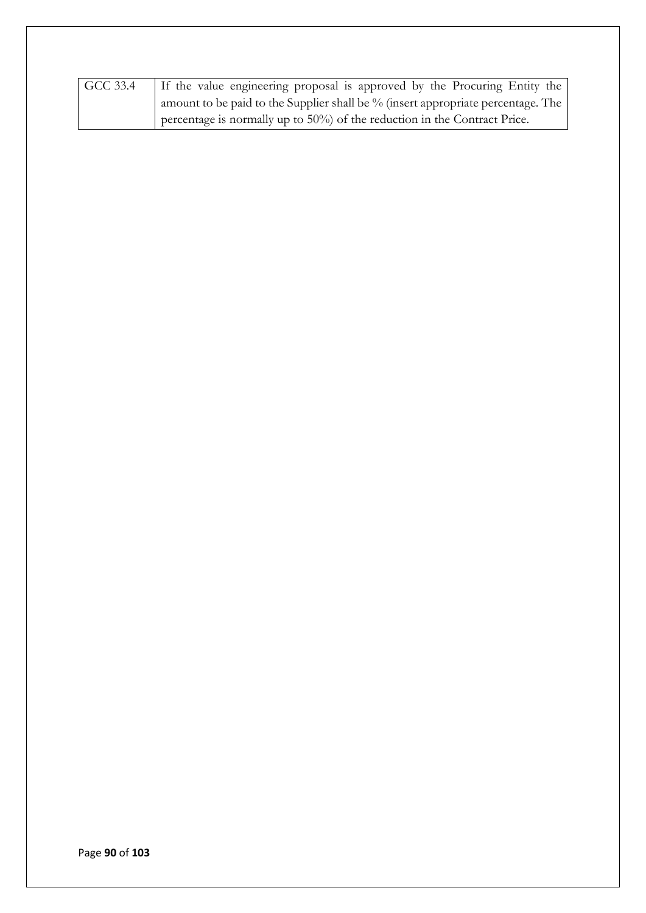| GCC 33.4 | If the value engineering proposal is approved by the Procuring Entity the amount to be paid to the Supplier shall be % (insert appropriate percentage. The percentage is normally up to 50%) of the reduction in the Contract Price. |
|---|---|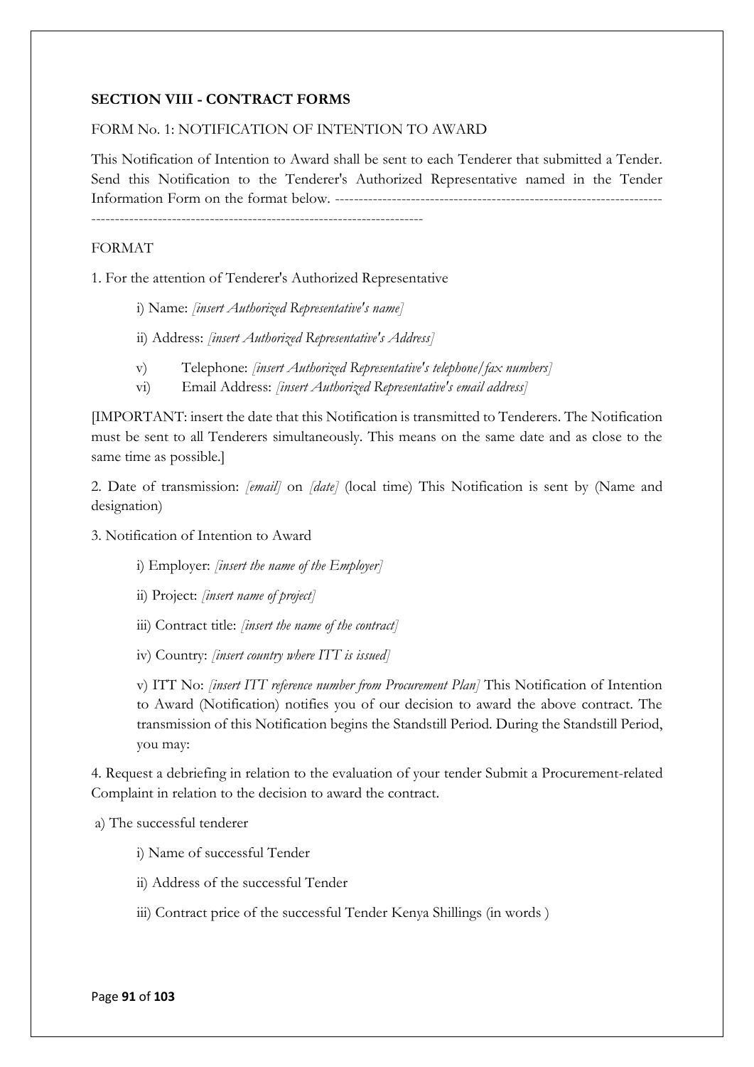**SECTION VIII - CONTRACT FORMS**

FORM No. 1: NOTIFICATION OF INTENTION TO AWARD

This Notification of Intention to Award shall be sent to each Tenderer that submitted a Tender. Send this Notification to the Tenderer's Authorized Representative named in the Tender Information Form on the format below. ------------------------------------------------------------------------------------------------------------------------------------------

FORMAT

1. For the attention of Tenderer's Authorized Representative

   i) Name: *[insert Authorized Representative's name]*

   ii) Address: *[insert Authorized Representative's Address]*

   v) Telephone: *[insert Authorized Representative's telephone/fax numbers]*

   vi) Email Address: *[insert Authorized Representative's email address]*

[IMPORTANT: insert the date that this Notification is transmitted to Tenderers. The Notification must be sent to all Tenderers simultaneously. This means on the same date and as close to the same time as possible.]

2. Date of transmission: *[email]* on *[date]* (local time) This Notification is sent by (Name and designation)

3. Notification of Intention to Award

   i) Employer: *[insert the name of the Employer]*

   ii) Project: *[insert name of project]*

   iii) Contract title: *[insert the name of the contract]*

   iv) Country: *[insert country where ITT is issued]*

   v) ITT No: *[insert ITT reference number from Procurement Plan]* This Notification of Intention to Award (Notification) notifies you of our decision to award the above contract. The transmission of this Notification begins the Standstill Period. During the Standstill Period, you may:

4. Request a debriefing in relation to the evaluation of your tender Submit a Procurement-related Complaint in relation to the decision to award the contract.

a) The successful tenderer

   i) Name of successful Tender

   ii) Address of the successful Tender

   iii) Contract price of the successful Tender Kenya Shillings (in words )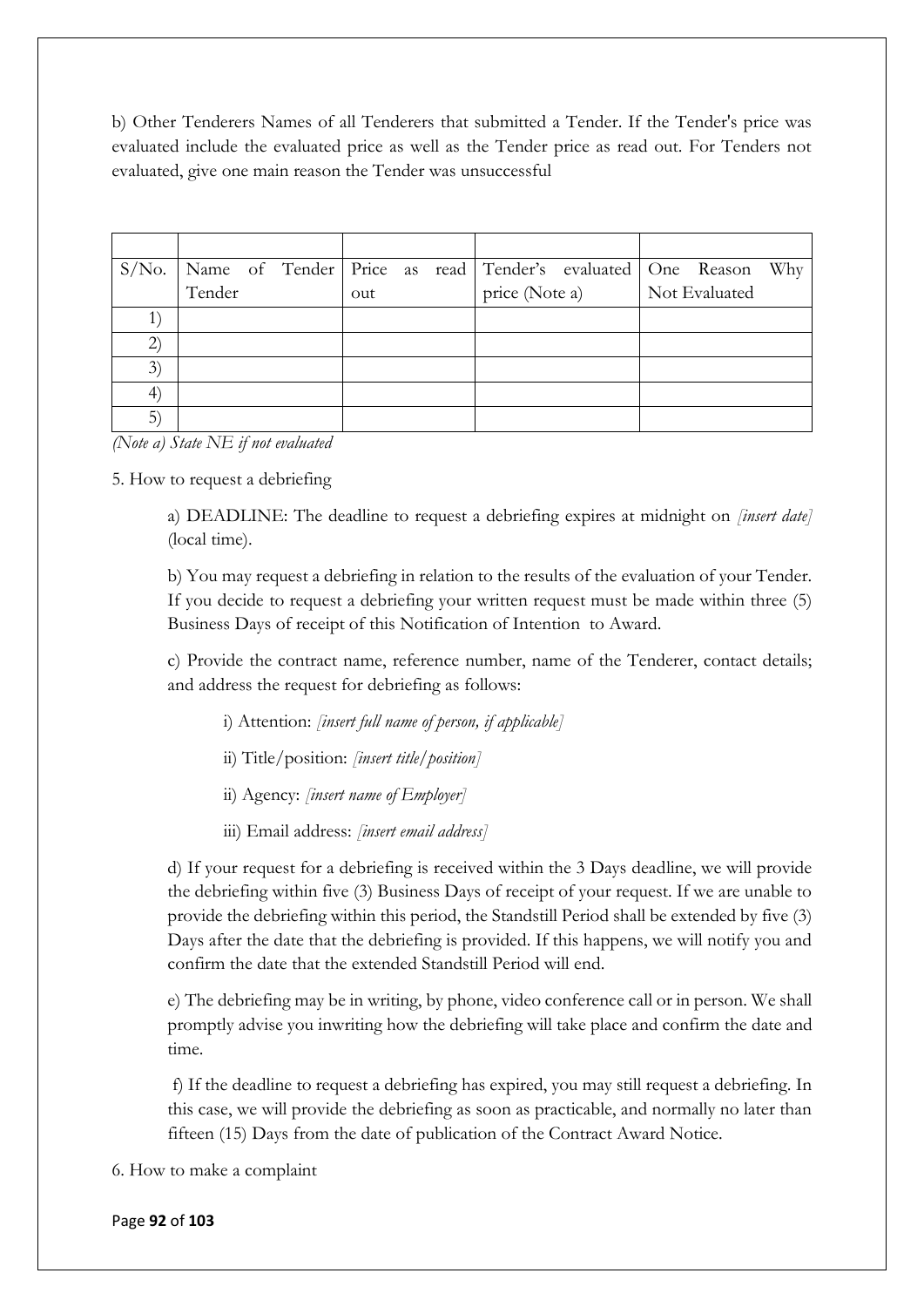b) Other Tenderers Names of all Tenderers that submitted a Tender. If the Tender's price was evaluated include the evaluated price as well as the Tender price as read out. For Tenders not evaluated, give one main reason the Tender was unsuccessful

| | | | | |
|---|---|---|---|---|
| S/No. | Name of Tender Tender | Price as read out | Tender's evaluated price (Note a) | One Reason Why Not Evaluated |
| 1) | | | | |
| 2) | | | | |
| 3) | | | | |
| 4) | | | | |
| 5) | | | | |

*(Note a) State NE if not evaluated*

5. How to request a debriefing

a) DEADLINE: The deadline to request a debriefing expires at midnight on *[insert date]* (local time).

b) You may request a debriefing in relation to the results of the evaluation of your Tender. If you decide to request a debriefing your written request must be made within three (5) Business Days of receipt of this Notification of Intention to Award.

c) Provide the contract name, reference number, name of the Tenderer, contact details; and address the request for debriefing as follows:

i) Attention: *[insert full name of person, if applicable]*

ii) Title/position: *[insert title/position]*

ii) Agency: *[insert name of Employer]*

iii) Email address: *[insert email address]*

d) If your request for a debriefing is received within the 3 Days deadline, we will provide the debriefing within five (3) Business Days of receipt of your request. If we are unable to provide the debriefing within this period, the Standstill Period shall be extended by five (3) Days after the date that the debriefing is provided. If this happens, we will notify you and confirm the date that the extended Standstill Period will end.

e) The debriefing may be in writing, by phone, video conference call or in person. We shall promptly advise you inwriting how the debriefing will take place and confirm the date and time.

f) If the deadline to request a debriefing has expired, you may still request a debriefing. In this case, we will provide the debriefing as soon as practicable, and normally no later than fifteen (15) Days from the date of publication of the Contract Award Notice.

6. How to make a complaint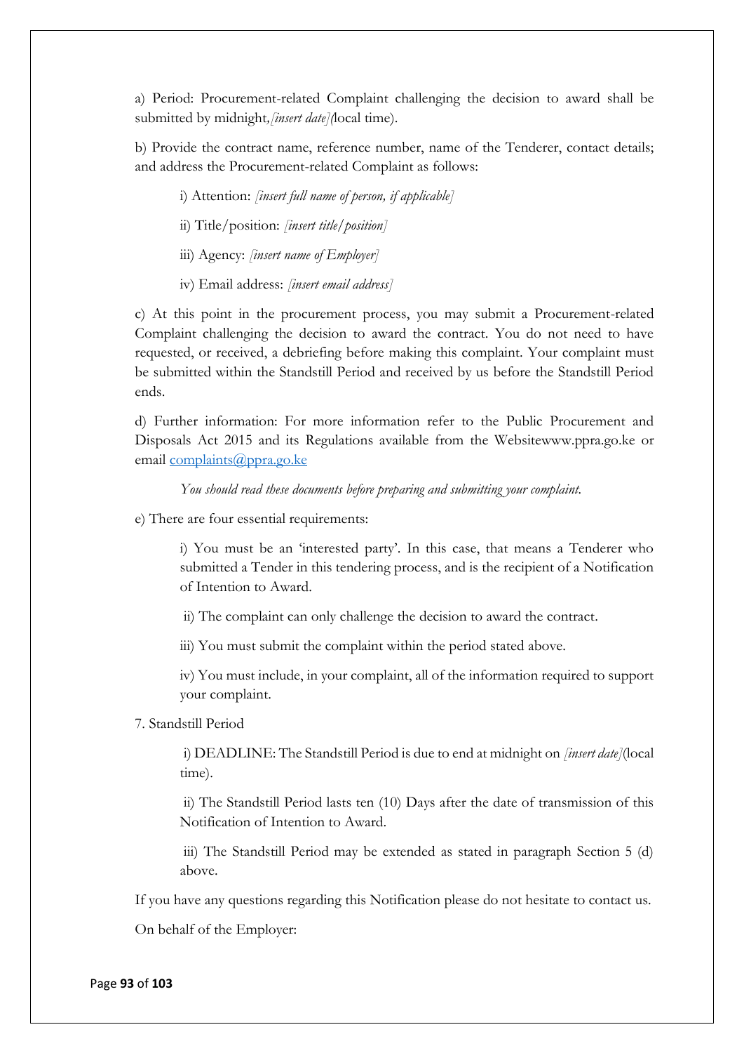a) Period: Procurement-related Complaint challenging the decision to award shall be submitted by midnight, *[insert date]* (local time).

b) Provide the contract name, reference number, name of the Tenderer, contact details; and address the Procurement-related Complaint as follows:

i) Attention: *[insert full name of person, if applicable]*

ii) Title/position: *[insert title/position]*

iii) Agency: *[insert name of Employer]*

iv) Email address: *[insert email address]*

c) At this point in the procurement process, you may submit a Procurement-related Complaint challenging the decision to award the contract. You do not need to have requested, or received, a debriefing before making this complaint. Your complaint must be submitted within the Standstill Period and received by us before the Standstill Period ends.

d) Further information: For more information refer to the Public Procurement and Disposals Act 2015 and its Regulations available from the Websitewww.ppra.go.ke or email complaints@ppra.go.ke

*You should read these documents before preparing and submitting your complaint.*

e) There are four essential requirements:

i) You must be an 'interested party'. In this case, that means a Tenderer who submitted a Tender in this tendering process, and is the recipient of a Notification of Intention to Award.

ii) The complaint can only challenge the decision to award the contract.

iii) You must submit the complaint within the period stated above.

iv) You must include, in your complaint, all of the information required to support your complaint.

7. Standstill Period

i) DEADLINE: The Standstill Period is due to end at midnight on *[insert date]* (local time).

ii) The Standstill Period lasts ten (10) Days after the date of transmission of this Notification of Intention to Award.

iii) The Standstill Period may be extended as stated in paragraph Section 5 (d) above.

If you have any questions regarding this Notification please do not hesitate to contact us.

On behalf of the Employer: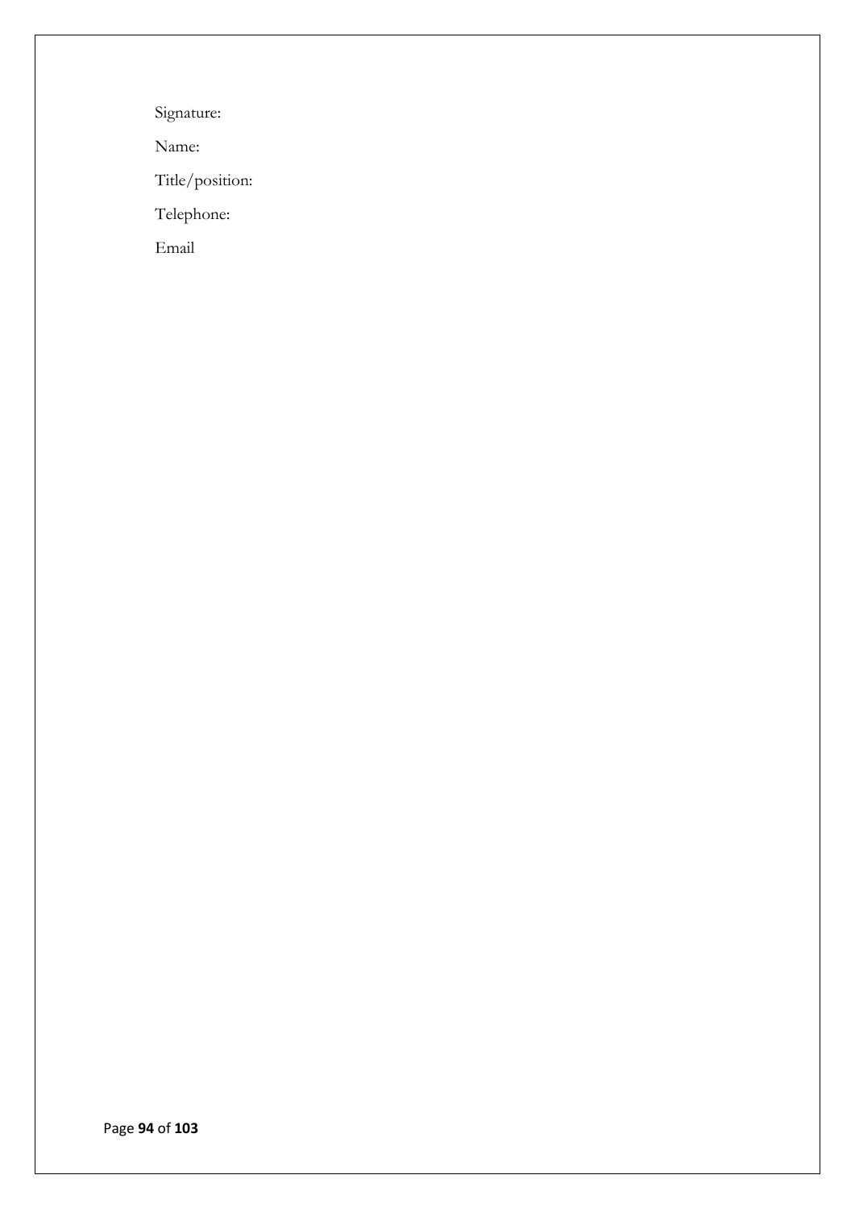Signature:

Name:

Title/position:

Telephone:

Email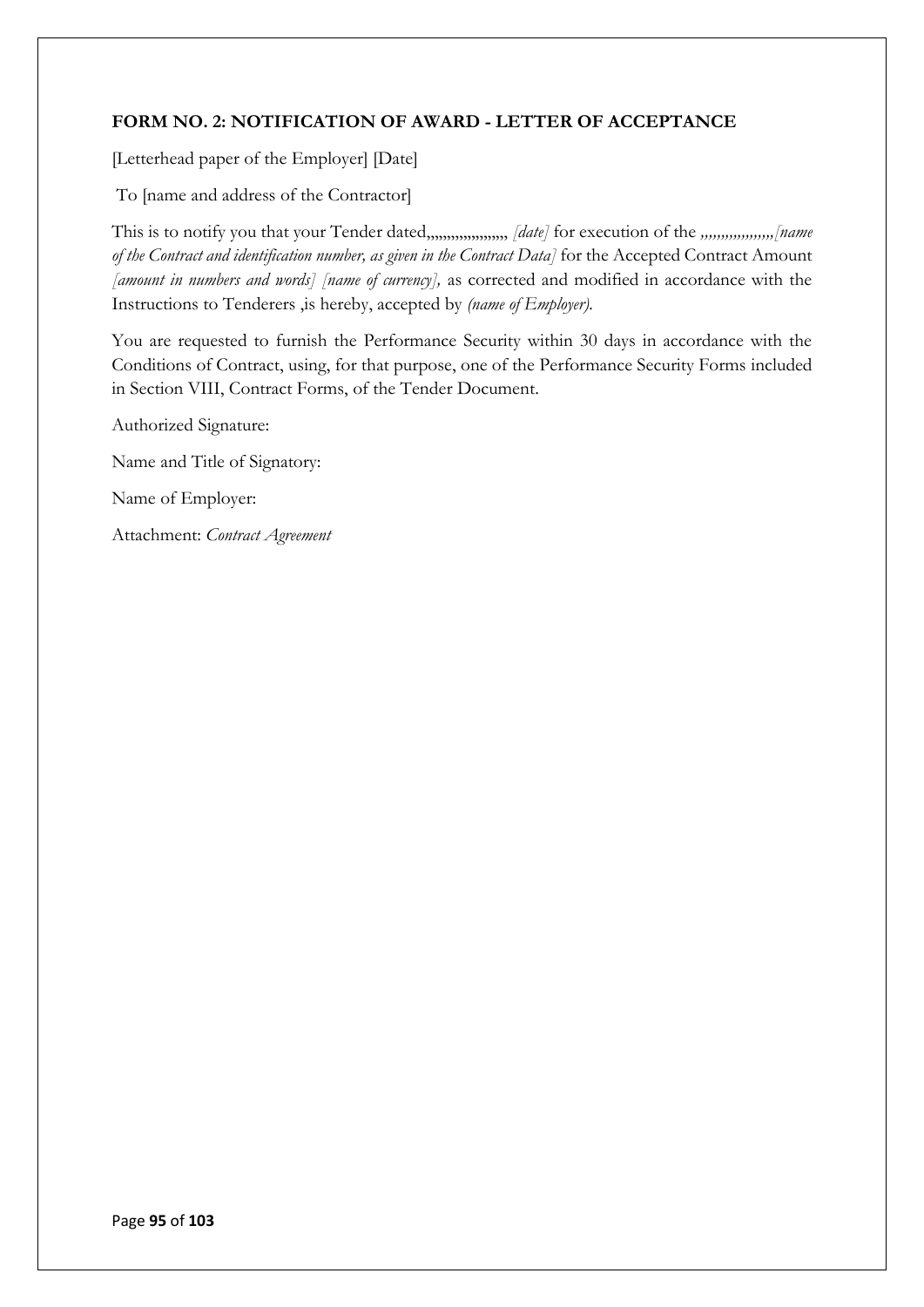**FORM NO. 2: NOTIFICATION OF AWARD - LETTER OF ACCEPTANCE**

[Letterhead paper of the Employer] [Date]

To [name and address of the Contractor]

This is to notify you that your Tender dated,,,,,,,,,,,,,,,,,,,,, *[date]* for execution of the ,,,,,,,,,,,,,,,,,,*[name of the Contract and identification number, as given in the Contract Data]* for the Accepted Contract Amount *[amount in numbers and words] [name of currency],* as corrected and modified in accordance with the Instructions to Tenderers ,is hereby, accepted by *(name of Employer).*

You are requested to furnish the Performance Security within 30 days in accordance with the Conditions of Contract, using, for that purpose, one of the Performance Security Forms included in Section VIII, Contract Forms, of the Tender Document.

Authorized Signature:

Name and Title of Signatory:

Name of Employer:

Attachment: *Contract Agreement*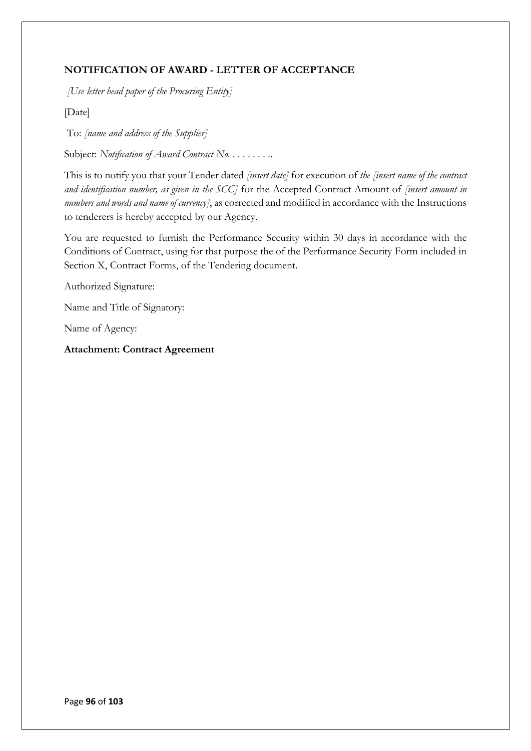**NOTIFICATION OF AWARD - LETTER OF ACCEPTANCE**

*[Use letter head paper of the Procuring Entity]*

[Date]

To: *[name and address of the Supplier]*

Subject: *Notification of Award Contract No. . . . . . . . . ..*

This is to notify you that your Tender dated *[insert date]* for execution of *the [insert name of the contract and identification number, as given in the SCC]* for the Accepted Contract Amount of *[insert amount in numbers and words and name of currency]*, as corrected and modified in accordance with the Instructions to tenderers is hereby accepted by our Agency.

You are requested to furnish the Performance Security within 30 days in accordance with the Conditions of Contract, using for that purpose the of the Performance Security Form included in Section X, Contract Forms, of the Tendering document.

Authorized Signature:

Name and Title of Signatory:

Name of Agency:

**Attachment: Contract Agreement**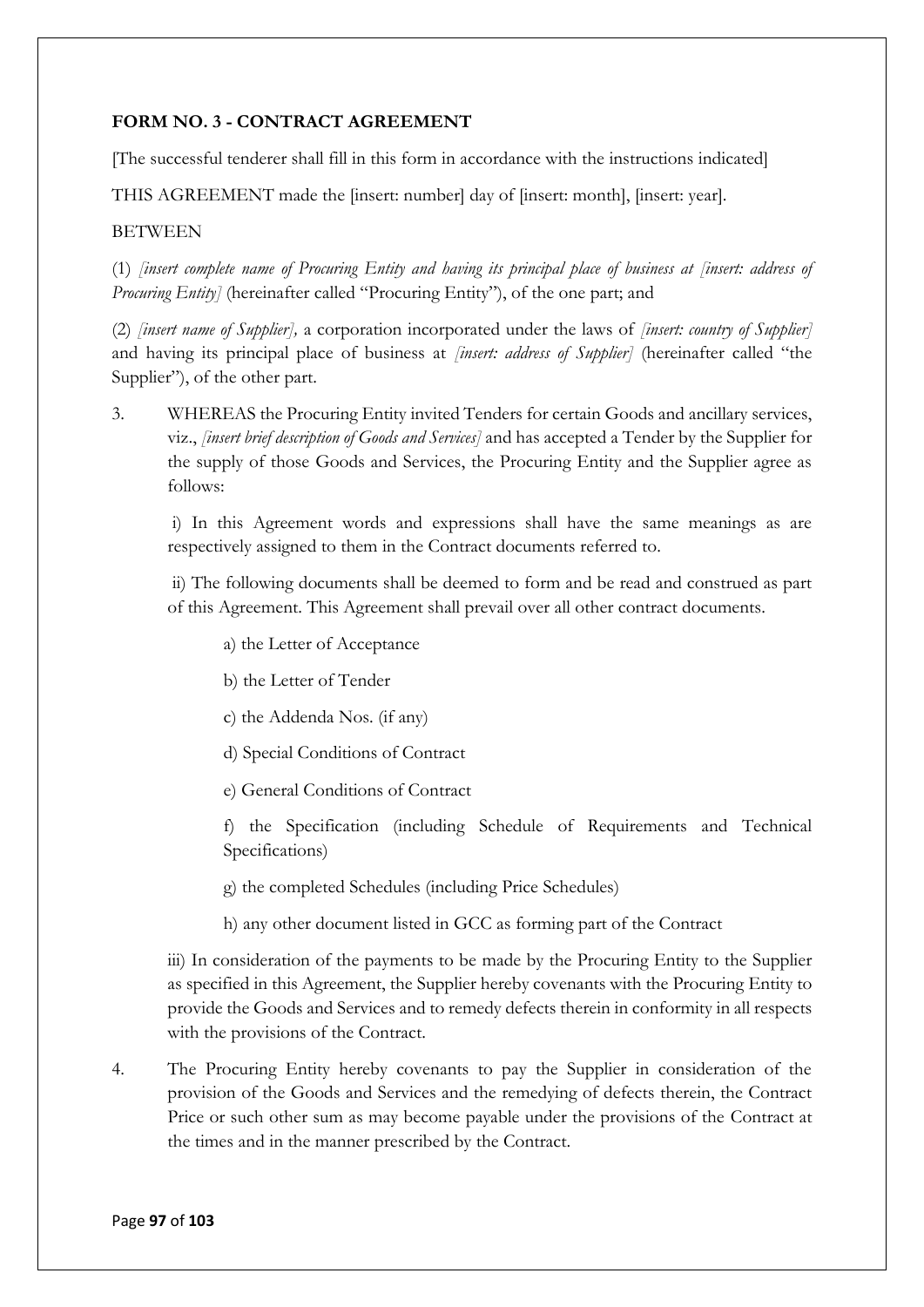**FORM NO. 3 - CONTRACT AGREEMENT**

[The successful tenderer shall fill in this form in accordance with the instructions indicated]

THIS AGREEMENT made the [insert: number] day of [insert: month], [insert: year].

BETWEEN

(1) *[insert complete name of Procuring Entity and having its principal place of business at [insert: address of Procuring Entity]* (hereinafter called "Procuring Entity"), of the one part; and

(2) *[insert name of Supplier],* a corporation incorporated under the laws of *[insert: country of Supplier]* and having its principal place of business at *[insert: address of Supplier]* (hereinafter called "the Supplier"), of the other part.

3. WHEREAS the Procuring Entity invited Tenders for certain Goods and ancillary services, viz., *[insert brief description of Goods and Services]* and has accepted a Tender by the Supplier for the supply of those Goods and Services, the Procuring Entity and the Supplier agree as follows:

   i) In this Agreement words and expressions shall have the same meanings as are respectively assigned to them in the Contract documents referred to.

   ii) The following documents shall be deemed to form and be read and construed as part of this Agreement. This Agreement shall prevail over all other contract documents.

      a) the Letter of Acceptance

      b) the Letter of Tender

      c) the Addenda Nos. (if any)

      d) Special Conditions of Contract

      e) General Conditions of Contract

      f) the Specification (including Schedule of Requirements and Technical Specifications)

      g) the completed Schedules (including Price Schedules)

      h) any other document listed in GCC as forming part of the Contract

   iii) In consideration of the payments to be made by the Procuring Entity to the Supplier as specified in this Agreement, the Supplier hereby covenants with the Procuring Entity to provide the Goods and Services and to remedy defects therein in conformity in all respects with the provisions of the Contract.

4. The Procuring Entity hereby covenants to pay the Supplier in consideration of the provision of the Goods and Services and the remedying of defects therein, the Contract Price or such other sum as may become payable under the provisions of the Contract at the times and in the manner prescribed by the Contract.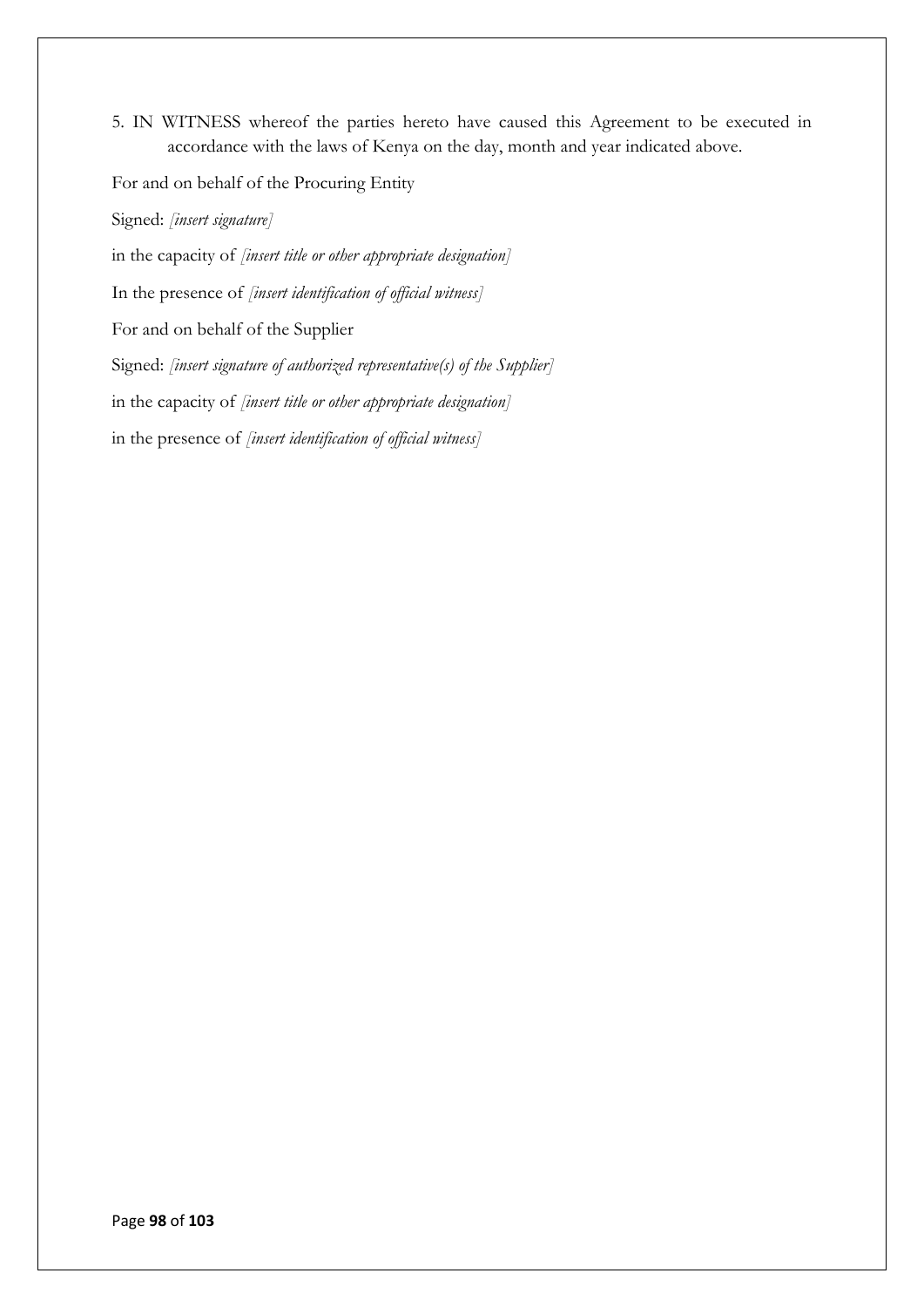5. IN WITNESS whereof the parties hereto have caused this Agreement to be executed in accordance with the laws of Kenya on the day, month and year indicated above.

For and on behalf of the Procuring Entity

Signed: *[insert signature]*

in the capacity of *[insert title or other appropriate designation]*

In the presence of *[insert identification of official witness]*

For and on behalf of the Supplier

Signed: *[insert signature of authorized representative(s) of the Supplier]*

in the capacity of *[insert title or other appropriate designation]*

in the presence of *[insert identification of official witness]*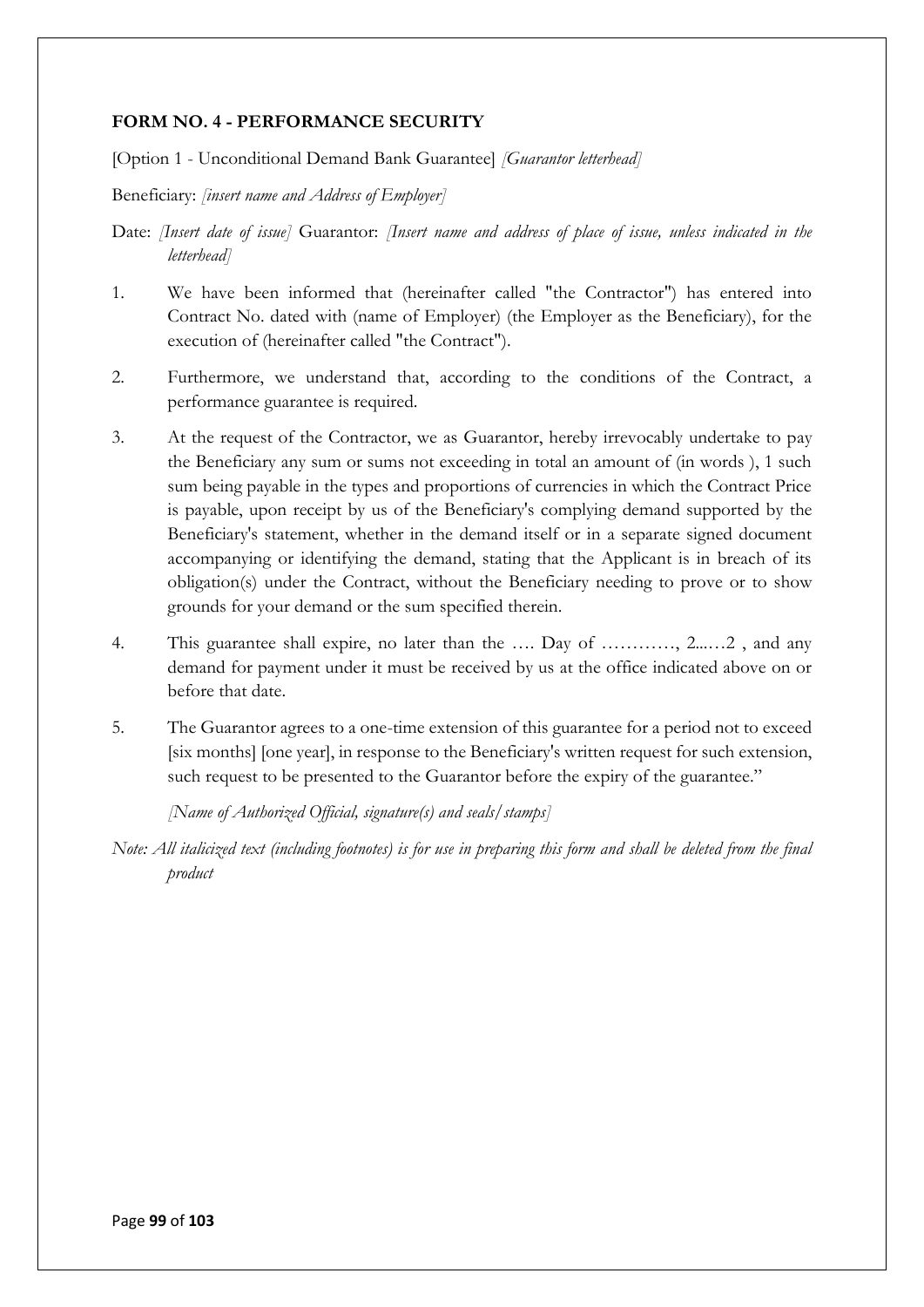**FORM NO. 4 - PERFORMANCE SECURITY**

[Option 1 - Unconditional Demand Bank Guarantee] *[Guarantor letterhead]*

Beneficiary: *[insert name and Address of Employer]*

Date: *[Insert date of issue]* Guarantor: *[Insert name and address of place of issue, unless indicated in the letterhead]*

1. We have been informed that (hereinafter called "the Contractor") has entered into Contract No. dated with (name of Employer) (the Employer as the Beneficiary), for the execution of (hereinafter called "the Contract").

2. Furthermore, we understand that, according to the conditions of the Contract, a performance guarantee is required.

3. At the request of the Contractor, we as Guarantor, hereby irrevocably undertake to pay the Beneficiary any sum or sums not exceeding in total an amount of (in words ), 1 such sum being payable in the types and proportions of currencies in which the Contract Price is payable, upon receipt by us of the Beneficiary's complying demand supported by the Beneficiary's statement, whether in the demand itself or in a separate signed document accompanying or identifying the demand, stating that the Applicant is in breach of its obligation(s) under the Contract, without the Beneficiary needing to prove or to show grounds for your demand or the sum specified therein.

4. This guarantee shall expire, no later than the …. Day of …………, 2...…2 , and any demand for payment under it must be received by us at the office indicated above on or before that date.

5. The Guarantor agrees to a one-time extension of this guarantee for a period not to exceed [six months] [one year], in response to the Beneficiary's written request for such extension, such request to be presented to the Guarantor before the expiry of the guarantee."

   *[Name of Authorized Official, signature(s) and seals/stamps]*

*Note: All italicized text (including footnotes) is for use in preparing this form and shall be deleted from the final product*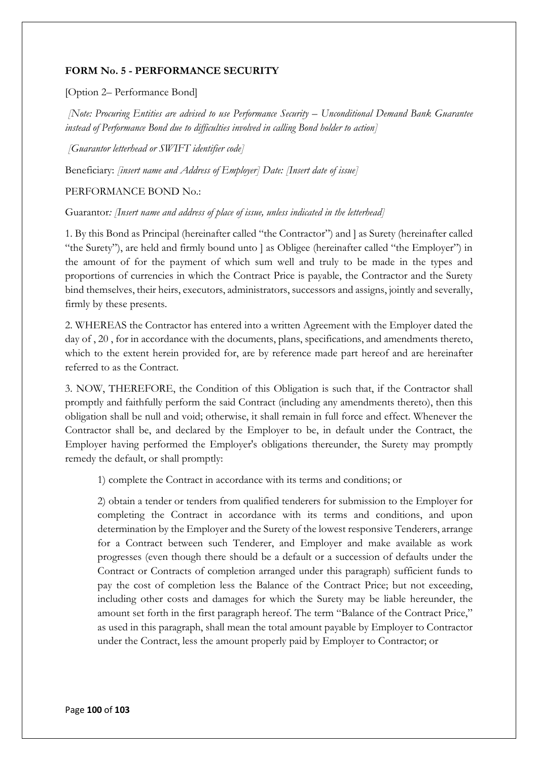**FORM No. 5 - PERFORMANCE SECURITY**

[Option 2– Performance Bond]

*[Note: Procuring Entities are advised to use Performance Security – Unconditional Demand Bank Guarantee instead of Performance Bond due to difficulties involved in calling Bond holder to action]*

*[Guarantor letterhead or SWIFT identifier code]*

Beneficiary: *[insert name and Address of Employer]* Date: *[Insert date of issue]*

PERFORMANCE BOND No.:

Guarantor*: [Insert name and address of place of issue, unless indicated in the letterhead]*

1. By this Bond as Principal (hereinafter called "the Contractor") and ] as Surety (hereinafter called "the Surety"), are held and firmly bound unto ] as Obligee (hereinafter called "the Employer") in the amount of for the payment of which sum well and truly to be made in the types and proportions of currencies in which the Contract Price is payable, the Contractor and the Surety bind themselves, their heirs, executors, administrators, successors and assigns, jointly and severally, firmly by these presents.

2. WHEREAS the Contractor has entered into a written Agreement with the Employer dated the day of , 20 , for in accordance with the documents, plans, specifications, and amendments thereto, which to the extent herein provided for, are by reference made part hereof and are hereinafter referred to as the Contract.

3. NOW, THEREFORE, the Condition of this Obligation is such that, if the Contractor shall promptly and faithfully perform the said Contract (including any amendments thereto), then this obligation shall be null and void; otherwise, it shall remain in full force and effect. Whenever the Contractor shall be, and declared by the Employer to be, in default under the Contract, the Employer having performed the Employer's obligations thereunder, the Surety may promptly remedy the default, or shall promptly:

1) complete the Contract in accordance with its terms and conditions; or

2) obtain a tender or tenders from qualified tenderers for submission to the Employer for completing the Contract in accordance with its terms and conditions, and upon determination by the Employer and the Surety of the lowest responsive Tenderers, arrange for a Contract between such Tenderer, and Employer and make available as work progresses (even though there should be a default or a succession of defaults under the Contract or Contracts of completion arranged under this paragraph) sufficient funds to pay the cost of completion less the Balance of the Contract Price; but not exceeding, including other costs and damages for which the Surety may be liable hereunder, the amount set forth in the first paragraph hereof. The term "Balance of the Contract Price," as used in this paragraph, shall mean the total amount payable by Employer to Contractor under the Contract, less the amount properly paid by Employer to Contractor; or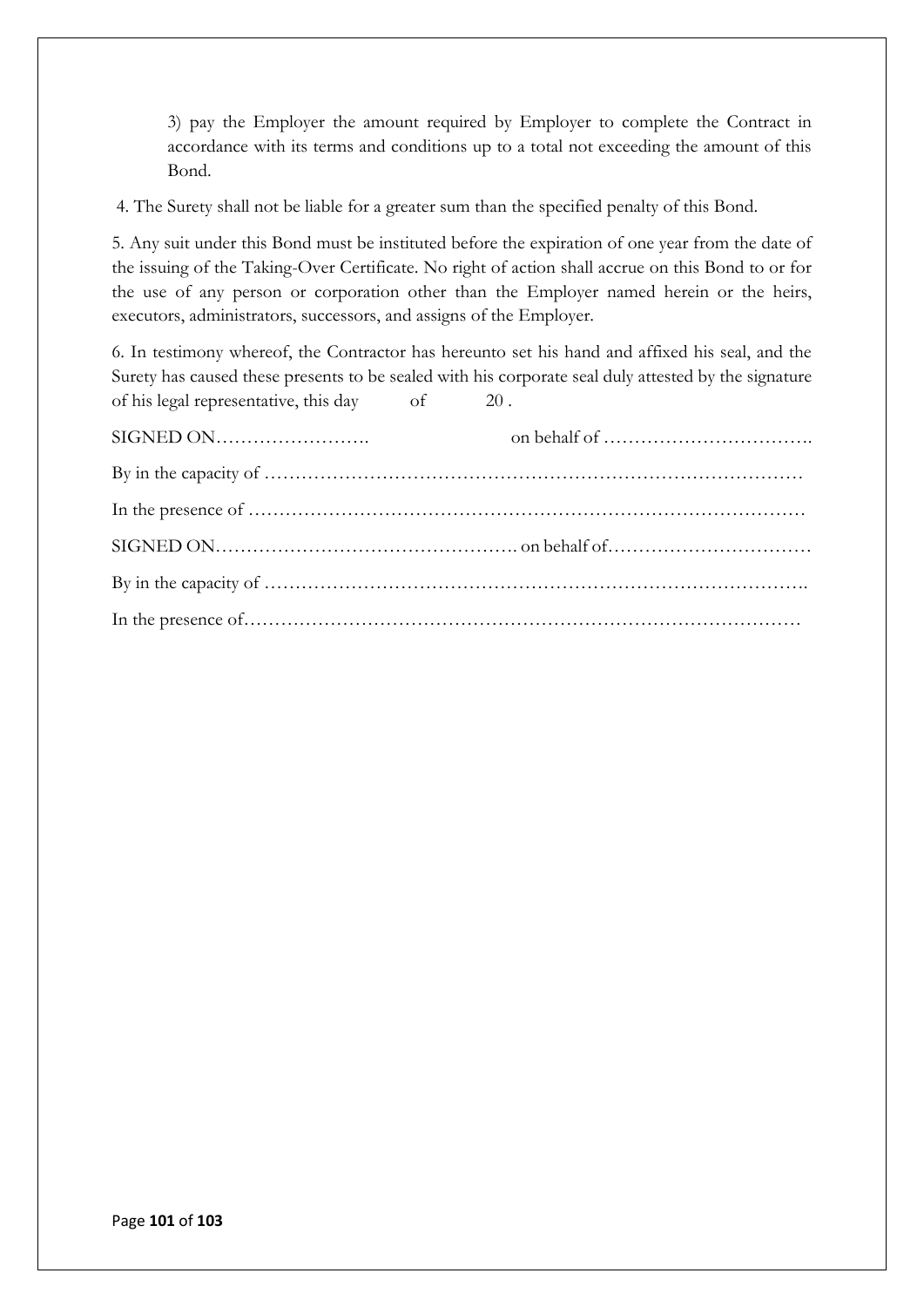3) pay the Employer the amount required by Employer to complete the Contract in accordance with its terms and conditions up to a total not exceeding the amount of this Bond.

4. The Surety shall not be liable for a greater sum than the specified penalty of this Bond.

5. Any suit under this Bond must be instituted before the expiration of one year from the date of the issuing of the Taking-Over Certificate. No right of action shall accrue on this Bond to or for the use of any person or corporation other than the Employer named herein or the heirs, executors, administrators, successors, and assigns of the Employer.

6. In testimony whereof, the Contractor has hereunto set his hand and affixed his seal, and the Surety has caused these presents to be sealed with his corporate seal duly attested by the signature of his legal representative, this day of 20 .

SIGNED ON……………………. on behalf of …………………………….

By in the capacity of ……………………………………………………………………………

In the presence of ………………………………………………………………………………

SIGNED ON…………………………………………. on behalf of……………………………

By in the capacity of …………………………………………………………………………….

In the presence of………………………………………………………………………………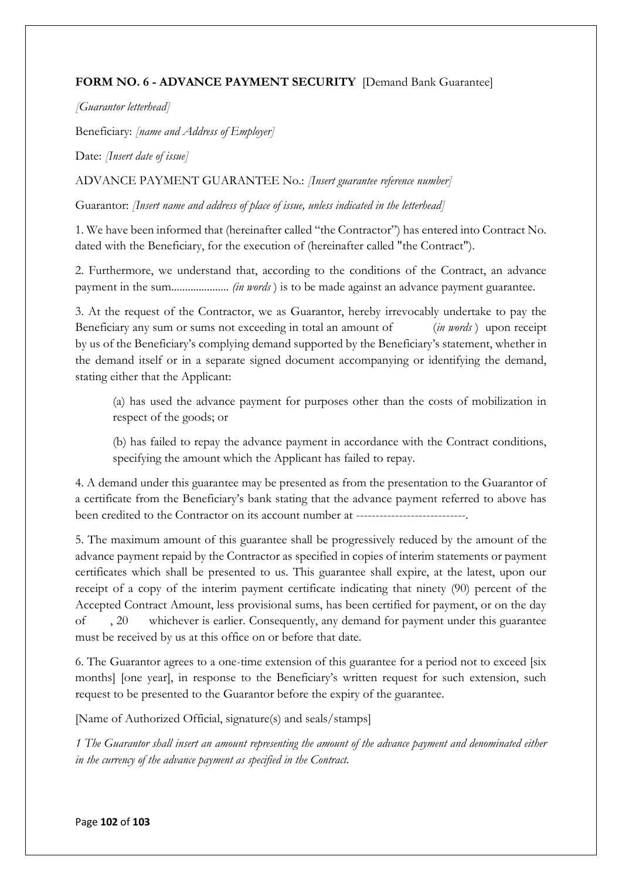**FORM NO. 6 - ADVANCE PAYMENT SECURITY** [Demand Bank Guarantee]

*[Guarantor letterhead]*

Beneficiary: *[name and Address of Employer]*

Date: *[Insert date of issue]*

ADVANCE PAYMENT GUARANTEE No.: *[Insert guarantee reference number]*

Guarantor: *[Insert name and address of place of issue, unless indicated in the letterhead]*

1. We have been informed that (hereinafter called "the Contractor") has entered into Contract No. dated with the Beneficiary, for the execution of (hereinafter called "the Contract").

2. Furthermore, we understand that, according to the conditions of the Contract, an advance payment in the sum.................... *(in words)* is to be made against an advance payment guarantee.

3. At the request of the Contractor, we as Guarantor, hereby irrevocably undertake to pay the Beneficiary any sum or sums not exceeding in total an amount of (*in words*) upon receipt by us of the Beneficiary's complying demand supported by the Beneficiary's statement, whether in the demand itself or in a separate signed document accompanying or identifying the demand, stating either that the Applicant:

   (a) has used the advance payment for purposes other than the costs of mobilization in respect of the goods; or

   (b) has failed to repay the advance payment in accordance with the Contract conditions, specifying the amount which the Applicant has failed to repay.

4. A demand under this guarantee may be presented as from the presentation to the Guarantor of a certificate from the Beneficiary's bank stating that the advance payment referred to above has been credited to the Contractor on its account number at ----------------------------.

5. The maximum amount of this guarantee shall be progressively reduced by the amount of the advance payment repaid by the Contractor as specified in copies of interim statements or payment certificates which shall be presented to us. This guarantee shall expire, at the latest, upon our receipt of a copy of the interim payment certificate indicating that ninety (90) percent of the Accepted Contract Amount, less provisional sums, has been certified for payment, or on the day of , 20 whichever is earlier. Consequently, any demand for payment under this guarantee must be received by us at this office on or before that date.

6. The Guarantor agrees to a one-time extension of this guarantee for a period not to exceed [six months] [one year], in response to the Beneficiary's written request for such extension, such request to be presented to the Guarantor before the expiry of the guarantee.

[Name of Authorized Official, signature(s) and seals/stamps]

*1 The Guarantor shall insert an amount representing the amount of the advance payment and denominated either in the currency of the advance payment as specified in the Contract.*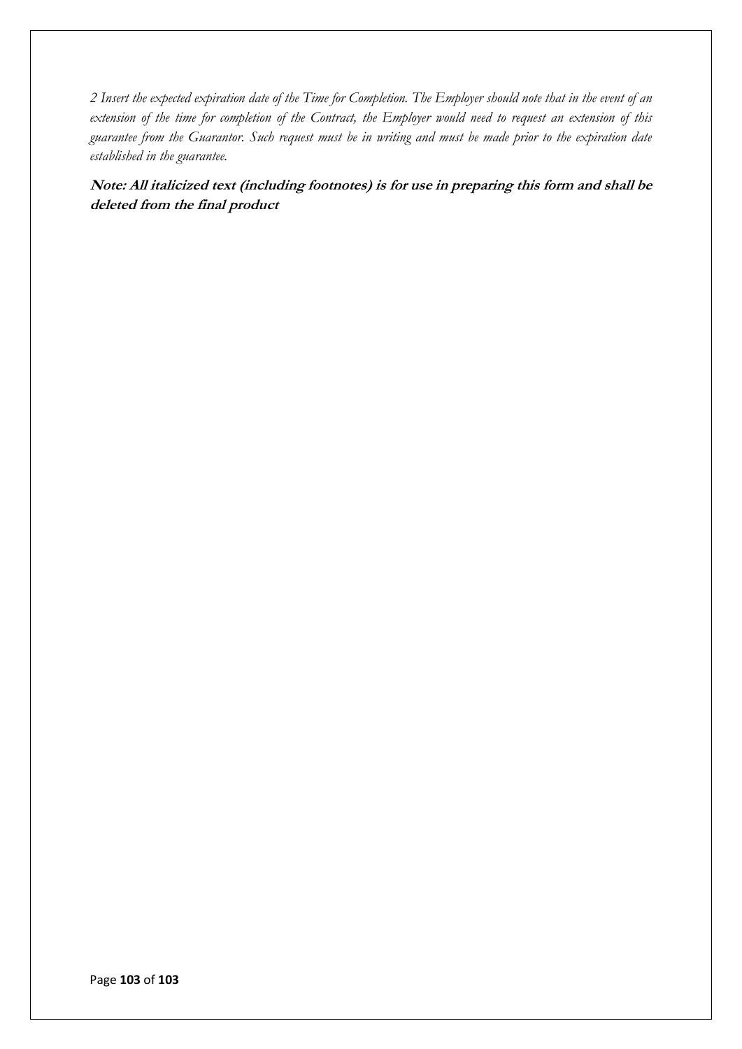*2 Insert the expected expiration date of the Time for Completion. The Employer should note that in the event of an extension of the time for completion of the Contract, the Employer would need to request an extension of this guarantee from the Guarantor. Such request must be in writing and must be made prior to the expiration date established in the guarantee.*

***Note: All italicized text (including footnotes) is for use in preparing this form and shall be deleted from the final product***